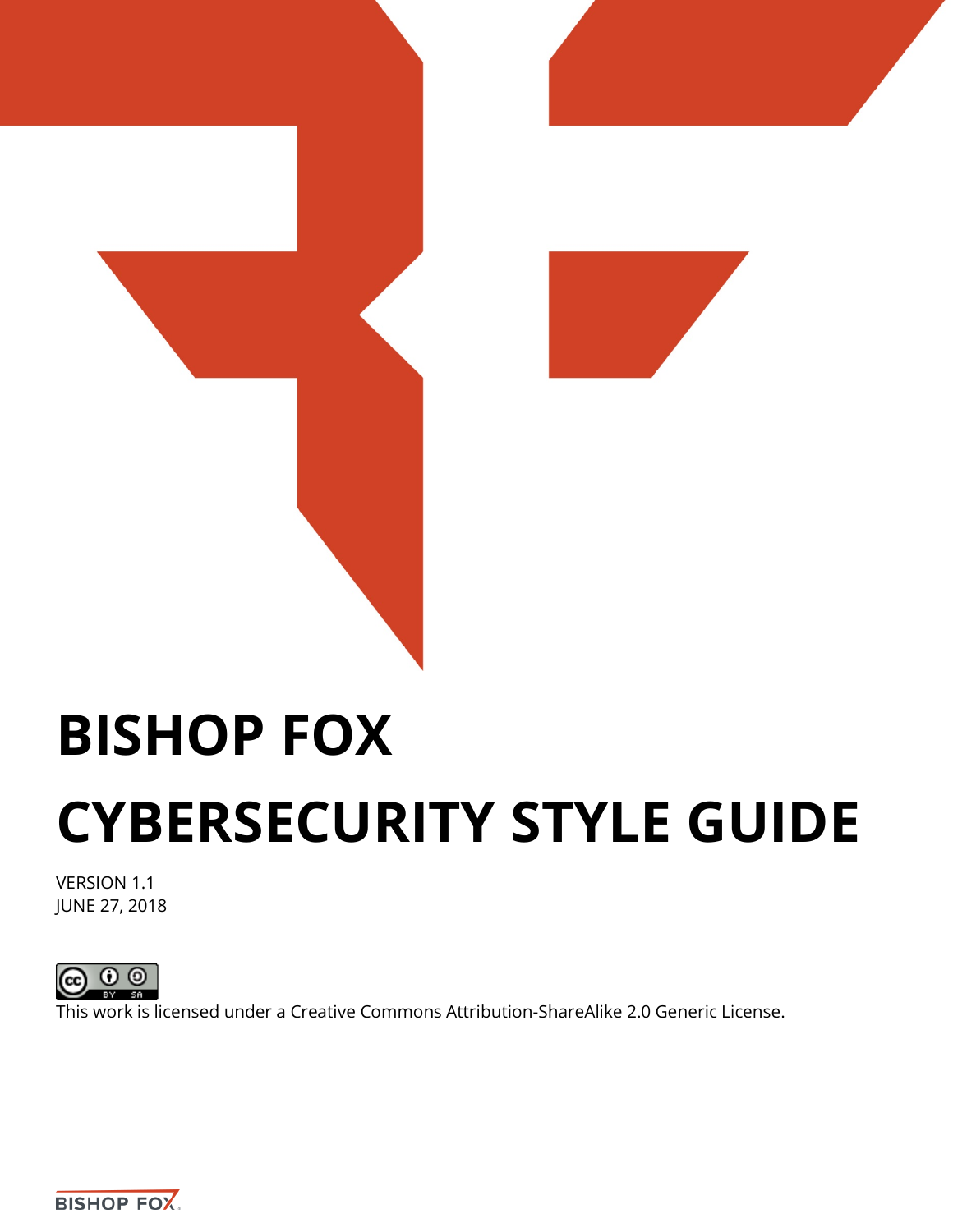# BISHOP FOX

# CYBERSECURITY STYLE GUIDE

VERSION 1.1
JUNE 27, 2018

This work is licensed under a Creative Commons Attribution-ShareAlike 2.0 Generic License.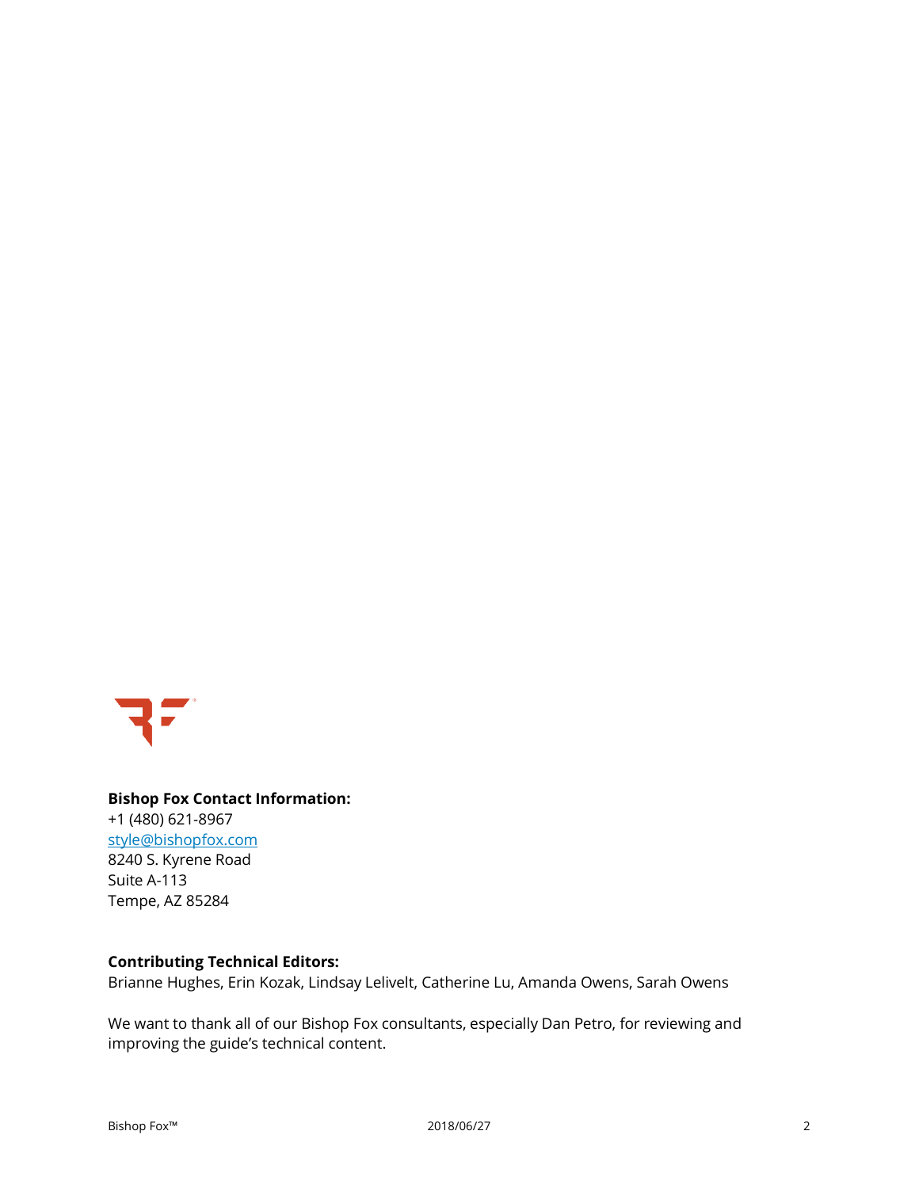**Bishop Fox Contact Information:**
+1 (480) 621-8967
[style@bishopfox.com](mailto:style@bishopfox.com)
8240 S. Kyrene Road
Suite A-113
Tempe, AZ 85284

**Contributing Technical Editors:**
Brianne Hughes, Erin Kozak, Lindsay Lelivelt, Catherine Lu, Amanda Owens, Sarah Owens

We want to thank all of our Bishop Fox consultants, especially Dan Petro, for reviewing and improving the guide's technical content.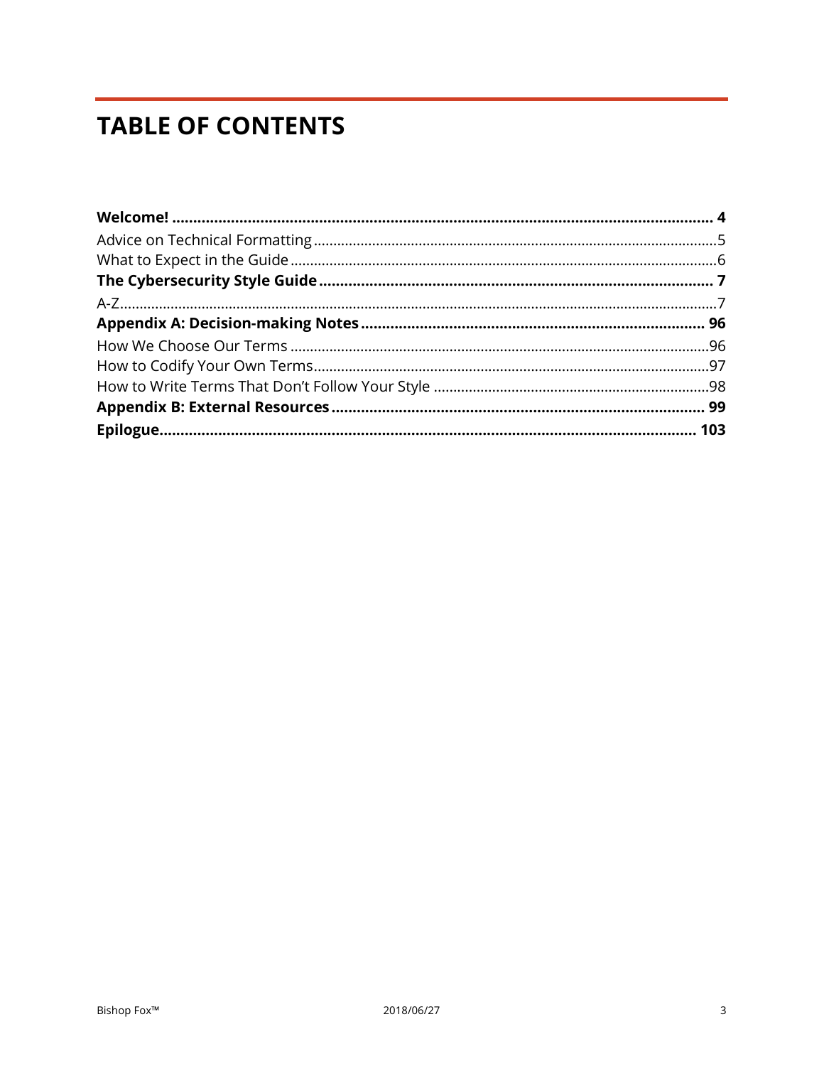# TABLE OF CONTENTS

**Welcome!** .......... **4**

Advice on Technical Formatting .......... 5

What to Expect in the Guide .......... 6

**The Cybersecurity Style Guide** .......... **7**

A-Z .......... 7

**Appendix A: Decision-making Notes** .......... **96**

How We Choose Our Terms .......... 96

How to Codify Your Own Terms .......... 97

How to Write Terms That Don't Follow Your Style .......... 98

**Appendix B: External Resources** .......... **99**

**Epilogue** .......... **103**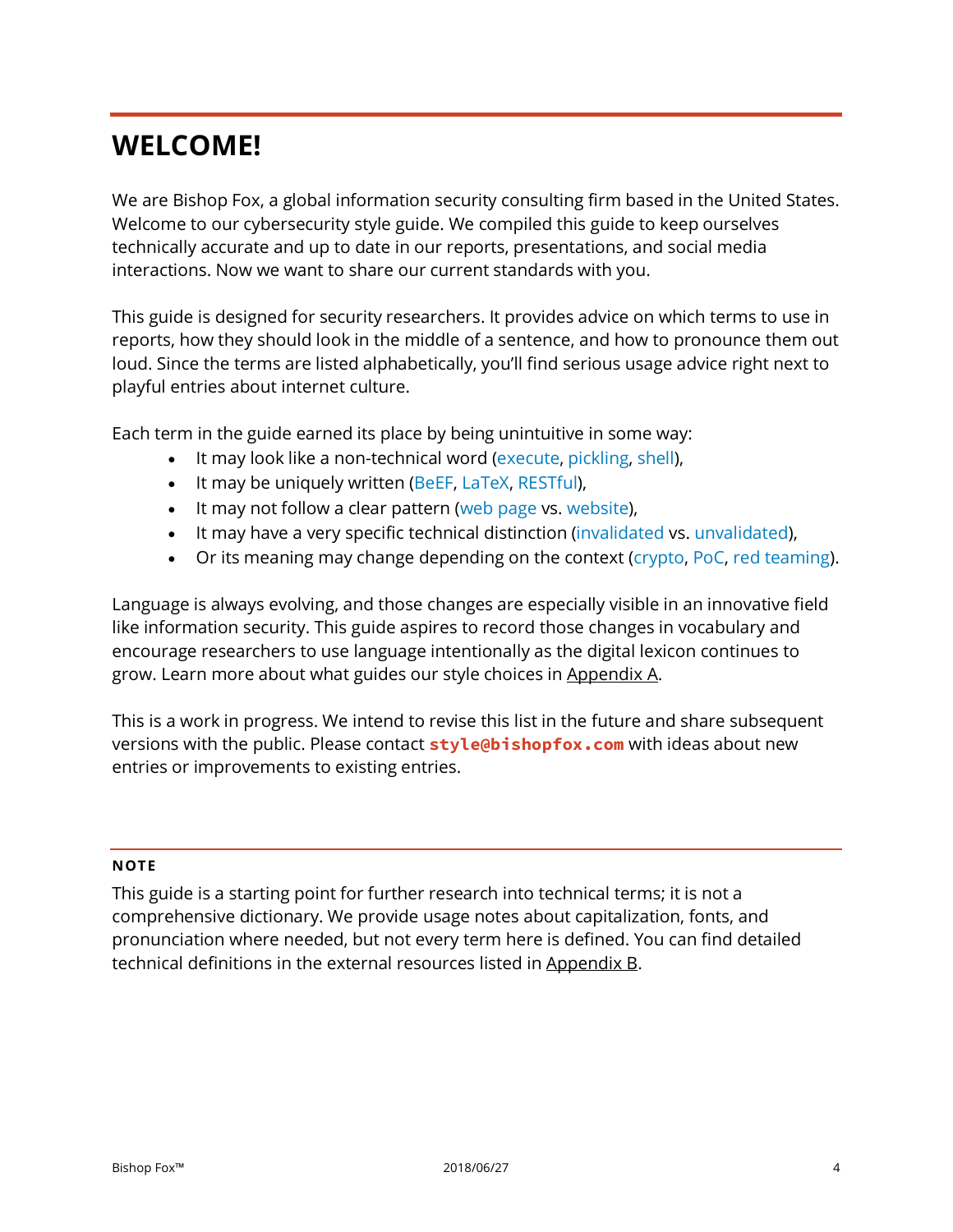# WELCOME!

We are Bishop Fox, a global information security consulting firm based in the United States. Welcome to our cybersecurity style guide. We compiled this guide to keep ourselves technically accurate and up to date in our reports, presentations, and social media interactions. Now we want to share our current standards with you.

This guide is designed for security researchers. It provides advice on which terms to use in reports, how they should look in the middle of a sentence, and how to pronounce them out loud. Since the terms are listed alphabetically, you'll find serious usage advice right next to playful entries about internet culture.

Each term in the guide earned its place by being unintuitive in some way:

- It may look like a non-technical word (execute, pickling, shell),
- It may be uniquely written (BeEF, LaTeX, RESTful),
- It may not follow a clear pattern (web page vs. website),
- It may have a very specific technical distinction (invalidated vs. unvalidated),
- Or its meaning may change depending on the context (crypto, PoC, red teaming).

Language is always evolving, and those changes are especially visible in an innovative field like information security. This guide aspires to record those changes in vocabulary and encourage researchers to use language intentionally as the digital lexicon continues to grow. Learn more about what guides our style choices in Appendix A.

This is a work in progress. We intend to revise this list in the future and share subsequent versions with the public. Please contact **`style@bishopfox.com`** with ideas about new entries or improvements to existing entries.

---

**NOTE**

This guide is a starting point for further research into technical terms; it is not a comprehensive dictionary. We provide usage notes about capitalization, fonts, and pronunciation where needed, but not every term here is defined. You can find detailed technical definitions in the external resources listed in Appendix B.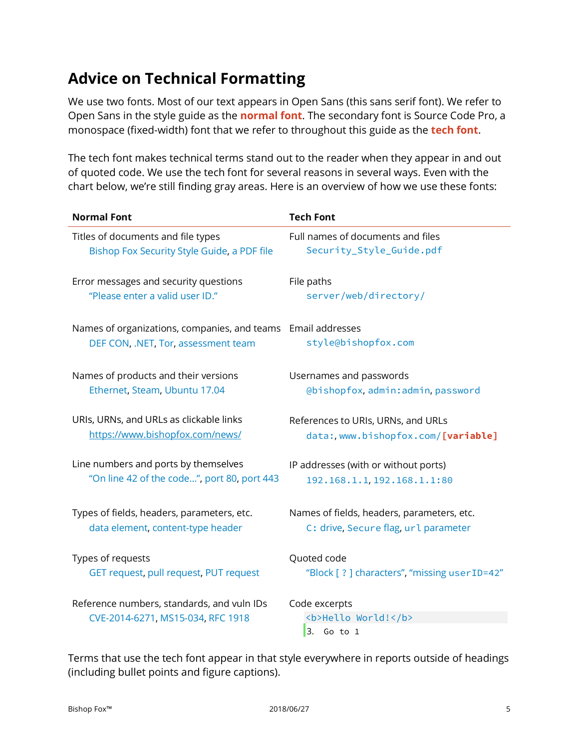## Advice on Technical Formatting

We use two fonts. Most of our text appears in Open Sans (this sans serif font). We refer to Open Sans in the style guide as the **normal font**. The secondary font is Source Code Pro, a monospace (fixed-width) font that we refer to throughout this guide as the **tech font**.

The tech font makes technical terms stand out to the reader when they appear in and out of quoted code. We use the tech font for several reasons in several ways. Even with the chart below, we're still finding gray areas. Here is an overview of how we use these fonts:

| Normal Font | Tech Font |
|---|---|
| Titles of documents and file types<br>Bishop Fox Security Style Guide, a PDF file | Full names of documents and files<br>`Security_Style_Guide.pdf` |
| Error messages and security questions<br>"Please enter a valid user ID." | File paths<br>`server/web/directory/` |
| Names of organizations, companies, and teams<br>DEF CON, .NET, Tor, assessment team | Email addresses<br>`style@bishopfox.com` |
| Names of products and their versions<br>Ethernet, Steam, Ubuntu 17.04 | Usernames and passwords<br>`@bishopfox`, `admin:admin`, `password` |
| URIs, URNs, and URLs as clickable links<br>https://www.bishopfox.com/news/ | References to URIs, URNs, and URLs<br>`data:`, `www.bishopfox.com/`**`[variable]`** |
| Line numbers and ports by themselves<br>"On line 42 of the code…", port 80, port 443 | IP addresses (with or without ports)<br>`192.168.1.1`, `192.168.1.1:80` |
| Types of fields, headers, parameters, etc.<br>data element, content-type header | Names of fields, headers, parameters, etc.<br>`C:` drive, `Secure` flag, `url` parameter |
| Types of requests<br>GET request, pull request, PUT request | Quoted code<br>"Block [ ? ] characters", "missing `userID=42`" |
| Reference numbers, standards, and vuln IDs<br>CVE-2014-6271, MS15-034, RFC 1918 | Code excerpts<br>`<b>Hello World!</b>`<br>`3. Go to 1` |

Terms that use the tech font appear in that style everywhere in reports outside of headings (including bullet points and figure captions).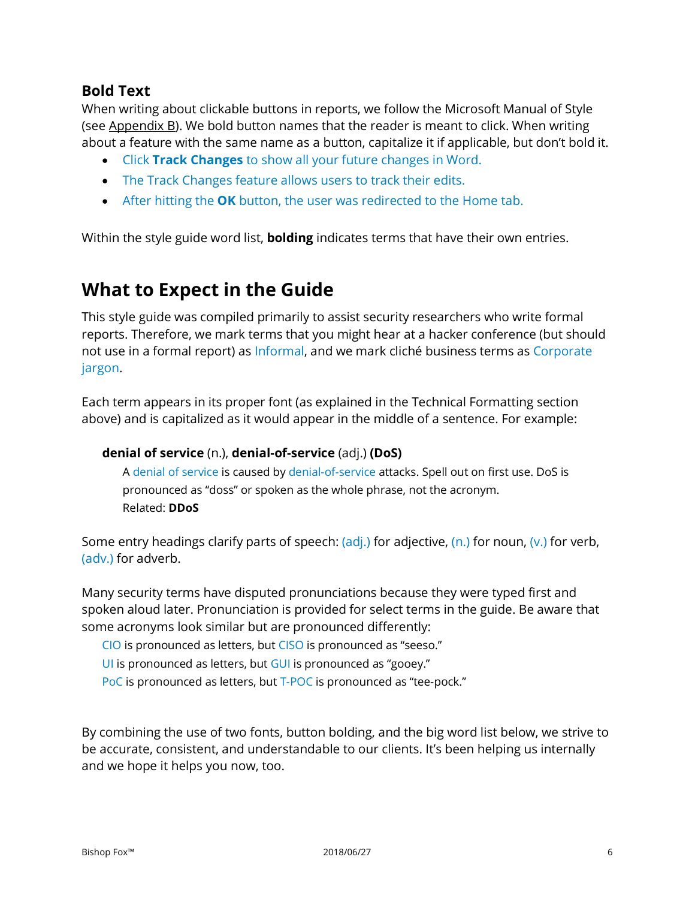### Bold Text

When writing about clickable buttons in reports, we follow the Microsoft Manual of Style (see Appendix B). We bold button names that the reader is meant to click. When writing about a feature with the same name as a button, capitalize it if applicable, but don't bold it.

- Click **Track Changes** to show all your future changes in Word.
- The Track Changes feature allows users to track their edits.
- After hitting the **OK** button, the user was redirected to the Home tab.

Within the style guide word list, **bolding** indicates terms that have their own entries.

## What to Expect in the Guide

This style guide was compiled primarily to assist security researchers who write formal reports. Therefore, we mark terms that you might hear at a hacker conference (but should not use in a formal report) as Informal, and we mark cliché business terms as Corporate jargon.

Each term appears in its proper font (as explained in the Technical Formatting section above) and is capitalized as it would appear in the middle of a sentence. For example:

> **denial of service** (n.), **denial-of-service** (adj.) **(DoS)**
>
> A denial of service is caused by denial-of-service attacks. Spell out on first use. DoS is pronounced as "doss" or spoken as the whole phrase, not the acronym.
> Related: **DDoS**

Some entry headings clarify parts of speech: (adj.) for adjective, (n.) for noun, (v.) for verb, (adv.) for adverb.

Many security terms have disputed pronunciations because they were typed first and spoken aloud later. Pronunciation is provided for select terms in the guide. Be aware that some acronyms look similar but are pronounced differently:

CIO is pronounced as letters, but CISO is pronounced as "seeso."
UI is pronounced as letters, but GUI is pronounced as "gooey."
PoC is pronounced as letters, but T-POC is pronounced as "tee-pock."

By combining the use of two fonts, button bolding, and the big word list below, we strive to be accurate, consistent, and understandable to our clients. It's been helping us internally and we hope it helps you now, too.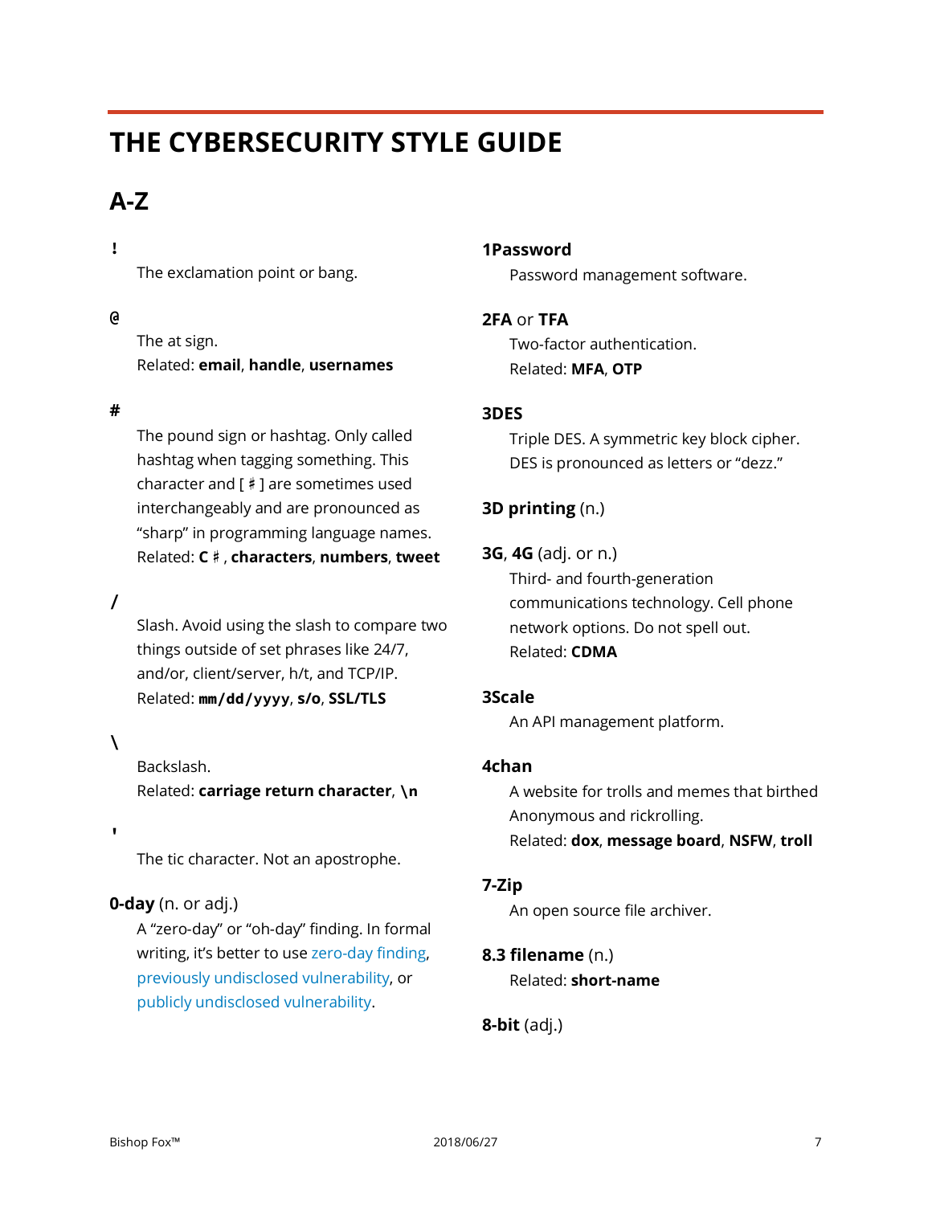# THE CYBERSECURITY STYLE GUIDE

## A-Z

**!**

The exclamation point or bang.

**@**

The at sign.
Related: **email**, **handle**, **usernames**

**#**

The pound sign or hashtag. Only called hashtag when tagging something. This character and [ ♯ ] are sometimes used interchangeably and are pronounced as "sharp" in programming language names.
Related: **C ♯**, **characters**, **numbers**, **tweet**

**/**

Slash. Avoid using the slash to compare two things outside of set phrases like 24/7, and/or, client/server, h/t, and TCP/IP.
Related: **`mm/dd/yyyy`**, **s/o**, **SSL/TLS**

**\\**

Backslash.
Related: **carriage return character**, **`\n`**

**'**

The tic character. Not an apostrophe.

**0-day** (n. or adj.)

A "zero-day" or "oh-day" finding. In formal writing, it's better to use zero-day finding, previously undisclosed vulnerability, or publicly undisclosed vulnerability.

**1Password**

Password management software.

**2FA** or **TFA**

Two-factor authentication.
Related: **MFA**, **OTP**

**3DES**

Triple DES. A symmetric key block cipher. DES is pronounced as letters or "dezz."

**3D printing** (n.)

**3G**, **4G** (adj. or n.)

Third- and fourth-generation communications technology. Cell phone network options. Do not spell out.
Related: **CDMA**

**3Scale**

An API management platform.

**4chan**

A website for trolls and memes that birthed Anonymous and rickrolling.
Related: **dox**, **message board**, **NSFW**, **troll**

**7-Zip**

An open source file archiver.

**8.3 filename** (n.)

Related: **short-name**

**8-bit** (adj.)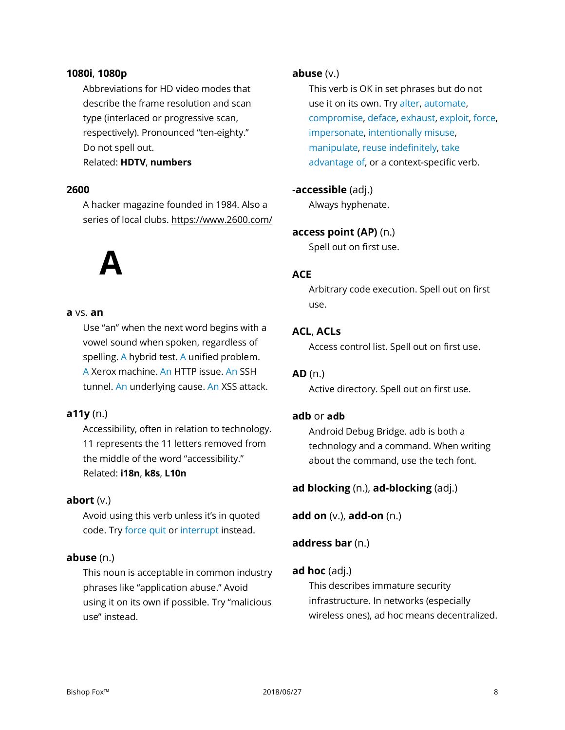**1080i**, **1080p**

Abbreviations for HD video modes that describe the frame resolution and scan type (interlaced or progressive scan, respectively). Pronounced "ten-eighty." Do not spell out.

Related: **HDTV**, **numbers**

**2600**

A hacker magazine founded in 1984. Also a series of local clubs. https://www.2600.com/

# A

**a** vs. **an**

Use "an" when the next word begins with a vowel sound when spoken, regardless of spelling. A hybrid test. A unified problem. A Xerox machine. An HTTP issue. An SSH tunnel. An underlying cause. An XSS attack.

**a11y** (n.)

Accessibility, often in relation to technology. 11 represents the 11 letters removed from the middle of the word "accessibility."

Related: **i18n**, **k8s**, **L10n**

**abort** (v.)

Avoid using this verb unless it's in quoted code. Try force quit or interrupt instead.

**abuse** (n.)

This noun is acceptable in common industry phrases like "application abuse." Avoid using it on its own if possible. Try "malicious use" instead.

**abuse** (v.)

This verb is OK in set phrases but do not use it on its own. Try alter, automate, compromise, deface, exhaust, exploit, force, impersonate, intentionally misuse, manipulate, reuse indefinitely, take advantage of, or a context-specific verb.

**-accessible** (adj.)

Always hyphenate.

**access point (AP)** (n.)

Spell out on first use.

**ACE**

Arbitrary code execution. Spell out on first use.

**ACL**, **ACLs**

Access control list. Spell out on first use.

**AD** (n.)

Active directory. Spell out on first use.

**adb** or **adb**

Android Debug Bridge. adb is both a technology and a command. When writing about the command, use the tech font.

**ad blocking** (n.), **ad-blocking** (adj.)

**add on** (v.), **add-on** (n.)

**address bar** (n.)

**ad hoc** (adj.)

This describes immature security infrastructure. In networks (especially wireless ones), ad hoc means decentralized.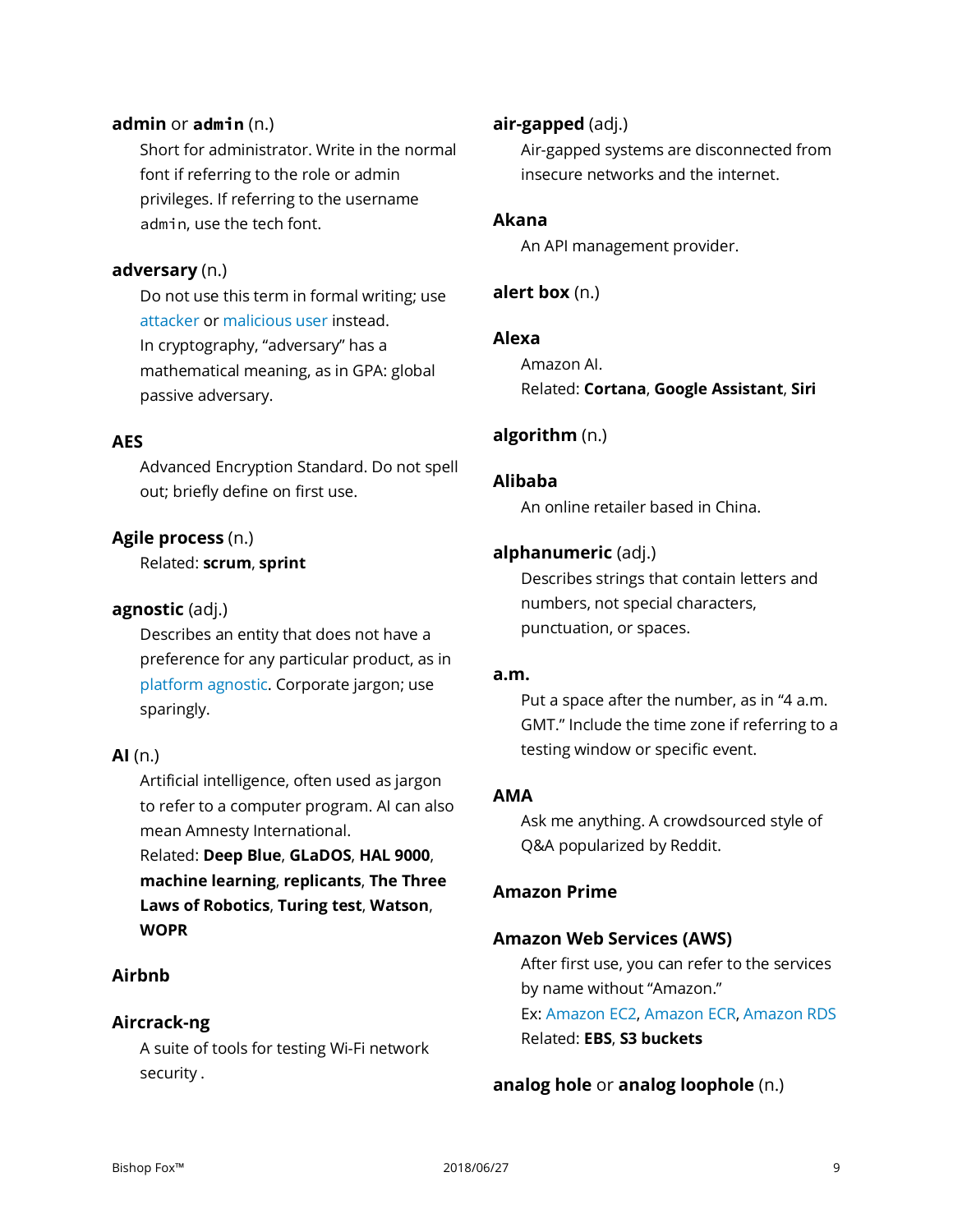**admin** or **`admin`** (n.)

Short for administrator. Write in the normal font if referring to the role or admin privileges. If referring to the username `admin`, use the tech font.

**adversary** (n.)

Do not use this term in formal writing; use attacker or malicious user instead.
In cryptography, "adversary" has a mathematical meaning, as in GPA: global passive adversary.

**AES**

Advanced Encryption Standard. Do not spell out; briefly define on first use.

**Agile process** (n.)

Related: **scrum**, **sprint**

**agnostic** (adj.)

Describes an entity that does not have a preference for any particular product, as in platform agnostic. Corporate jargon; use sparingly.

**AI** (n.)

Artificial intelligence, often used as jargon to refer to a computer program. AI can also mean Amnesty International.
Related: **Deep Blue**, **GLaDOS**, **HAL 9000**, **machine learning**, **replicants**, **The Three Laws of Robotics**, **Turing test**, **Watson**, **WOPR**

**Airbnb**

**Aircrack-ng**

A suite of tools for testing Wi-Fi network security .

**air-gapped** (adj.)

Air-gapped systems are disconnected from insecure networks and the internet.

**Akana**

An API management provider.

**alert box** (n.)

**Alexa**

Amazon AI.
Related: **Cortana**, **Google Assistant**, **Siri**

**algorithm** (n.)

**Alibaba**

An online retailer based in China.

**alphanumeric** (adj.)

Describes strings that contain letters and numbers, not special characters, punctuation, or spaces.

**a.m.**

Put a space after the number, as in "4 a.m. GMT." Include the time zone if referring to a testing window or specific event.

**AMA**

Ask me anything. A crowdsourced style of Q&A popularized by Reddit.

**Amazon Prime**

**Amazon Web Services (AWS)**

After first use, you can refer to the services by name without "Amazon."
Ex: Amazon EC2, Amazon ECR, Amazon RDS
Related: **EBS**, **S3 buckets**

**analog hole** or **analog loophole** (n.)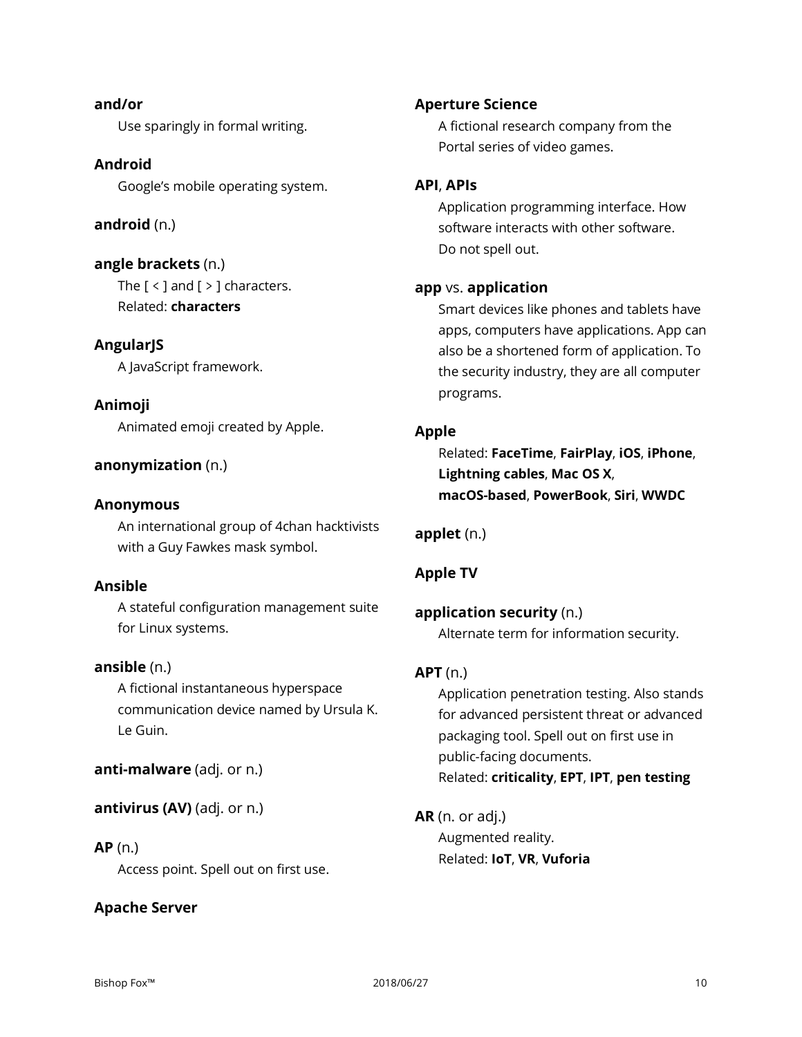**and/or**

Use sparingly in formal writing.

**Android**

Google's mobile operating system.

**android** (n.)

**angle brackets** (n.)

The [ < ] and [ > ] characters.
Related: **characters**

**AngularJS**

A JavaScript framework.

**Animoji**

Animated emoji created by Apple.

**anonymization** (n.)

**Anonymous**

An international group of 4chan hacktivists with a Guy Fawkes mask symbol.

**Ansible**

A stateful configuration management suite for Linux systems.

**ansible** (n.)

A fictional instantaneous hyperspace communication device named by Ursula K. Le Guin.

**anti-malware** (adj. or n.)

**antivirus (AV)** (adj. or n.)

**AP** (n.)

Access point. Spell out on first use.

**Apache Server**

**Aperture Science**

A fictional research company from the Portal series of video games.

**API**, **APIs**

Application programming interface. How software interacts with other software. Do not spell out.

**app** vs. **application**

Smart devices like phones and tablets have apps, computers have applications. App can also be a shortened form of application. To the security industry, they are all computer programs.

**Apple**

Related: **FaceTime**, **FairPlay**, **iOS**, **iPhone**, **Lightning cables**, **Mac OS X**, **macOS-based**, **PowerBook**, **Siri**, **WWDC**

**applet** (n.)

**Apple TV**

**application security** (n.)

Alternate term for information security.

**APT** (n.)

Application penetration testing. Also stands for advanced persistent threat or advanced packaging tool. Spell out on first use in public-facing documents.
Related: **criticality**, **EPT**, **IPT**, **pen testing**

**AR** (n. or adj.)

Augmented reality.
Related: **IoT**, **VR**, **Vuforia**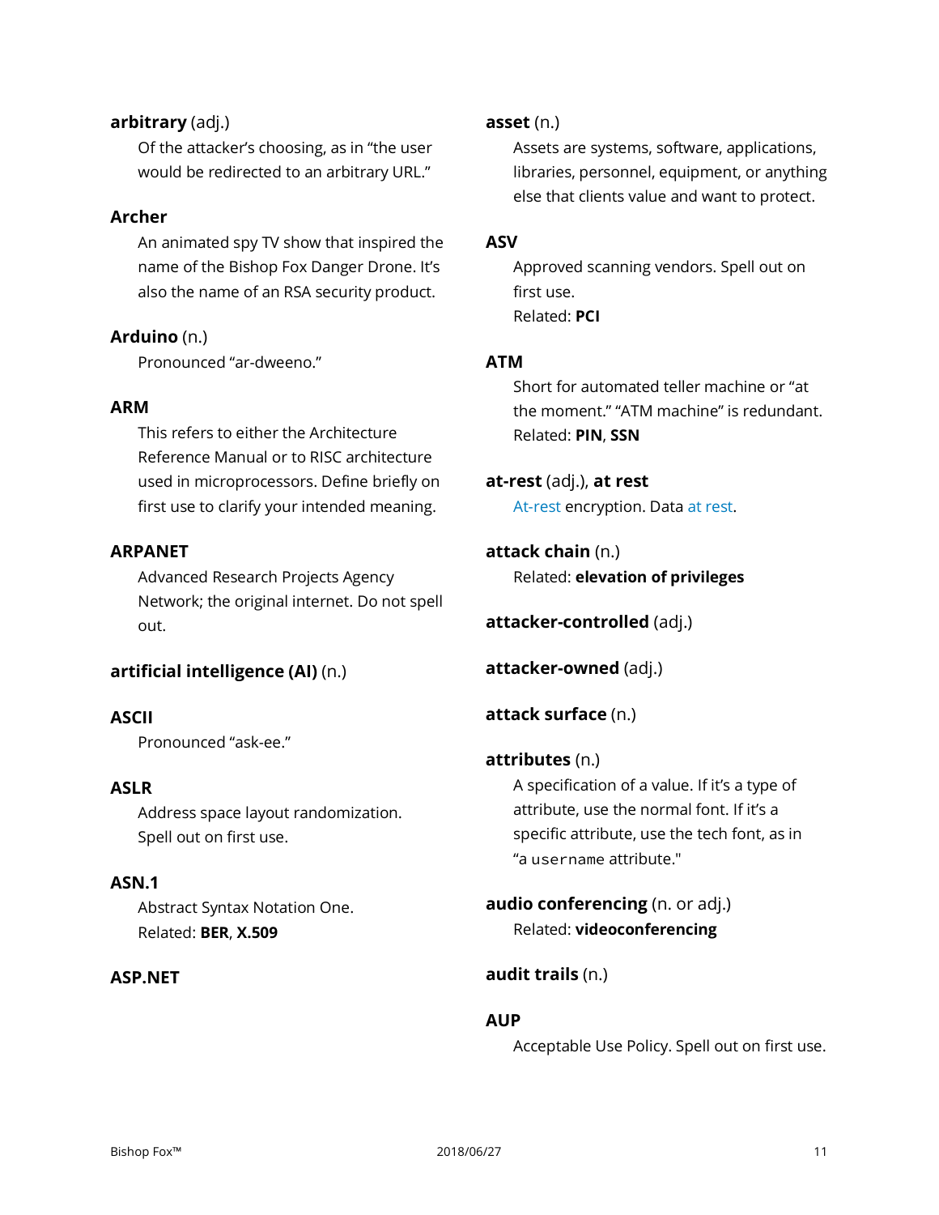**arbitrary** (adj.)

Of the attacker's choosing, as in "the user would be redirected to an arbitrary URL."

**Archer**

An animated spy TV show that inspired the name of the Bishop Fox Danger Drone. It's also the name of an RSA security product.

**Arduino** (n.)

Pronounced "ar-dweeno."

**ARM**

This refers to either the Architecture Reference Manual or to RISC architecture used in microprocessors. Define briefly on first use to clarify your intended meaning.

**ARPANET**

Advanced Research Projects Agency Network; the original internet. Do not spell out.

**artificial intelligence (AI)** (n.)

**ASCII**

Pronounced "ask-ee."

**ASLR**

Address space layout randomization. Spell out on first use.

**ASN.1**

Abstract Syntax Notation One.
Related: **BER**, **X.509**

**ASP.NET**

**asset** (n.)

Assets are systems, software, applications, libraries, personnel, equipment, or anything else that clients value and want to protect.

**ASV**

Approved scanning vendors. Spell out on first use.
Related: **PCI**

**ATM**

Short for automated teller machine or "at the moment." "ATM machine" is redundant.
Related: **PIN**, **SSN**

**at-rest** (adj.), **at rest**

At-rest encryption. Data at rest.

**attack chain** (n.)

Related: **elevation of privileges**

**attacker-controlled** (adj.)

**attacker-owned** (adj.)

**attack surface** (n.)

**attributes** (n.)

A specification of a value. If it's a type of attribute, use the normal font. If it's a specific attribute, use the tech font, as in "a `username` attribute."

**audio conferencing** (n. or adj.)

Related: **videoconferencing**

**audit trails** (n.)

**AUP**

Acceptable Use Policy. Spell out on first use.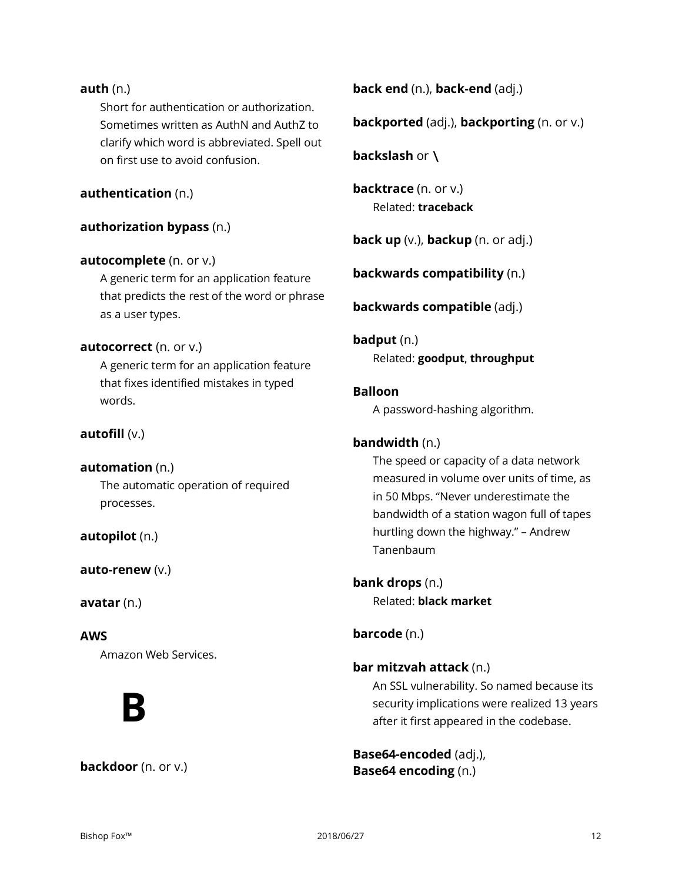**auth** (n.)

Short for authentication or authorization. Sometimes written as AuthN and AuthZ to clarify which word is abbreviated. Spell out on first use to avoid confusion.

**authentication** (n.)

**authorization bypass** (n.)

**autocomplete** (n. or v.)

A generic term for an application feature that predicts the rest of the word or phrase as a user types.

**autocorrect** (n. or v.)

A generic term for an application feature that fixes identified mistakes in typed words.

**autofill** (v.)

**automation** (n.)

The automatic operation of required processes.

**autopilot** (n.)

**auto-renew** (v.)

**avatar** (n.)

**AWS**

Amazon Web Services.

# B

**backdoor** (n. or v.)

**back end** (n.), **back-end** (adj.)

**backported** (adj.), **backporting** (n. or v.)

**backslash** or **\**

**backtrace** (n. or v.)

Related: **traceback**

**back up** (v.), **backup** (n. or adj.)

**backwards compatibility** (n.)

**backwards compatible** (adj.)

**badput** (n.)

Related: **goodput**, **throughput**

**Balloon**

A password-hashing algorithm.

**bandwidth** (n.)

The speed or capacity of a data network measured in volume over units of time, as in 50 Mbps. "Never underestimate the bandwidth of a station wagon full of tapes hurtling down the highway." – Andrew Tanenbaum

**bank drops** (n.)

Related: **black market**

**barcode** (n.)

**bar mitzvah attack** (n.)

An SSL vulnerability. So named because its security implications were realized 13 years after it first appeared in the codebase.

**Base64-encoded** (adj.), **Base64 encoding** (n.)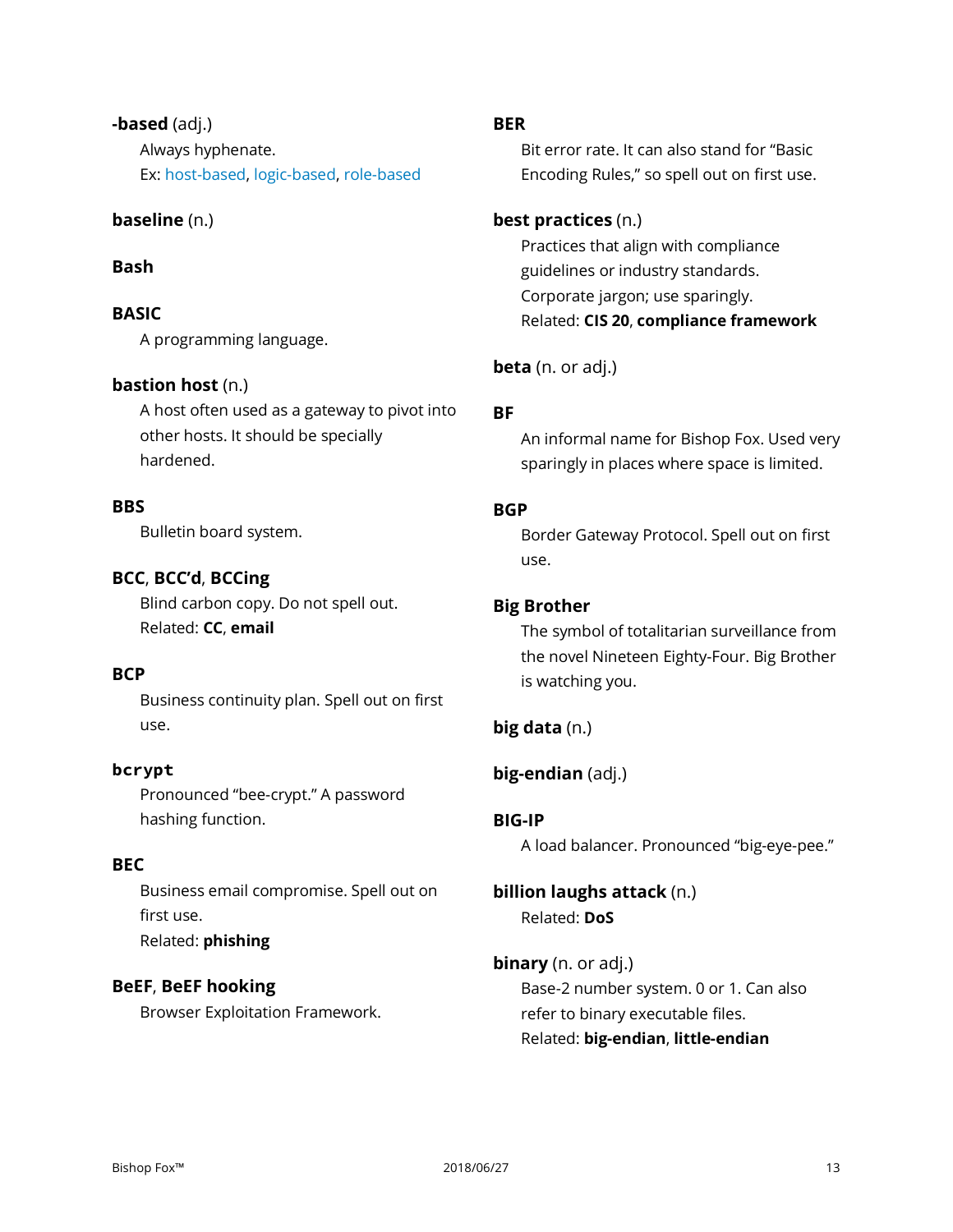**-based** (adj.)

Always hyphenate.
Ex: host-based, logic-based, role-based

**baseline** (n.)

**Bash**

**BASIC**

A programming language.

**bastion host** (n.)

A host often used as a gateway to pivot into other hosts. It should be specially hardened.

**BBS**

Bulletin board system.

**BCC**, **BCC'd**, **BCCing**

Blind carbon copy. Do not spell out.
Related: **CC**, **email**

**BCP**

Business continuity plan. Spell out on first use.

**`bcrypt`**

Pronounced "bee-crypt." A password hashing function.

**BEC**

Business email compromise. Spell out on first use.
Related: **phishing**

**BeEF**, **BeEF hooking**

Browser Exploitation Framework.

**BER**

Bit error rate. It can also stand for "Basic Encoding Rules," so spell out on first use.

**best practices** (n.)

Practices that align with compliance guidelines or industry standards. Corporate jargon; use sparingly.
Related: **CIS 20**, **compliance framework**

**beta** (n. or adj.)

**BF**

An informal name for Bishop Fox. Used very sparingly in places where space is limited.

**BGP**

Border Gateway Protocol. Spell out on first use.

**Big Brother**

The symbol of totalitarian surveillance from the novel Nineteen Eighty-Four. Big Brother is watching you.

**big data** (n.)

**big-endian** (adj.)

**BIG-IP**

A load balancer. Pronounced "big-eye-pee."

**billion laughs attack** (n.)

Related: **DoS**

**binary** (n. or adj.)

Base-2 number system. 0 or 1. Can also refer to binary executable files.
Related: **big-endian**, **little-endian**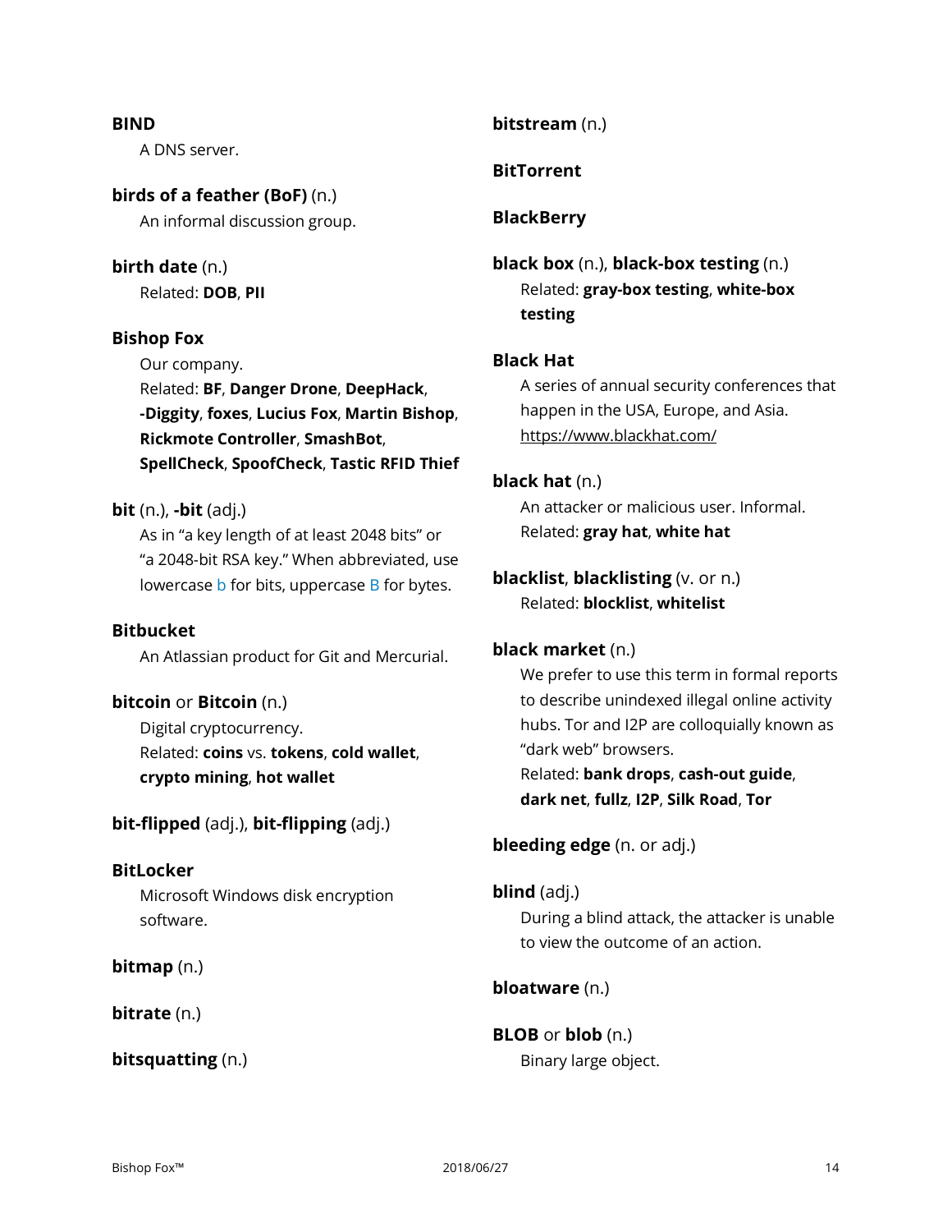**BIND**

A DNS server.

**birds of a feather (BoF)** (n.)

An informal discussion group.

**birth date** (n.)

Related: **DOB**, **PII**

**Bishop Fox**

Our company.
Related: **BF**, **Danger Drone**, **DeepHack**, **-Diggity**, **foxes**, **Lucius Fox**, **Martin Bishop**, **Rickmote Controller**, **SmashBot**, **SpellCheck**, **SpoofCheck**, **Tastic RFID Thief**

**bit** (n.), **-bit** (adj.)

As in “a key length of at least 2048 bits” or “a 2048-bit RSA key.” When abbreviated, use lowercase b for bits, uppercase B for bytes.

**Bitbucket**

An Atlassian product for Git and Mercurial.

**bitcoin** or **Bitcoin** (n.)

Digital cryptocurrency.
Related: **coins** vs. **tokens**, **cold wallet**, **crypto mining**, **hot wallet**

**bit-flipped** (adj.), **bit-flipping** (adj.)

**BitLocker**

Microsoft Windows disk encryption software.

**bitmap** (n.)

**bitrate** (n.)

**bitsquatting** (n.)

**bitstream** (n.)

**BitTorrent**

**BlackBerry**

**black box** (n.), **black-box testing** (n.)

Related: **gray-box testing**, **white-box testing**

**Black Hat**

A series of annual security conferences that happen in the USA, Europe, and Asia.
https://www.blackhat.com/

**black hat** (n.)

An attacker or malicious user. Informal.
Related: **gray hat**, **white hat**

**blacklist**, **blacklisting** (v. or n.)

Related: **blocklist**, **whitelist**

**black market** (n.)

We prefer to use this term in formal reports to describe unindexed illegal online activity hubs. Tor and I2P are colloquially known as “dark web” browsers.
Related: **bank drops**, **cash-out guide**, **dark net**, **fullz**, **I2P**, **Silk Road**, **Tor**

**bleeding edge** (n. or adj.)

**blind** (adj.)

During a blind attack, the attacker is unable to view the outcome of an action.

**bloatware** (n.)

**BLOB** or **blob** (n.)

Binary large object.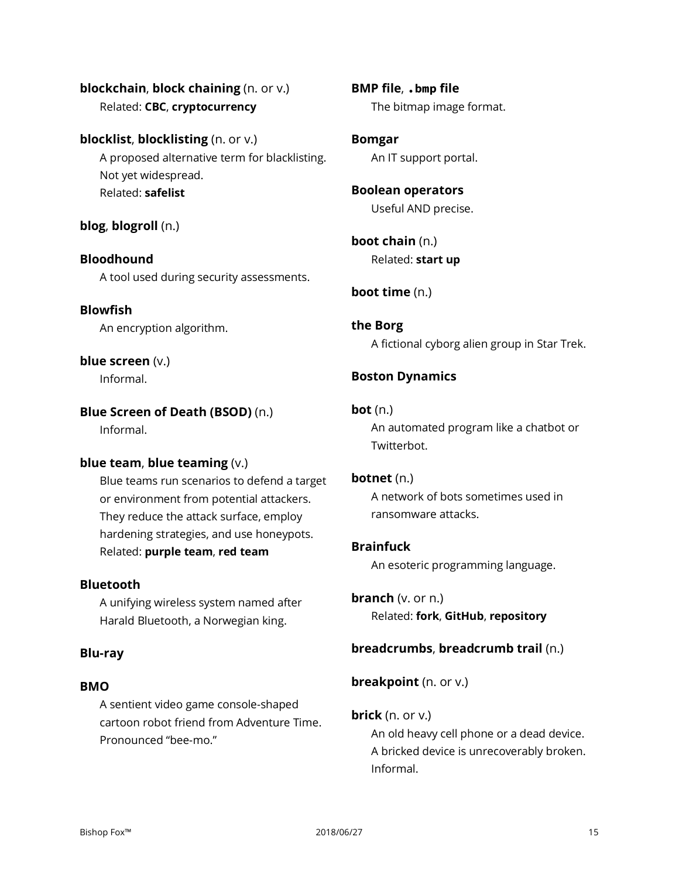**blockchain**, **block chaining** (n. or v.)
Related: **CBC**, **cryptocurrency**

**blocklist**, **blocklisting** (n. or v.)
A proposed alternative term for blacklisting. Not yet widespread.
Related: **safelist**

**blog**, **blogroll** (n.)

**Bloodhound**
A tool used during security assessments.

**Blowfish**
An encryption algorithm.

**blue screen** (v.)
Informal.

**Blue Screen of Death (BSOD)** (n.)
Informal.

**blue team**, **blue teaming** (v.)
Blue teams run scenarios to defend a target or environment from potential attackers. They reduce the attack surface, employ hardening strategies, and use honeypots.
Related: **purple team**, **red team**

**Bluetooth**
A unifying wireless system named after Harald Bluetooth, a Norwegian king.

**Blu-ray**

**BMO**
A sentient video game console-shaped cartoon robot friend from Adventure Time. Pronounced "bee-mo."

**BMP file**, **`.bmp` file**
The bitmap image format.

**Bomgar**
An IT support portal.

**Boolean operators**
Useful AND precise.

**boot chain** (n.)
Related: **start up**

**boot time** (n.)

**the Borg**
A fictional cyborg alien group in Star Trek.

**Boston Dynamics**

**bot** (n.)
An automated program like a chatbot or Twitterbot.

**botnet** (n.)
A network of bots sometimes used in ransomware attacks.

**Brainfuck**
An esoteric programming language.

**branch** (v. or n.)
Related: **fork**, **GitHub**, **repository**

**breadcrumbs**, **breadcrumb trail** (n.)

**breakpoint** (n. or v.)

**brick** (n. or v.)
An old heavy cell phone or a dead device. A bricked device is unrecoverably broken. Informal.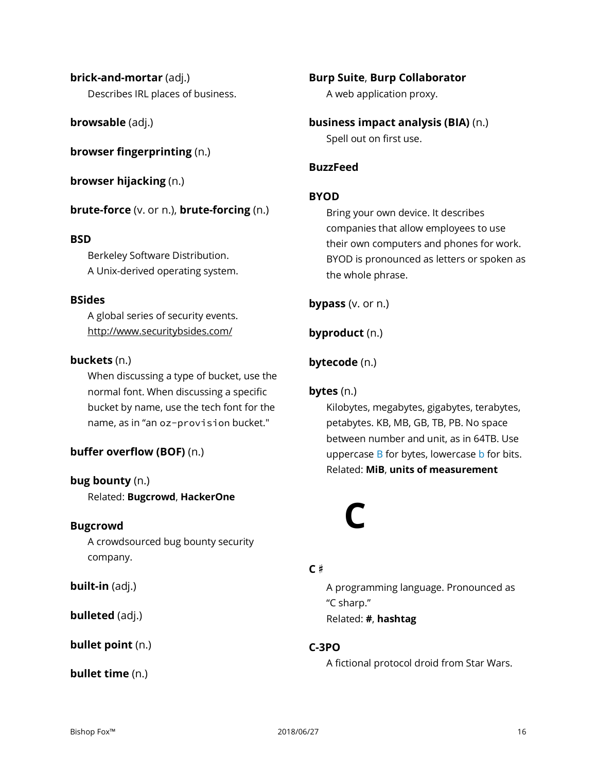**brick-and-mortar** (adj.)

Describes IRL places of business.

**browsable** (adj.)

**browser fingerprinting** (n.)

**browser hijacking** (n.)

**brute-force** (v. or n.), **brute-forcing** (n.)

**BSD**

Berkeley Software Distribution.
A Unix-derived operating system.

**BSides**

A global series of security events.
http://www.securitybsides.com/

**buckets** (n.)

When discussing a type of bucket, use the normal font. When discussing a specific bucket by name, use the tech font for the name, as in "an `oz-provision` bucket."

**buffer overflow (BOF)** (n.)

**bug bounty** (n.)

Related: **Bugcrowd**, **HackerOne**

**Bugcrowd**

A crowdsourced bug bounty security company.

**built-in** (adj.)

**bulleted** (adj.)

**bullet point** (n.)

**bullet time** (n.)

**Burp Suite**, **Burp Collaborator**

A web application proxy.

**business impact analysis (BIA)** (n.)

Spell out on first use.

**BuzzFeed**

**BYOD**

Bring your own device. It describes companies that allow employees to use their own computers and phones for work. BYOD is pronounced as letters or spoken as the whole phrase.

**bypass** (v. or n.)

**byproduct** (n.)

**bytecode** (n.)

**bytes** (n.)

Kilobytes, megabytes, gigabytes, terabytes, petabytes. KB, MB, GB, TB, PB. No space between number and unit, as in 64TB. Use uppercase B for bytes, lowercase b for bits.
Related: **MiB**, **units of measurement**

# C

**C#**

A programming language. Pronounced as "C sharp."
Related: **#**, **hashtag**

**C-3PO**

A fictional protocol droid from Star Wars.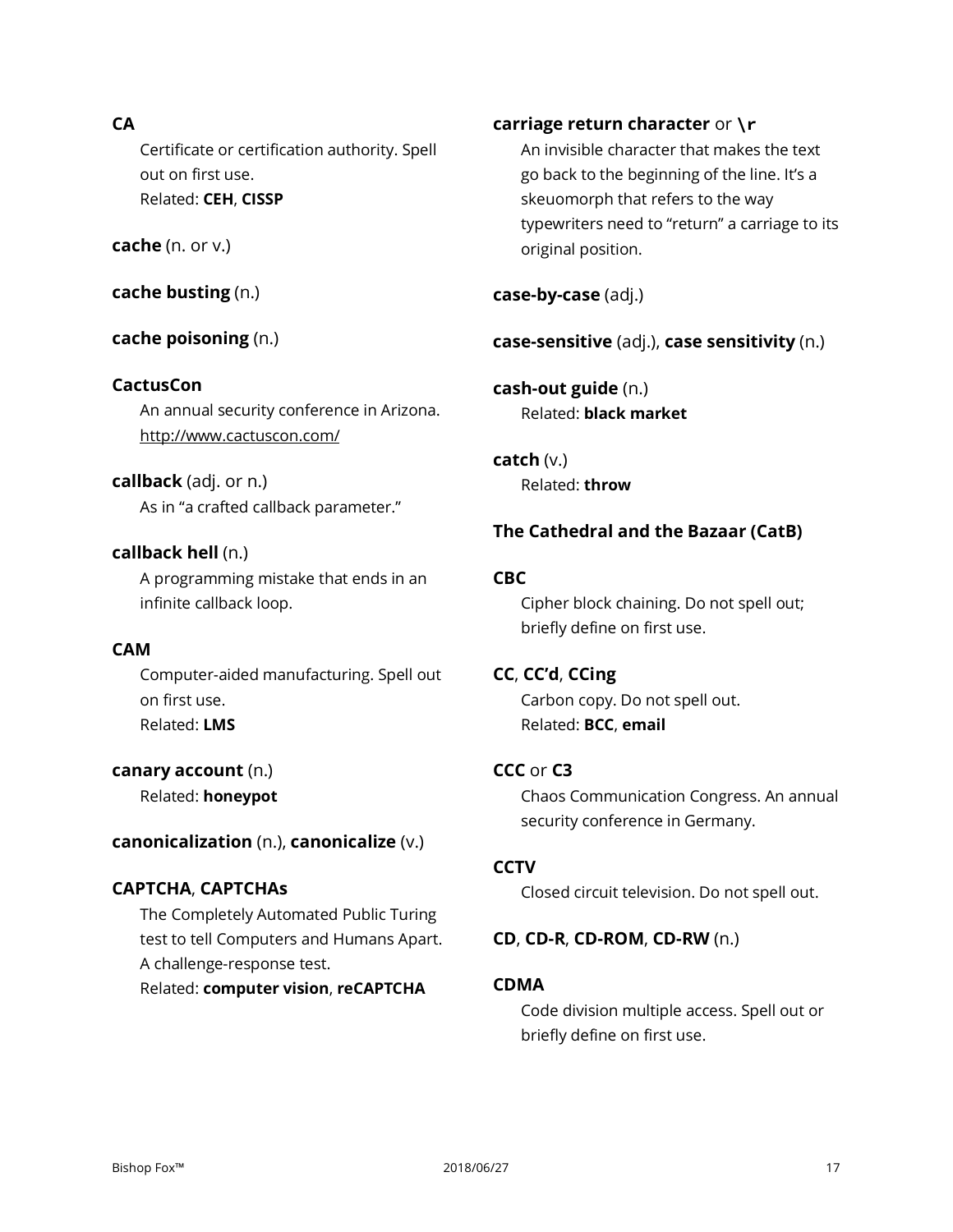**CA**

Certificate or certification authority. Spell out on first use.
Related: **CEH**, **CISSP**

**cache** (n. or v.)

**cache busting** (n.)

**cache poisoning** (n.)

**CactusCon**

An annual security conference in Arizona.
http://www.cactuscon.com/

**callback** (adj. or n.)

As in "a crafted callback parameter."

**callback hell** (n.)

A programming mistake that ends in an infinite callback loop.

**CAM**

Computer-aided manufacturing. Spell out on first use.
Related: **LMS**

**canary account** (n.)

Related: **honeypot**

**canonicalization** (n.), **canonicalize** (v.)

**CAPTCHA**, **CAPTCHAs**

The Completely Automated Public Turing test to tell Computers and Humans Apart. A challenge-response test.
Related: **computer vision**, **reCAPTCHA**

**carriage return character** or **`\r`**

An invisible character that makes the text go back to the beginning of the line. It's a skeuomorph that refers to the way typewriters need to "return" a carriage to its original position.

**case-by-case** (adj.)

**case-sensitive** (adj.), **case sensitivity** (n.)

**cash-out guide** (n.)

Related: **black market**

**catch** (v.)

Related: **throw**

**The Cathedral and the Bazaar (CatB)**

**CBC**

Cipher block chaining. Do not spell out; briefly define on first use.

**CC**, **CC'd**, **CCing**

Carbon copy. Do not spell out.
Related: **BCC**, **email**

**CCC** or **C3**

Chaos Communication Congress. An annual security conference in Germany.

**CCTV**

Closed circuit television. Do not spell out.

**CD**, **CD-R**, **CD-ROM**, **CD-RW** (n.)

**CDMA**

Code division multiple access. Spell out or briefly define on first use.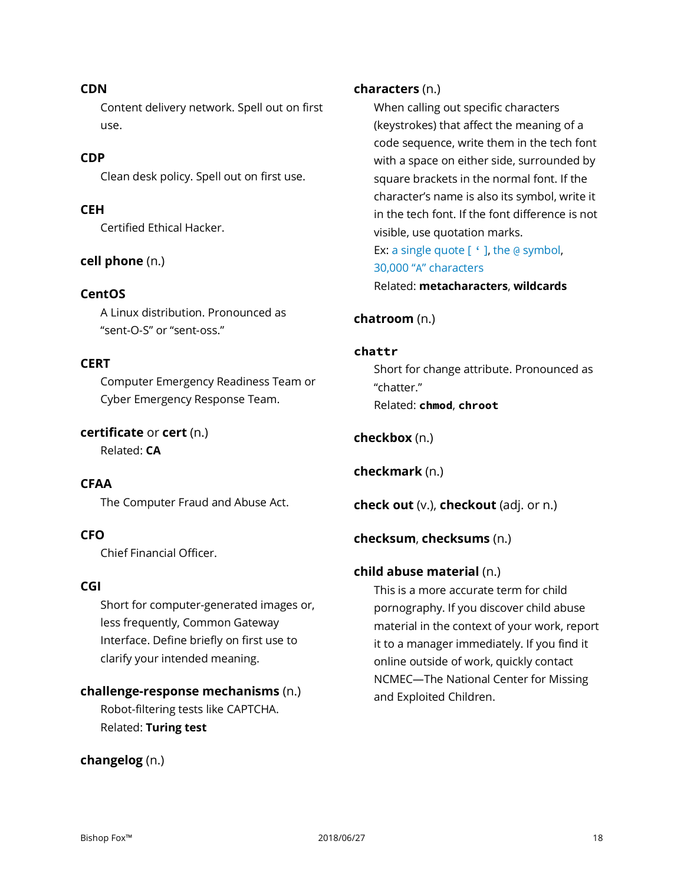**CDN**

Content delivery network. Spell out on first use.

**CDP**

Clean desk policy. Spell out on first use.

**CEH**

Certified Ethical Hacker.

**cell phone** (n.)

**CentOS**

A Linux distribution. Pronounced as "sent-O-S" or "sent-oss."

**CERT**

Computer Emergency Readiness Team or Cyber Emergency Response Team.

**certificate** or **cert** (n.)

Related: **CA**

**CFAA**

The Computer Fraud and Abuse Act.

**CFO**

Chief Financial Officer.

**CGI**

Short for computer-generated images or, less frequently, Common Gateway Interface. Define briefly on first use to clarify your intended meaning.

**challenge-response mechanisms** (n.)

Robot-filtering tests like CAPTCHA.

Related: **Turing test**

**changelog** (n.)

**characters** (n.)

When calling out specific characters (keystrokes) that affect the meaning of a code sequence, write them in the tech font with a space on either side, surrounded by square brackets in the normal font. If the character's name is also its symbol, write it in the tech font. If the font difference is not visible, use quotation marks.

Ex: a single quote [ ' ], the @ symbol, 30,000 "A" characters

Related: **metacharacters**, **wildcards**

**chatroom** (n.)

**`chattr`**

Short for change attribute. Pronounced as "chatter."

Related: **`chmod`**, **`chroot`**

**checkbox** (n.)

**checkmark** (n.)

**check out** (v.), **checkout** (adj. or n.)

**checksum**, **checksums** (n.)

**child abuse material** (n.)

This is a more accurate term for child pornography. If you discover child abuse material in the context of your work, report it to a manager immediately. If you find it online outside of work, quickly contact NCMEC—The National Center for Missing and Exploited Children.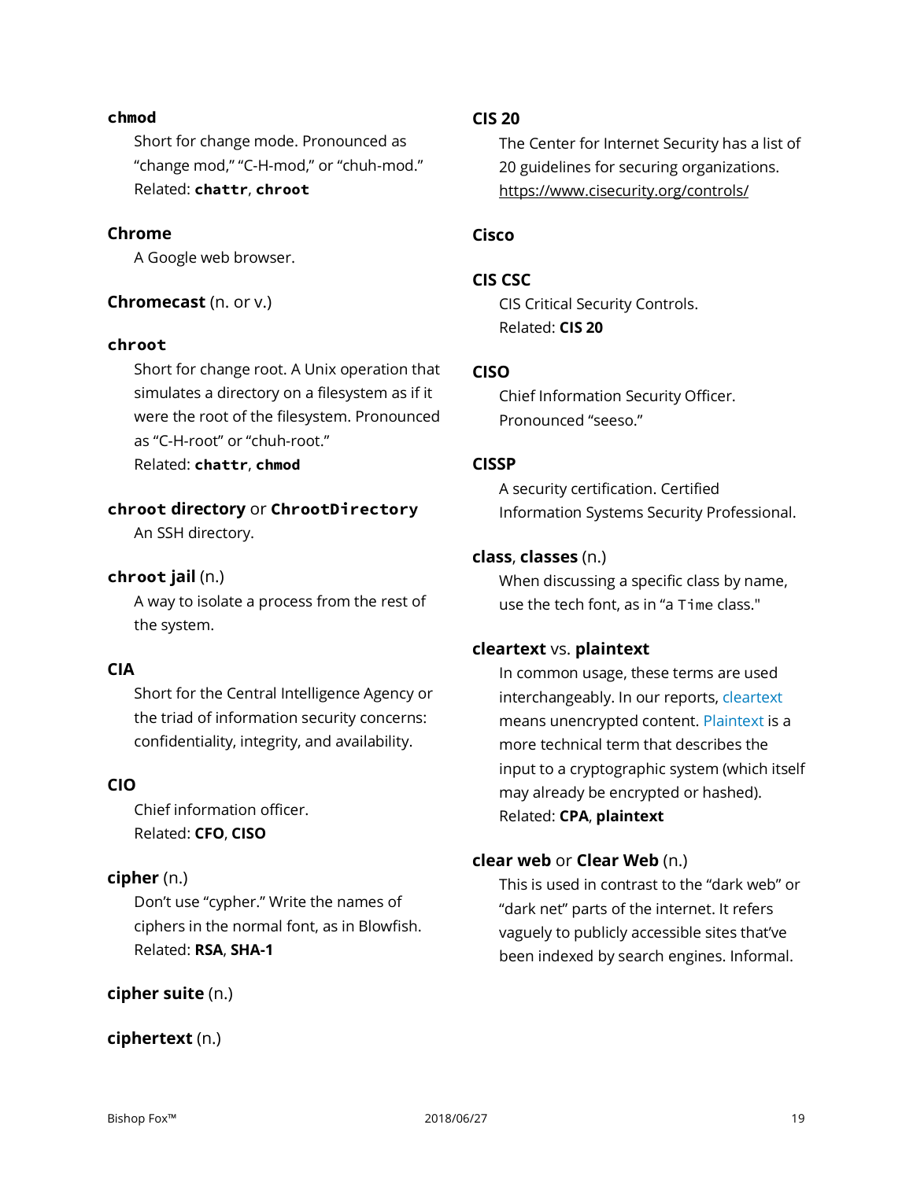**`chmod`**

Short for change mode. Pronounced as "change mod," "C-H-mod," or "chuh-mod."
Related: **`chattr`**, **`chroot`**

**Chrome**

A Google web browser.

**Chromecast** (n. or v.)

**`chroot`**

Short for change root. A Unix operation that simulates a directory on a filesystem as if it were the root of the filesystem. Pronounced as "C-H-root" or "chuh-root."
Related: **`chattr`**, **`chmod`**

**`chroot` directory** or **`ChrootDirectory`**

An SSH directory.

**`chroot` jail** (n.)

A way to isolate a process from the rest of the system.

**CIA**

Short for the Central Intelligence Agency or the triad of information security concerns: confidentiality, integrity, and availability.

**CIO**

Chief information officer.
Related: **CFO**, **CISO**

**cipher** (n.)

Don't use "cypher." Write the names of ciphers in the normal font, as in Blowfish.
Related: **RSA**, **SHA-1**

**cipher suite** (n.)

**ciphertext** (n.)

**CIS 20**

The Center for Internet Security has a list of 20 guidelines for securing organizations.
https://www.cisecurity.org/controls/

**Cisco**

**CIS CSC**

CIS Critical Security Controls.
Related: **CIS 20**

**CISO**

Chief Information Security Officer. Pronounced "seeso."

**CISSP**

A security certification. Certified Information Systems Security Professional.

**class**, **classes** (n.)

When discussing a specific class by name, use the tech font, as in "a `Time` class."

**cleartext** vs. **plaintext**

In common usage, these terms are used interchangeably. In our reports, cleartext means unencrypted content. Plaintext is a more technical term that describes the input to a cryptographic system (which itself may already be encrypted or hashed).
Related: **CPA**, **plaintext**

**clear web** or **Clear Web** (n.)

This is used in contrast to the "dark web" or "dark net" parts of the internet. It refers vaguely to publicly accessible sites that've been indexed by search engines. Informal.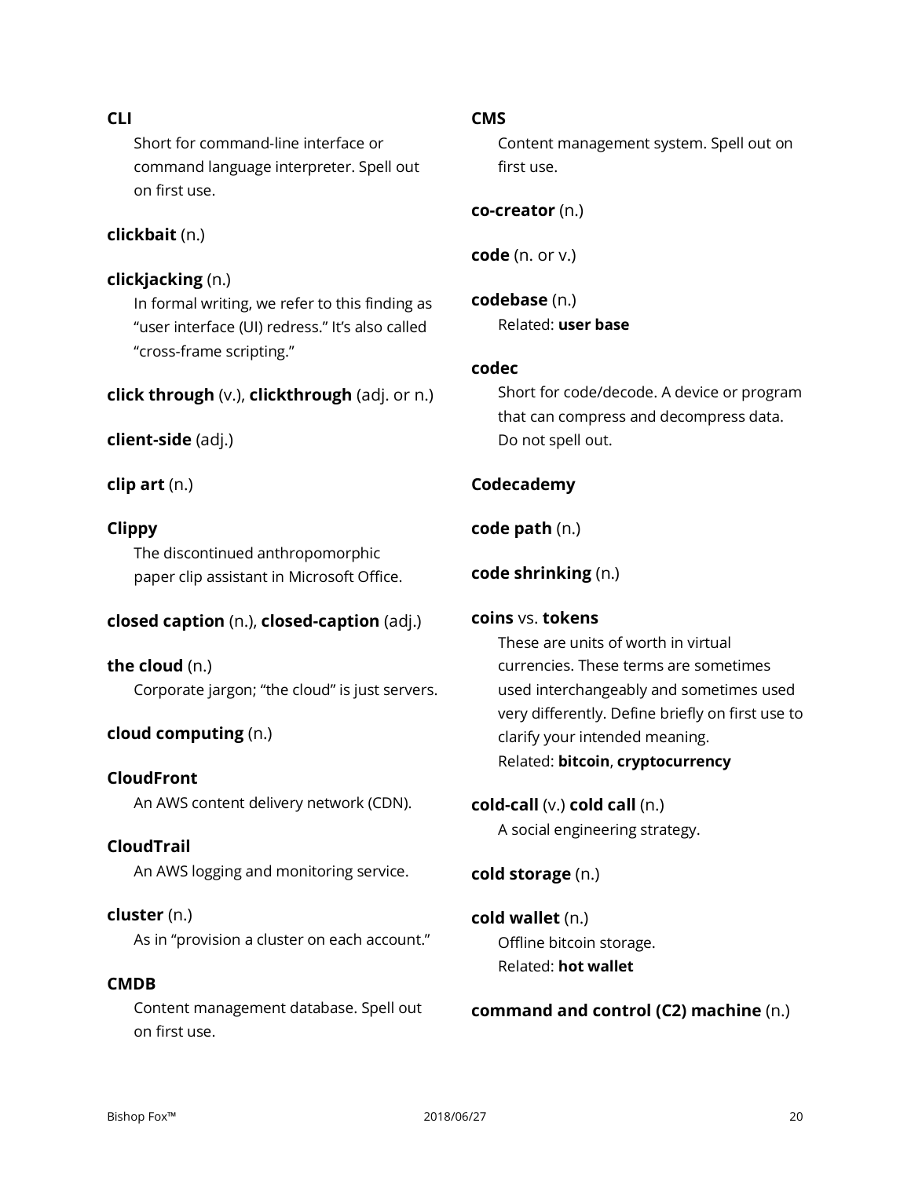**CLI**

Short for command-line interface or command language interpreter. Spell out on first use.

**clickbait** (n.)

**clickjacking** (n.)

In formal writing, we refer to this finding as "user interface (UI) redress." It's also called "cross-frame scripting."

**click through** (v.), **clickthrough** (adj. or n.)

**client-side** (adj.)

**clip art** (n.)

**Clippy**

The discontinued anthropomorphic paper clip assistant in Microsoft Office.

**closed caption** (n.), **closed-caption** (adj.)

**the cloud** (n.)

Corporate jargon; "the cloud" is just servers.

**cloud computing** (n.)

**CloudFront**

An AWS content delivery network (CDN).

**CloudTrail**

An AWS logging and monitoring service.

**cluster** (n.)

As in "provision a cluster on each account."

**CMDB**

Content management database. Spell out on first use.

**CMS**

Content management system. Spell out on first use.

**co-creator** (n.)

**code** (n. or v.)

**codebase** (n.)

Related: **user base**

**codec**

Short for code/decode. A device or program that can compress and decompress data. Do not spell out.

**Codecademy**

**code path** (n.)

**code shrinking** (n.)

**coins** vs. **tokens**

These are units of worth in virtual currencies. These terms are sometimes used interchangeably and sometimes used very differently. Define briefly on first use to clarify your intended meaning.
Related: **bitcoin**, **cryptocurrency**

**cold-call** (v.) **cold call** (n.)

A social engineering strategy.

**cold storage** (n.)

**cold wallet** (n.)

Offline bitcoin storage.
Related: **hot wallet**

**command and control (C2) machine** (n.)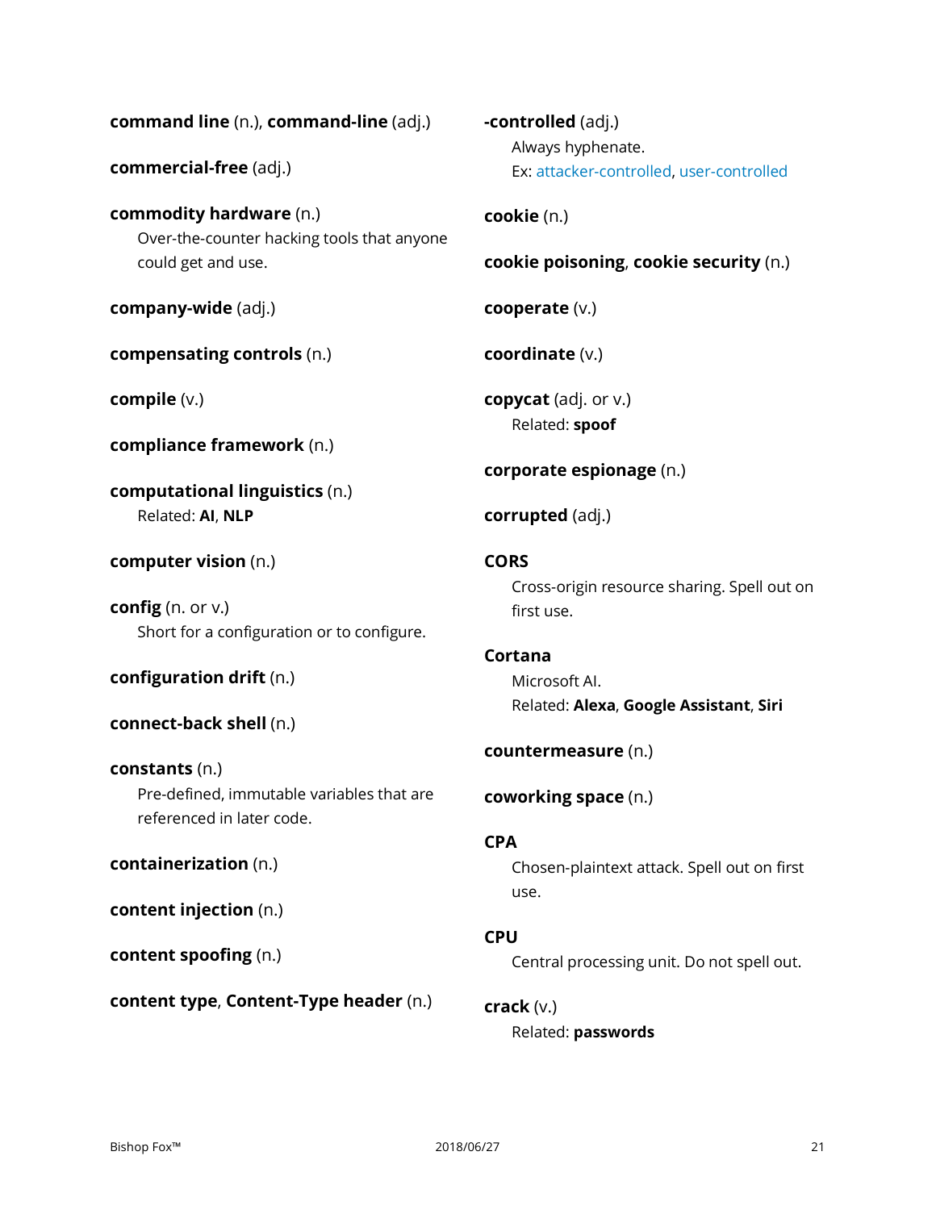**command line** (n.), **command-line** (adj.)

**commercial-free** (adj.)

**commodity hardware** (n.)
Over-the-counter hacking tools that anyone could get and use.

**company-wide** (adj.)

**compensating controls** (n.)

**compile** (v.)

**compliance framework** (n.)

**computational linguistics** (n.)
Related: **AI**, **NLP**

**computer vision** (n.)

**config** (n. or v.)
Short for a configuration or to configure.

**configuration drift** (n.)

**connect-back shell** (n.)

**constants** (n.)
Pre-defined, immutable variables that are referenced in later code.

**containerization** (n.)

**content injection** (n.)

**content spoofing** (n.)

**content type**, **Content-Type header** (n.)

**-controlled** (adj.)
Always hyphenate.
Ex: attacker-controlled, user-controlled

**cookie** (n.)

**cookie poisoning**, **cookie security** (n.)

**cooperate** (v.)

**coordinate** (v.)

**copycat** (adj. or v.)
Related: **spoof**

**corporate espionage** (n.)

**corrupted** (adj.)

**CORS**
Cross-origin resource sharing. Spell out on first use.

**Cortana**
Microsoft AI.
Related: **Alexa**, **Google Assistant**, **Siri**

**countermeasure** (n.)

**coworking space** (n.)

**CPA**
Chosen-plaintext attack. Spell out on first use.

**CPU**
Central processing unit. Do not spell out.

**crack** (v.)
Related: **passwords**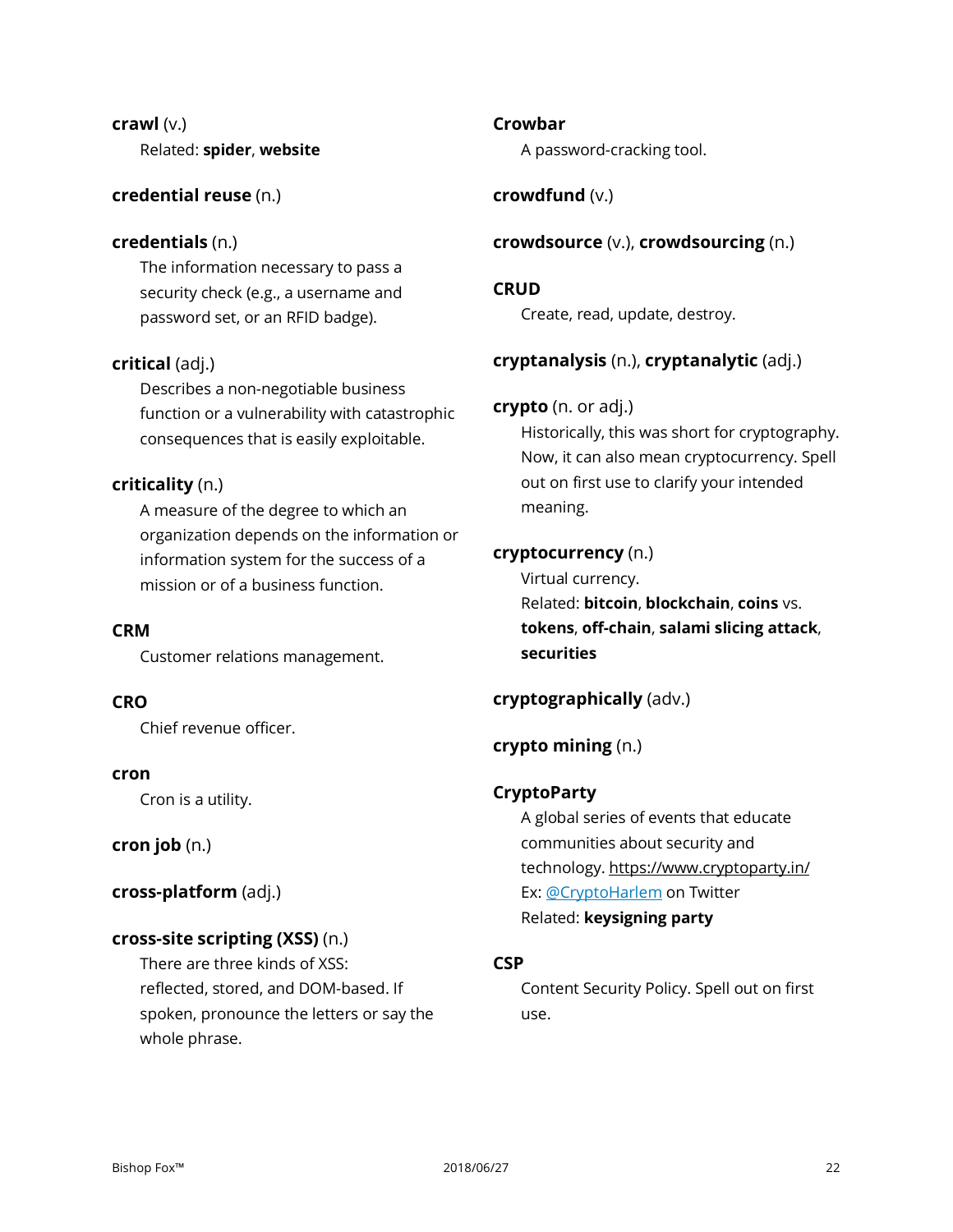**crawl** (v.)

Related: **spider**, **website**

**credential reuse** (n.)

**credentials** (n.)

The information necessary to pass a security check (e.g., a username and password set, or an RFID badge).

**critical** (adj.)

Describes a non-negotiable business function or a vulnerability with catastrophic consequences that is easily exploitable.

**criticality** (n.)

A measure of the degree to which an organization depends on the information or information system for the success of a mission or of a business function.

**CRM**

Customer relations management.

**CRO**

Chief revenue officer.

**cron**

Cron is a utility.

**cron job** (n.)

**cross-platform** (adj.)

**cross-site scripting (XSS)** (n.)

There are three kinds of XSS: reflected, stored, and DOM-based. If spoken, pronounce the letters or say the whole phrase.

**Crowbar**

A password-cracking tool.

**crowdfund** (v.)

**crowdsource** (v.), **crowdsourcing** (n.)

**CRUD**

Create, read, update, destroy.

**cryptanalysis** (n.), **cryptanalytic** (adj.)

**crypto** (n. or adj.)

Historically, this was short for cryptography. Now, it can also mean cryptocurrency. Spell out on first use to clarify your intended meaning.

**cryptocurrency** (n.)

Virtual currency.

Related: **bitcoin**, **blockchain**, **coins** vs. **tokens**, **off-chain**, **salami slicing attack**, **securities**

**cryptographically** (adv.)

**crypto mining** (n.)

**CryptoParty**

A global series of events that educate communities about security and technology. https://www.cryptoparty.in/

Ex: @CryptoHarlem on Twitter

Related: **keysigning party**

**CSP**

Content Security Policy. Spell out on first use.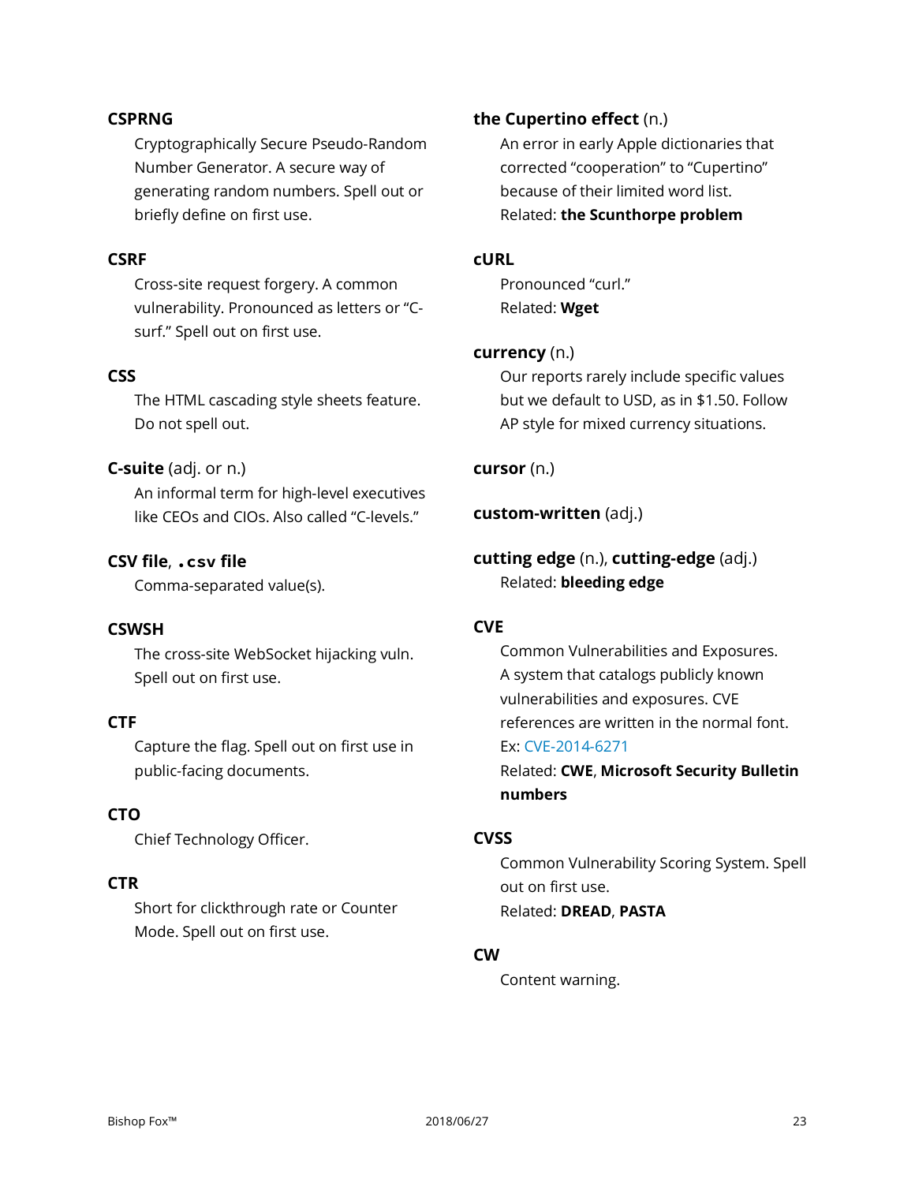**CSPRNG**

Cryptographically Secure Pseudo-Random Number Generator. A secure way of generating random numbers. Spell out or briefly define on first use.

**CSRF**

Cross-site request forgery. A common vulnerability. Pronounced as letters or "C-surf." Spell out on first use.

**CSS**

The HTML cascading style sheets feature. Do not spell out.

**C-suite** (adj. or n.)

An informal term for high-level executives like CEOs and CIOs. Also called "C-levels."

**CSV file**, **`.csv` file**

Comma-separated value(s).

**CSWSH**

The cross-site WebSocket hijacking vuln. Spell out on first use.

**CTF**

Capture the flag. Spell out on first use in public-facing documents.

**CTO**

Chief Technology Officer.

**CTR**

Short for clickthrough rate or Counter Mode. Spell out on first use.

**the Cupertino effect** (n.)

An error in early Apple dictionaries that corrected "cooperation" to "Cupertino" because of their limited word list.
Related: **the Scunthorpe problem**

**cURL**

Pronounced "curl."
Related: **Wget**

**currency** (n.)

Our reports rarely include specific values but we default to USD, as in $1.50. Follow AP style for mixed currency situations.

**cursor** (n.)

**custom-written** (adj.)

**cutting edge** (n.), **cutting-edge** (adj.)

Related: **bleeding edge**

**CVE**

Common Vulnerabilities and Exposures. A system that catalogs publicly known vulnerabilities and exposures. CVE references are written in the normal font.
Ex: CVE-2014-6271
Related: **CWE**, **Microsoft Security Bulletin numbers**

**CVSS**

Common Vulnerability Scoring System. Spell out on first use.
Related: **DREAD**, **PASTA**

**CW**

Content warning.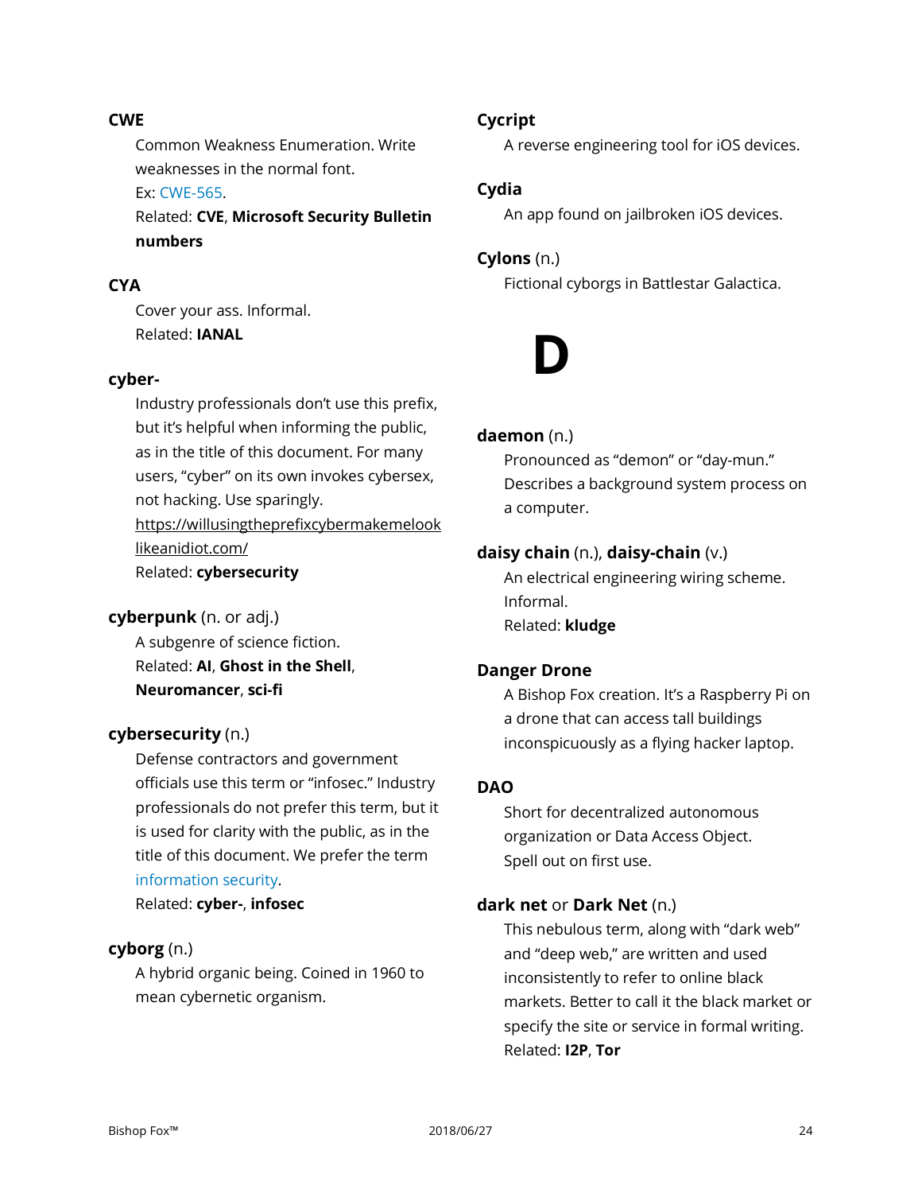**CWE**

Common Weakness Enumeration. Write weaknesses in the normal font.

Ex: CWE-565.

Related: **CVE**, **Microsoft Security Bulletin numbers**

**CYA**

Cover your ass. Informal.

Related: **IANAL**

**cyber-**

Industry professionals don't use this prefix, but it's helpful when informing the public, as in the title of this document. For many users, "cyber" on its own invokes cybersex, not hacking. Use sparingly.

https://willusingtheprefixcybermakemelooklikeanidiot.com/

Related: **cybersecurity**

**cyberpunk** (n. or adj.)

A subgenre of science fiction.

Related: **AI**, **Ghost in the Shell**, **Neuromancer**, **sci-fi**

**cybersecurity** (n.)

Defense contractors and government officials use this term or "infosec." Industry professionals do not prefer this term, but it is used for clarity with the public, as in the title of this document. We prefer the term information security.

Related: **cyber-**, **infosec**

**cyborg** (n.)

A hybrid organic being. Coined in 1960 to mean cybernetic organism.

**Cycript**

A reverse engineering tool for iOS devices.

**Cydia**

An app found on jailbroken iOS devices.

**Cylons** (n.)

Fictional cyborgs in Battlestar Galactica.

# D

**daemon** (n.)

Pronounced as "demon" or "day-mun." Describes a background system process on a computer.

**daisy chain** (n.), **daisy-chain** (v.)

An electrical engineering wiring scheme. Informal.

Related: **kludge**

**Danger Drone**

A Bishop Fox creation. It's a Raspberry Pi on a drone that can access tall buildings inconspicuously as a flying hacker laptop.

**DAO**

Short for decentralized autonomous organization or Data Access Object. Spell out on first use.

**dark net** or **Dark Net** (n.)

This nebulous term, along with "dark web" and "deep web," are written and used inconsistently to refer to online black markets. Better to call it the black market or specify the site or service in formal writing.

Related: **I2P**, **Tor**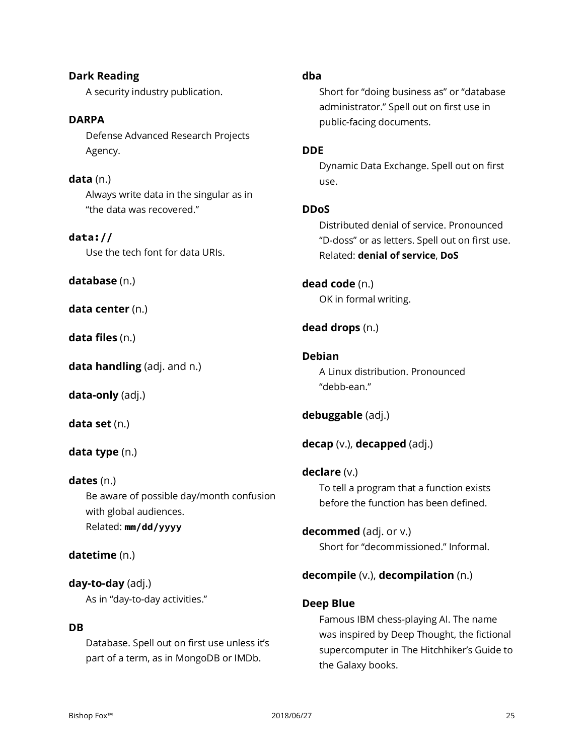**Dark Reading**

A security industry publication.

**DARPA**

Defense Advanced Research Projects Agency.

**data** (n.)

Always write data in the singular as in "the data was recovered."

**`data://`**

Use the tech font for data URIs.

**database** (n.)

**data center** (n.)

**data files** (n.)

**data handling** (adj. and n.)

**data-only** (adj.)

**data set** (n.)

**data type** (n.)

**dates** (n.)

Be aware of possible day/month confusion with global audiences.
Related: **`mm/dd/yyyy`**

**datetime** (n.)

**day-to-day** (adj.)

As in "day-to-day activities."

**DB**

Database. Spell out on first use unless it's part of a term, as in MongoDB or IMDb.

**dba**

Short for "doing business as" or "database administrator." Spell out on first use in public-facing documents.

**DDE**

Dynamic Data Exchange. Spell out on first use.

**DDoS**

Distributed denial of service. Pronounced "D-doss" or as letters. Spell out on first use.
Related: **denial of service**, **DoS**

**dead code** (n.)

OK in formal writing.

**dead drops** (n.)

**Debian**

A Linux distribution. Pronounced "debb-ean."

**debuggable** (adj.)

**decap** (v.), **decapped** (adj.)

**declare** (v.)

To tell a program that a function exists before the function has been defined.

**decommed** (adj. or v.)

Short for "decommissioned." Informal.

**decompile** (v.), **decompilation** (n.)

**Deep Blue**

Famous IBM chess-playing AI. The name was inspired by Deep Thought, the fictional supercomputer in The Hitchhiker's Guide to the Galaxy books.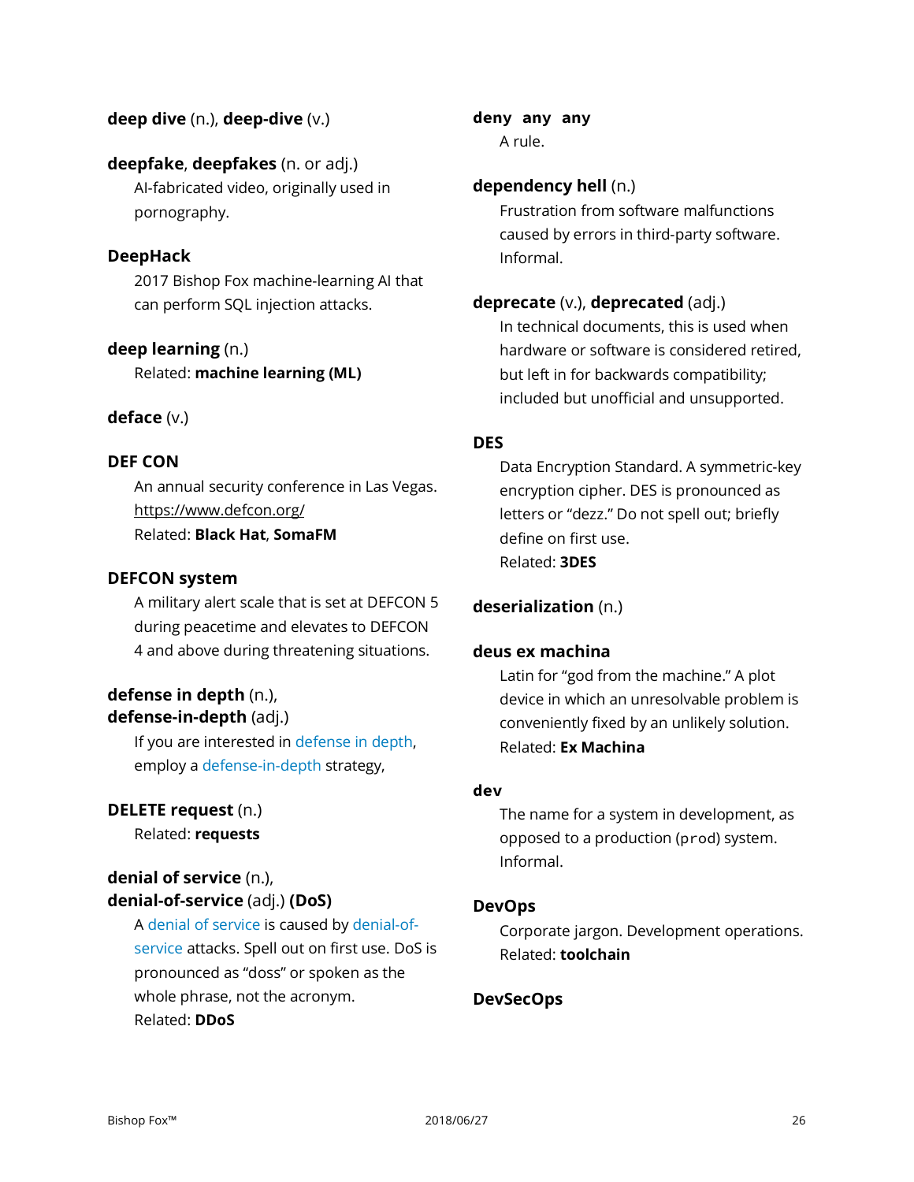**deep dive** (n.), **deep-dive** (v.)

**deepfake**, **deepfakes** (n. or adj.)
AI-fabricated video, originally used in pornography.

**DeepHack**
2017 Bishop Fox machine-learning AI that can perform SQL injection attacks.

**deep learning** (n.)
Related: **machine learning (ML)**

**deface** (v.)

**DEF CON**
An annual security conference in Las Vegas.
https://www.defcon.org/
Related: **Black Hat**, **SomaFM**

**DEFCON system**
A military alert scale that is set at DEFCON 5 during peacetime and elevates to DEFCON 4 and above during threatening situations.

**defense in depth** (n.),
**defense-in-depth** (adj.)
If you are interested in defense in depth, employ a defense-in-depth strategy,

**DELETE request** (n.)
Related: **requests**

**denial of service** (n.),
**denial-of-service** (adj.) **(DoS)**
A denial of service is caused by denial-of-service attacks. Spell out on first use. DoS is pronounced as “doss” or spoken as the whole phrase, not the acronym.
Related: **DDoS**

**`deny any any`**
A rule.

**dependency hell** (n.)
Frustration from software malfunctions caused by errors in third-party software. Informal.

**deprecate** (v.), **deprecated** (adj.)
In technical documents, this is used when hardware or software is considered retired, but left in for backwards compatibility; included but unofficial and unsupported.

**DES**
Data Encryption Standard. A symmetric-key encryption cipher. DES is pronounced as letters or “dezz.” Do not spell out; briefly define on first use.
Related: **3DES**

**deserialization** (n.)

**deus ex machina**
Latin for “god from the machine.” A plot device in which an unresolvable problem is conveniently fixed by an unlikely solution.
Related: **Ex Machina**

**`dev`**
The name for a system in development, as opposed to a production (`prod`) system. Informal.

**DevOps**
Corporate jargon. Development operations.
Related: **toolchain**

**DevSecOps**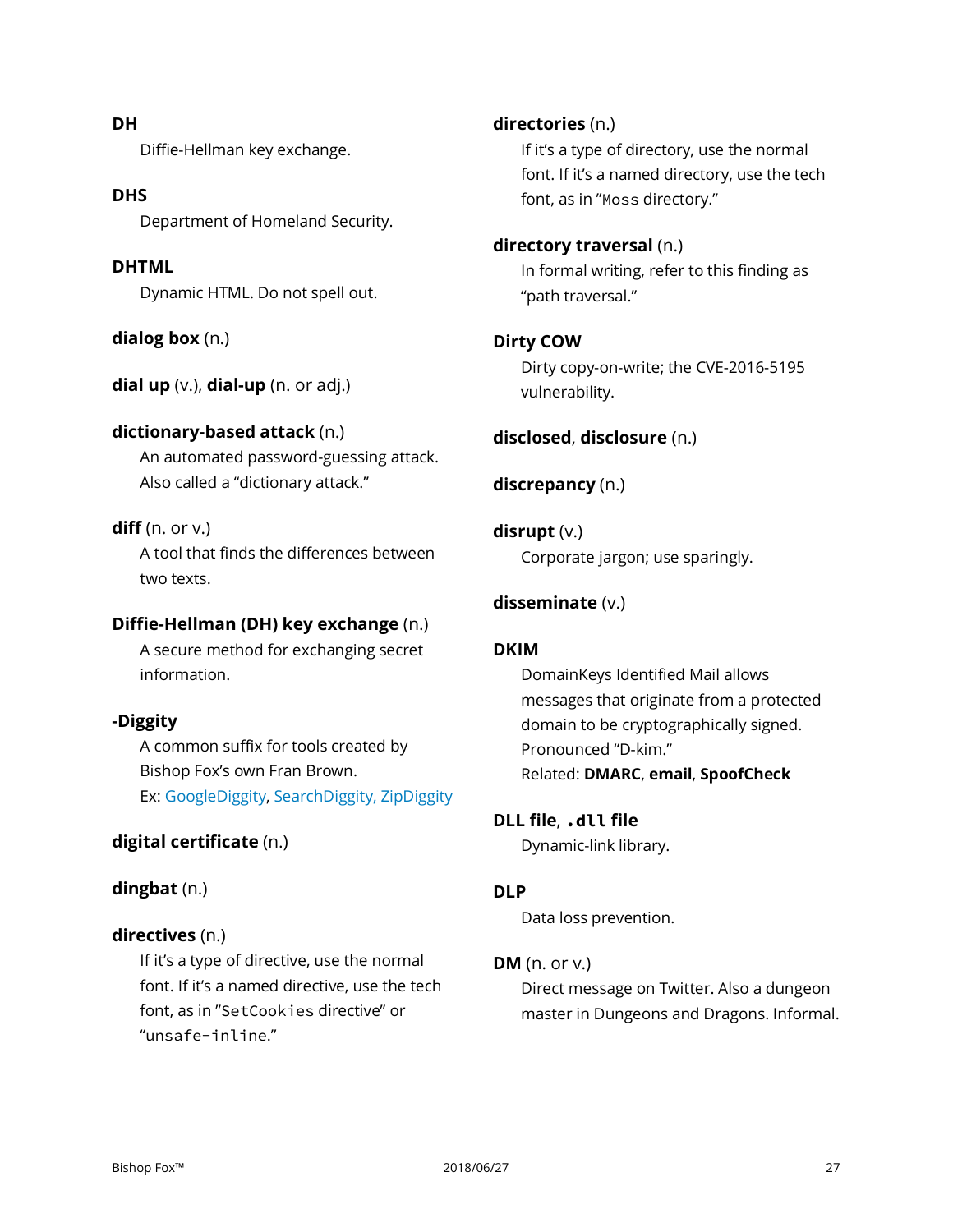**DH**

Diffie-Hellman key exchange.

**DHS**

Department of Homeland Security.

**DHTML**

Dynamic HTML. Do not spell out.

**dialog box** (n.)

**dial up** (v.), **dial-up** (n. or adj.)

**dictionary-based attack** (n.)

An automated password-guessing attack. Also called a "dictionary attack."

**diff** (n. or v.)

A tool that finds the differences between two texts.

**Diffie-Hellman (DH) key exchange** (n.)

A secure method for exchanging secret information.

**-Diggity**

A common suffix for tools created by Bishop Fox's own Fran Brown.
Ex: GoogleDiggity, SearchDiggity, ZipDiggity

**digital certificate** (n.)

**dingbat** (n.)

**directives** (n.)

If it's a type of directive, use the normal font. If it's a named directive, use the tech font, as in "`SetCookies` directive" or "`unsafe-inline`."

**directories** (n.)

If it's a type of directory, use the normal font. If it's a named directory, use the tech font, as in "`Moss` directory."

**directory traversal** (n.)

In formal writing, refer to this finding as "path traversal."

**Dirty COW**

Dirty copy-on-write; the CVE-2016-5195 vulnerability.

**disclosed**, **disclosure** (n.)

**discrepancy** (n.)

**disrupt** (v.)

Corporate jargon; use sparingly.

**disseminate** (v.)

**DKIM**

DomainKeys Identified Mail allows messages that originate from a protected domain to be cryptographically signed. Pronounced "D-kim."
Related: **DMARC**, **email**, **SpoofCheck**

**DLL file**, **`.dll` file**

Dynamic-link library.

**DLP**

Data loss prevention.

**DM** (n. or v.)

Direct message on Twitter. Also a dungeon master in Dungeons and Dragons. Informal.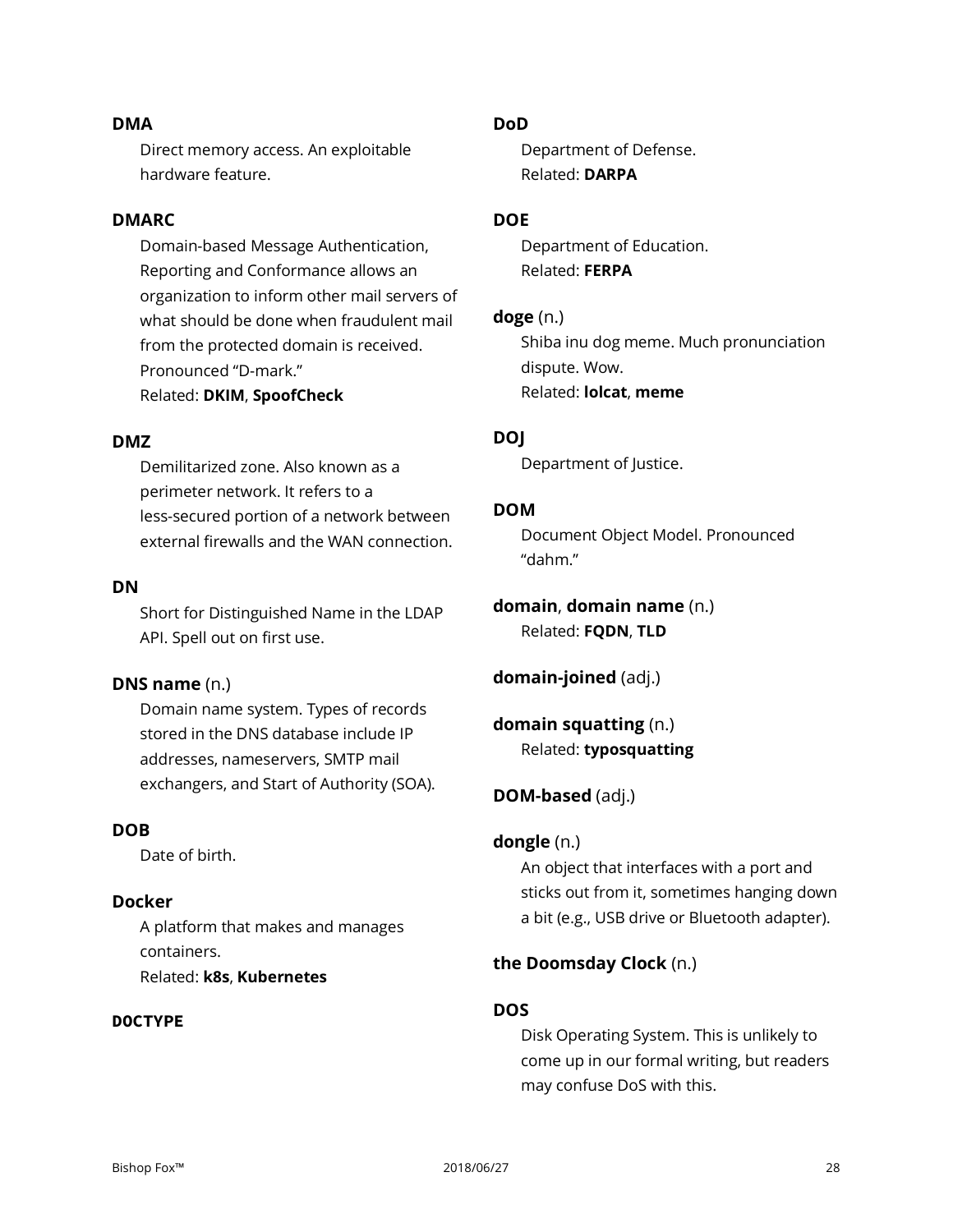**DMA**
Direct memory access. An exploitable hardware feature.

**DMARC**
Domain-based Message Authentication, Reporting and Conformance allows an organization to inform other mail servers of what should be done when fraudulent mail from the protected domain is received. Pronounced "D-mark."
Related: **DKIM**, **SpoofCheck**

**DMZ**
Demilitarized zone. Also known as a perimeter network. It refers to a less-secured portion of a network between external firewalls and the WAN connection.

**DN**
Short for Distinguished Name in the LDAP API. Spell out on first use.

**DNS name** (n.)
Domain name system. Types of records stored in the DNS database include IP addresses, nameservers, SMTP mail exchangers, and Start of Authority (SOA).

**DOB**
Date of birth.

**Docker**
A platform that makes and manages containers.
Related: **k8s**, **Kubernetes**

**DOCTYPE**

**DoD**
Department of Defense.
Related: **DARPA**

**DOE**
Department of Education.
Related: **FERPA**

**doge** (n.)
Shiba inu dog meme. Much pronunciation dispute. Wow.
Related: **lolcat**, **meme**

**DOJ**
Department of Justice.

**DOM**
Document Object Model. Pronounced "dahm."

**domain**, **domain name** (n.)
Related: **FQDN**, **TLD**

**domain-joined** (adj.)

**domain squatting** (n.)
Related: **typosquatting**

**DOM-based** (adj.)

**dongle** (n.)
An object that interfaces with a port and sticks out from it, sometimes hanging down a bit (e.g., USB drive or Bluetooth adapter).

**the Doomsday Clock** (n.)

**DOS**
Disk Operating System. This is unlikely to come up in our formal writing, but readers may confuse DoS with this.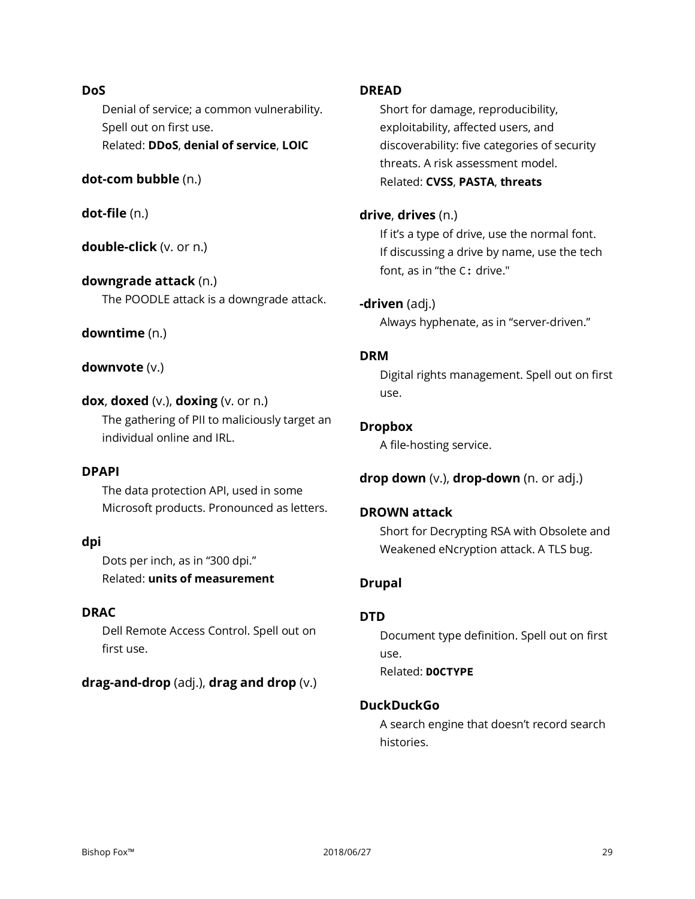**DoS**

Denial of service; a common vulnerability. Spell out on first use.
Related: **DDoS**, **denial of service**, **LOIC**

**dot-com bubble** (n.)

**dot-file** (n.)

**double-click** (v. or n.)

**downgrade attack** (n.)

The POODLE attack is a downgrade attack.

**downtime** (n.)

**downvote** (v.)

**dox**, **doxed** (v.), **doxing** (v. or n.)

The gathering of PII to maliciously target an individual online and IRL.

**DPAPI**

The data protection API, used in some Microsoft products. Pronounced as letters.

**dpi**

Dots per inch, as in “300 dpi.”
Related: **units of measurement**

**DRAC**

Dell Remote Access Control. Spell out on first use.

**drag-and-drop** (adj.), **drag and drop** (v.)

**DREAD**

Short for damage, reproducibility, exploitability, affected users, and discoverability: five categories of security threats. A risk assessment model.
Related: **CVSS**, **PASTA**, **threats**

**drive**, **drives** (n.)

If it’s a type of drive, use the normal font. If discussing a drive by name, use the tech font, as in “the `C:` drive."

**-driven** (adj.)

Always hyphenate, as in “server-driven.”

**DRM**

Digital rights management. Spell out on first use.

**Dropbox**

A file-hosting service.

**drop down** (v.), **drop-down** (n. or adj.)

**DROWN attack**

Short for Decrypting RSA with Obsolete and Weakened eNcryption attack. A TLS bug.

**Drupal**

**DTD**

Document type definition. Spell out on first use.
Related: **`DOCTYPE`**

**DuckDuckGo**

A search engine that doesn’t record search histories.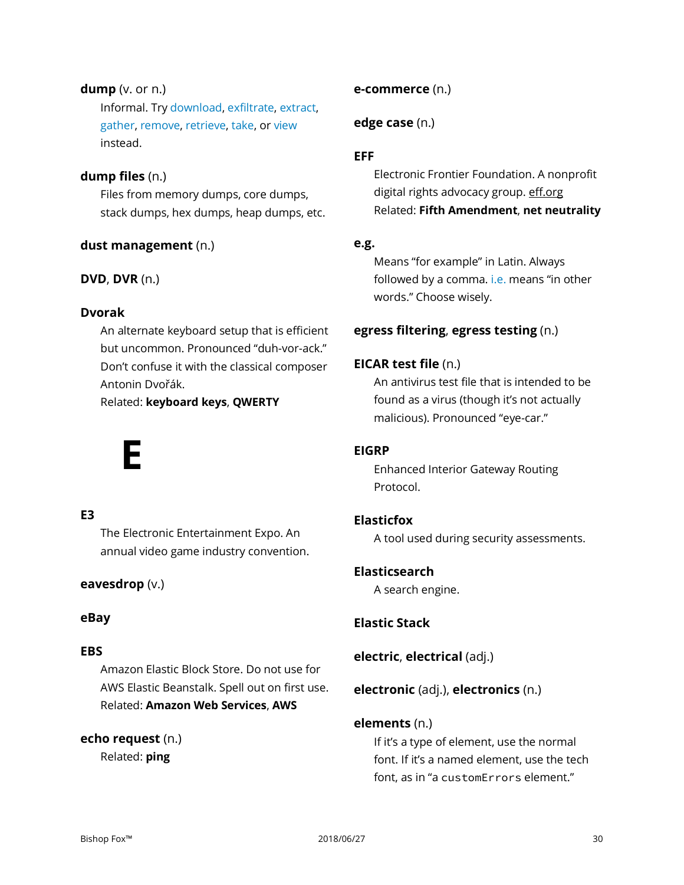**dump** (v. or n.)

Informal. Try download, exfiltrate, extract, gather, remove, retrieve, take, or view instead.

**dump files** (n.)

Files from memory dumps, core dumps, stack dumps, hex dumps, heap dumps, etc.

**dust management** (n.)

**DVD**, **DVR** (n.)

**Dvorak**

An alternate keyboard setup that is efficient but uncommon. Pronounced "duh-vor-ack." Don't confuse it with the classical composer Antonin Dvořák.
Related: **keyboard keys**, **QWERTY**

# E

**E3**

The Electronic Entertainment Expo. An annual video game industry convention.

**eavesdrop** (v.)

**eBay**

**EBS**

Amazon Elastic Block Store. Do not use for AWS Elastic Beanstalk. Spell out on first use.
Related: **Amazon Web Services**, **AWS**

**echo request** (n.)

Related: **ping**

**e-commerce** (n.)

**edge case** (n.)

**EFF**

Electronic Frontier Foundation. A nonprofit digital rights advocacy group. eff.org
Related: **Fifth Amendment**, **net neutrality**

**e.g.**

Means "for example" in Latin. Always followed by a comma. i.e. means "in other words." Choose wisely.

**egress filtering**, **egress testing** (n.)

**EICAR test file** (n.)

An antivirus test file that is intended to be found as a virus (though it's not actually malicious). Pronounced "eye-car."

**EIGRP**

Enhanced Interior Gateway Routing Protocol.

**Elasticfox**

A tool used during security assessments.

**Elasticsearch**

A search engine.

**Elastic Stack**

**electric**, **electrical** (adj.)

**electronic** (adj.), **electronics** (n.)

**elements** (n.)

If it's a type of element, use the normal font. If it's a named element, use the tech font, as in "a `customErrors` element."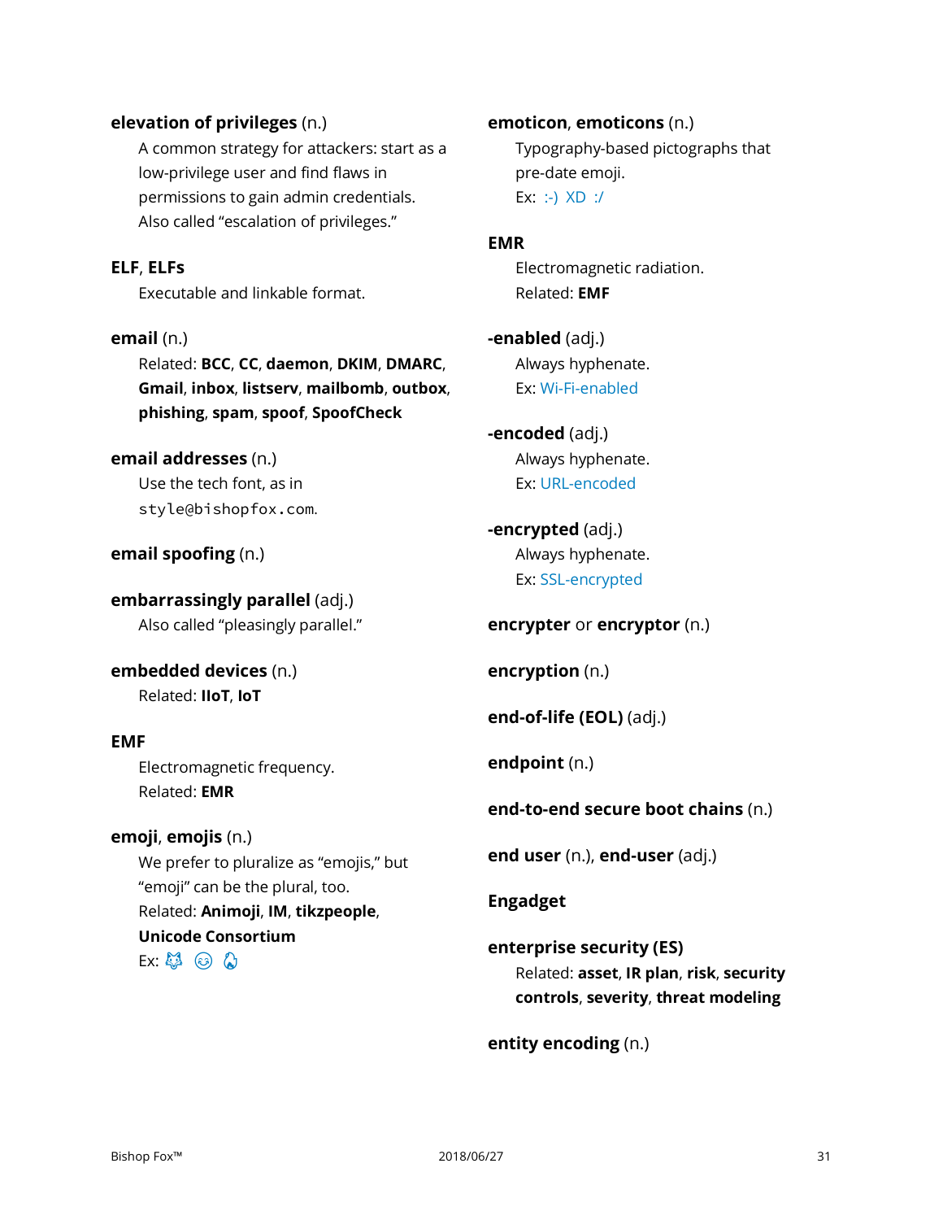**elevation of privileges** (n.)

A common strategy for attackers: start as a low-privilege user and find flaws in permissions to gain admin credentials. Also called "escalation of privileges."

**ELF**, **ELFs**

Executable and linkable format.

**email** (n.)

Related: **BCC**, **CC**, **daemon**, **DKIM**, **DMARC**, **Gmail**, **inbox**, **listserv**, **mailbomb**, **outbox**, **phishing**, **spam**, **spoof**, **SpoofCheck**

**email addresses** (n.)

Use the tech font, as in `style@bishopfox.com`.

**email spoofing** (n.)

**embarrassingly parallel** (adj.)

Also called "pleasingly parallel."

**embedded devices** (n.)

Related: **IIoT**, **IoT**

**EMF**

Electromagnetic frequency.

Related: **EMR**

**emoji**, **emojis** (n.)

We prefer to pluralize as "emojis," but "emoji" can be the plural, too.

Related: **Animoji**, **IM**, **tikzpeople**, **Unicode Consortium**

Ex: 🐱 😊 🔥

**emoticon**, **emoticons** (n.)

Typography-based pictographs that pre-date emoji.

Ex: :-) XD :/

**EMR**

Electromagnetic radiation.

Related: **EMF**

**-enabled** (adj.)

Always hyphenate.

Ex: Wi-Fi-enabled

**-encoded** (adj.)

Always hyphenate.

Ex: URL-encoded

**-encrypted** (adj.)

Always hyphenate.

Ex: SSL-encrypted

**encrypter** or **encryptor** (n.)

**encryption** (n.)

**end-of-life (EOL)** (adj.)

**endpoint** (n.)

**end-to-end secure boot chains** (n.)

**end user** (n.), **end-user** (adj.)

**Engadget**

**enterprise security (ES)**

Related: **asset**, **IR plan**, **risk**, **security controls**, **severity**, **threat modeling**

**entity encoding** (n.)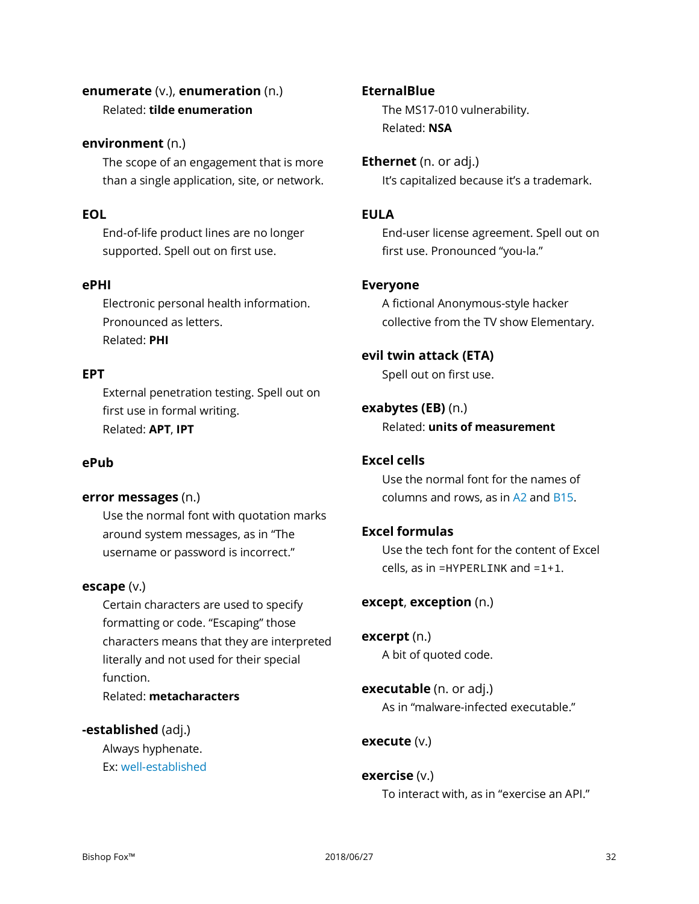**enumerate** (v.), **enumeration** (n.)

Related: **tilde enumeration**

**environment** (n.)

The scope of an engagement that is more than a single application, site, or network.

**EOL**

End-of-life product lines are no longer supported. Spell out on first use.

**ePHI**

Electronic personal health information. Pronounced as letters.
Related: **PHI**

**EPT**

External penetration testing. Spell out on first use in formal writing.
Related: **APT**, **IPT**

**ePub**

**error messages** (n.)

Use the normal font with quotation marks around system messages, as in "The username or password is incorrect."

**escape** (v.)

Certain characters are used to specify formatting or code. "Escaping" those characters means that they are interpreted literally and not used for their special function.
Related: **metacharacters**

**-established** (adj.)

Always hyphenate.
Ex: well-established

**EternalBlue**

The MS17-010 vulnerability.
Related: **NSA**

**Ethernet** (n. or adj.)

It's capitalized because it's a trademark.

**EULA**

End-user license agreement. Spell out on first use. Pronounced "you-la."

**Everyone**

A fictional Anonymous-style hacker collective from the TV show Elementary.

**evil twin attack (ETA)**

Spell out on first use.

**exabytes (EB)** (n.)

Related: **units of measurement**

**Excel cells**

Use the normal font for the names of columns and rows, as in A2 and B15.

**Excel formulas**

Use the tech font for the content of Excel cells, as in `=HYPERLINK` and `=1+1`.

**except**, **exception** (n.)

**excerpt** (n.)

A bit of quoted code.

**executable** (n. or adj.)

As in "malware-infected executable."

**execute** (v.)

**exercise** (v.)

To interact with, as in "exercise an API."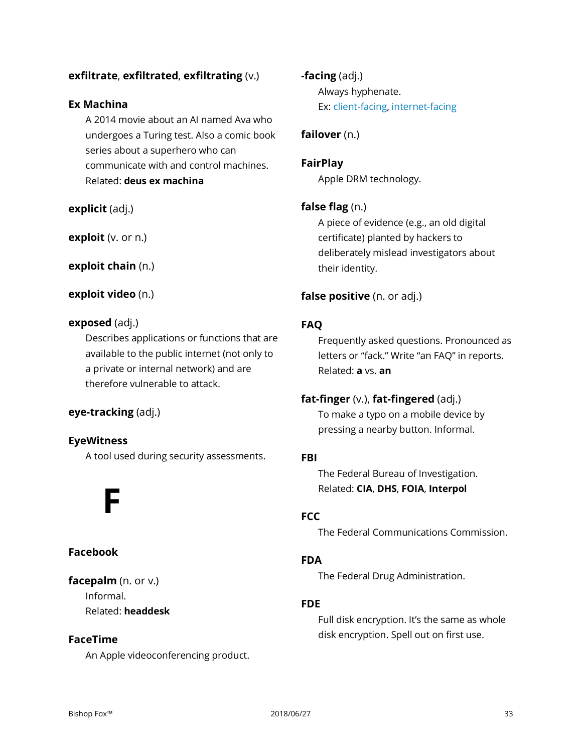**exfiltrate**, **exfiltrated**, **exfiltrating** (v.)

**Ex Machina**

A 2014 movie about an AI named Ava who undergoes a Turing test. Also a comic book series about a superhero who can communicate with and control machines.
Related: **deus ex machina**

**explicit** (adj.)

**exploit** (v. or n.)

**exploit chain** (n.)

**exploit video** (n.)

**exposed** (adj.)

Describes applications or functions that are available to the public internet (not only to a private or internal network) and are therefore vulnerable to attack.

**eye-tracking** (adj.)

**EyeWitness**

A tool used during security assessments.

# F

**Facebook**

**facepalm** (n. or v.)

Informal.
Related: **headdesk**

**FaceTime**

An Apple videoconferencing product.

**-facing** (adj.)

Always hyphenate.
Ex: client-facing, internet-facing

**failover** (n.)

**FairPlay**

Apple DRM technology.

**false flag** (n.)

A piece of evidence (e.g., an old digital certificate) planted by hackers to deliberately mislead investigators about their identity.

**false positive** (n. or adj.)

**FAQ**

Frequently asked questions. Pronounced as letters or “fack.” Write “an FAQ” in reports.
Related: **a** vs. **an**

**fat-finger** (v.), **fat-fingered** (adj.)

To make a typo on a mobile device by pressing a nearby button. Informal.

**FBI**

The Federal Bureau of Investigation.
Related: **CIA**, **DHS**, **FOIA**, **Interpol**

**FCC**

The Federal Communications Commission.

**FDA**

The Federal Drug Administration.

**FDE**

Full disk encryption. It’s the same as whole disk encryption. Spell out on first use.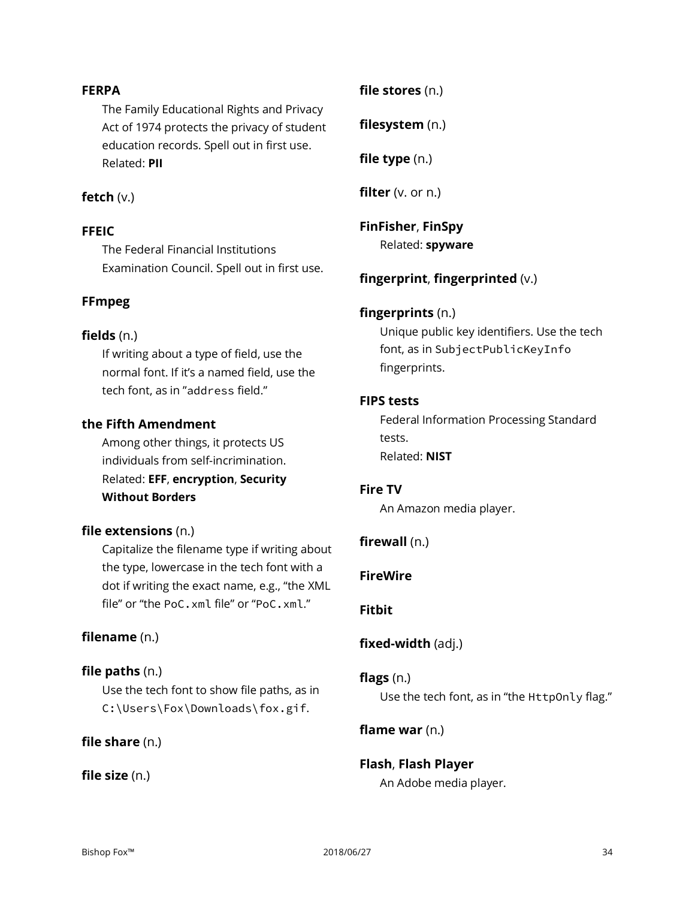**FERPA**

The Family Educational Rights and Privacy Act of 1974 protects the privacy of student education records. Spell out in first use.
Related: **PII**

**fetch** (v.)

**FFEIC**

The Federal Financial Institutions Examination Council. Spell out in first use.

**FFmpeg**

**fields** (n.)

If writing about a type of field, use the normal font. If it's a named field, use the tech font, as in "`address` field."

**the Fifth Amendment**

Among other things, it protects US individuals from self-incrimination.
Related: **EFF**, **encryption**, **Security Without Borders**

**file extensions** (n.)

Capitalize the filename type if writing about the type, lowercase in the tech font with a dot if writing the exact name, e.g., "the XML file" or "the `PoC.xml` file" or "`PoC.xml`."

**filename** (n.)

**file paths** (n.)

Use the tech font to show file paths, as in `C:\Users\Fox\Downloads\fox.gif`.

**file share** (n.)

**file size** (n.)

**file stores** (n.)

**filesystem** (n.)

**file type** (n.)

**filter** (v. or n.)

**FinFisher**, **FinSpy**

Related: **spyware**

**fingerprint**, **fingerprinted** (v.)

**fingerprints** (n.)

Unique public key identifiers. Use the tech font, as in `SubjectPublicKeyInfo` fingerprints.

**FIPS tests**

Federal Information Processing Standard tests.
Related: **NIST**

**Fire TV**

An Amazon media player.

**firewall** (n.)

**FireWire**

**Fitbit**

**fixed-width** (adj.)

**flags** (n.)

Use the tech font, as in "the `HttpOnly` flag."

**flame war** (n.)

**Flash**, **Flash Player**

An Adobe media player.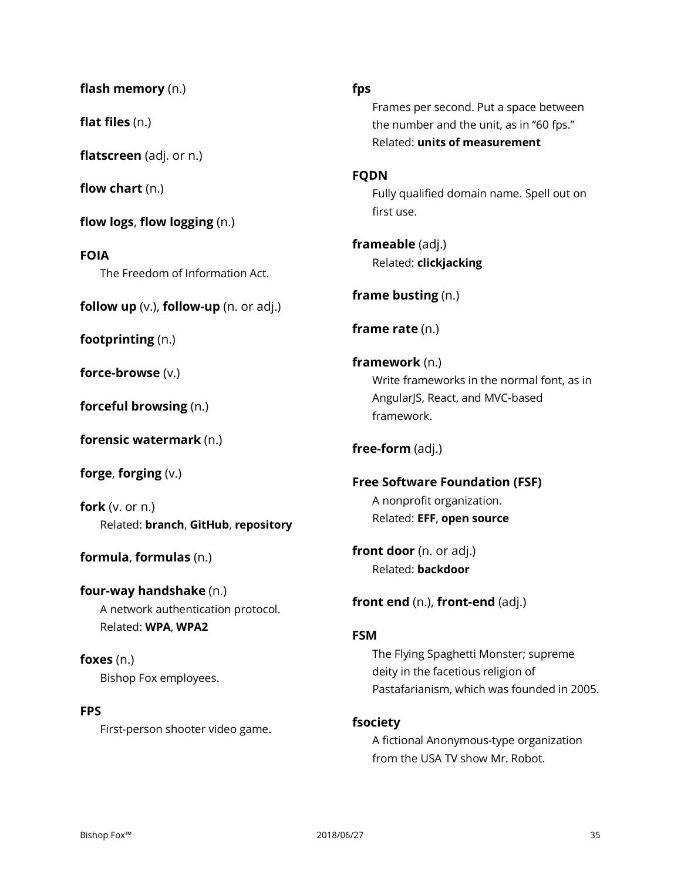**flash memory** (n.)

**flat files** (n.)

**flatscreen** (adj. or n.)

**flow chart** (n.)

**flow logs**, **flow logging** (n.)

**FOIA**

The Freedom of Information Act.

**follow up** (v.), **follow-up** (n. or adj.)

**footprinting** (n.)

**force-browse** (v.)

**forceful browsing** (n.)

**forensic watermark** (n.)

**forge**, **forging** (v.)

**fork** (v. or n.)

Related: **branch**, **GitHub**, **repository**

**formula**, **formulas** (n.)

**four-way handshake** (n.)

A network authentication protocol.
Related: **WPA**, **WPA2**

**foxes** (n.)

Bishop Fox employees.

**FPS**

First-person shooter video game.

**fps**

Frames per second. Put a space between the number and the unit, as in "60 fps."
Related: **units of measurement**

**FQDN**

Fully qualified domain name. Spell out on first use.

**frameable** (adj.)

Related: **clickjacking**

**frame busting** (n.)

**frame rate** (n.)

**framework** (n.)

Write frameworks in the normal font, as in AngularJS, React, and MVC-based framework.

**free-form** (adj.)

**Free Software Foundation (FSF)**

A nonprofit organization.
Related: **EFF**, **open source**

**front door** (n. or adj.)

Related: **backdoor**

**front end** (n.), **front-end** (adj.)

**FSM**

The Flying Spaghetti Monster; supreme deity in the facetious religion of Pastafarianism, which was founded in 2005.

**fsociety**

A fictional Anonymous-type organization from the USA TV show Mr. Robot.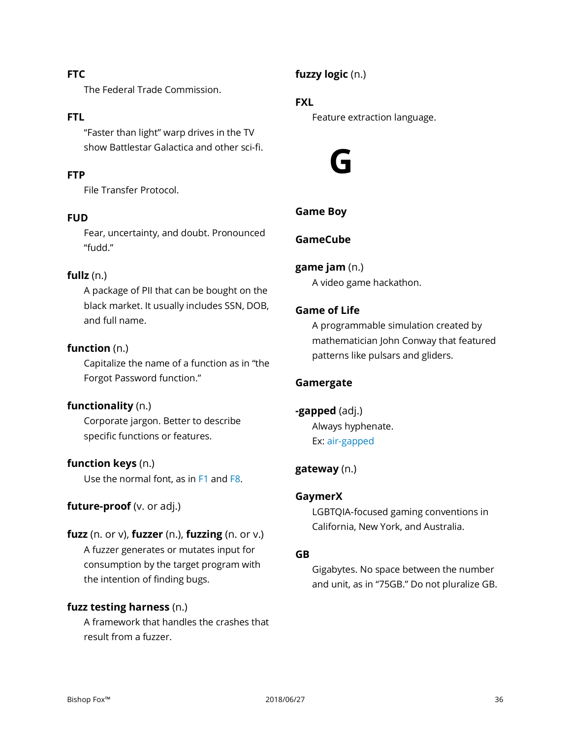**FTC**

The Federal Trade Commission.

**FTL**

"Faster than light" warp drives in the TV show Battlestar Galactica and other sci-fi.

**FTP**

File Transfer Protocol.

**FUD**

Fear, uncertainty, and doubt. Pronounced "fudd."

**fullz** (n.)

A package of PII that can be bought on the black market. It usually includes SSN, DOB, and full name.

**function** (n.)

Capitalize the name of a function as in "the Forgot Password function."

**functionality** (n.)

Corporate jargon. Better to describe specific functions or features.

**function keys** (n.)

Use the normal font, as in F1 and F8.

**future-proof** (v. or adj.)

**fuzz** (n. or v), **fuzzer** (n.), **fuzzing** (n. or v.)

A fuzzer generates or mutates input for consumption by the target program with the intention of finding bugs.

**fuzz testing harness** (n.)

A framework that handles the crashes that result from a fuzzer.

**fuzzy logic** (n.)

**FXL**

Feature extraction language.

# G

**Game Boy**

**GameCube**

**game jam** (n.)

A video game hackathon.

**Game of Life**

A programmable simulation created by mathematician John Conway that featured patterns like pulsars and gliders.

**Gamergate**

**-gapped** (adj.)

Always hyphenate.
Ex: air-gapped

**gateway** (n.)

**GaymerX**

LGBTQIA-focused gaming conventions in California, New York, and Australia.

**GB**

Gigabytes. No space between the number and unit, as in "75GB." Do not pluralize GB.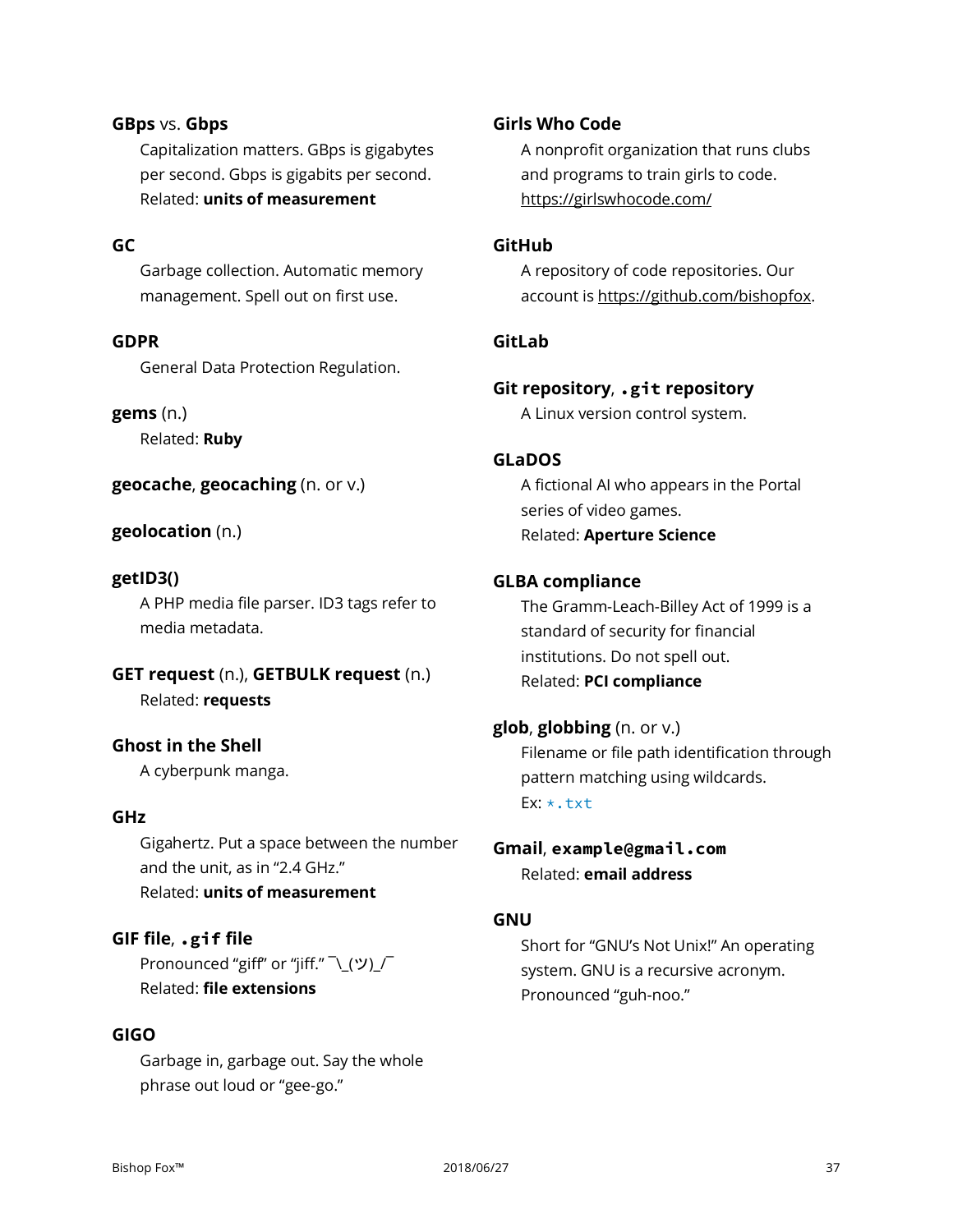**GBps** vs. **Gbps**

Capitalization matters. GBps is gigabytes per second. Gbps is gigabits per second.
Related: **units of measurement**

**GC**

Garbage collection. Automatic memory management. Spell out on first use.

**GDPR**

General Data Protection Regulation.

**gems** (n.)

Related: **Ruby**

**geocache**, **geocaching** (n. or v.)

**geolocation** (n.)

**getID3()**

A PHP media file parser. ID3 tags refer to media metadata.

**GET request** (n.), **GETBULK request** (n.)

Related: **requests**

**Ghost in the Shell**

A cyberpunk manga.

**GHz**

Gigahertz. Put a space between the number and the unit, as in “2.4 GHz.”
Related: **units of measurement**

**GIF file**, **`.gif` file**

Pronounced “giff” or “jiff.” ¯\_(ツ)_/¯
Related: **file extensions**

**GIGO**

Garbage in, garbage out. Say the whole phrase out loud or “gee-go.”

**Girls Who Code**

A nonprofit organization that runs clubs and programs to train girls to code.
https://girlswhocode.com/

**GitHub**

A repository of code repositories. Our account is https://github.com/bishopfox.

**GitLab**

**Git repository**, **`.git` repository**

A Linux version control system.

**GLaDOS**

A fictional AI who appears in the Portal series of video games.
Related: **Aperture Science**

**GLBA compliance**

The Gramm-Leach-Billey Act of 1999 is a standard of security for financial institutions. Do not spell out.
Related: **PCI compliance**

**glob**, **globbing** (n. or v.)

Filename or file path identification through pattern matching using wildcards.
Ex: `*.txt`

**Gmail**, **`example@gmail.com`**

Related: **email address**

**GNU**

Short for “GNU’s Not Unix!” An operating system. GNU is a recursive acronym. Pronounced “guh-noo.”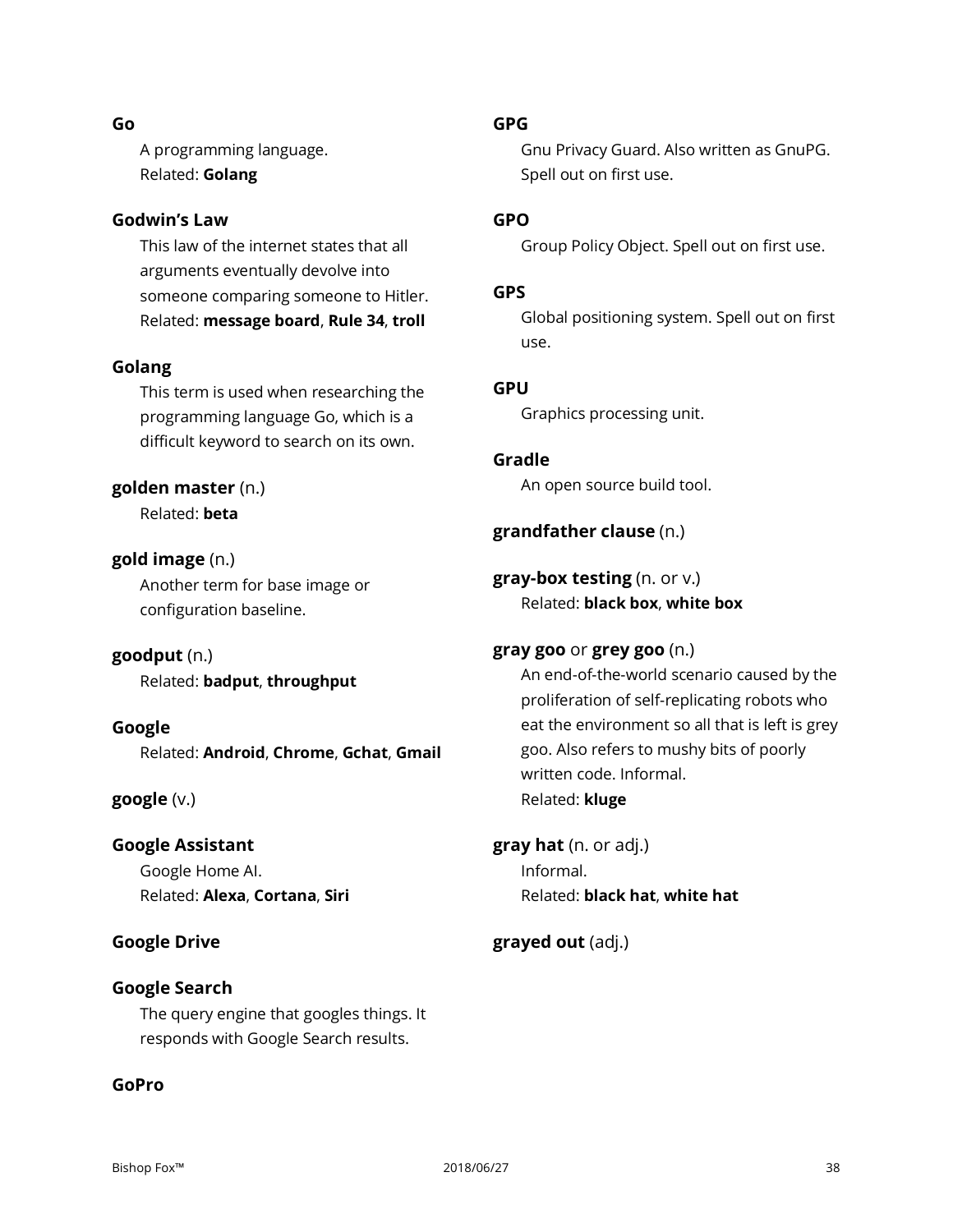**Go**

A programming language.
Related: **Golang**

**Godwin's Law**

This law of the internet states that all arguments eventually devolve into someone comparing someone to Hitler.
Related: **message board**, **Rule 34**, **troll**

**Golang**

This term is used when researching the programming language Go, which is a difficult keyword to search on its own.

**golden master** (n.)

Related: **beta**

**gold image** (n.)

Another term for base image or configuration baseline.

**goodput** (n.)

Related: **badput**, **throughput**

**Google**

Related: **Android**, **Chrome**, **Gchat**, **Gmail**

**google** (v.)

**Google Assistant**

Google Home AI.
Related: **Alexa**, **Cortana**, **Siri**

**Google Drive**

**Google Search**

The query engine that googles things. It responds with Google Search results.

**GoPro**

**GPG**

Gnu Privacy Guard. Also written as GnuPG. Spell out on first use.

**GPO**

Group Policy Object. Spell out on first use.

**GPS**

Global positioning system. Spell out on first use.

**GPU**

Graphics processing unit.

**Gradle**

An open source build tool.

**grandfather clause** (n.)

**gray-box testing** (n. or v.)

Related: **black box**, **white box**

**gray goo** or **grey goo** (n.)

An end-of-the-world scenario caused by the proliferation of self-replicating robots who eat the environment so all that is left is grey goo. Also refers to mushy bits of poorly written code. Informal.
Related: **kluge**

**gray hat** (n. or adj.)

Informal.
Related: **black hat**, **white hat**

**grayed out** (adj.)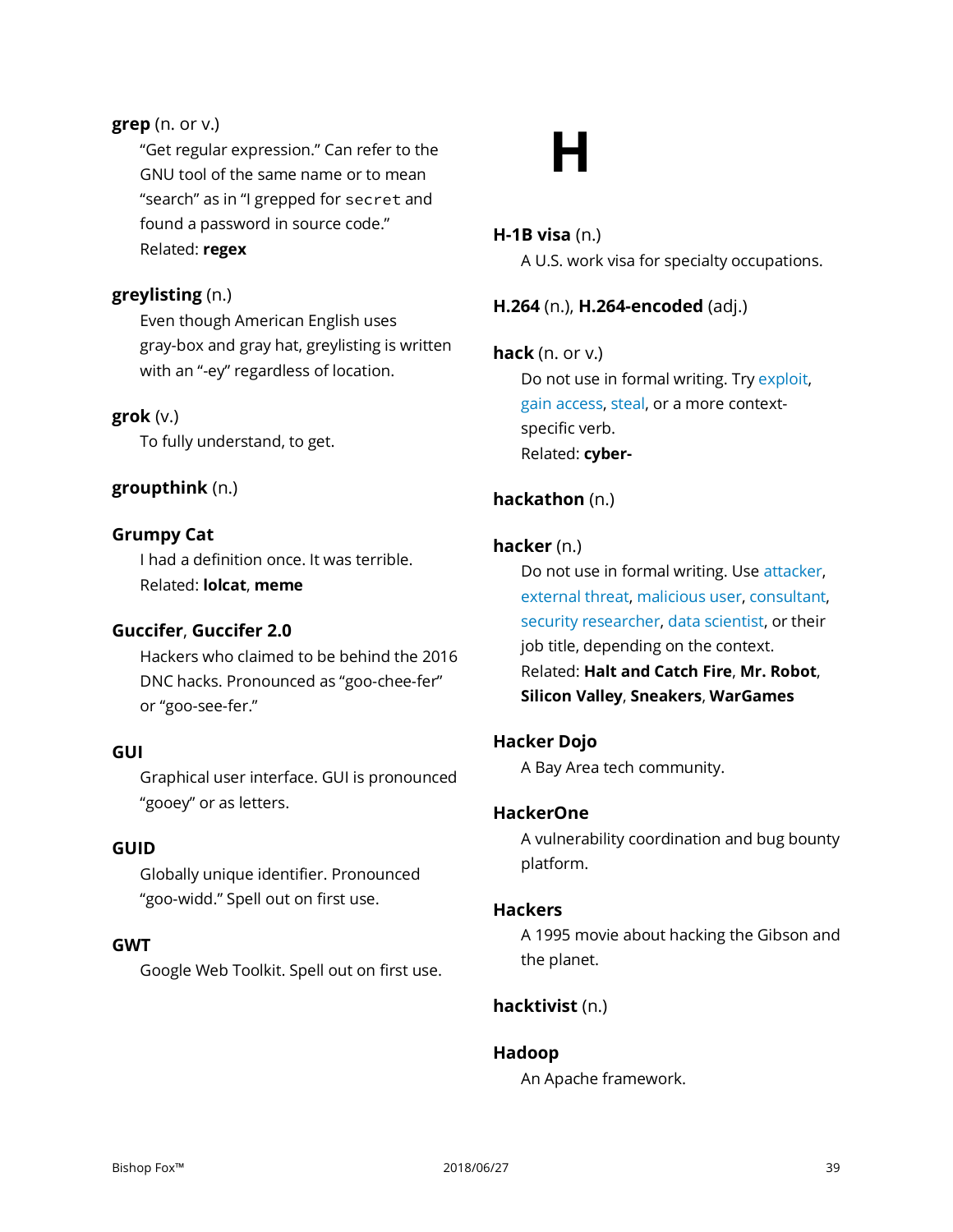**grep** (n. or v.)

"Get regular expression." Can refer to the GNU tool of the same name or to mean "search" as in "I grepped for `secret` and found a password in source code."
Related: **regex**

**greylisting** (n.)

Even though American English uses gray-box and gray hat, greylisting is written with an "-ey" regardless of location.

**grok** (v.)

To fully understand, to get.

**groupthink** (n.)

**Grumpy Cat**

I had a definition once. It was terrible.
Related: **lolcat**, **meme**

**Guccifer**, **Guccifer 2.0**

Hackers who claimed to be behind the 2016 DNC hacks. Pronounced as "goo-chee-fer" or "goo-see-fer."

**GUI**

Graphical user interface. GUI is pronounced "gooey" or as letters.

**GUID**

Globally unique identifier. Pronounced "goo-widd." Spell out on first use.

**GWT**

Google Web Toolkit. Spell out on first use.

# H

**H-1B visa** (n.)

A U.S. work visa for specialty occupations.

**H.264** (n.), **H.264-encoded** (adj.)

**hack** (n. or v.)

Do not use in formal writing. Try exploit, gain access, steal, or a more context-specific verb.
Related: **cyber-**

**hackathon** (n.)

**hacker** (n.)

Do not use in formal writing. Use attacker, external threat, malicious user, consultant, security researcher, data scientist, or their job title, depending on the context.
Related: **Halt and Catch Fire**, **Mr. Robot**, **Silicon Valley**, **Sneakers**, **WarGames**

**Hacker Dojo**

A Bay Area tech community.

**HackerOne**

A vulnerability coordination and bug bounty platform.

**Hackers**

A 1995 movie about hacking the Gibson and the planet.

**hacktivist** (n.)

**Hadoop**

An Apache framework.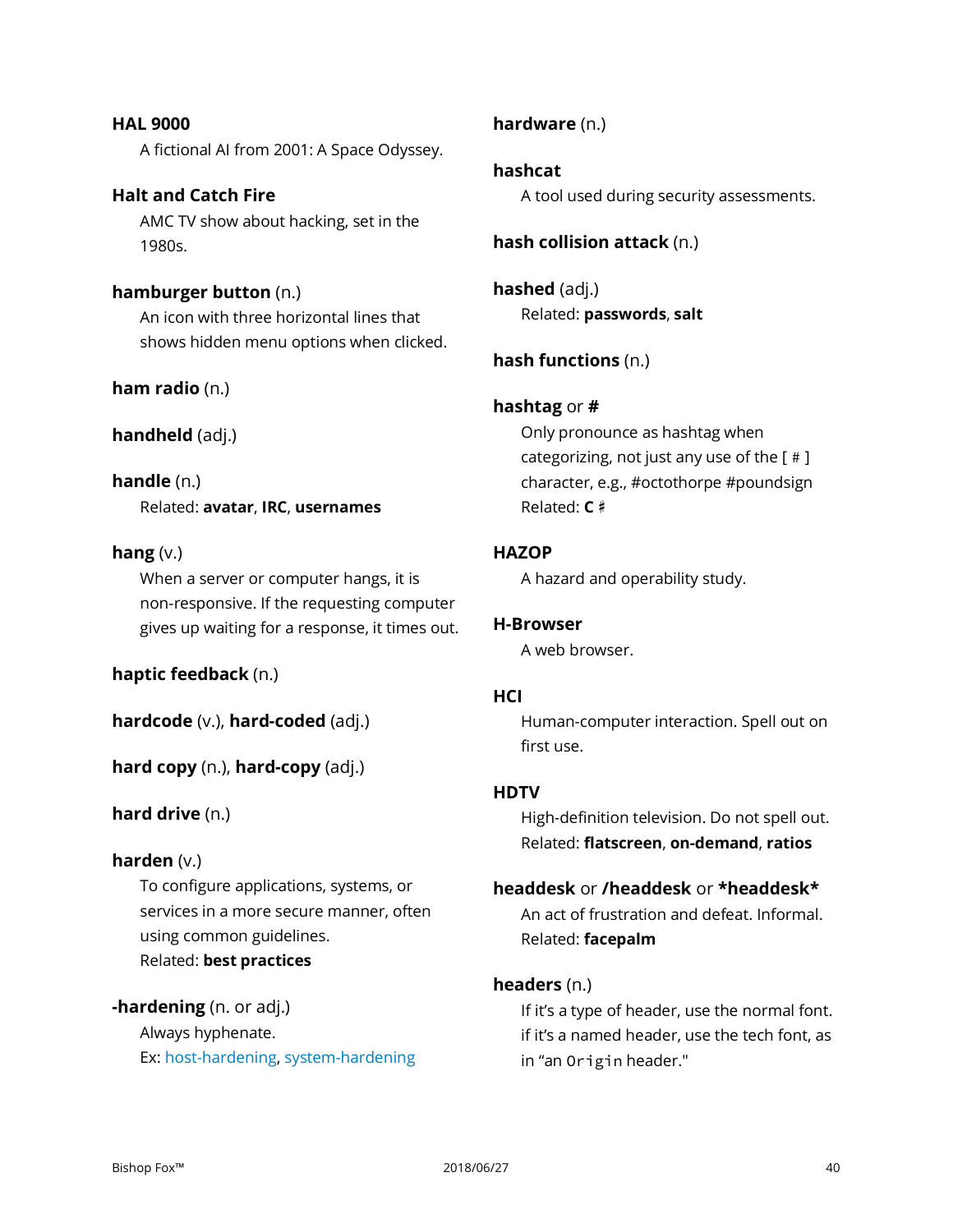**HAL 9000**
A fictional AI from 2001: A Space Odyssey.

**Halt and Catch Fire**
AMC TV show about hacking, set in the 1980s.

**hamburger button** (n.)
An icon with three horizontal lines that shows hidden menu options when clicked.

**ham radio** (n.)

**handheld** (adj.)

**handle** (n.)
Related: **avatar**, **IRC**, **usernames**

**hang** (v.)
When a server or computer hangs, it is non-responsive. If the requesting computer gives up waiting for a response, it times out.

**haptic feedback** (n.)

**hardcode** (v.), **hard-coded** (adj.)

**hard copy** (n.), **hard-copy** (adj.)

**hard drive** (n.)

**harden** (v.)
To configure applications, systems, or services in a more secure manner, often using common guidelines.
Related: **best practices**

**-hardening** (n. or adj.)
Always hyphenate.
Ex: host-hardening, system-hardening

**hardware** (n.)

**hashcat**
A tool used during security assessments.

**hash collision attack** (n.)

**hashed** (adj.)
Related: **passwords**, **salt**

**hash functions** (n.)

**hashtag** or **#**
Only pronounce as hashtag when categorizing, not just any use of the [ # ] character, e.g., #octothorpe #poundsign
Related: **C ♯**

**HAZOP**
A hazard and operability study.

**H-Browser**
A web browser.

**HCI**
Human-computer interaction. Spell out on first use.

**HDTV**
High-definition television. Do not spell out.
Related: **flatscreen**, **on-demand**, **ratios**

**headdesk** or **/headdesk** or ***headdesk***
An act of frustration and defeat. Informal.
Related: **facepalm**

**headers** (n.)
If it's a type of header, use the normal font. if it's a named header, use the tech font, as in "an `Origin` header."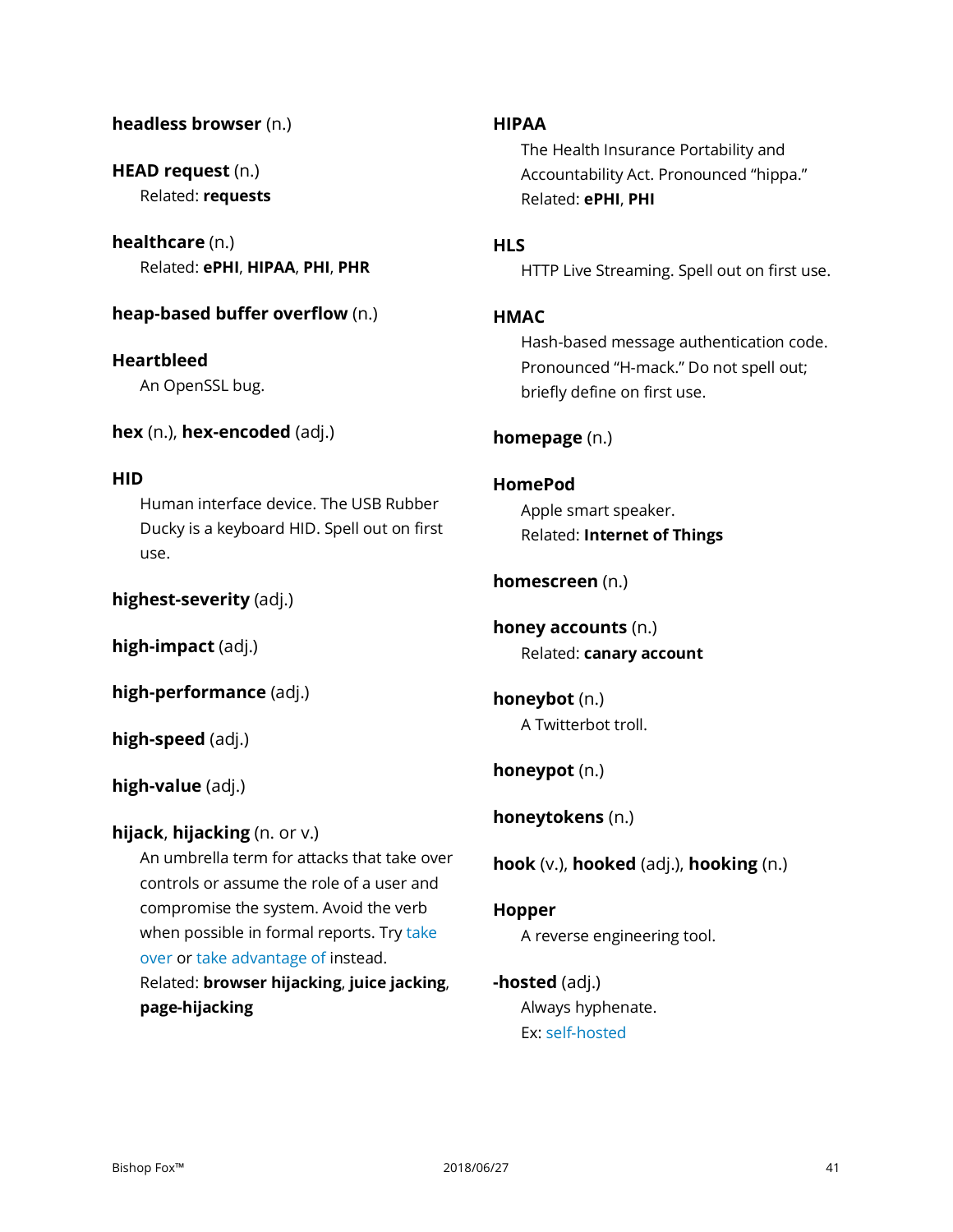**headless browser** (n.)

**HEAD request** (n.)
Related: **requests**

**healthcare** (n.)
Related: **ePHI**, **HIPAA**, **PHI**, **PHR**

**heap-based buffer overflow** (n.)

**Heartbleed**
An OpenSSL bug.

**hex** (n.), **hex-encoded** (adj.)

**HID**
Human interface device. The USB Rubber Ducky is a keyboard HID. Spell out on first use.

**highest-severity** (adj.)

**high-impact** (adj.)

**high-performance** (adj.)

**high-speed** (adj.)

**high-value** (adj.)

**hijack**, **hijacking** (n. or v.)
An umbrella term for attacks that take over controls or assume the role of a user and compromise the system. Avoid the verb when possible in formal reports. Try take over or take advantage of instead.
Related: **browser hijacking**, **juice jacking**, **page-hijacking**

**HIPAA**
The Health Insurance Portability and Accountability Act. Pronounced "hippa."
Related: **ePHI**, **PHI**

**HLS**
HTTP Live Streaming. Spell out on first use.

**HMAC**
Hash-based message authentication code. Pronounced "H-mack." Do not spell out; briefly define on first use.

**homepage** (n.)

**HomePod**
Apple smart speaker.
Related: **Internet of Things**

**homescreen** (n.)

**honey accounts** (n.)
Related: **canary account**

**honeybot** (n.)
A Twitterbot troll.

**honeypot** (n.)

**honeytokens** (n.)

**hook** (v.), **hooked** (adj.), **hooking** (n.)

**Hopper**
A reverse engineering tool.

**-hosted** (adj.)
Always hyphenate.
Ex: self-hosted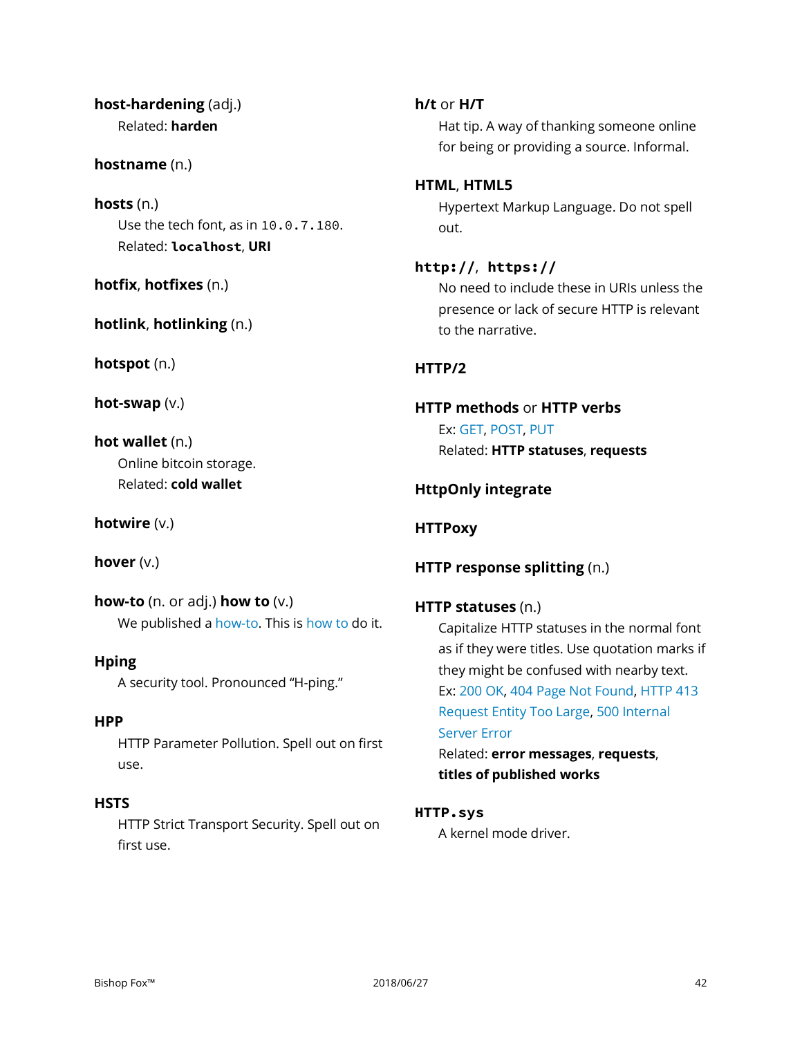**host-hardening** (adj.)
Related: **harden**

**hostname** (n.)

**hosts** (n.)
Use the tech font, as in `10.0.7.180`.
Related: **`localhost`**, **URI**

**hotfix**, **hotfixes** (n.)

**hotlink**, **hotlinking** (n.)

**hotspot** (n.)

**hot-swap** (v.)

**hot wallet** (n.)
Online bitcoin storage.
Related: **cold wallet**

**hotwire** (v.)

**hover** (v.)

**how-to** (n. or adj.) **how to** (v.)
We published a how-to. This is how to do it.

**Hping**
A security tool. Pronounced "H-ping."

**HPP**
HTTP Parameter Pollution. Spell out on first use.

**HSTS**
HTTP Strict Transport Security. Spell out on first use.

**h/t** or **H/T**
Hat tip. A way of thanking someone online for being or providing a source. Informal.

**HTML**, **HTML5**
Hypertext Markup Language. Do not spell out.

**`http://`**, **`https://`**
No need to include these in URIs unless the presence or lack of secure HTTP is relevant to the narrative.

**HTTP/2**

**HTTP methods** or **HTTP verbs**
Ex: GET, POST, PUT
Related: **HTTP statuses**, **requests**

**HttpOnly integrate**

**HTTPoxy**

**HTTP response splitting** (n.)

**HTTP statuses** (n.)
Capitalize HTTP statuses in the normal font as if they were titles. Use quotation marks if they might be confused with nearby text.
Ex: 200 OK, 404 Page Not Found, HTTP 413 Request Entity Too Large, 500 Internal Server Error
Related: **error messages**, **requests**, **titles of published works**

**`HTTP.sys`**
A kernel mode driver.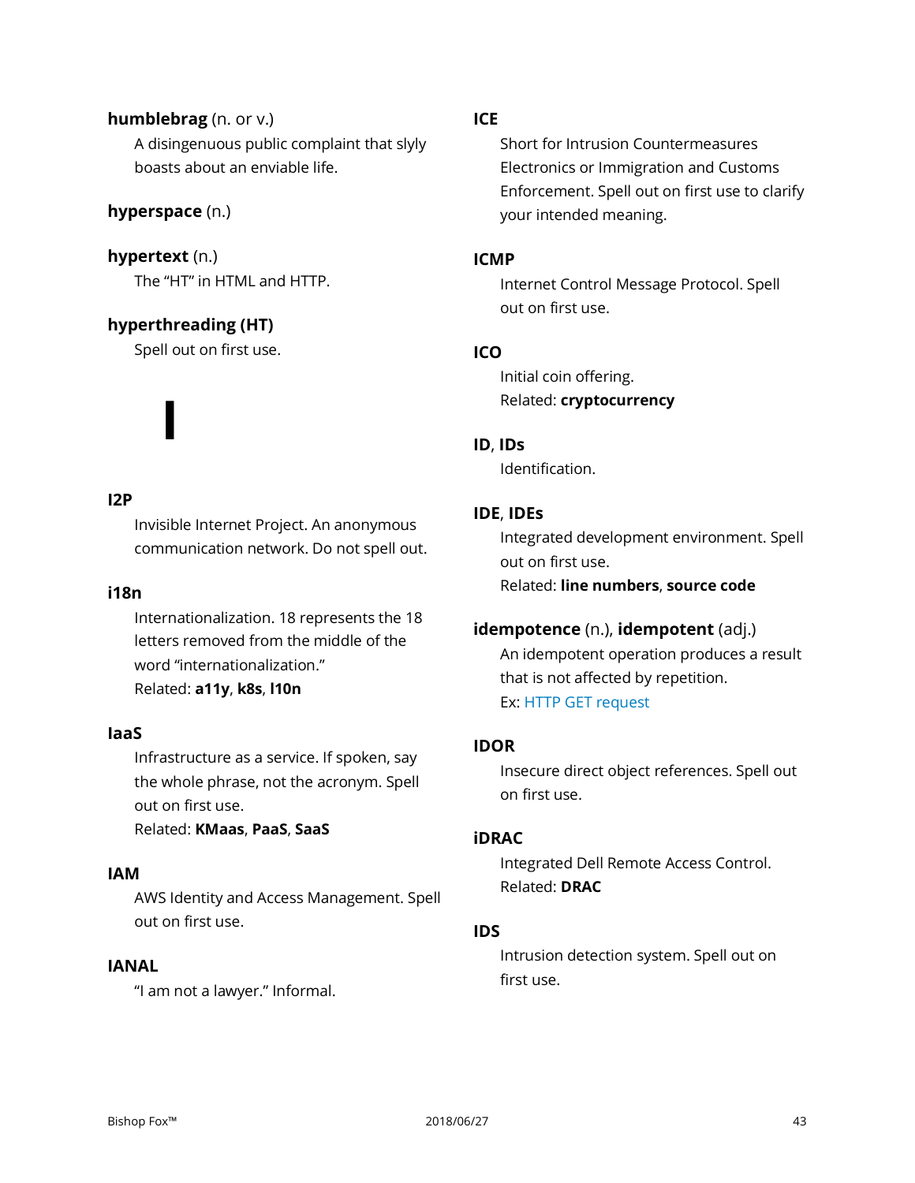**humblebrag** (n. or v.)

A disingenuous public complaint that slyly boasts about an enviable life.

**hyperspace** (n.)

**hypertext** (n.)

The “HT” in HTML and HTTP.

**hyperthreading (HT)**

Spell out on first use.

# I

**I2P**

Invisible Internet Project. An anonymous communication network. Do not spell out.

**i18n**

Internationalization. 18 represents the 18 letters removed from the middle of the word “internationalization.”
Related: **a11y**, **k8s**, **l10n**

**IaaS**

Infrastructure as a service. If spoken, say the whole phrase, not the acronym. Spell out on first use.
Related: **KMaas**, **PaaS**, **SaaS**

**IAM**

AWS Identity and Access Management. Spell out on first use.

**IANAL**

“I am not a lawyer.” Informal.

**ICE**

Short for Intrusion Countermeasures Electronics or Immigration and Customs Enforcement. Spell out on first use to clarify your intended meaning.

**ICMP**

Internet Control Message Protocol. Spell out on first use.

**ICO**

Initial coin offering.
Related: **cryptocurrency**

**ID**, **IDs**

Identification.

**IDE**, **IDEs**

Integrated development environment. Spell out on first use.
Related: **line numbers**, **source code**

**idempotence** (n.), **idempotent** (adj.)

An idempotent operation produces a result that is not affected by repetition.
Ex: HTTP GET request

**IDOR**

Insecure direct object references. Spell out on first use.

**iDRAC**

Integrated Dell Remote Access Control.
Related: **DRAC**

**IDS**

Intrusion detection system. Spell out on first use.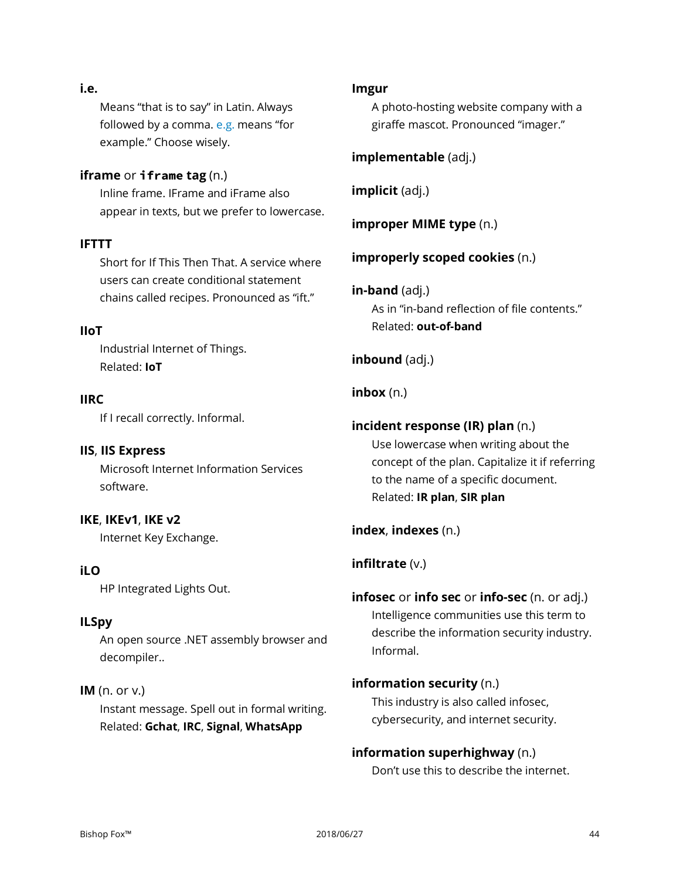**i.e.**

Means "that is to say" in Latin. Always followed by a comma. e.g. means "for example." Choose wisely.

**iframe** or **`iframe` tag** (n.)

Inline frame. IFrame and iFrame also appear in texts, but we prefer to lowercase.

**IFTTT**

Short for If This Then That. A service where users can create conditional statement chains called recipes. Pronounced as "ift."

**IIoT**

Industrial Internet of Things.
Related: **IoT**

**IIRC**

If I recall correctly. Informal.

**IIS**, **IIS Express**

Microsoft Internet Information Services software.

**IKE**, **IKEv1**, **IKE v2**

Internet Key Exchange.

**iLO**

HP Integrated Lights Out.

**ILSpy**

An open source .NET assembly browser and decompiler..

**IM** (n. or v.)

Instant message. Spell out in formal writing.
Related: **Gchat**, **IRC**, **Signal**, **WhatsApp**

**Imgur**

A photo-hosting website company with a giraffe mascot. Pronounced "imager."

**implementable** (adj.)

**implicit** (adj.)

**improper MIME type** (n.)

**improperly scoped cookies** (n.)

**in-band** (adj.)

As in "in-band reflection of file contents."
Related: **out-of-band**

**inbound** (adj.)

**inbox** (n.)

**incident response (IR) plan** (n.)

Use lowercase when writing about the concept of the plan. Capitalize it if referring to the name of a specific document.
Related: **IR plan**, **SIR plan**

**index**, **indexes** (n.)

**infiltrate** (v.)

**infosec** or **info sec** or **info-sec** (n. or adj.)

Intelligence communities use this term to describe the information security industry. Informal.

**information security** (n.)

This industry is also called infosec, cybersecurity, and internet security.

**information superhighway** (n.)

Don't use this to describe the internet.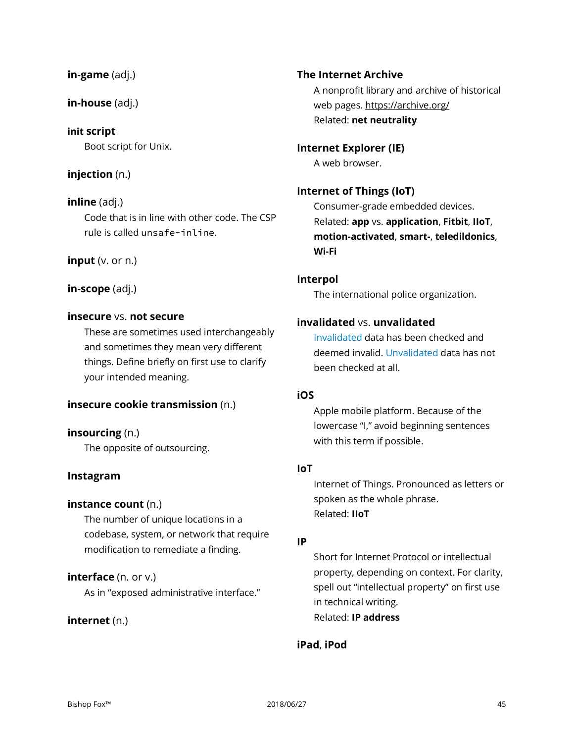**in-game** (adj.)

**in-house** (adj.)

**init script**

Boot script for Unix.

**injection** (n.)

**inline** (adj.)

Code that is in line with other code. The CSP rule is called `unsafe-inline`.

**input** (v. or n.)

**in-scope** (adj.)

**insecure** vs. **not secure**

These are sometimes used interchangeably and sometimes they mean very different things. Define briefly on first use to clarify your intended meaning.

**insecure cookie transmission** (n.)

**insourcing** (n.)

The opposite of outsourcing.

**Instagram**

**instance count** (n.)

The number of unique locations in a codebase, system, or network that require modification to remediate a finding.

**interface** (n. or v.)

As in "exposed administrative interface."

**internet** (n.)

**The Internet Archive**

A nonprofit library and archive of historical web pages. https://archive.org/

Related: **net neutrality**

**Internet Explorer (IE)**

A web browser.

**Internet of Things (IoT)**

Consumer-grade embedded devices.

Related: **app** vs. **application**, **Fitbit**, **IIoT**, **motion-activated**, **smart-**, **teledildonics**, **Wi-Fi**

**Interpol**

The international police organization.

**invalidated** vs. **unvalidated**

Invalidated data has been checked and deemed invalid. Unvalidated data has not been checked at all.

**iOS**

Apple mobile platform. Because of the lowercase "I," avoid beginning sentences with this term if possible.

**IoT**

Internet of Things. Pronounced as letters or spoken as the whole phrase.

Related: **IIoT**

**IP**

Short for Internet Protocol or intellectual property, depending on context. For clarity, spell out "intellectual property" on first use in technical writing.

Related: **IP address**

**iPad**, **iPod**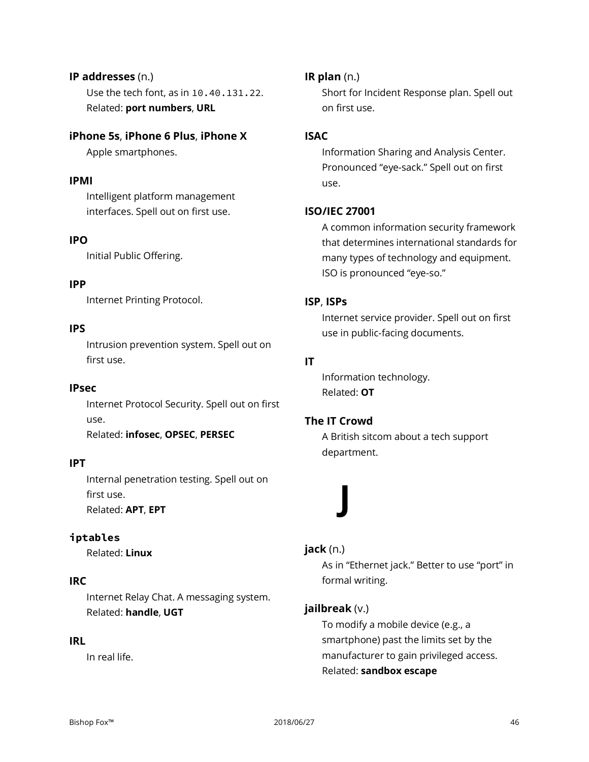**IP addresses** (n.)

Use the tech font, as in `10.40.131.22`.
Related: **port numbers**, **URL**

**iPhone 5s**, **iPhone 6 Plus**, **iPhone X**

Apple smartphones.

**IPMI**

Intelligent platform management interfaces. Spell out on first use.

**IPO**

Initial Public Offering.

**IPP**

Internet Printing Protocol.

**IPS**

Intrusion prevention system. Spell out on first use.

**IPsec**

Internet Protocol Security. Spell out on first use.
Related: **infosec**, **OPSEC**, **PERSEC**

**IPT**

Internal penetration testing. Spell out on first use.
Related: **APT**, **EPT**

**`iptables`**

Related: **Linux**

**IRC**

Internet Relay Chat. A messaging system.
Related: **handle**, **UGT**

**IRL**

In real life.

**IR plan** (n.)

Short for Incident Response plan. Spell out on first use.

**ISAC**

Information Sharing and Analysis Center. Pronounced "eye-sack." Spell out on first use.

**ISO/IEC 27001**

A common information security framework that determines international standards for many types of technology and equipment. ISO is pronounced "eye-so."

**ISP**, **ISPs**

Internet service provider. Spell out on first use in public-facing documents.

**IT**

Information technology.
Related: **OT**

**The IT Crowd**

A British sitcom about a tech support department.

# J

**jack** (n.)

As in "Ethernet jack." Better to use "port" in formal writing.

**jailbreak** (v.)

To modify a mobile device (e.g., a smartphone) past the limits set by the manufacturer to gain privileged access.
Related: **sandbox escape**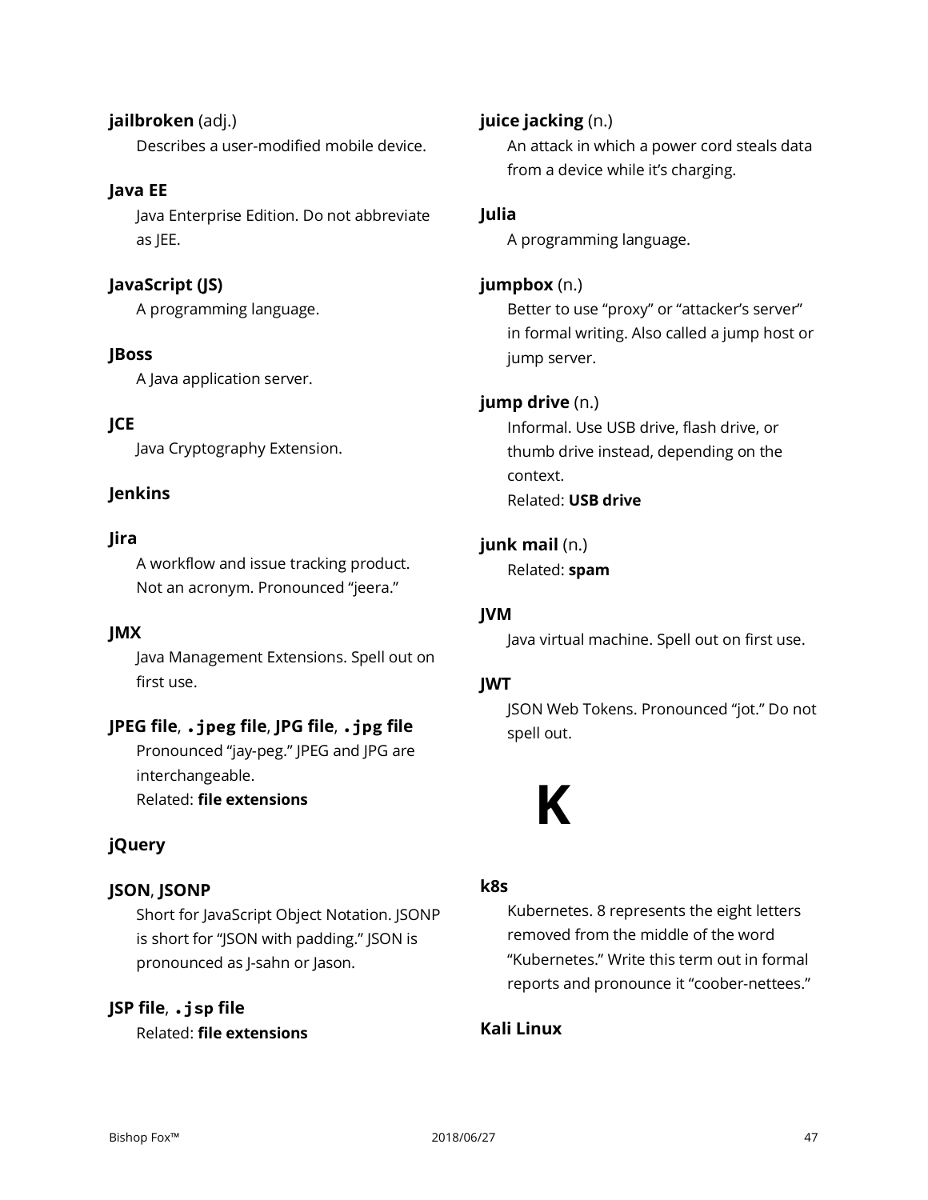**jailbroken** (adj.)

Describes a user-modified mobile device.

**Java EE**

Java Enterprise Edition. Do not abbreviate as JEE.

**JavaScript (JS)**

A programming language.

**JBoss**

A Java application server.

**JCE**

Java Cryptography Extension.

**Jenkins**

**Jira**

A workflow and issue tracking product. Not an acronym. Pronounced "jeera."

**JMX**

Java Management Extensions. Spell out on first use.

**JPEG file**, **`.jpeg` file**, **JPG file**, **`.jpg` file**

Pronounced "jay-peg." JPEG and JPG are interchangeable.
Related: **file extensions**

**jQuery**

**JSON**, **JSONP**

Short for JavaScript Object Notation. JSONP is short for "JSON with padding." JSON is pronounced as J-sahn or Jason.

**JSP file**, **`.jsp` file**

Related: **file extensions**

**juice jacking** (n.)

An attack in which a power cord steals data from a device while it's charging.

**Julia**

A programming language.

**jumpbox** (n.)

Better to use "proxy" or "attacker's server" in formal writing. Also called a jump host or jump server.

**jump drive** (n.)

Informal. Use USB drive, flash drive, or thumb drive instead, depending on the context.
Related: **USB drive**

**junk mail** (n.)

Related: **spam**

**JVM**

Java virtual machine. Spell out on first use.

**JWT**

JSON Web Tokens. Pronounced "jot." Do not spell out.

# K

**k8s**

Kubernetes. 8 represents the eight letters removed from the middle of the word "Kubernetes." Write this term out in formal reports and pronounce it "coober-nettees."

**Kali Linux**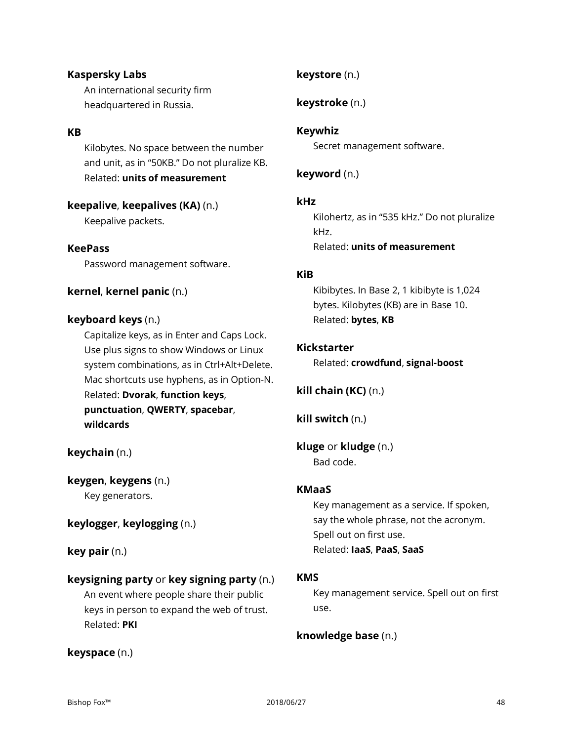**Kaspersky Labs**
An international security firm headquartered in Russia.

**KB**
Kilobytes. No space between the number and unit, as in "50KB." Do not pluralize KB.
Related: **units of measurement**

**keepalive**, **keepalives (KA)** (n.)
Keepalive packets.

**KeePass**
Password management software.

**kernel**, **kernel panic** (n.)

**keyboard keys** (n.)
Capitalize keys, as in Enter and Caps Lock. Use plus signs to show Windows or Linux system combinations, as in Ctrl+Alt+Delete. Mac shortcuts use hyphens, as in Option-N.
Related: **Dvorak**, **function keys**, **punctuation**, **QWERTY**, **spacebar**, **wildcards**

**keychain** (n.)

**keygen**, **keygens** (n.)
Key generators.

**keylogger**, **keylogging** (n.)

**key pair** (n.)

**keysigning party** or **key signing party** (n.)
An event where people share their public keys in person to expand the web of trust.
Related: **PKI**

**keyspace** (n.)

**keystore** (n.)

**keystroke** (n.)

**Keywhiz**
Secret management software.

**keyword** (n.)

**kHz**
Kilohertz, as in "535 kHz." Do not pluralize kHz.
Related: **units of measurement**

**KiB**
Kibibytes. In Base 2, 1 kibibyte is 1,024 bytes. Kilobytes (KB) are in Base 10.
Related: **bytes**, **KB**

**Kickstarter**
Related: **crowdfund**, **signal-boost**

**kill chain (KC)** (n.)

**kill switch** (n.)

**kluge** or **kludge** (n.)
Bad code.

**KMaaS**
Key management as a service. If spoken, say the whole phrase, not the acronym. Spell out on first use.
Related: **IaaS**, **PaaS**, **SaaS**

**KMS**
Key management service. Spell out on first use.

**knowledge base** (n.)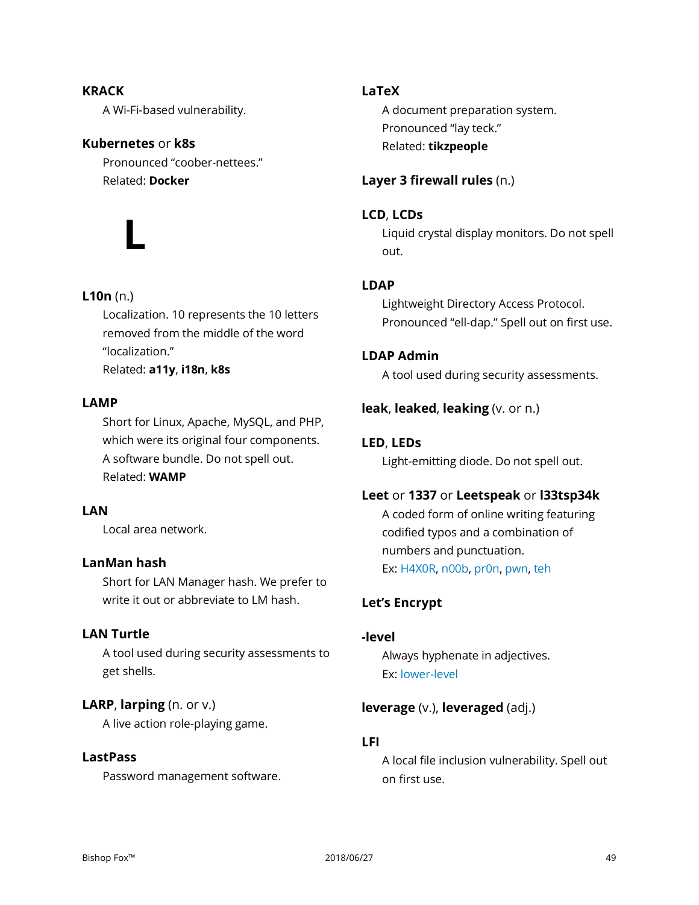**KRACK**

A Wi-Fi-based vulnerability.

**Kubernetes** or **k8s**

Pronounced “coober-nettees.”
Related: **Docker**

# L

**L10n** (n.)

Localization. 10 represents the 10 letters removed from the middle of the word “localization.”
Related: **a11y**, **i18n**, **k8s**

**LAMP**

Short for Linux, Apache, MySQL, and PHP, which were its original four components. A software bundle. Do not spell out.
Related: **WAMP**

**LAN**

Local area network.

**LanMan hash**

Short for LAN Manager hash. We prefer to write it out or abbreviate to LM hash.

**LAN Turtle**

A tool used during security assessments to get shells.

**LARP**, **larping** (n. or v.)

A live action role-playing game.

**LastPass**

Password management software.

**LaTeX**

A document preparation system.
Pronounced “lay teck.”
Related: **tikzpeople**

**Layer 3 firewall rules** (n.)

**LCD**, **LCDs**

Liquid crystal display monitors. Do not spell out.

**LDAP**

Lightweight Directory Access Protocol. Pronounced “ell-dap.” Spell out on first use.

**LDAP Admin**

A tool used during security assessments.

**leak**, **leaked**, **leaking** (v. or n.)

**LED**, **LEDs**

Light-emitting diode. Do not spell out.

**Leet** or **1337** or **Leetspeak** or **l33tsp34k**

A coded form of online writing featuring codified typos and a combination of numbers and punctuation.
Ex: H4X0R, n00b, pr0n, pwn, teh

**Let’s Encrypt**

**-level**

Always hyphenate in adjectives.
Ex: lower-level

**leverage** (v.), **leveraged** (adj.)

**LFI**

A local file inclusion vulnerability. Spell out on first use.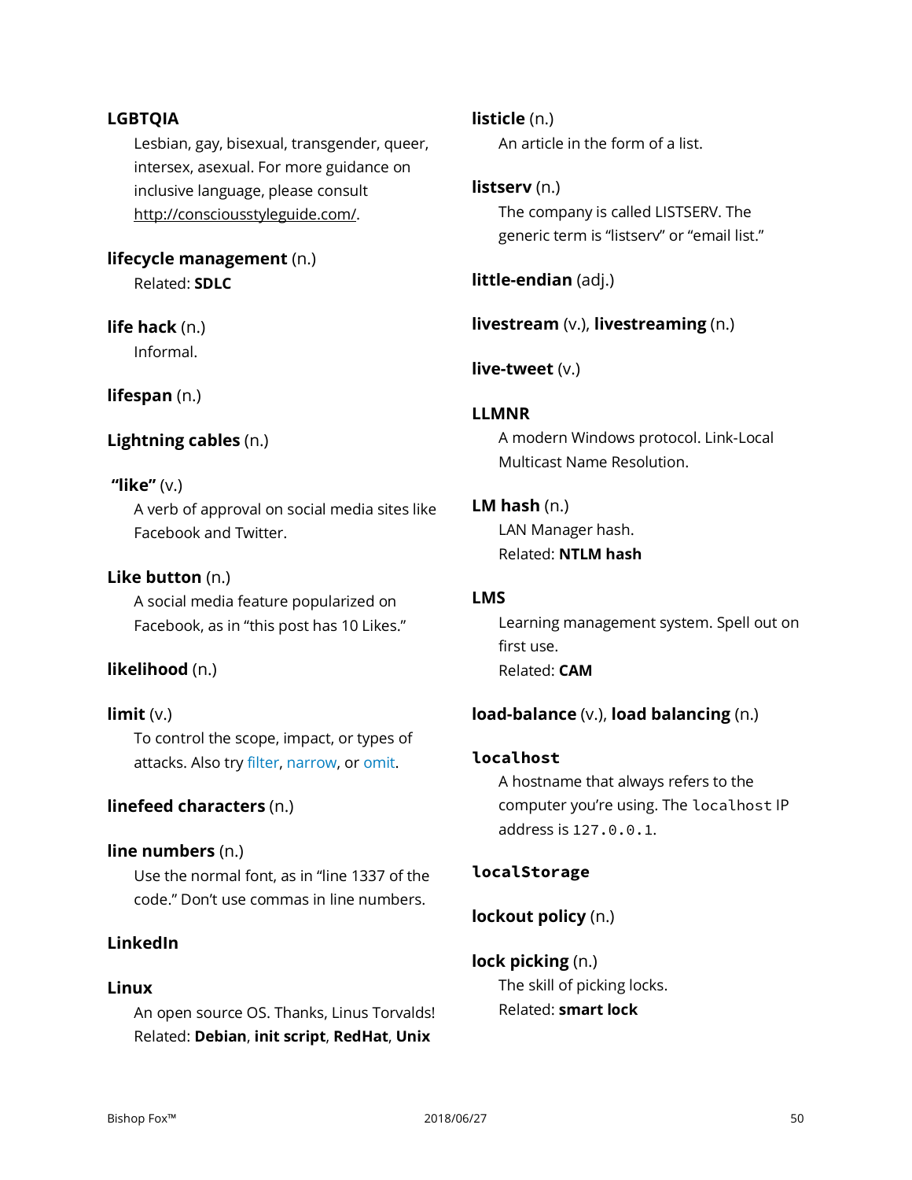**LGBTQIA**

Lesbian, gay, bisexual, transgender, queer, intersex, asexual. For more guidance on inclusive language, please consult http://consciousstyleguide.com/.

**lifecycle management** (n.)

Related: **SDLC**

**life hack** (n.)

Informal.

**lifespan** (n.)

**Lightning cables** (n.)

**"like"** (v.)

A verb of approval on social media sites like Facebook and Twitter.

**Like button** (n.)

A social media feature popularized on Facebook, as in "this post has 10 Likes."

**likelihood** (n.)

**limit** (v.)

To control the scope, impact, or types of attacks. Also try filter, narrow, or omit.

**linefeed characters** (n.)

**line numbers** (n.)

Use the normal font, as in "line 1337 of the code." Don't use commas in line numbers.

**LinkedIn**

**Linux**

An open source OS. Thanks, Linus Torvalds!
Related: **Debian**, **init script**, **RedHat**, **Unix**

**listicle** (n.)

An article in the form of a list.

**listserv** (n.)

The company is called LISTSERV. The generic term is "listserv" or "email list."

**little-endian** (adj.)

**livestream** (v.), **livestreaming** (n.)

**live-tweet** (v.)

**LLMNR**

A modern Windows protocol. Link-Local Multicast Name Resolution.

**LM hash** (n.)

LAN Manager hash.
Related: **NTLM hash**

**LMS**

Learning management system. Spell out on first use.
Related: **CAM**

**load-balance** (v.), **load balancing** (n.)

**`localhost`**

A hostname that always refers to the computer you're using. The `localhost` IP address is `127.0.0.1`.

**`localStorage`**

**lockout policy** (n.)

**lock picking** (n.)

The skill of picking locks.
Related: **smart lock**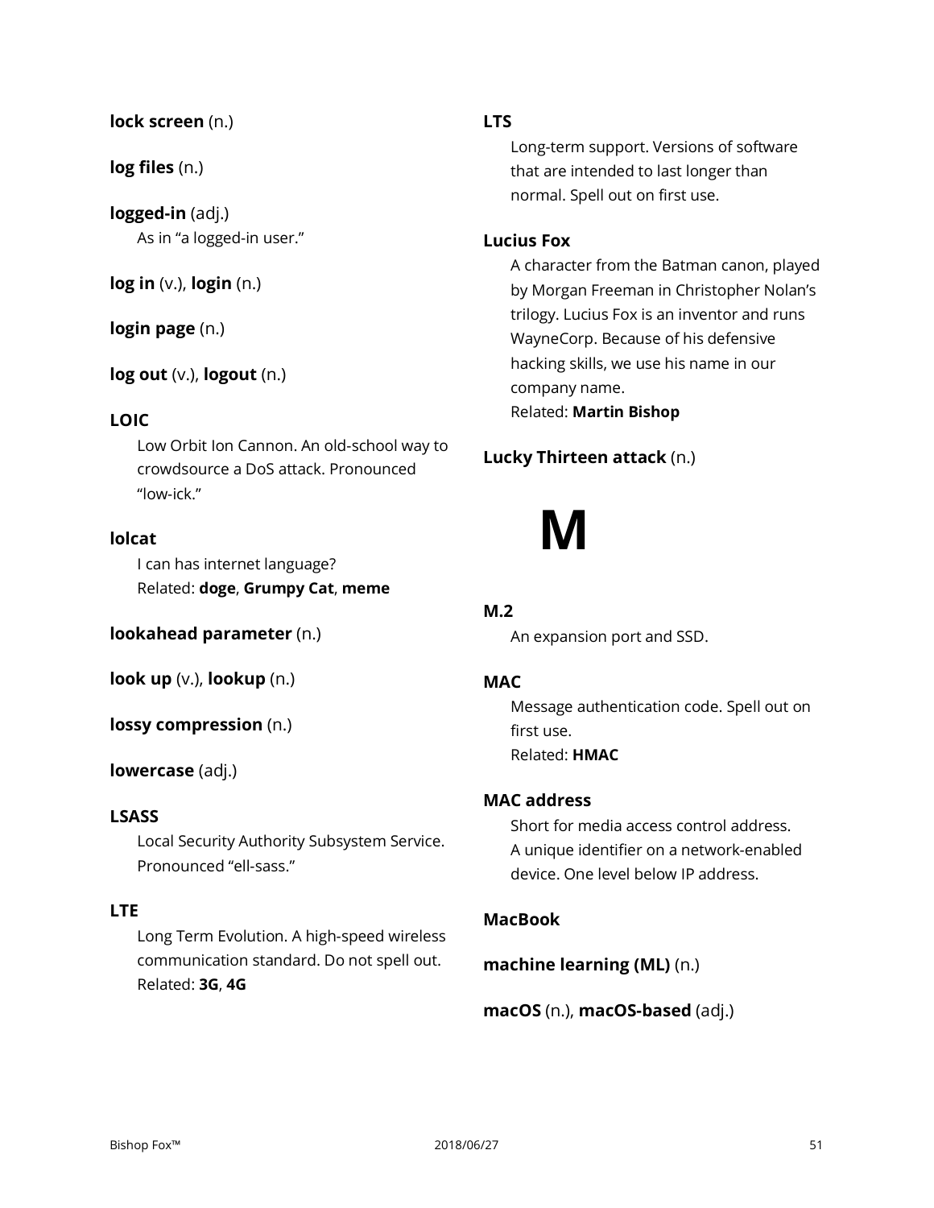**lock screen** (n.)

**log files** (n.)

**logged-in** (adj.)
As in "a logged-in user."

**log in** (v.), **login** (n.)

**login page** (n.)

**log out** (v.), **logout** (n.)

**LOIC**
Low Orbit Ion Cannon. An old-school way to crowdsource a DoS attack. Pronounced "low-ick."

**lolcat**
I can has internet language?
Related: **doge**, **Grumpy Cat**, **meme**

**lookahead parameter** (n.)

**look up** (v.), **lookup** (n.)

**lossy compression** (n.)

**lowercase** (adj.)

**LSASS**
Local Security Authority Subsystem Service. Pronounced "ell-sass."

**LTE**
Long Term Evolution. A high-speed wireless communication standard. Do not spell out.
Related: **3G**, **4G**

**LTS**
Long-term support. Versions of software that are intended to last longer than normal. Spell out on first use.

**Lucius Fox**
A character from the Batman canon, played by Morgan Freeman in Christopher Nolan's trilogy. Lucius Fox is an inventor and runs WayneCorp. Because of his defensive hacking skills, we use his name in our company name.
Related: **Martin Bishop**

**Lucky Thirteen attack** (n.)

# M

**M.2**
An expansion port and SSD.

**MAC**
Message authentication code. Spell out on first use.
Related: **HMAC**

**MAC address**
Short for media access control address. A unique identifier on a network-enabled device. One level below IP address.

**MacBook**

**machine learning (ML)** (n.)

**macOS** (n.), **macOS-based** (adj.)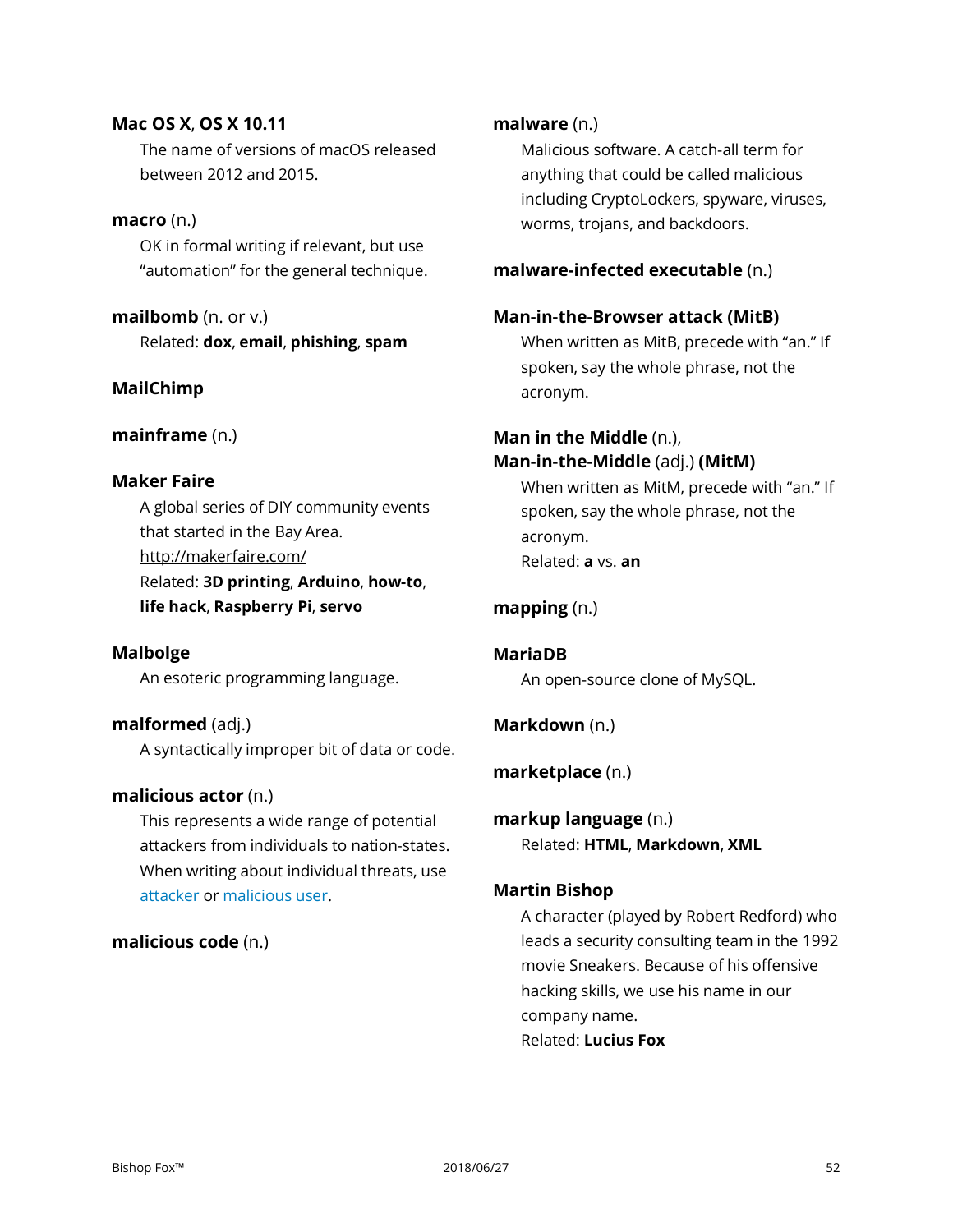**Mac OS X**, **OS X 10.11**

The name of versions of macOS released between 2012 and 2015.

**macro** (n.)

OK in formal writing if relevant, but use "automation" for the general technique.

**mailbomb** (n. or v.)

Related: **dox**, **email**, **phishing**, **spam**

**MailChimp**

**mainframe** (n.)

**Maker Faire**

A global series of DIY community events that started in the Bay Area.
http://makerfaire.com/
Related: **3D printing**, **Arduino**, **how-to**, **life hack**, **Raspberry Pi**, **servo**

**Malbolge**

An esoteric programming language.

**malformed** (adj.)

A syntactically improper bit of data or code.

**malicious actor** (n.)

This represents a wide range of potential attackers from individuals to nation-states. When writing about individual threats, use attacker or malicious user.

**malicious code** (n.)

**malware** (n.)

Malicious software. A catch-all term for anything that could be called malicious including CryptoLockers, spyware, viruses, worms, trojans, and backdoors.

**malware-infected executable** (n.)

**Man-in-the-Browser attack (MitB)**

When written as MitB, precede with "an." If spoken, say the whole phrase, not the acronym.

**Man in the Middle** (n.),
**Man-in-the-Middle** (adj.) **(MitM)**

When written as MitM, precede with "an." If spoken, say the whole phrase, not the acronym.
Related: **a** vs. **an**

**mapping** (n.)

**MariaDB**

An open-source clone of MySQL.

**Markdown** (n.)

**marketplace** (n.)

**markup language** (n.)

Related: **HTML**, **Markdown**, **XML**

**Martin Bishop**

A character (played by Robert Redford) who leads a security consulting team in the 1992 movie Sneakers. Because of his offensive hacking skills, we use his name in our company name.
Related: **Lucius Fox**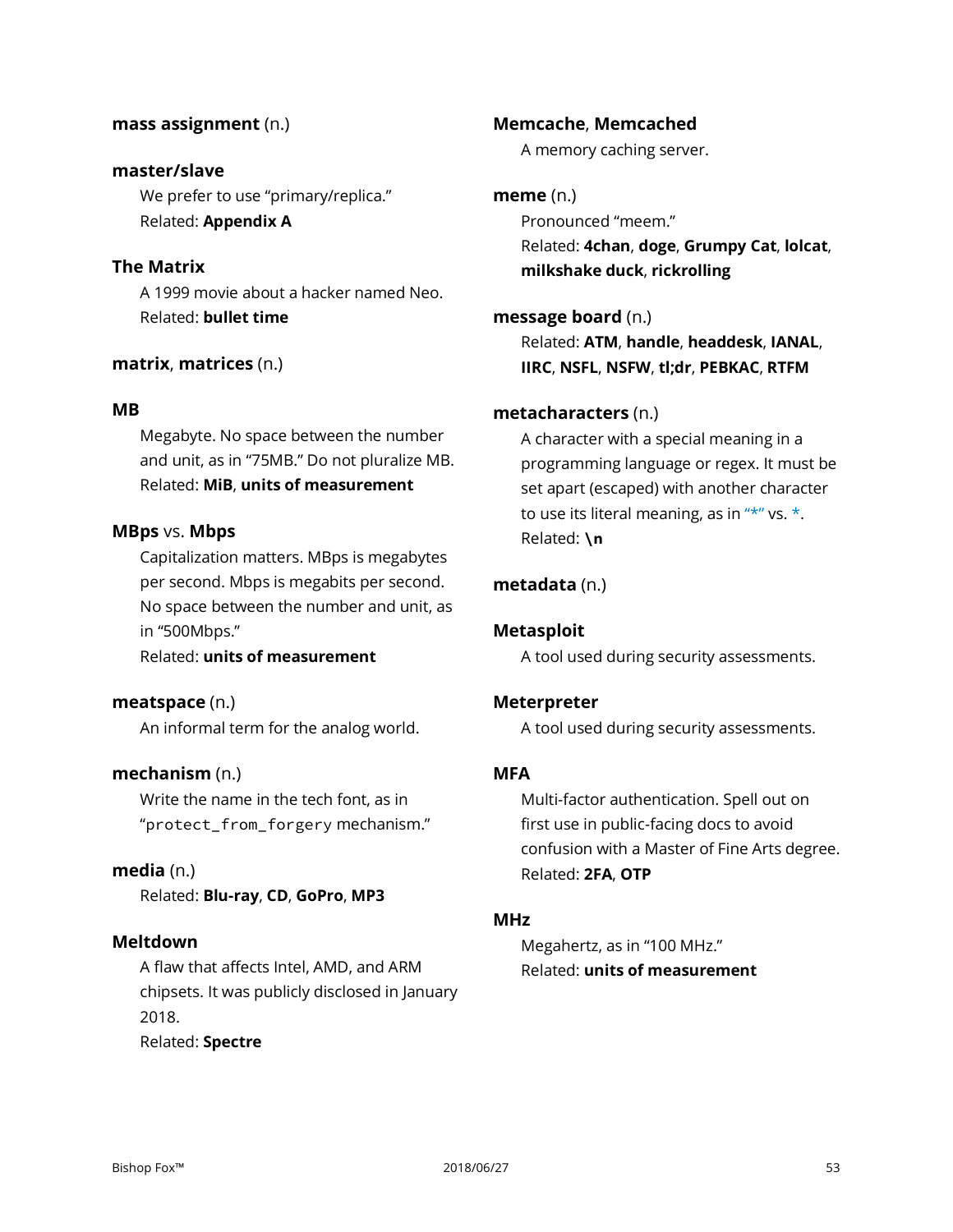**mass assignment** (n.)

**master/slave**
We prefer to use “primary/replica.”
Related: **Appendix A**

**The Matrix**
A 1999 movie about a hacker named Neo.
Related: **bullet time**

**matrix**, **matrices** (n.)

**MB**
Megabyte. No space between the number and unit, as in “75MB.” Do not pluralize MB.
Related: **MiB**, **units of measurement**

**MBps** vs. **Mbps**
Capitalization matters. MBps is megabytes per second. Mbps is megabits per second. No space between the number and unit, as in “500Mbps.”
Related: **units of measurement**

**meatspace** (n.)
An informal term for the analog world.

**mechanism** (n.)
Write the name in the tech font, as in “`protect_from_forgery` mechanism.”

**media** (n.)
Related: **Blu-ray**, **CD**, **GoPro**, **MP3**

**Meltdown**
A flaw that affects Intel, AMD, and ARM chipsets. It was publicly disclosed in January 2018.
Related: **Spectre**

**Memcache**, **Memcached**
A memory caching server.

**meme** (n.)
Pronounced “meem.”
Related: **4chan**, **doge**, **Grumpy Cat**, **lolcat**, **milkshake duck**, **rickrolling**

**message board** (n.)
Related: **ATM**, **handle**, **headdesk**, **IANAL**, **IIRC**, **NSFL**, **NSFW**, **tl;dr**, **PEBKAC**, **RTFM**

**metacharacters** (n.)
A character with a special meaning in a programming language or regex. It must be set apart (escaped) with another character to use its literal meaning, as in “*” vs. *.
Related: **\n**

**metadata** (n.)

**Metasploit**
A tool used during security assessments.

**Meterpreter**
A tool used during security assessments.

**MFA**
Multi-factor authentication. Spell out on first use in public-facing docs to avoid confusion with a Master of Fine Arts degree.
Related: **2FA**, **OTP**

**MHz**
Megahertz, as in “100 MHz.”
Related: **units of measurement**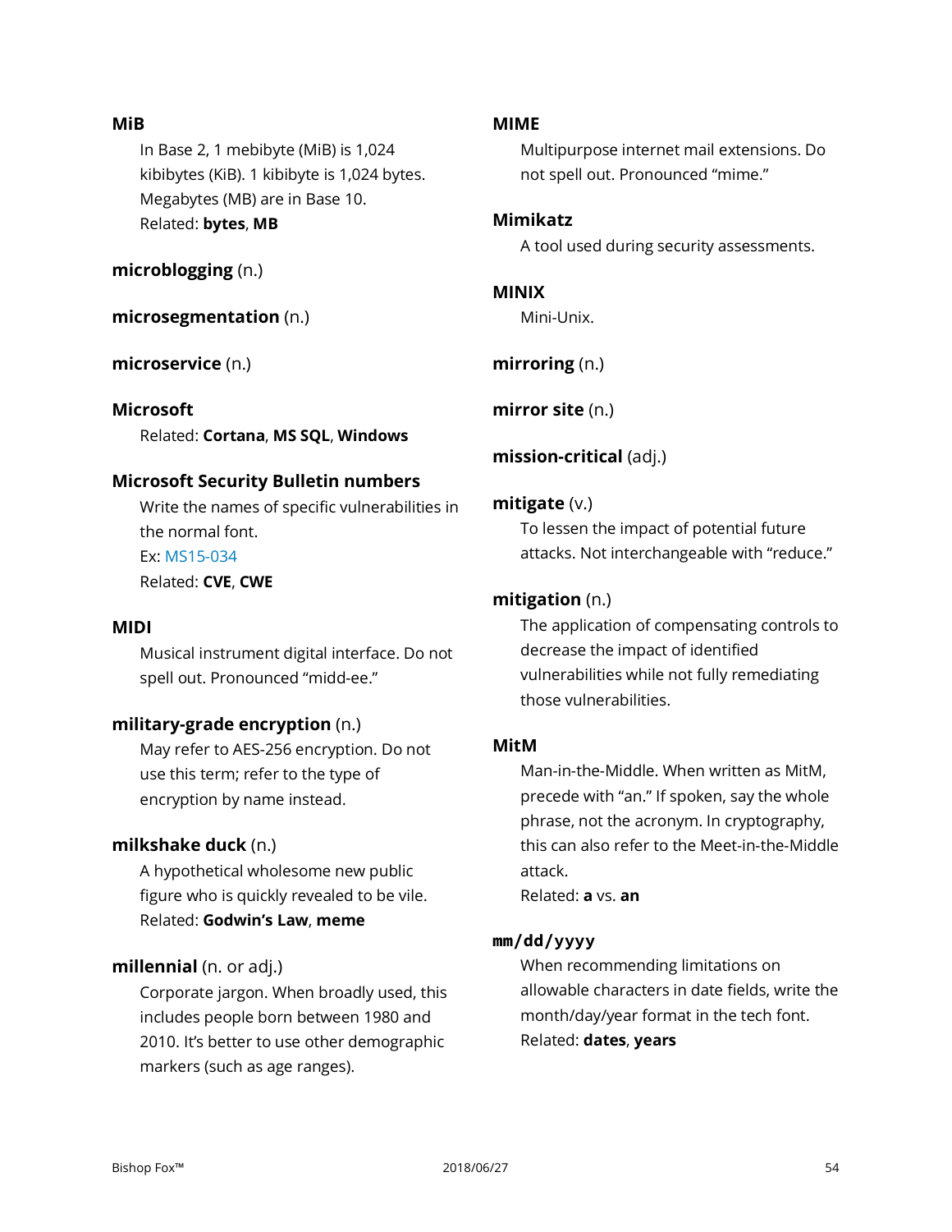**MiB**

In Base 2, 1 mebibyte (MiB) is 1,024 kibibytes (KiB). 1 kibibyte is 1,024 bytes. Megabytes (MB) are in Base 10.
Related: **bytes**, **MB**

**microblogging** (n.)

**microsegmentation** (n.)

**microservice** (n.)

**Microsoft**

Related: **Cortana**, **MS SQL**, **Windows**

**Microsoft Security Bulletin numbers**

Write the names of specific vulnerabilities in the normal font.
Ex: MS15-034
Related: **CVE**, **CWE**

**MIDI**

Musical instrument digital interface. Do not spell out. Pronounced "midd-ee."

**military-grade encryption** (n.)

May refer to AES-256 encryption. Do not use this term; refer to the type of encryption by name instead.

**milkshake duck** (n.)

A hypothetical wholesome new public figure who is quickly revealed to be vile.
Related: **Godwin's Law**, **meme**

**millennial** (n. or adj.)

Corporate jargon. When broadly used, this includes people born between 1980 and 2010. It's better to use other demographic markers (such as age ranges).

**MIME**

Multipurpose internet mail extensions. Do not spell out. Pronounced "mime."

**Mimikatz**

A tool used during security assessments.

**MINIX**

Mini-Unix.

**mirroring** (n.)

**mirror site** (n.)

**mission-critical** (adj.)

**mitigate** (v.)

To lessen the impact of potential future attacks. Not interchangeable with "reduce."

**mitigation** (n.)

The application of compensating controls to decrease the impact of identified vulnerabilities while not fully remediating those vulnerabilities.

**MitM**

Man-in-the-Middle. When written as MitM, precede with "an." If spoken, say the whole phrase, not the acronym. In cryptography, this can also refer to the Meet-in-the-Middle attack.
Related: **a** vs. **an**

**`mm/dd/yyyy`**

When recommending limitations on allowable characters in date fields, write the month/day/year format in the tech font.
Related: **dates**, **years**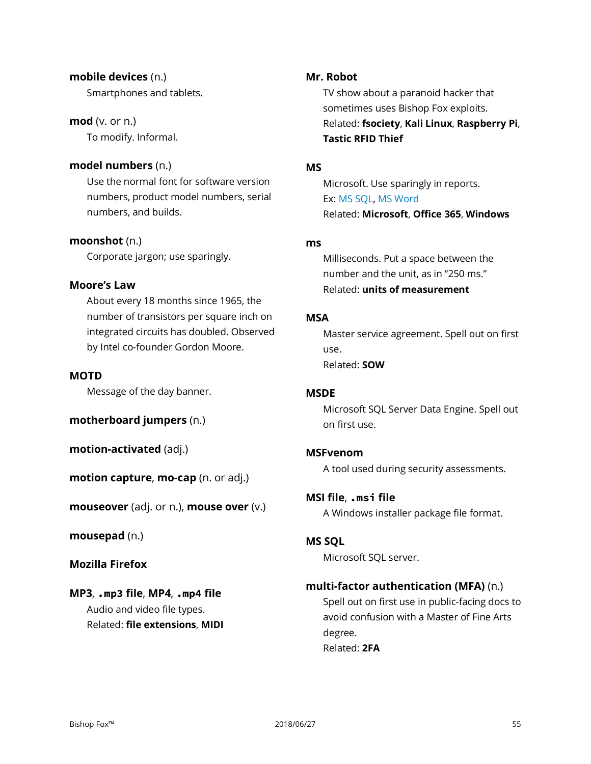**mobile devices** (n.)
Smartphones and tablets.

**mod** (v. or n.)
To modify. Informal.

**model numbers** (n.)
Use the normal font for software version numbers, product model numbers, serial numbers, and builds.

**moonshot** (n.)
Corporate jargon; use sparingly.

**Moore's Law**
About every 18 months since 1965, the number of transistors per square inch on integrated circuits has doubled. Observed by Intel co-founder Gordon Moore.

**MOTD**
Message of the day banner.

**motherboard jumpers** (n.)

**motion-activated** (adj.)

**motion capture**, **mo-cap** (n. or adj.)

**mouseover** (adj. or n.), **mouse over** (v.)

**mousepad** (n.)

**Mozilla Firefox**

**MP3**, **`.mp3` file**, **MP4**, **`.mp4` file**
Audio and video file types.
Related: **file extensions**, **MIDI**

**Mr. Robot**
TV show about a paranoid hacker that sometimes uses Bishop Fox exploits.
Related: **fsociety**, **Kali Linux**, **Raspberry Pi**, **Tastic RFID Thief**

**MS**
Microsoft. Use sparingly in reports.
Ex: MS SQL, MS Word
Related: **Microsoft**, **Office 365**, **Windows**

**ms**
Milliseconds. Put a space between the number and the unit, as in "250 ms."
Related: **units of measurement**

**MSA**
Master service agreement. Spell out on first use.
Related: **SOW**

**MSDE**
Microsoft SQL Server Data Engine. Spell out on first use.

**MSFvenom**
A tool used during security assessments.

**MSI file**, **`.msi` file**
A Windows installer package file format.

**MS SQL**
Microsoft SQL server.

**multi-factor authentication (MFA)** (n.)
Spell out on first use in public-facing docs to avoid confusion with a Master of Fine Arts degree.
Related: **2FA**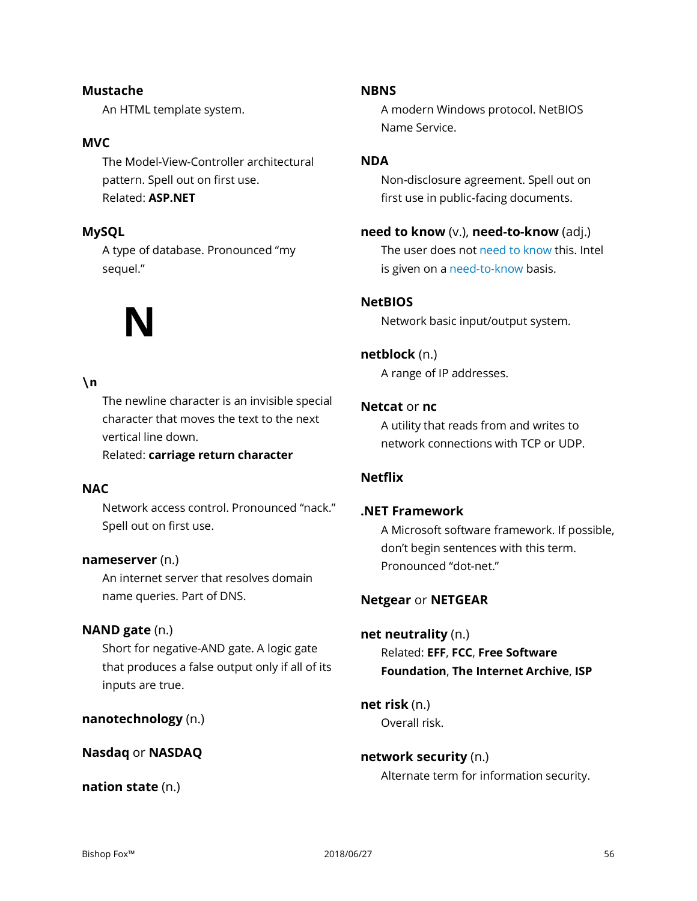**Mustache**

An HTML template system.

**MVC**

The Model-View-Controller architectural pattern. Spell out on first use.
Related: **ASP.NET**

**MySQL**

A type of database. Pronounced “my sequel.”

# N

**\n**

The newline character is an invisible special character that moves the text to the next vertical line down.
Related: **carriage return character**

**NAC**

Network access control. Pronounced “nack.” Spell out on first use.

**nameserver** (n.)

An internet server that resolves domain name queries. Part of DNS.

**NAND gate** (n.)

Short for negative-AND gate. A logic gate that produces a false output only if all of its inputs are true.

**nanotechnology** (n.)

**Nasdaq** or **NASDAQ**

**nation state** (n.)

**NBNS**

A modern Windows protocol. NetBIOS Name Service.

**NDA**

Non-disclosure agreement. Spell out on first use in public-facing documents.

**need to know** (v.), **need-to-know** (adj.)

The user does not need to know this. Intel is given on a need-to-know basis.

**NetBIOS**

Network basic input/output system.

**netblock** (n.)

A range of IP addresses.

**Netcat** or **nc**

A utility that reads from and writes to network connections with TCP or UDP.

**Netflix**

**.NET Framework**

A Microsoft software framework. If possible, don’t begin sentences with this term. Pronounced “dot-net.”

**Netgear** or **NETGEAR**

**net neutrality** (n.)

Related: **EFF**, **FCC**, **Free Software Foundation**, **The Internet Archive**, **ISP**

**net risk** (n.)

Overall risk.

**network security** (n.)

Alternate term for information security.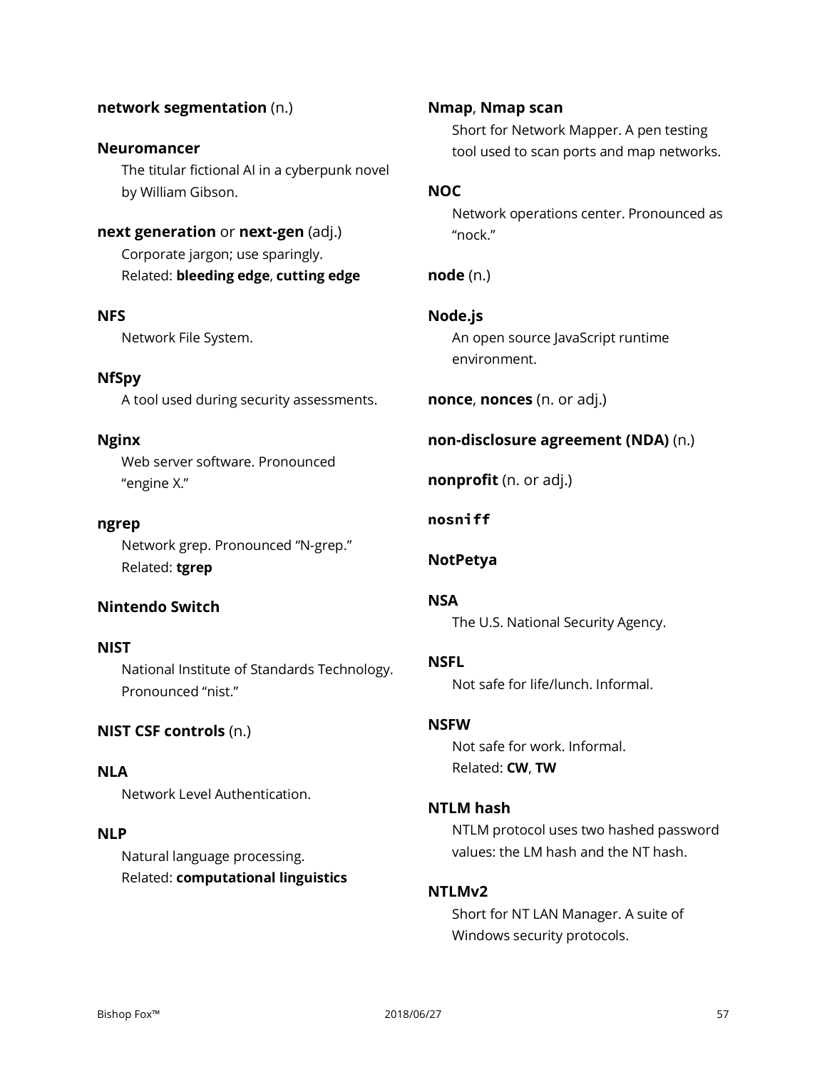**network segmentation** (n.)

**Neuromancer**

The titular fictional AI in a cyberpunk novel by William Gibson.

**next generation** or **next-gen** (adj.)

Corporate jargon; use sparingly.
Related: **bleeding edge**, **cutting edge**

**NFS**

Network File System.

**NfSpy**

A tool used during security assessments.

**Nginx**

Web server software. Pronounced "engine X."

**ngrep**

Network grep. Pronounced "N-grep."
Related: **tgrep**

**Nintendo Switch**

**NIST**

National Institute of Standards Technology. Pronounced "nist."

**NIST CSF controls** (n.)

**NLA**

Network Level Authentication.

**NLP**

Natural language processing.
Related: **computational linguistics**

**Nmap**, **Nmap scan**

Short for Network Mapper. A pen testing tool used to scan ports and map networks.

**NOC**

Network operations center. Pronounced as "nock."

**node** (n.)

**Node.js**

An open source JavaScript runtime environment.

**nonce**, **nonces** (n. or adj.)

**non-disclosure agreement (NDA)** (n.)

**nonprofit** (n. or adj.)

**`nosniff`**

**NotPetya**

**NSA**

The U.S. National Security Agency.

**NSFL**

Not safe for life/lunch. Informal.

**NSFW**

Not safe for work. Informal.
Related: **CW**, **TW**

**NTLM hash**

NTLM protocol uses two hashed password values: the LM hash and the NT hash.

**NTLMv2**

Short for NT LAN Manager. A suite of Windows security protocols.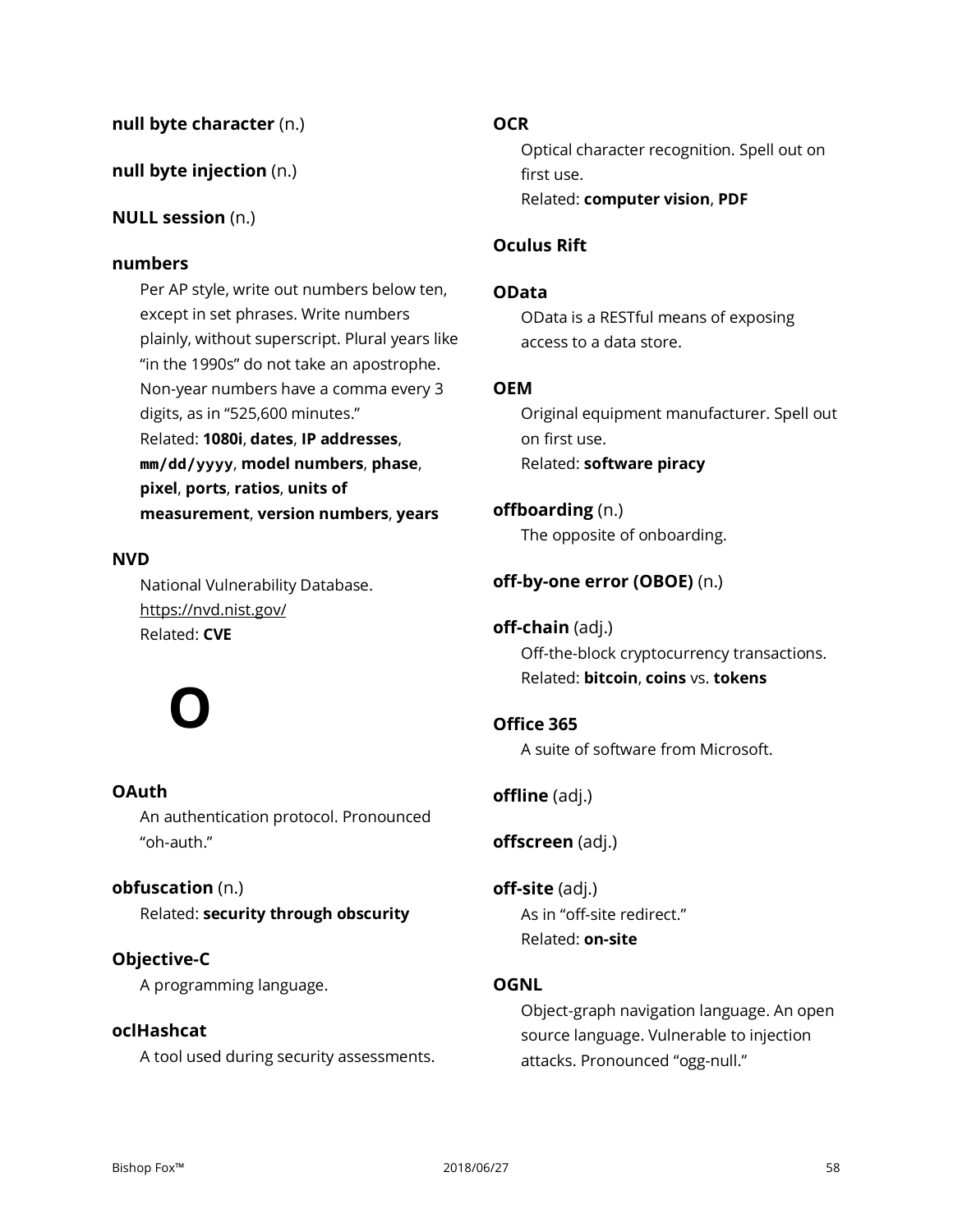**null byte character** (n.)

**null byte injection** (n.)

**NULL session** (n.)

**numbers**

Per AP style, write out numbers below ten, except in set phrases. Write numbers plainly, without superscript. Plural years like "in the 1990s" do not take an apostrophe. Non-year numbers have a comma every 3 digits, as in "525,600 minutes."
Related: **1080i**, **dates**, **IP addresses**, **`mm/dd/yyyy`**, **model numbers**, **phase**, **pixel**, **ports**, **ratios**, **units of measurement**, **version numbers**, **years**

**NVD**

National Vulnerability Database.
https://nvd.nist.gov/
Related: **CVE**

# O

**OAuth**

An authentication protocol. Pronounced "oh-auth."

**obfuscation** (n.)

Related: **security through obscurity**

**Objective-C**

A programming language.

**oclHashcat**

A tool used during security assessments.

**OCR**

Optical character recognition. Spell out on first use.
Related: **computer vision**, **PDF**

**Oculus Rift**

**OData**

OData is a RESTful means of exposing access to a data store.

**OEM**

Original equipment manufacturer. Spell out on first use.
Related: **software piracy**

**offboarding** (n.)

The opposite of onboarding.

**off-by-one error (OBOE)** (n.)

**off-chain** (adj.)

Off-the-block cryptocurrency transactions.
Related: **bitcoin**, **coins** vs. **tokens**

**Office 365**

A suite of software from Microsoft.

**offline** (adj.)

**offscreen** (adj.)

**off-site** (adj.)

As in "off-site redirect."
Related: **on-site**

**OGNL**

Object-graph navigation language. An open source language. Vulnerable to injection attacks. Pronounced "ogg-null."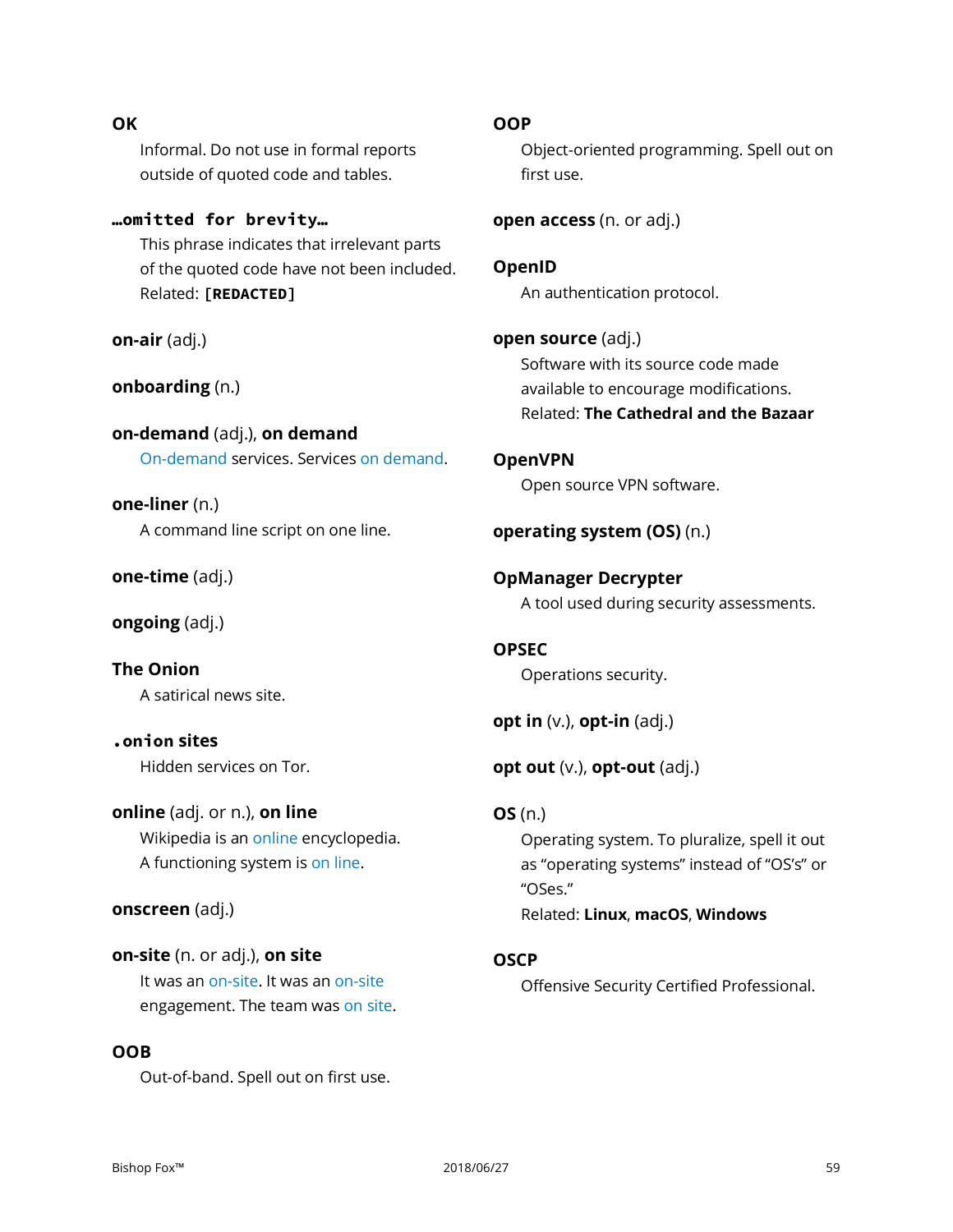**OK**

Informal. Do not use in formal reports outside of quoted code and tables.

**`…omitted for brevity…`**

This phrase indicates that irrelevant parts of the quoted code have not been included. Related: **`[REDACTED]`**

**on-air** (adj.)

**onboarding** (n.)

**on-demand** (adj.), **on demand**

On-demand services. Services on demand.

**one-liner** (n.)

A command line script on one line.

**one-time** (adj.)

**ongoing** (adj.)

**The Onion**

A satirical news site.

**`.onion` sites**

Hidden services on Tor.

**online** (adj. or n.), **on line**

Wikipedia is an online encyclopedia. A functioning system is on line.

**onscreen** (adj.)

**on-site** (n. or adj.), **on site**

It was an on-site. It was an on-site engagement. The team was on site.

**OOB**

Out-of-band. Spell out on first use.

**OOP**

Object-oriented programming. Spell out on first use.

**open access** (n. or adj.)

**OpenID**

An authentication protocol.

**open source** (adj.)

Software with its source code made available to encourage modifications. Related: **The Cathedral and the Bazaar**

**OpenVPN**

Open source VPN software.

**operating system (OS)** (n.)

**OpManager Decrypter**

A tool used during security assessments.

**OPSEC**

Operations security.

**opt in** (v.), **opt-in** (adj.)

**opt out** (v.), **opt-out** (adj.)

**OS** (n.)

Operating system. To pluralize, spell it out as "operating systems" instead of "OS's" or "OSes."
Related: **Linux**, **macOS**, **Windows**

**OSCP**

Offensive Security Certified Professional.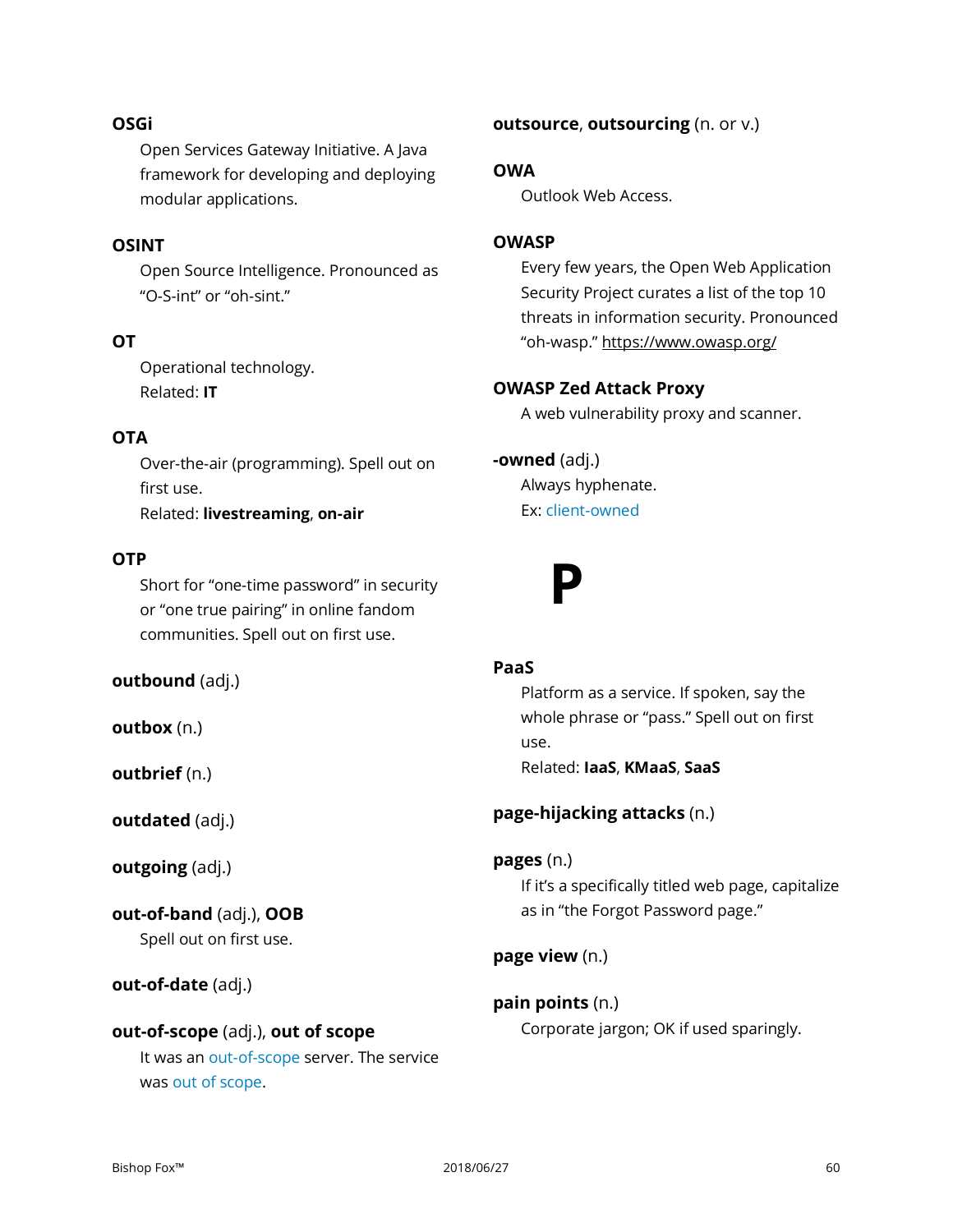**OSGi**

Open Services Gateway Initiative. A Java framework for developing and deploying modular applications.

**OSINT**

Open Source Intelligence. Pronounced as “O-S-int” or “oh-sint.”

**OT**

Operational technology.
Related: **IT**

**OTA**

Over-the-air (programming). Spell out on first use.
Related: **livestreaming**, **on-air**

**OTP**

Short for “one-time password” in security or “one true pairing” in online fandom communities. Spell out on first use.

**outbound** (adj.)

**outbox** (n.)

**outbrief** (n.)

**outdated** (adj.)

**outgoing** (adj.)

**out-of-band** (adj.), **OOB**

Spell out on first use.

**out-of-date** (adj.)

**out-of-scope** (adj.), **out of scope**

It was an out-of-scope server. The service was out of scope.

**outsource**, **outsourcing** (n. or v.)

**OWA**

Outlook Web Access.

**OWASP**

Every few years, the Open Web Application Security Project curates a list of the top 10 threats in information security. Pronounced “oh-wasp.” https://www.owasp.org/

**OWASP Zed Attack Proxy**

A web vulnerability proxy and scanner.

**-owned** (adj.)

Always hyphenate.
Ex: client-owned

# P

**PaaS**

Platform as a service. If spoken, say the whole phrase or “pass.” Spell out on first use.
Related: **IaaS**, **KMaaS**, **SaaS**

**page-hijacking attacks** (n.)

**pages** (n.)

If it’s a specifically titled web page, capitalize as in “the Forgot Password page.”

**page view** (n.)

**pain points** (n.)

Corporate jargon; OK if used sparingly.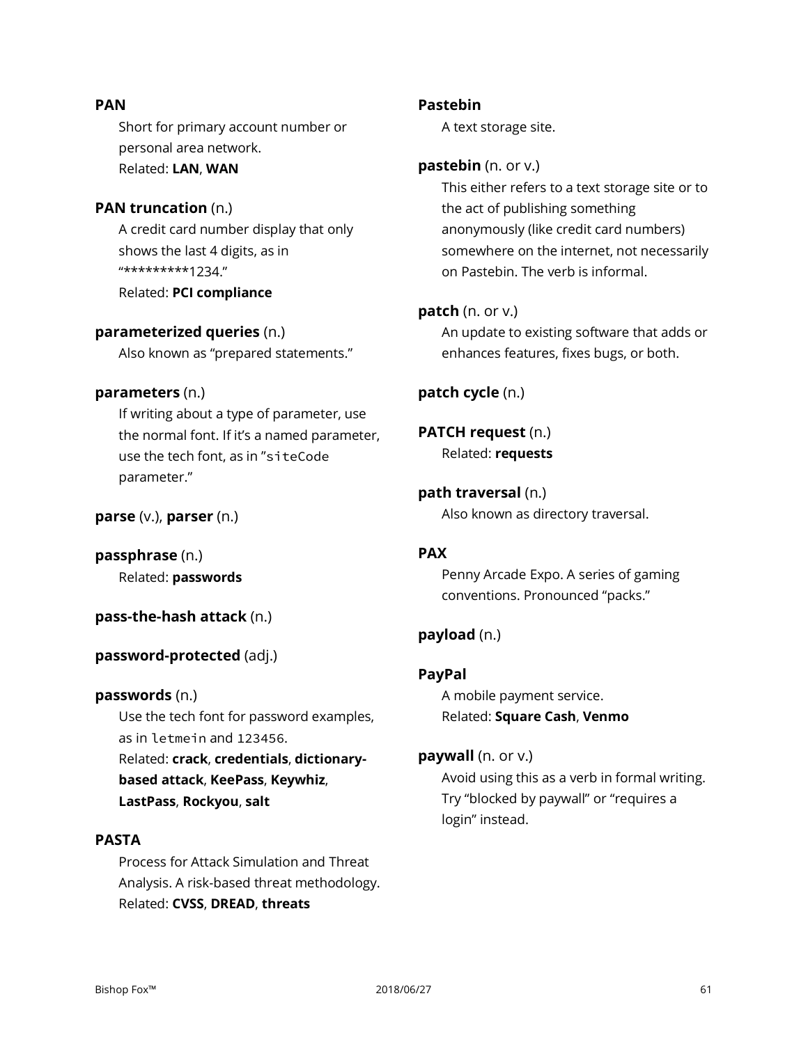**PAN**

Short for primary account number or personal area network.
Related: **LAN**, **WAN**

**PAN truncation** (n.)

A credit card number display that only shows the last 4 digits, as in "*********1234."
Related: **PCI compliance**

**parameterized queries** (n.)

Also known as "prepared statements."

**parameters** (n.)

If writing about a type of parameter, use the normal font. If it's a named parameter, use the tech font, as in "`siteCode` parameter."

**parse** (v.), **parser** (n.)

**passphrase** (n.)

Related: **passwords**

**pass-the-hash attack** (n.)

**password-protected** (adj.)

**passwords** (n.)

Use the tech font for password examples, as in `letmein` and `123456`.
Related: **crack**, **credentials**, **dictionary-based attack**, **KeePass**, **Keywhiz**, **LastPass**, **Rockyou**, **salt**

**PASTA**

Process for Attack Simulation and Threat Analysis. A risk-based threat methodology.
Related: **CVSS**, **DREAD**, **threats**

**Pastebin**

A text storage site.

**pastebin** (n. or v.)

This either refers to a text storage site or to the act of publishing something anonymously (like credit card numbers) somewhere on the internet, not necessarily on Pastebin. The verb is informal.

**patch** (n. or v.)

An update to existing software that adds or enhances features, fixes bugs, or both.

**patch cycle** (n.)

**PATCH request** (n.)

Related: **requests**

**path traversal** (n.)

Also known as directory traversal.

**PAX**

Penny Arcade Expo. A series of gaming conventions. Pronounced "packs."

**payload** (n.)

**PayPal**

A mobile payment service.
Related: **Square Cash**, **Venmo**

**paywall** (n. or v.)

Avoid using this as a verb in formal writing. Try "blocked by paywall" or "requires a login" instead.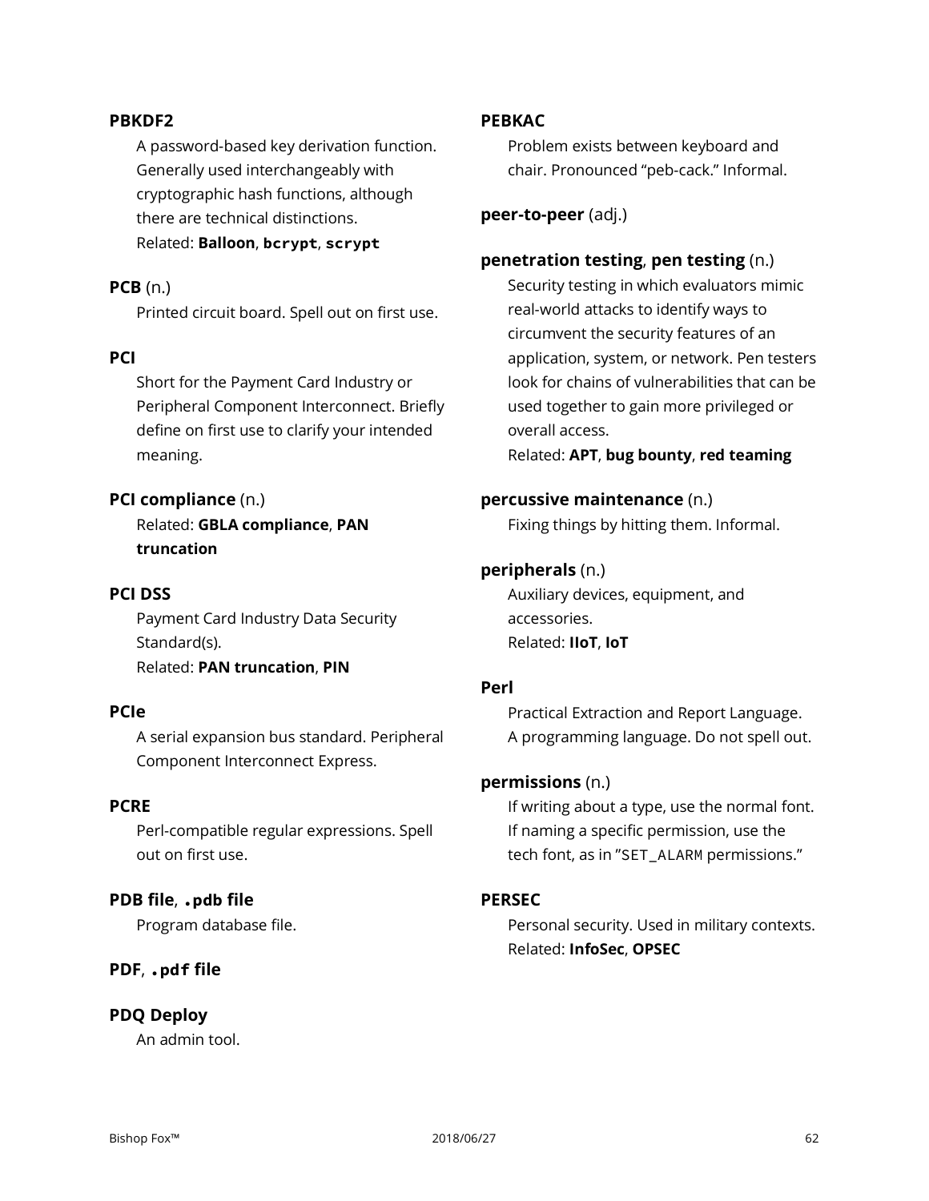**PBKDF2**

A password-based key derivation function. Generally used interchangeably with cryptographic hash functions, although there are technical distinctions.
Related: **Balloon**, **`bcrypt`**, **`scrypt`**

**PCB** (n.)

Printed circuit board. Spell out on first use.

**PCI**

Short for the Payment Card Industry or Peripheral Component Interconnect. Briefly define on first use to clarify your intended meaning.

**PCI compliance** (n.)

Related: **GBLA compliance**, **PAN truncation**

**PCI DSS**

Payment Card Industry Data Security Standard(s).
Related: **PAN truncation**, **PIN**

**PCIe**

A serial expansion bus standard. Peripheral Component Interconnect Express.

**PCRE**

Perl-compatible regular expressions. Spell out on first use.

**PDB file**, **`.pdb` file**

Program database file.

**PDF**, **`.pdf` file**

**PDQ Deploy**

An admin tool.

**PEBKAC**

Problem exists between keyboard and chair. Pronounced "peb-cack." Informal.

**peer-to-peer** (adj.)

**penetration testing**, **pen testing** (n.)

Security testing in which evaluators mimic real-world attacks to identify ways to circumvent the security features of an application, system, or network. Pen testers look for chains of vulnerabilities that can be used together to gain more privileged or overall access.
Related: **APT**, **bug bounty**, **red teaming**

**percussive maintenance** (n.)

Fixing things by hitting them. Informal.

**peripherals** (n.)

Auxiliary devices, equipment, and accessories.
Related: **IIoT**, **IoT**

**Perl**

Practical Extraction and Report Language. A programming language. Do not spell out.

**permissions** (n.)

If writing about a type, use the normal font. If naming a specific permission, use the tech font, as in "`SET_ALARM` permissions."

**PERSEC**

Personal security. Used in military contexts.
Related: **InfoSec**, **OPSEC**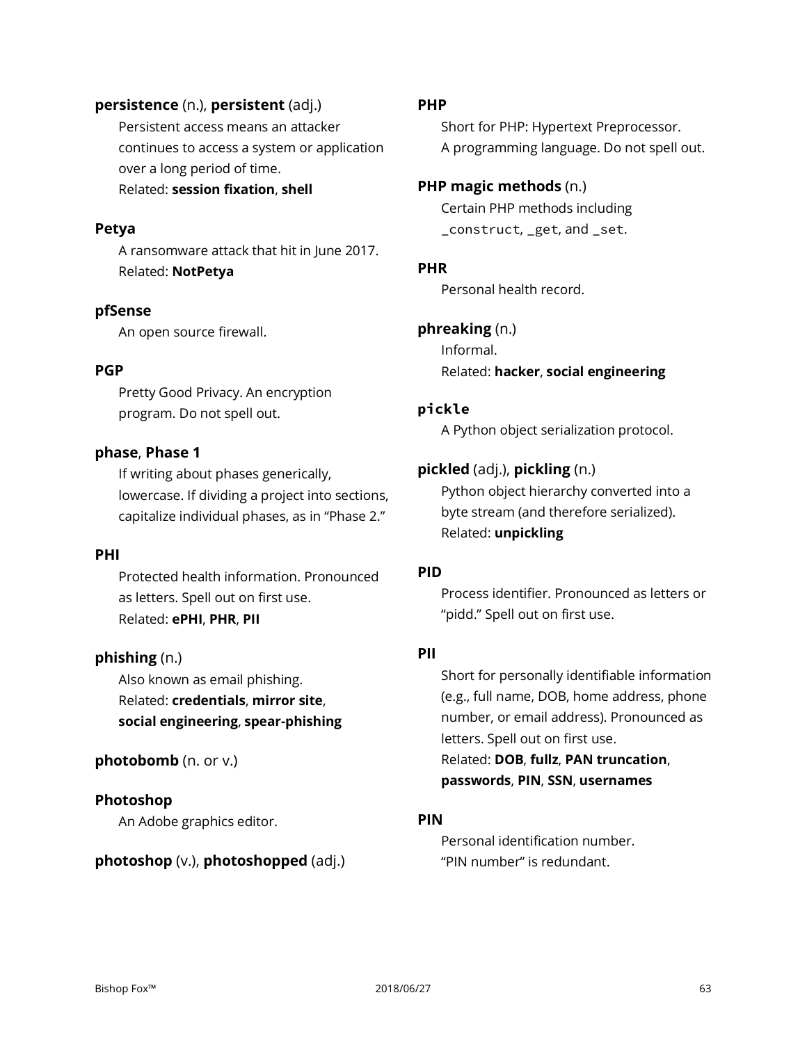**persistence** (n.), **persistent** (adj.)

Persistent access means an attacker continues to access a system or application over a long period of time.
Related: **session fixation**, **shell**

**Petya**

A ransomware attack that hit in June 2017.
Related: **NotPetya**

**pfSense**

An open source firewall.

**PGP**

Pretty Good Privacy. An encryption program. Do not spell out.

**phase**, **Phase 1**

If writing about phases generically, lowercase. If dividing a project into sections, capitalize individual phases, as in "Phase 2."

**PHI**

Protected health information. Pronounced as letters. Spell out on first use.
Related: **ePHI**, **PHR**, **PII**

**phishing** (n.)

Also known as email phishing.
Related: **credentials**, **mirror site**, **social engineering**, **spear-phishing**

**photobomb** (n. or v.)

**Photoshop**

An Adobe graphics editor.

**photoshop** (v.), **photoshopped** (adj.)

**PHP**

Short for PHP: Hypertext Preprocessor. A programming language. Do not spell out.

**PHP magic methods** (n.)

Certain PHP methods including `_construct`, `_get`, and `_set`.

**PHR**

Personal health record.

**phreaking** (n.)

Informal.
Related: **hacker**, **social engineering**

**`pickle`**

A Python object serialization protocol.

**pickled** (adj.), **pickling** (n.)

Python object hierarchy converted into a byte stream (and therefore serialized).
Related: **unpickling**

**PID**

Process identifier. Pronounced as letters or "pidd." Spell out on first use.

**PII**

Short for personally identifiable information (e.g., full name, DOB, home address, phone number, or email address). Pronounced as letters. Spell out on first use.
Related: **DOB**, **fullz**, **PAN truncation**, **passwords**, **PIN**, **SSN**, **usernames**

**PIN**

Personal identification number.
"PIN number" is redundant.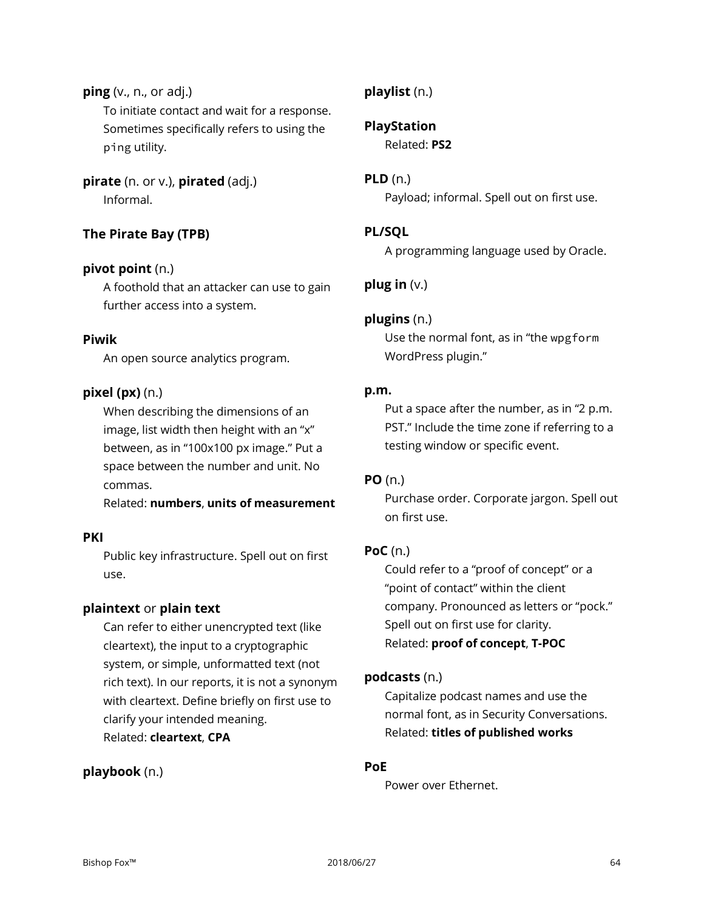**ping** (v., n., or adj.)

To initiate contact and wait for a response. Sometimes specifically refers to using the `ping` utility.

**pirate** (n. or v.), **pirated** (adj.)

Informal.

**The Pirate Bay (TPB)**

**pivot point** (n.)

A foothold that an attacker can use to gain further access into a system.

**Piwik**

An open source analytics program.

**pixel (px)** (n.)

When describing the dimensions of an image, list width then height with an "x" between, as in "100x100 px image." Put a space between the number and unit. No commas.
Related: **numbers**, **units of measurement**

**PKI**

Public key infrastructure. Spell out on first use.

**plaintext** or **plain text**

Can refer to either unencrypted text (like cleartext), the input to a cryptographic system, or simple, unformatted text (not rich text). In our reports, it is not a synonym with cleartext. Define briefly on first use to clarify your intended meaning.
Related: **cleartext**, **CPA**

**playbook** (n.)

**playlist** (n.)

**PlayStation**

Related: **PS2**

**PLD** (n.)

Payload; informal. Spell out on first use.

**PL/SQL**

A programming language used by Oracle.

**plug in** (v.)

**plugins** (n.)

Use the normal font, as in "the `wpgform` WordPress plugin."

**p.m.**

Put a space after the number, as in "2 p.m. PST." Include the time zone if referring to a testing window or specific event.

**PO** (n.)

Purchase order. Corporate jargon. Spell out on first use.

**PoC** (n.)

Could refer to a "proof of concept" or a "point of contact" within the client company. Pronounced as letters or "pock." Spell out on first use for clarity.
Related: **proof of concept**, **T-POC**

**podcasts** (n.)

Capitalize podcast names and use the normal font, as in Security Conversations.
Related: **titles of published works**

**PoE**

Power over Ethernet.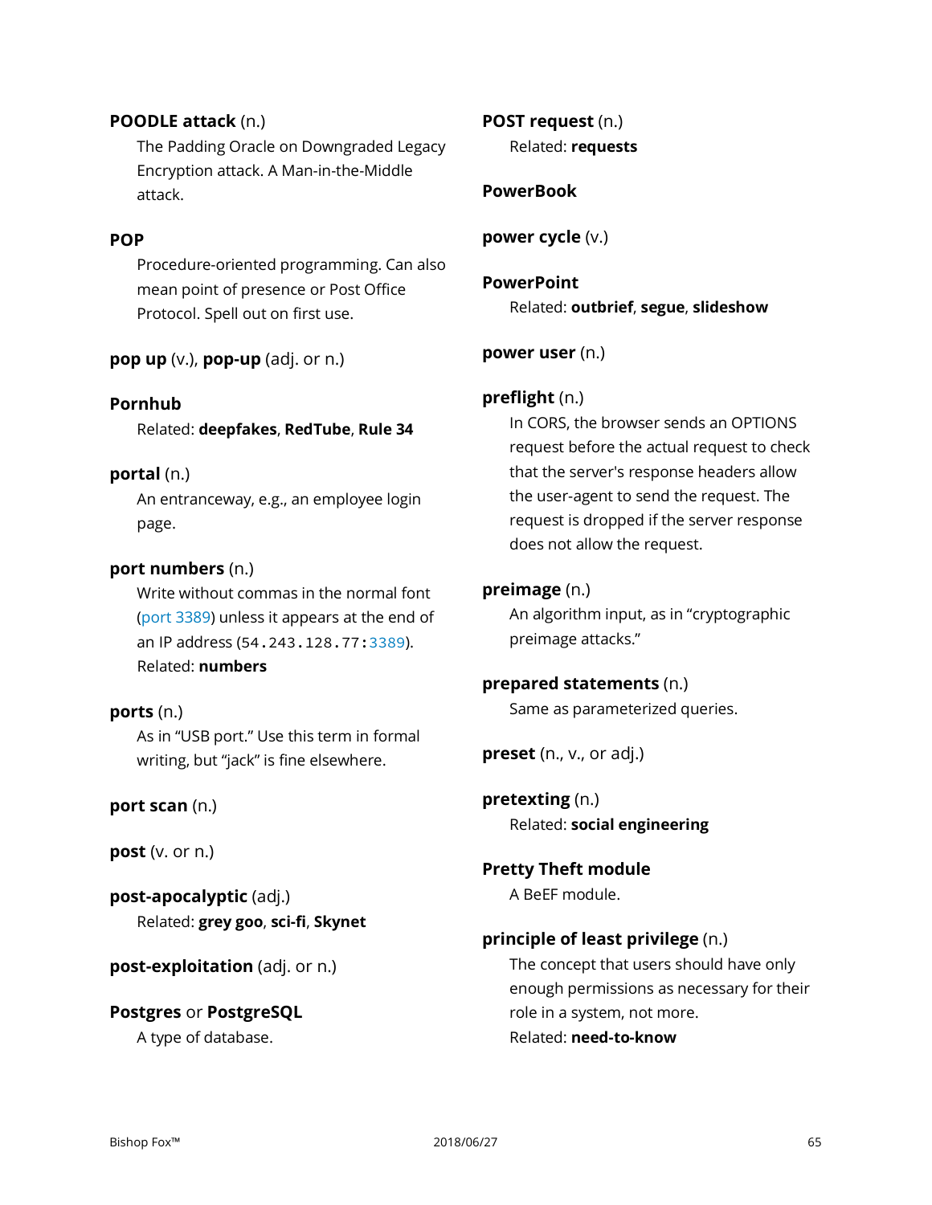**POODLE attack** (n.)

The Padding Oracle on Downgraded Legacy Encryption attack. A Man-in-the-Middle attack.

**POP**

Procedure-oriented programming. Can also mean point of presence or Post Office Protocol. Spell out on first use.

**pop up** (v.), **pop-up** (adj. or n.)

**Pornhub**

Related: **deepfakes**, **RedTube**, **Rule 34**

**portal** (n.)

An entranceway, e.g., an employee login page.

**port numbers** (n.)

Write without commas in the normal font (port 3389) unless it appears at the end of an IP address (`54.243.128.77:3389`).
Related: **numbers**

**ports** (n.)

As in "USB port." Use this term in formal writing, but "jack" is fine elsewhere.

**port scan** (n.)

**post** (v. or n.)

**post-apocalyptic** (adj.)

Related: **grey goo**, **sci-fi**, **Skynet**

**post-exploitation** (adj. or n.)

**Postgres** or **PostgreSQL**

A type of database.

**POST request** (n.)

Related: **requests**

**PowerBook**

**power cycle** (v.)

**PowerPoint**

Related: **outbrief**, **segue**, **slideshow**

**power user** (n.)

**preflight** (n.)

In CORS, the browser sends an OPTIONS request before the actual request to check that the server's response headers allow the user-agent to send the request. The request is dropped if the server response does not allow the request.

**preimage** (n.)

An algorithm input, as in "cryptographic preimage attacks."

**prepared statements** (n.)

Same as parameterized queries.

**preset** (n., v., or adj.)

**pretexting** (n.)

Related: **social engineering**

**Pretty Theft module**

A BeEF module.

**principle of least privilege** (n.)

The concept that users should have only enough permissions as necessary for their role in a system, not more.
Related: **need-to-know**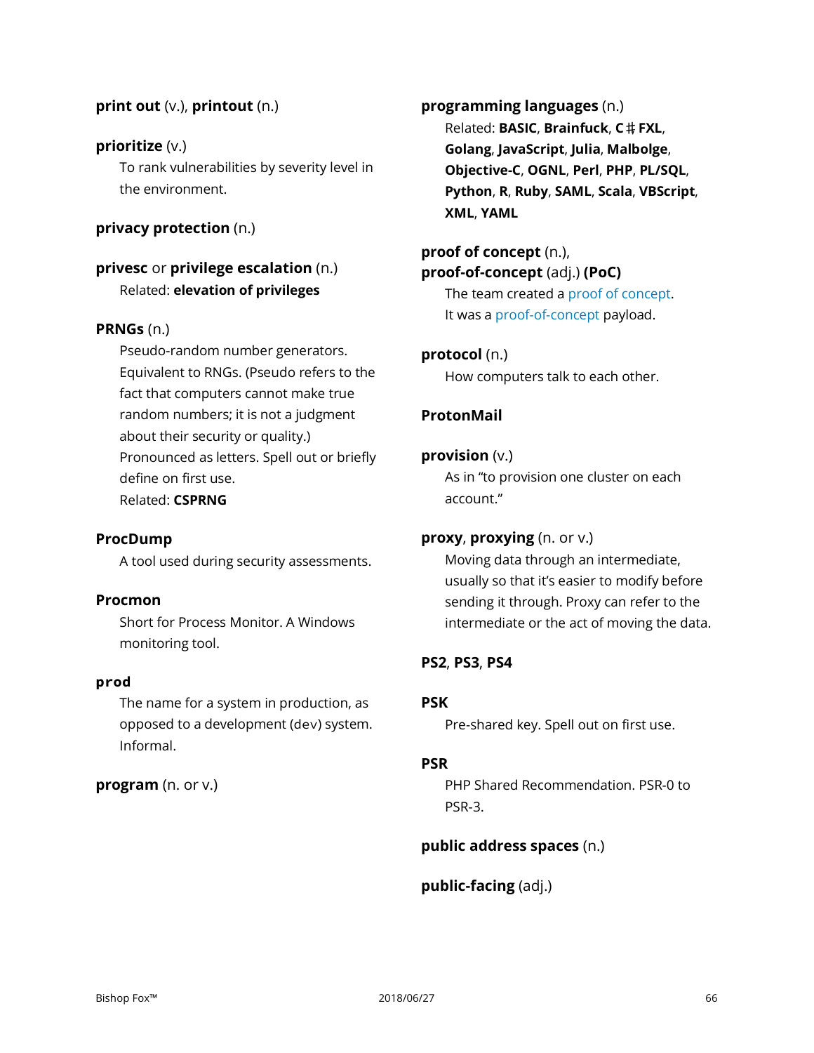**print out** (v.), **printout** (n.)

**prioritize** (v.)

To rank vulnerabilities by severity level in the environment.

**privacy protection** (n.)

**privesc** or **privilege escalation** (n.)

Related: **elevation of privileges**

**PRNGs** (n.)

Pseudo-random number generators. Equivalent to RNGs. (Pseudo refers to the fact that computers cannot make true random numbers; it is not a judgment about their security or quality.) Pronounced as letters. Spell out or briefly define on first use.
Related: **CSPRNG**

**ProcDump**

A tool used during security assessments.

**Procmon**

Short for Process Monitor. A Windows monitoring tool.

**prod**

The name for a system in production, as opposed to a development (dev) system. Informal.

**program** (n. or v.)

**programming languages** (n.)

Related: **BASIC**, **Brainfuck**, **C♯** **FXL**, **Golang**, **JavaScript**, **Julia**, **Malbolge**, **Objective-C**, **OGNL**, **Perl**, **PHP**, **PL/SQL**, **Python**, **R**, **Ruby**, **SAML**, **Scala**, **VBScript**, **XML**, **YAML**

**proof of concept** (n.),
**proof-of-concept** (adj.) **(PoC)**

The team created a proof of concept.
It was a proof-of-concept payload.

**protocol** (n.)

How computers talk to each other.

**ProtonMail**

**provision** (v.)

As in "to provision one cluster on each account."

**proxy**, **proxying** (n. or v.)

Moving data through an intermediate, usually so that it's easier to modify before sending it through. Proxy can refer to the intermediate or the act of moving the data.

**PS2**, **PS3**, **PS4**

**PSK**

Pre-shared key. Spell out on first use.

**PSR**

PHP Shared Recommendation. PSR-0 to PSR-3.

**public address spaces** (n.)

**public-facing** (adj.)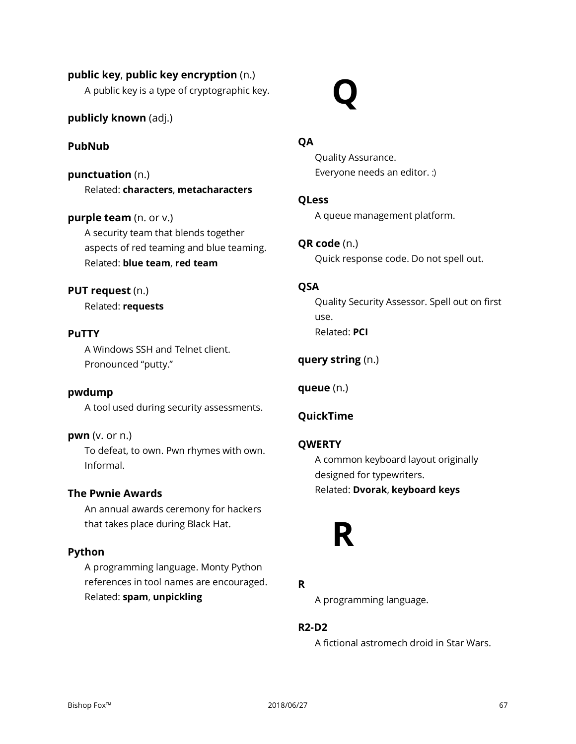**public key**, **public key encryption** (n.)

A public key is a type of cryptographic key.

**publicly known** (adj.)

**PubNub**

**punctuation** (n.)

Related: **characters**, **metacharacters**

**purple team** (n. or v.)

A security team that blends together aspects of red teaming and blue teaming.
Related: **blue team**, **red team**

**PUT request** (n.)

Related: **requests**

**PuTTY**

A Windows SSH and Telnet client. Pronounced “putty.”

**pwdump**

A tool used during security assessments.

**pwn** (v. or n.)

To defeat, to own. Pwn rhymes with own. Informal.

**The Pwnie Awards**

An annual awards ceremony for hackers that takes place during Black Hat.

**Python**

A programming language. Monty Python references in tool names are encouraged.
Related: **spam**, **unpickling**

# Q

**QA**

Quality Assurance.
Everyone needs an editor. :)

**QLess**

A queue management platform.

**QR code** (n.)

Quick response code. Do not spell out.

**QSA**

Quality Security Assessor. Spell out on first use.
Related: **PCI**

**query string** (n.)

**queue** (n.)

**QuickTime**

**QWERTY**

A common keyboard layout originally designed for typewriters.
Related: **Dvorak**, **keyboard keys**

# R

**R**

A programming language.

**R2-D2**

A fictional astromech droid in Star Wars.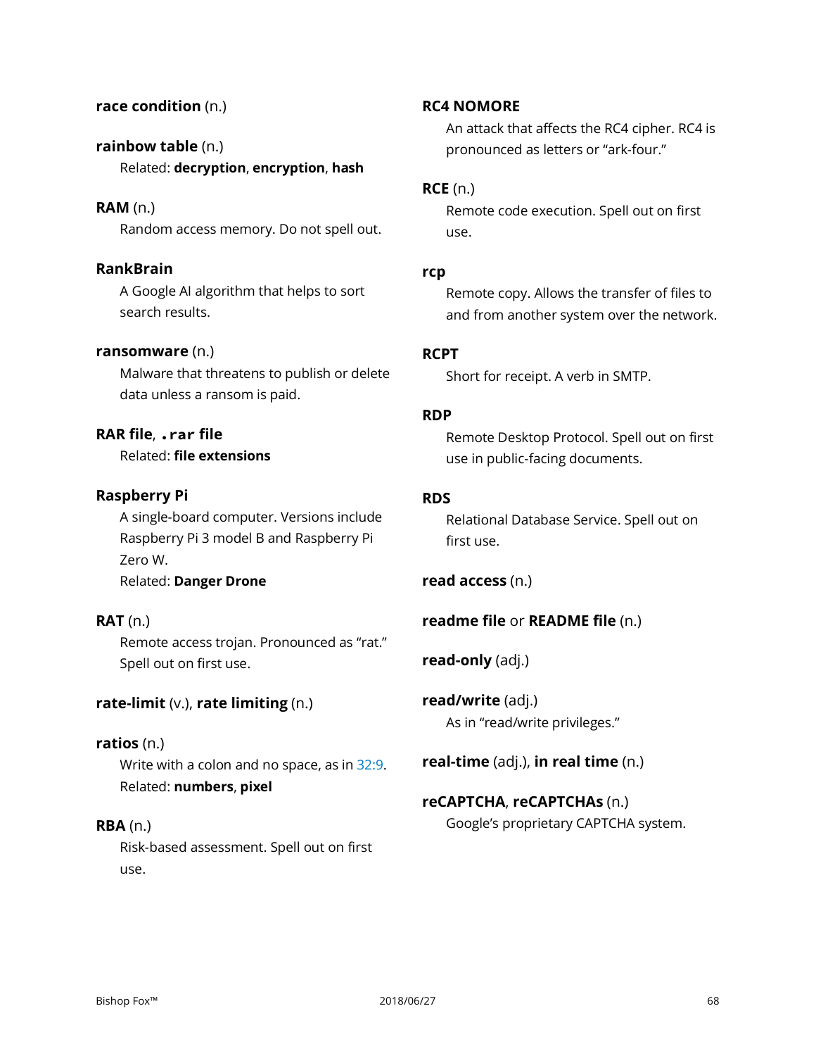**race condition** (n.)

**rainbow table** (n.)

Related: **decryption**, **encryption**, **hash**

**RAM** (n.)

Random access memory. Do not spell out.

**RankBrain**

A Google AI algorithm that helps to sort search results.

**ransomware** (n.)

Malware that threatens to publish or delete data unless a ransom is paid.

**RAR file**, **`.rar` file**

Related: **file extensions**

**Raspberry Pi**

A single-board computer. Versions include Raspberry Pi 3 model B and Raspberry Pi Zero W.

Related: **Danger Drone**

**RAT** (n.)

Remote access trojan. Pronounced as "rat." Spell out on first use.

**rate-limit** (v.), **rate limiting** (n.)

**ratios** (n.)

Write with a colon and no space, as in 32:9.

Related: **numbers**, **pixel**

**RBA** (n.)

Risk-based assessment. Spell out on first use.

**RC4 NOMORE**

An attack that affects the RC4 cipher. RC4 is pronounced as letters or "ark-four."

**RCE** (n.)

Remote code execution. Spell out on first use.

**rcp**

Remote copy. Allows the transfer of files to and from another system over the network.

**RCPT**

Short for receipt. A verb in SMTP.

**RDP**

Remote Desktop Protocol. Spell out on first use in public-facing documents.

**RDS**

Relational Database Service. Spell out on first use.

**read access** (n.)

**readme file** or **README file** (n.)

**read-only** (adj.)

**read/write** (adj.)

As in "read/write privileges."

**real-time** (adj.), **in real time** (n.)

**reCAPTCHA**, **reCAPTCHAs** (n.)

Google's proprietary CAPTCHA system.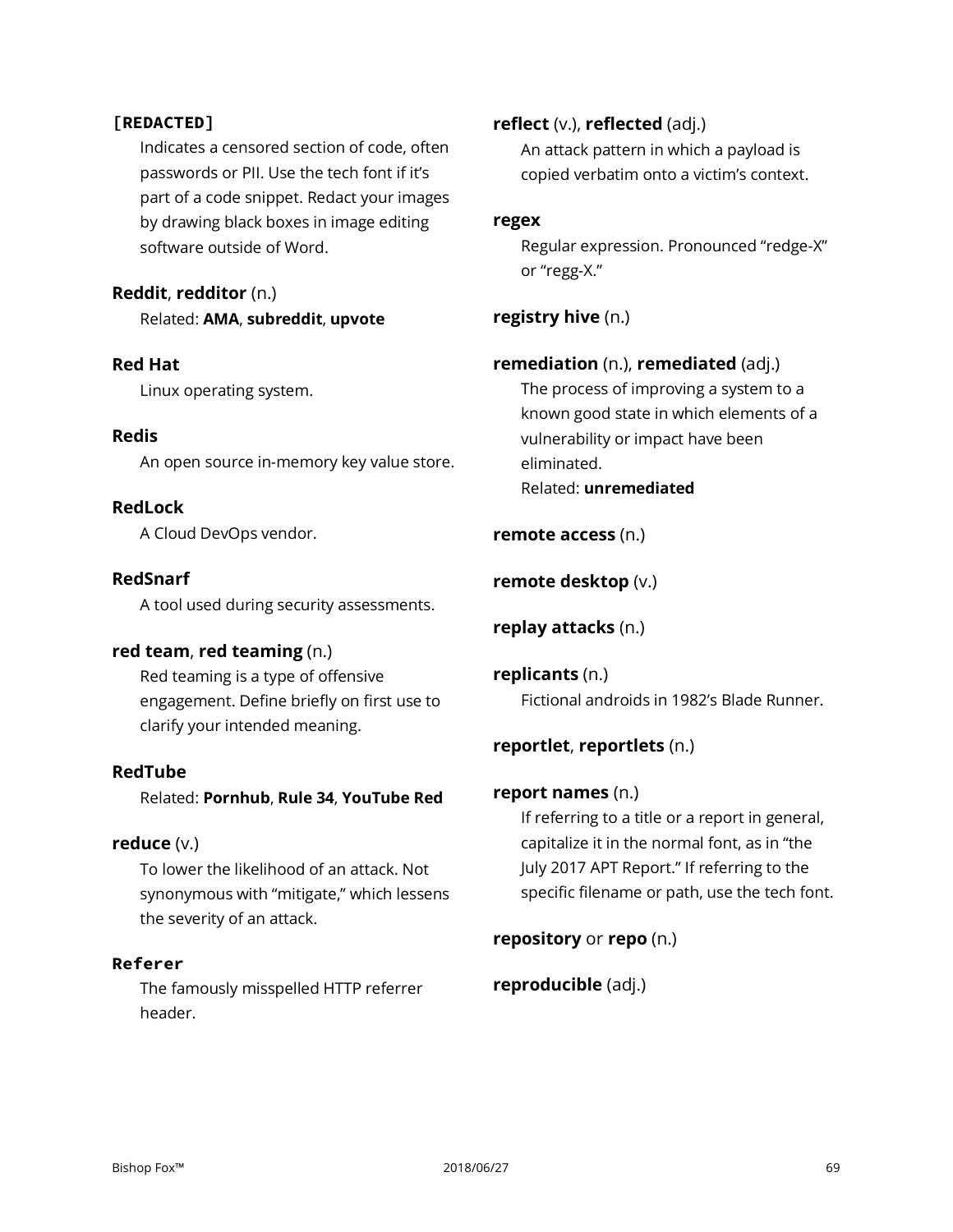`[REDACTED]`

Indicates a censored section of code, often passwords or PII. Use the tech font if it's part of a code snippet. Redact your images by drawing black boxes in image editing software outside of Word.

**Reddit**, **redditor** (n.)

Related: **AMA**, **subreddit**, **upvote**

**Red Hat**

Linux operating system.

**Redis**

An open source in-memory key value store.

**RedLock**

A Cloud DevOps vendor.

**RedSnarf**

A tool used during security assessments.

**red team**, **red teaming** (n.)

Red teaming is a type of offensive engagement. Define briefly on first use to clarify your intended meaning.

**RedTube**

Related: **Pornhub**, **Rule 34**, **YouTube Red**

**reduce** (v.)

To lower the likelihood of an attack. Not synonymous with "mitigate," which lessens the severity of an attack.

`Referer`

The famously misspelled HTTP referrer header.

**reflect** (v.), **reflected** (adj.)

An attack pattern in which a payload is copied verbatim onto a victim's context.

**regex**

Regular expression. Pronounced "redge-X" or "regg-X."

**registry hive** (n.)

**remediation** (n.), **remediated** (adj.)

The process of improving a system to a known good state in which elements of a vulnerability or impact have been eliminated.
Related: **unremediated**

**remote access** (n.)

**remote desktop** (v.)

**replay attacks** (n.)

**replicants** (n.)

Fictional androids in 1982's Blade Runner.

**reportlet**, **reportlets** (n.)

**report names** (n.)

If referring to a title or a report in general, capitalize it in the normal font, as in "the July 2017 APT Report." If referring to the specific filename or path, use the tech font.

**repository** or **repo** (n.)

**reproducible** (adj.)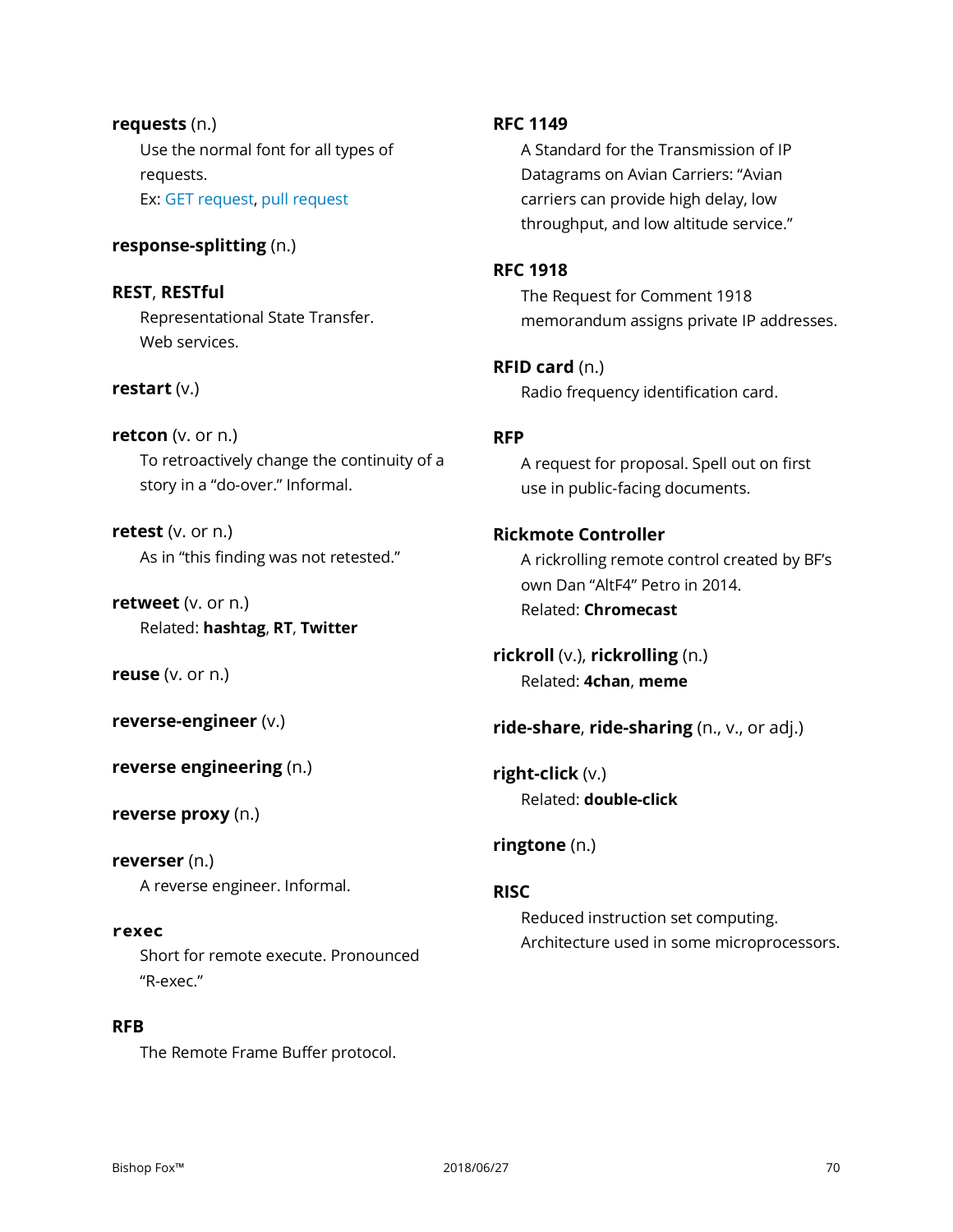**requests** (n.)

Use the normal font for all types of requests.
Ex: GET request, pull request

**response-splitting** (n.)

**REST**, **RESTful**

Representational State Transfer.
Web services.

**restart** (v.)

**retcon** (v. or n.)

To retroactively change the continuity of a story in a "do-over." Informal.

**retest** (v. or n.)

As in "this finding was not retested."

**retweet** (v. or n.)

Related: **hashtag**, **RT**, **Twitter**

**reuse** (v. or n.)

**reverse-engineer** (v.)

**reverse engineering** (n.)

**reverse proxy** (n.)

**reverser** (n.)

A reverse engineer. Informal.

**`rexec`**

Short for remote execute. Pronounced "R-exec."

**RFB**

The Remote Frame Buffer protocol.

**RFC 1149**

A Standard for the Transmission of IP Datagrams on Avian Carriers: "Avian carriers can provide high delay, low throughput, and low altitude service."

**RFC 1918**

The Request for Comment 1918 memorandum assigns private IP addresses.

**RFID card** (n.)

Radio frequency identification card.

**RFP**

A request for proposal. Spell out on first use in public-facing documents.

**Rickmote Controller**

A rickrolling remote control created by BF's own Dan "AltF4" Petro in 2014.
Related: **Chromecast**

**rickroll** (v.), **rickrolling** (n.)

Related: **4chan**, **meme**

**ride-share**, **ride-sharing** (n., v., or adj.)

**right-click** (v.)

Related: **double-click**

**ringtone** (n.)

**RISC**

Reduced instruction set computing.
Architecture used in some microprocessors.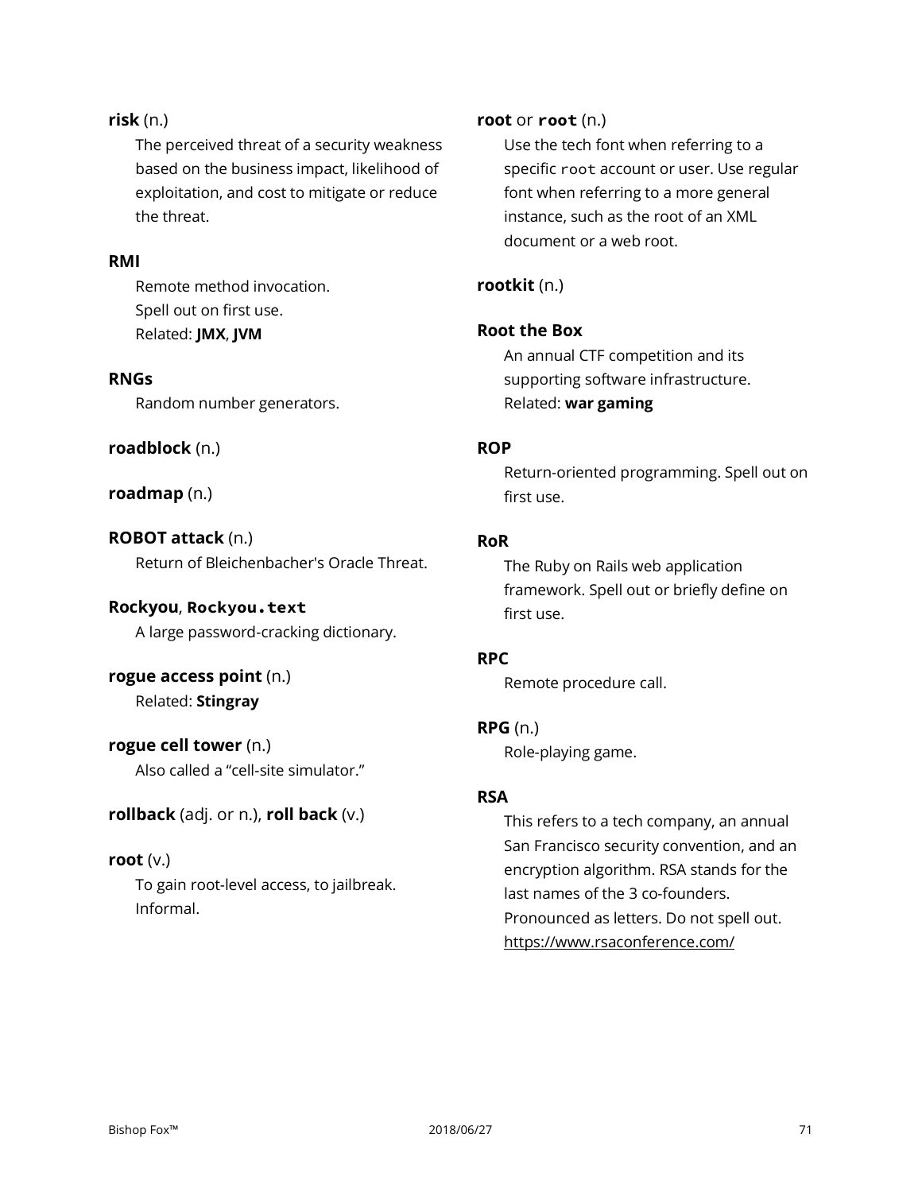**risk** (n.)

The perceived threat of a security weakness based on the business impact, likelihood of exploitation, and cost to mitigate or reduce the threat.

**RMI**

Remote method invocation.
Spell out on first use.
Related: **JMX**, **JVM**

**RNGs**

Random number generators.

**roadblock** (n.)

**roadmap** (n.)

**ROBOT attack** (n.)

Return of Bleichenbacher's Oracle Threat.

**Rockyou**, **`Rockyou.text`**

A large password-cracking dictionary.

**rogue access point** (n.)

Related: **Stingray**

**rogue cell tower** (n.)

Also called a "cell-site simulator."

**rollback** (adj. or n.), **roll back** (v.)

**root** (v.)

To gain root-level access, to jailbreak. Informal.

**root** or **`root`** (n.)

Use the tech font when referring to a specific `root` account or user. Use regular font when referring to a more general instance, such as the root of an XML document or a web root.

**rootkit** (n.)

**Root the Box**

An annual CTF competition and its supporting software infrastructure.
Related: **war gaming**

**ROP**

Return-oriented programming. Spell out on first use.

**RoR**

The Ruby on Rails web application framework. Spell out or briefly define on first use.

**RPC**

Remote procedure call.

**RPG** (n.)

Role-playing game.

**RSA**

This refers to a tech company, an annual San Francisco security convention, and an encryption algorithm. RSA stands for the last names of the 3 co-founders. Pronounced as letters. Do not spell out.
https://www.rsaconference.com/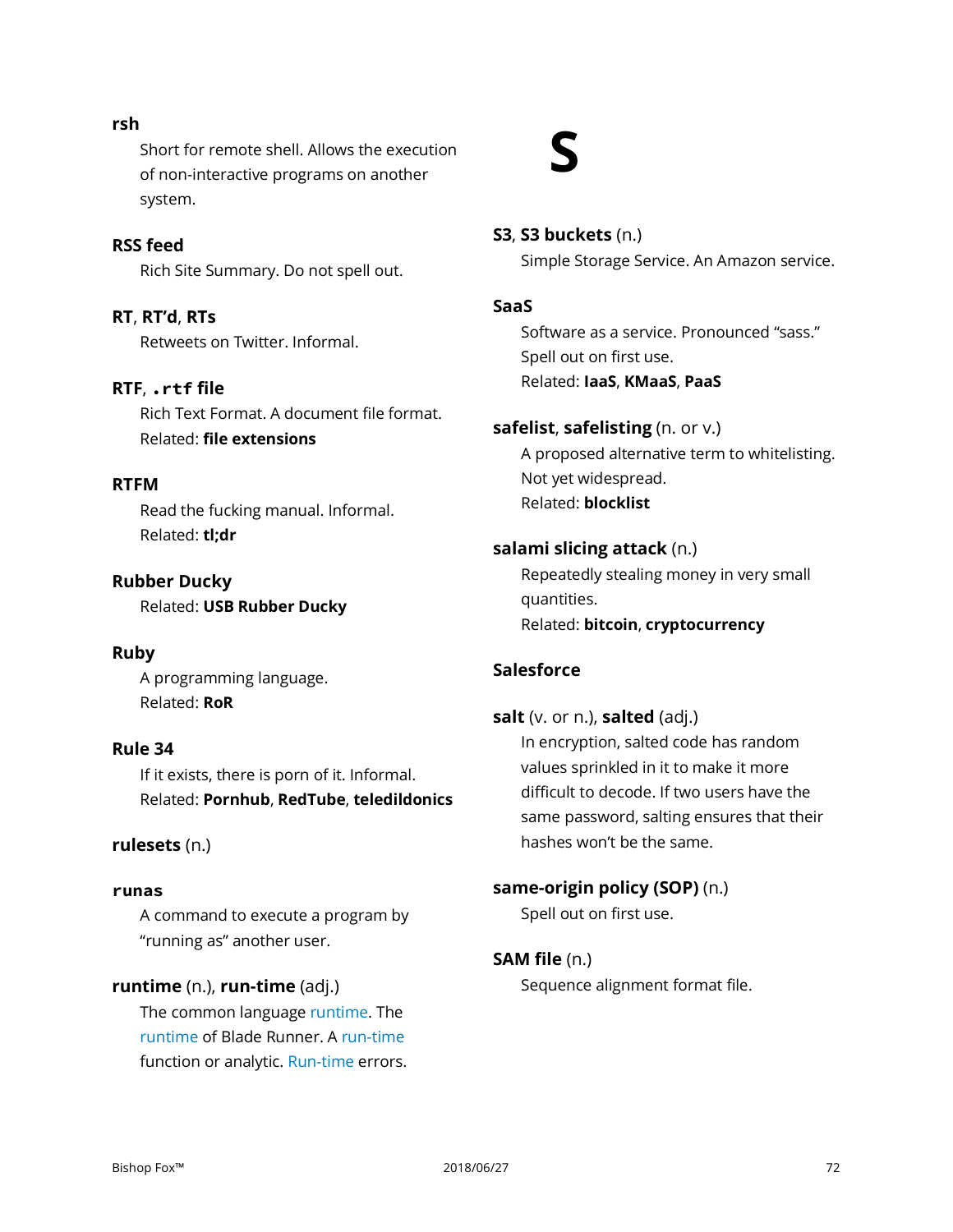**rsh**

Short for remote shell. Allows the execution of non-interactive programs on another system.

**RSS feed**

Rich Site Summary. Do not spell out.

**RT**, **RT'd**, **RTs**

Retweets on Twitter. Informal.

**RTF**, **`.rtf` file**

Rich Text Format. A document file format.
Related: **file extensions**

**RTFM**

Read the fucking manual. Informal.
Related: **tl;dr**

**Rubber Ducky**

Related: **USB Rubber Ducky**

**Ruby**

A programming language.
Related: **RoR**

**Rule 34**

If it exists, there is porn of it. Informal.
Related: **Pornhub**, **RedTube**, **teledildonics**

**rulesets** (n.)

**`runas`**

A command to execute a program by "running as" another user.

**runtime** (n.), **run-time** (adj.)

The common language runtime. The runtime of Blade Runner. A run-time function or analytic. Run-time errors.

# S

**S3**, **S3 buckets** (n.)

Simple Storage Service. An Amazon service.

**SaaS**

Software as a service. Pronounced "sass." Spell out on first use.
Related: **IaaS**, **KMaaS**, **PaaS**

**safelist**, **safelisting** (n. or v.)

A proposed alternative term to whitelisting. Not yet widespread.
Related: **blocklist**

**salami slicing attack** (n.)

Repeatedly stealing money in very small quantities.
Related: **bitcoin**, **cryptocurrency**

**Salesforce**

**salt** (v. or n.), **salted** (adj.)

In encryption, salted code has random values sprinkled in it to make it more difficult to decode. If two users have the same password, salting ensures that their hashes won't be the same.

**same-origin policy (SOP)** (n.)

Spell out on first use.

**SAM file** (n.)

Sequence alignment format file.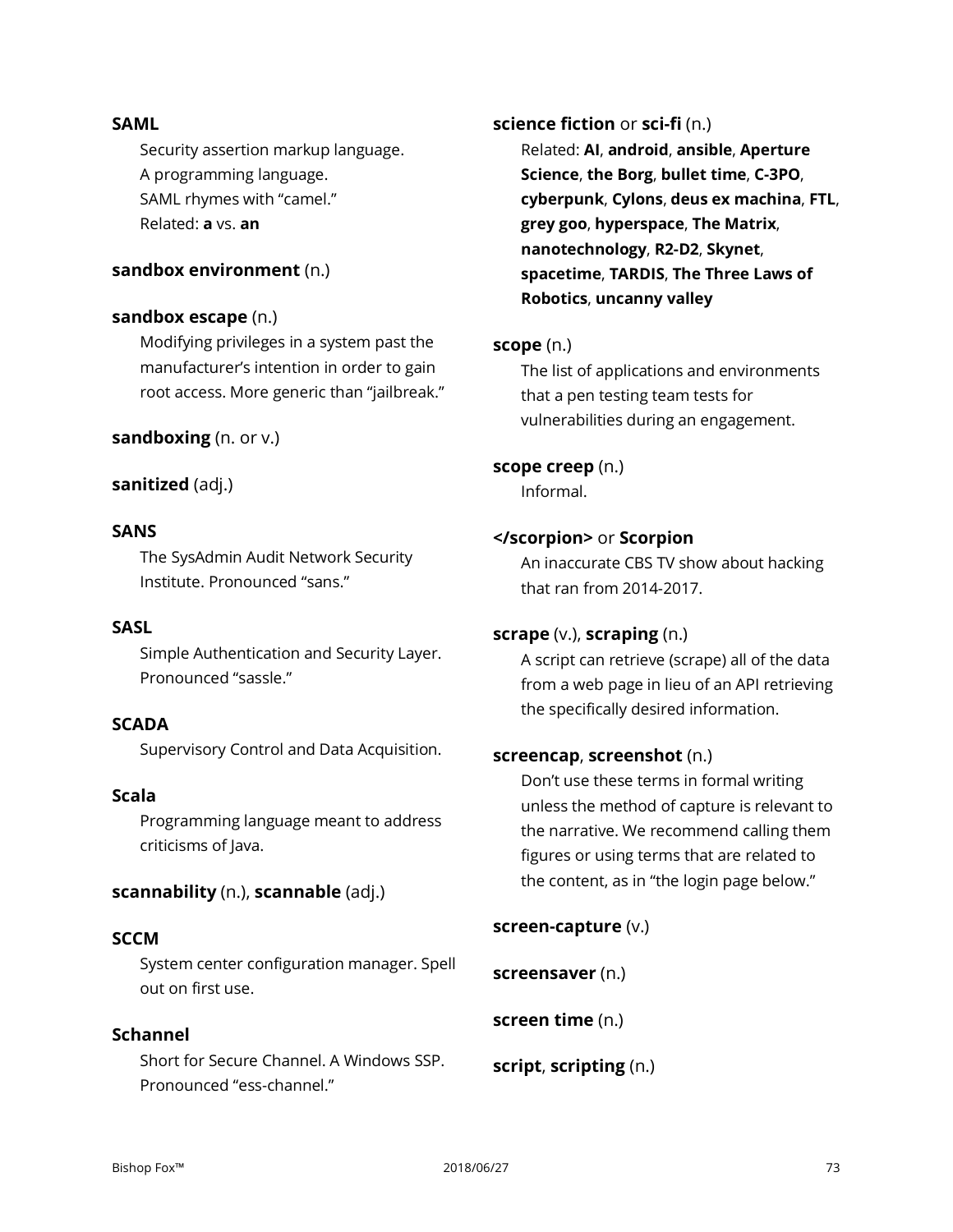**SAML**

Security assertion markup language.
A programming language.
SAML rhymes with "camel."
Related: **a** vs. **an**

**sandbox environment** (n.)

**sandbox escape** (n.)

Modifying privileges in a system past the manufacturer's intention in order to gain root access. More generic than "jailbreak."

**sandboxing** (n. or v.)

**sanitized** (adj.)

**SANS**

The SysAdmin Audit Network Security Institute. Pronounced "sans."

**SASL**

Simple Authentication and Security Layer. Pronounced "sassle."

**SCADA**

Supervisory Control and Data Acquisition.

**Scala**

Programming language meant to address criticisms of Java.

**scannability** (n.), **scannable** (adj.)

**SCCM**

System center configuration manager. Spell out on first use.

**Schannel**

Short for Secure Channel. A Windows SSP. Pronounced "ess-channel."

**science fiction** or **sci-fi** (n.)

Related: **AI**, **android**, **ansible**, **Aperture Science**, **the Borg**, **bullet time**, **C-3PO**, **cyberpunk**, **Cylons**, **deus ex machina**, **FTL**, **grey goo**, **hyperspace**, **The Matrix**, **nanotechnology**, **R2-D2**, **Skynet**, **spacetime**, **TARDIS**, **The Three Laws of Robotics**, **uncanny valley**

**scope** (n.)

The list of applications and environments that a pen testing team tests for vulnerabilities during an engagement.

**scope creep** (n.)

Informal.

**</scorpion>** or **Scorpion**

An inaccurate CBS TV show about hacking that ran from 2014-2017.

**scrape** (v.), **scraping** (n.)

A script can retrieve (scrape) all of the data from a web page in lieu of an API retrieving the specifically desired information.

**screencap**, **screenshot** (n.)

Don't use these terms in formal writing unless the method of capture is relevant to the narrative. We recommend calling them figures or using terms that are related to the content, as in "the login page below."

**screen-capture** (v.)

**screensaver** (n.)

**screen time** (n.)

**script**, **scripting** (n.)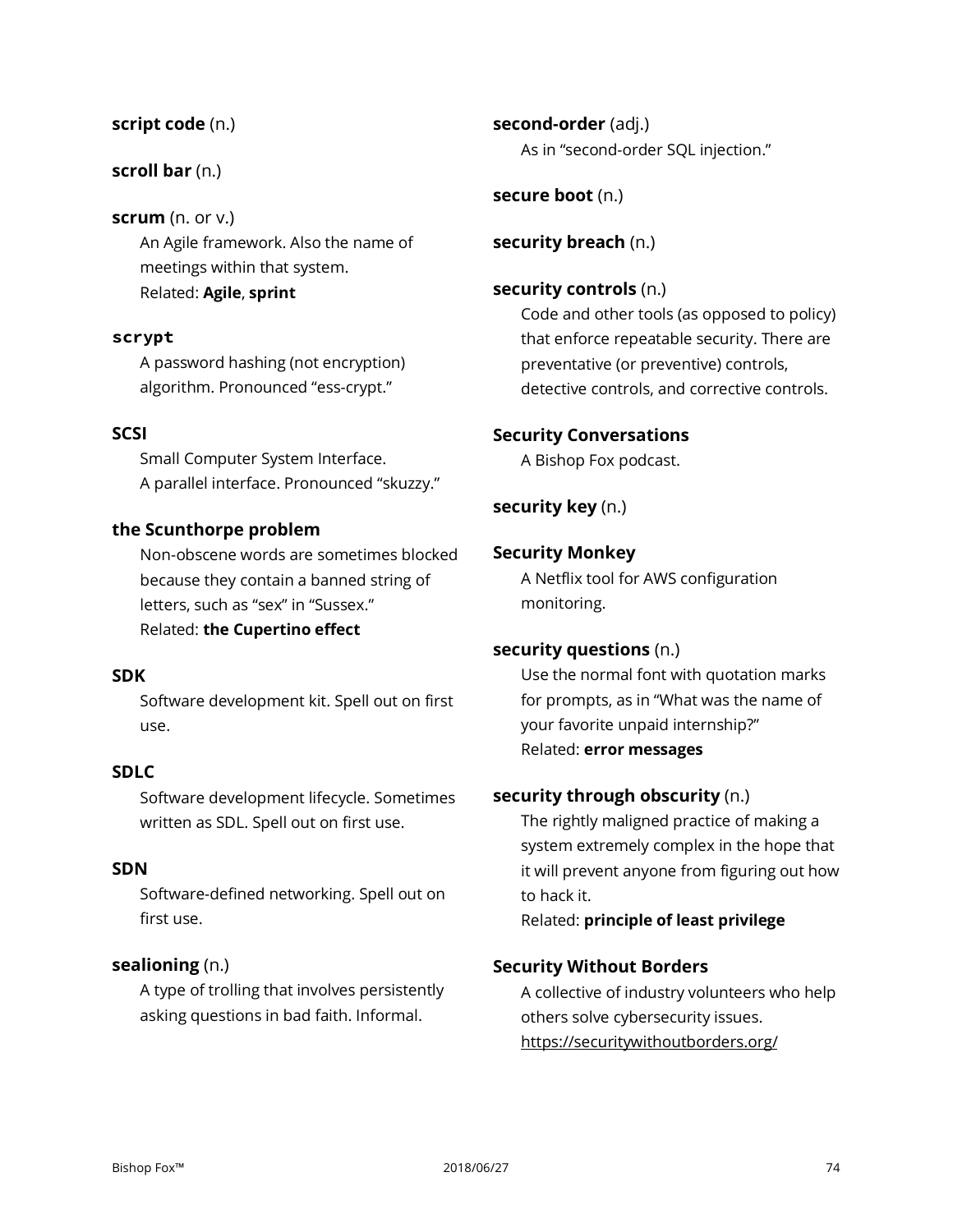**script code** (n.)

**scroll bar** (n.)

**scrum** (n. or v.)
An Agile framework. Also the name of meetings within that system.
Related: **Agile**, **sprint**

**`scrypt`**
A password hashing (not encryption) algorithm. Pronounced "ess-crypt."

**SCSI**
Small Computer System Interface.
A parallel interface. Pronounced "skuzzy."

**the Scunthorpe problem**
Non-obscene words are sometimes blocked because they contain a banned string of letters, such as "sex" in "Sussex."
Related: **the Cupertino effect**

**SDK**
Software development kit. Spell out on first use.

**SDLC**
Software development lifecycle. Sometimes written as SDL. Spell out on first use.

**SDN**
Software-defined networking. Spell out on first use.

**sealioning** (n.)
A type of trolling that involves persistently asking questions in bad faith. Informal.

**second-order** (adj.)
As in "second-order SQL injection."

**secure boot** (n.)

**security breach** (n.)

**security controls** (n.)
Code and other tools (as opposed to policy) that enforce repeatable security. There are preventative (or preventive) controls, detective controls, and corrective controls.

**Security Conversations**
A Bishop Fox podcast.

**security key** (n.)

**Security Monkey**
A Netflix tool for AWS configuration monitoring.

**security questions** (n.)
Use the normal font with quotation marks for prompts, as in "What was the name of your favorite unpaid internship?"
Related: **error messages**

**security through obscurity** (n.)
The rightly maligned practice of making a system extremely complex in the hope that it will prevent anyone from figuring out how to hack it.
Related: **principle of least privilege**

**Security Without Borders**
A collective of industry volunteers who help others solve cybersecurity issues.
https://securitywithoutborders.org/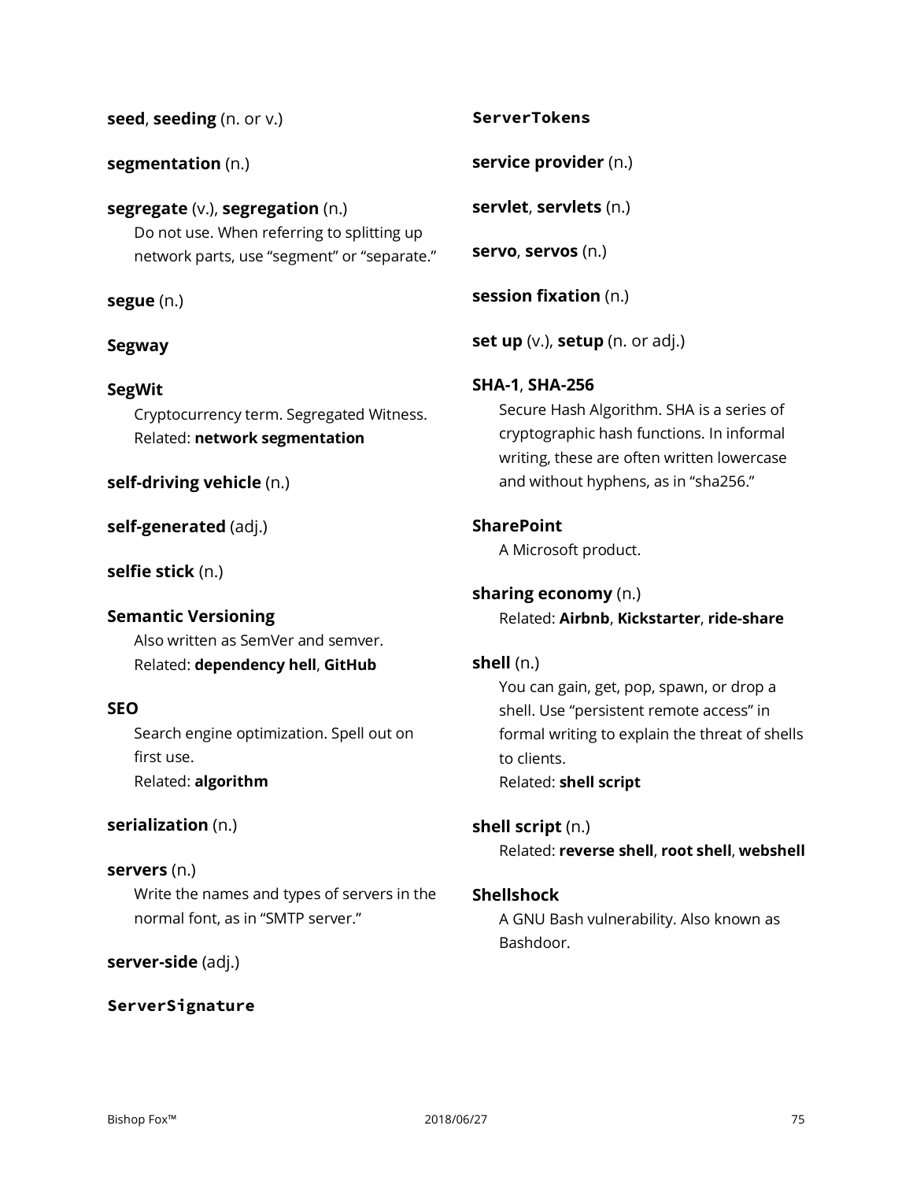**seed**, **seeding** (n. or v.)

**segmentation** (n.)

**segregate** (v.), **segregation** (n.)
Do not use. When referring to splitting up network parts, use “segment” or “separate.”

**segue** (n.)

**Segway**

**SegWit**
Cryptocurrency term. Segregated Witness.
Related: **network segmentation**

**self-driving vehicle** (n.)

**self-generated** (adj.)

**selfie stick** (n.)

**Semantic Versioning**
Also written as SemVer and semver.
Related: **dependency hell**, **GitHub**

**SEO**
Search engine optimization. Spell out on first use.
Related: **algorithm**

**serialization** (n.)

**servers** (n.)
Write the names and types of servers in the normal font, as in “SMTP server.”

**server-side** (adj.)

**`ServerSignature`**

**`ServerTokens`**

**service provider** (n.)

**servlet**, **servlets** (n.)

**servo**, **servos** (n.)

**session fixation** (n.)

**set up** (v.), **setup** (n. or adj.)

**SHA-1**, **SHA-256**
Secure Hash Algorithm. SHA is a series of cryptographic hash functions. In informal writing, these are often written lowercase and without hyphens, as in “sha256.”

**SharePoint**
A Microsoft product.

**sharing economy** (n.)
Related: **Airbnb**, **Kickstarter**, **ride-share**

**shell** (n.)
You can gain, get, pop, spawn, or drop a shell. Use “persistent remote access” in formal writing to explain the threat of shells to clients.
Related: **shell script**

**shell script** (n.)
Related: **reverse shell**, **root shell**, **webshell**

**Shellshock**
A GNU Bash vulnerability. Also known as Bashdoor.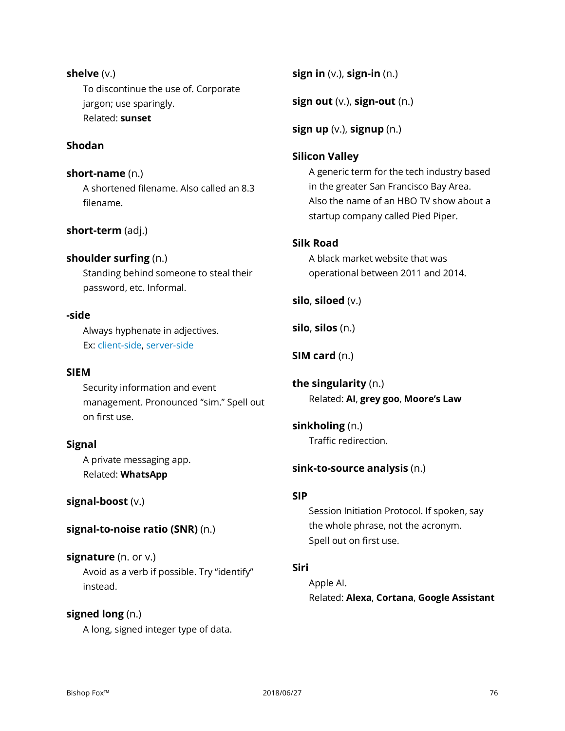**shelve** (v.)

To discontinue the use of. Corporate jargon; use sparingly.
Related: **sunset**

**Shodan**

**short-name** (n.)

A shortened filename. Also called an 8.3 filename.

**short-term** (adj.)

**shoulder surfing** (n.)

Standing behind someone to steal their password, etc. Informal.

**-side**

Always hyphenate in adjectives.
Ex: client-side, server-side

**SIEM**

Security information and event management. Pronounced "sim." Spell out on first use.

**Signal**

A private messaging app.
Related: **WhatsApp**

**signal-boost** (v.)

**signal-to-noise ratio (SNR)** (n.)

**signature** (n. or v.)

Avoid as a verb if possible. Try "identify" instead.

**signed long** (n.)

A long, signed integer type of data.

**sign in** (v.), **sign-in** (n.)

**sign out** (v.), **sign-out** (n.)

**sign up** (v.), **signup** (n.)

**Silicon Valley**

A generic term for the tech industry based in the greater San Francisco Bay Area. Also the name of an HBO TV show about a startup company called Pied Piper.

**Silk Road**

A black market website that was operational between 2011 and 2014.

**silo**, **siloed** (v.)

**silo**, **silos** (n.)

**SIM card** (n.)

**the singularity** (n.)

Related: **AI**, **grey goo**, **Moore's Law**

**sinkholing** (n.)

Traffic redirection.

**sink-to-source analysis** (n.)

**SIP**

Session Initiation Protocol. If spoken, say the whole phrase, not the acronym.
Spell out on first use.

**Siri**

Apple AI.
Related: **Alexa**, **Cortana**, **Google Assistant**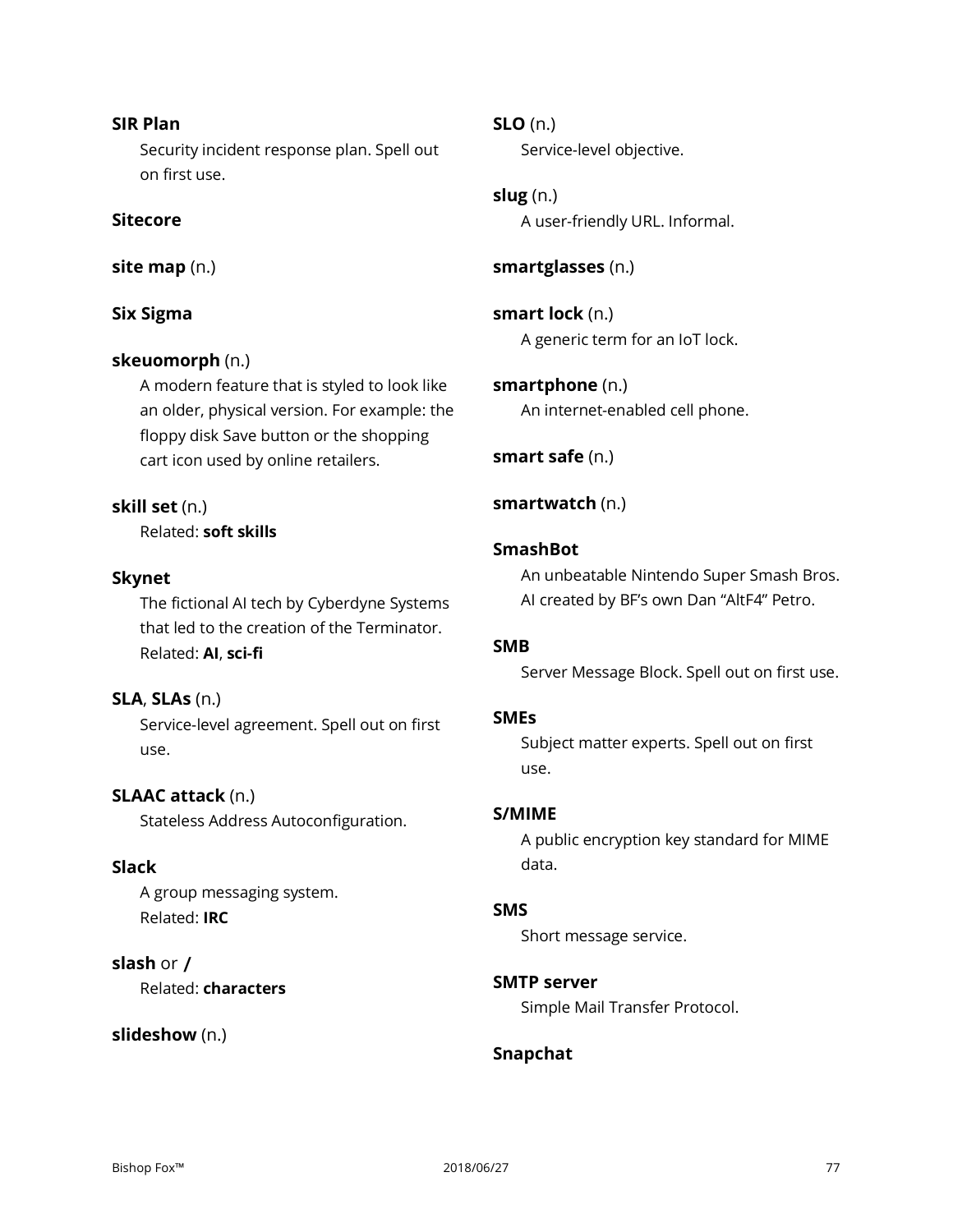**SIR Plan**
Security incident response plan. Spell out on first use.

**Sitecore**

**site map** (n.)

**Six Sigma**

**skeuomorph** (n.)
A modern feature that is styled to look like an older, physical version. For example: the floppy disk Save button or the shopping cart icon used by online retailers.

**skill set** (n.)
Related: **soft skills**

**Skynet**
The fictional AI tech by Cyberdyne Systems that led to the creation of the Terminator. Related: **AI**, **sci-fi**

**SLA**, **SLAs** (n.)
Service-level agreement. Spell out on first use.

**SLAAC attack** (n.)
Stateless Address Autoconfiguration.

**Slack**
A group messaging system.
Related: **IRC**

**slash** or **/**
Related: **characters**

**slideshow** (n.)

**SLO** (n.)
Service-level objective.

**slug** (n.)
A user-friendly URL. Informal.

**smartglasses** (n.)

**smart lock** (n.)
A generic term for an IoT lock.

**smartphone** (n.)
An internet-enabled cell phone.

**smart safe** (n.)

**smartwatch** (n.)

**SmashBot**
An unbeatable Nintendo Super Smash Bros. AI created by BF's own Dan "AltF4" Petro.

**SMB**
Server Message Block. Spell out on first use.

**SMEs**
Subject matter experts. Spell out on first use.

**S/MIME**
A public encryption key standard for MIME data.

**SMS**
Short message service.

**SMTP server**
Simple Mail Transfer Protocol.

**Snapchat**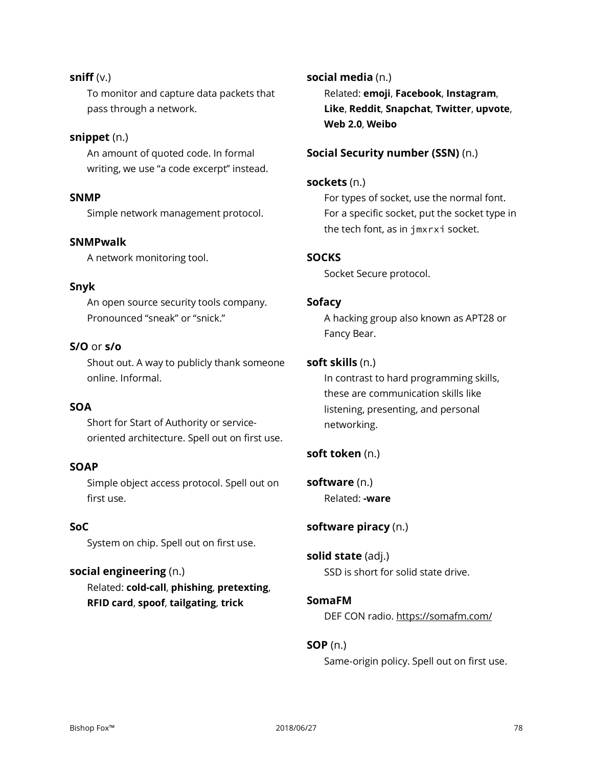**sniff** (v.)

To monitor and capture data packets that pass through a network.

**snippet** (n.)

An amount of quoted code. In formal writing, we use "a code excerpt" instead.

**SNMP**

Simple network management protocol.

**SNMPwalk**

A network monitoring tool.

**Snyk**

An open source security tools company. Pronounced "sneak" or "snick."

**S/O** or **s/o**

Shout out. A way to publicly thank someone online. Informal.

**SOA**

Short for Start of Authority or service-oriented architecture. Spell out on first use.

**SOAP**

Simple object access protocol. Spell out on first use.

**SoC**

System on chip. Spell out on first use.

**social engineering** (n.)

Related: **cold-call**, **phishing**, **pretexting**, **RFID card**, **spoof**, **tailgating**, **trick**

**social media** (n.)

Related: **emoji**, **Facebook**, **Instagram**, **Like**, **Reddit**, **Snapchat**, **Twitter**, **upvote**, **Web 2.0**, **Weibo**

**Social Security number (SSN)** (n.)

**sockets** (n.)

For types of socket, use the normal font. For a specific socket, put the socket type in the tech font, as in `jmxrxi` socket.

**SOCKS**

Socket Secure protocol.

**Sofacy**

A hacking group also known as APT28 or Fancy Bear.

**soft skills** (n.)

In contrast to hard programming skills, these are communication skills like listening, presenting, and personal networking.

**soft token** (n.)

**software** (n.)

Related: **-ware**

**software piracy** (n.)

**solid state** (adj.)

SSD is short for solid state drive.

**SomaFM**

DEF CON radio. https://somafm.com/

**SOP** (n.)

Same-origin policy. Spell out on first use.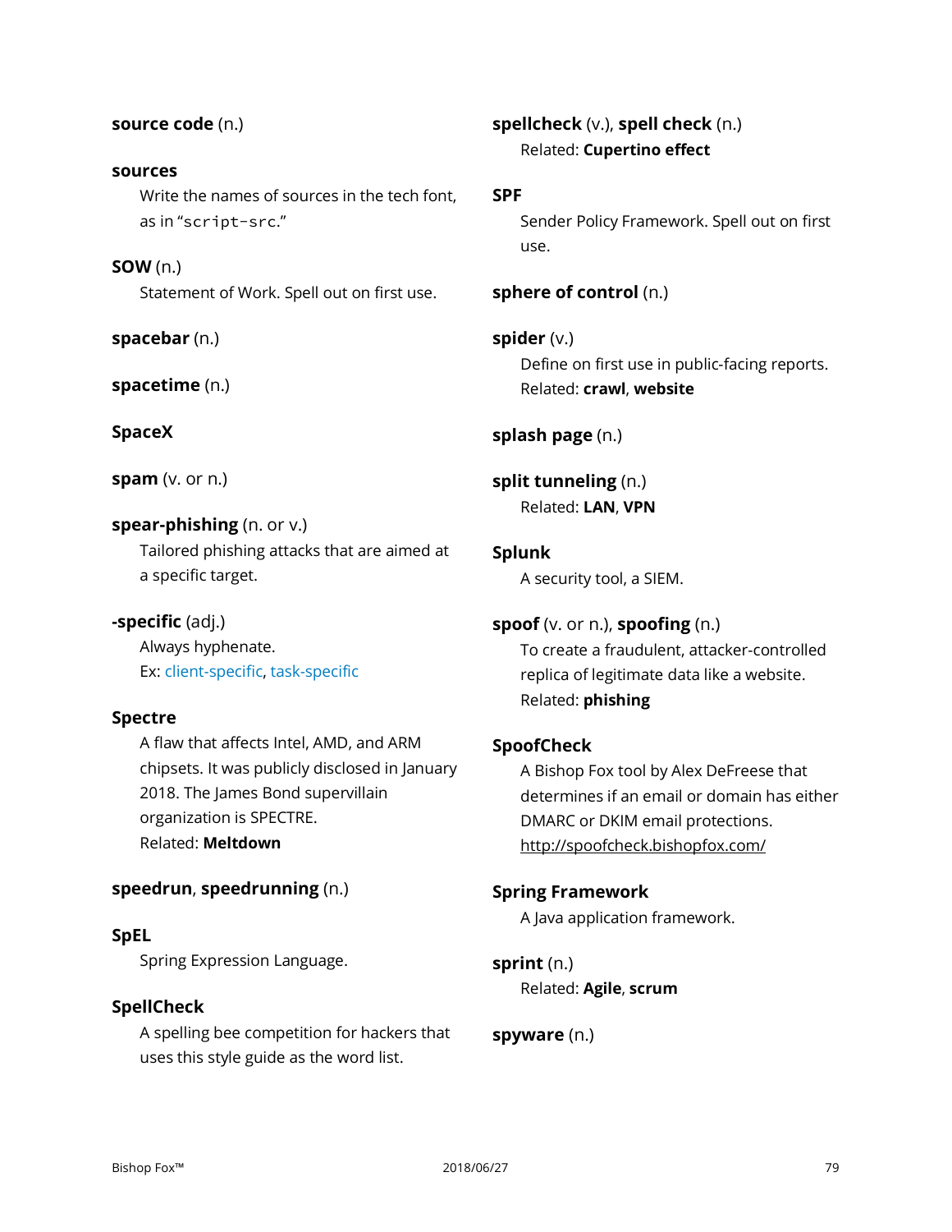**source code** (n.)

**sources**

Write the names of sources in the tech font, as in "`script-src`."

**SOW** (n.)

Statement of Work. Spell out on first use.

**spacebar** (n.)

**spacetime** (n.)

**SpaceX**

**spam** (v. or n.)

**spear-phishing** (n. or v.)

Tailored phishing attacks that are aimed at a specific target.

**-specific** (adj.)

Always hyphenate.
Ex: client-specific, task-specific

**Spectre**

A flaw that affects Intel, AMD, and ARM chipsets. It was publicly disclosed in January 2018. The James Bond supervillain organization is SPECTRE.
Related: **Meltdown**

**speedrun**, **speedrunning** (n.)

**SpEL**

Spring Expression Language.

**SpellCheck**

A spelling bee competition for hackers that uses this style guide as the word list.

**spellcheck** (v.), **spell check** (n.)

Related: **Cupertino effect**

**SPF**

Sender Policy Framework. Spell out on first use.

**sphere of control** (n.)

**spider** (v.)

Define on first use in public-facing reports.
Related: **crawl**, **website**

**splash page** (n.)

**split tunneling** (n.)

Related: **LAN**, **VPN**

**Splunk**

A security tool, a SIEM.

**spoof** (v. or n.), **spoofing** (n.)

To create a fraudulent, attacker-controlled replica of legitimate data like a website.
Related: **phishing**

**SpoofCheck**

A Bishop Fox tool by Alex DeFreese that determines if an email or domain has either DMARC or DKIM email protections.
http://spoofcheck.bishopfox.com/

**Spring Framework**

A Java application framework.

**sprint** (n.)

Related: **Agile**, **scrum**

**spyware** (n.)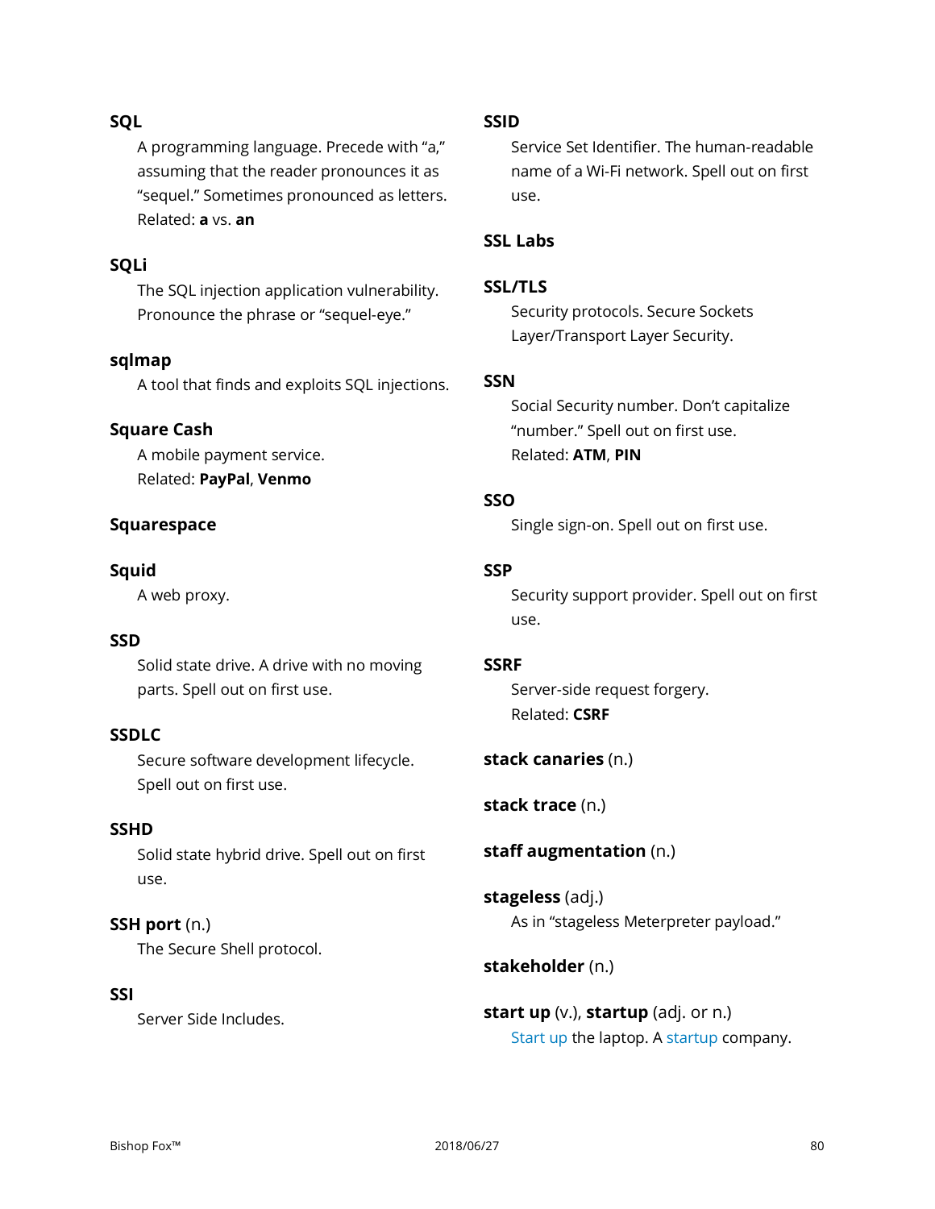**SQL**

A programming language. Precede with "a," assuming that the reader pronounces it as "sequel." Sometimes pronounced as letters.
Related: **a** vs. **an**

**SQLi**

The SQL injection application vulnerability. Pronounce the phrase or "sequel-eye."

**sqlmap**

A tool that finds and exploits SQL injections.

**Square Cash**

A mobile payment service.
Related: **PayPal**, **Venmo**

**Squarespace**

**Squid**

A web proxy.

**SSD**

Solid state drive. A drive with no moving parts. Spell out on first use.

**SSDLC**

Secure software development lifecycle. Spell out on first use.

**SSHD**

Solid state hybrid drive. Spell out on first use.

**SSH port** (n.)

The Secure Shell protocol.

**SSI**

Server Side Includes.

**SSID**

Service Set Identifier. The human-readable name of a Wi-Fi network. Spell out on first use.

**SSL Labs**

**SSL/TLS**

Security protocols. Secure Sockets Layer/Transport Layer Security.

**SSN**

Social Security number. Don't capitalize "number." Spell out on first use.
Related: **ATM**, **PIN**

**SSO**

Single sign-on. Spell out on first use.

**SSP**

Security support provider. Spell out on first use.

**SSRF**

Server-side request forgery.
Related: **CSRF**

**stack canaries** (n.)

**stack trace** (n.)

**staff augmentation** (n.)

**stageless** (adj.)

As in "stageless Meterpreter payload."

**stakeholder** (n.)

**start up** (v.), **startup** (adj. or n.)

Start up the laptop. A startup company.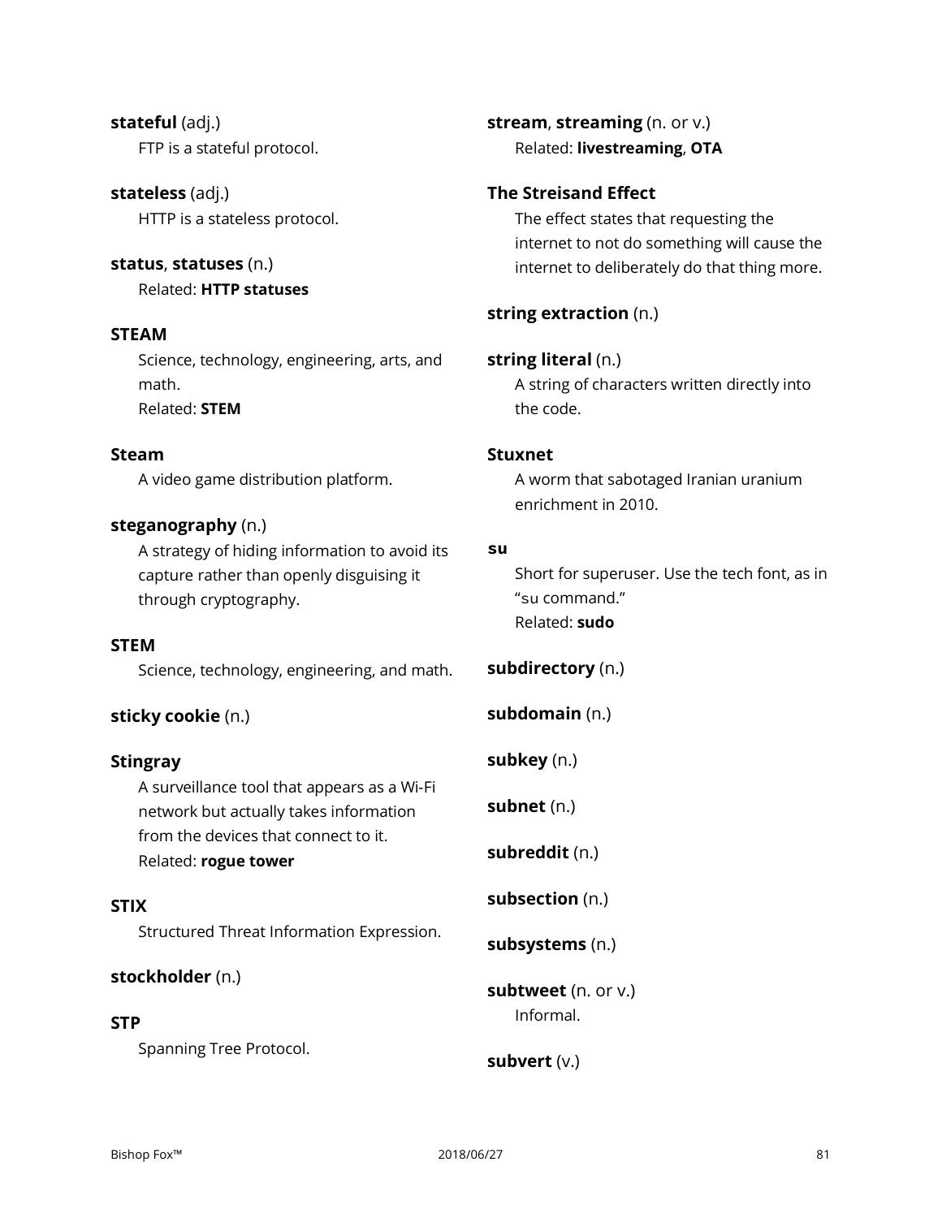**stateful** (adj.)
FTP is a stateful protocol.

**stateless** (adj.)
HTTP is a stateless protocol.

**status**, **statuses** (n.)
Related: **HTTP statuses**

**STEAM**
Science, technology, engineering, arts, and math.
Related: **STEM**

**Steam**
A video game distribution platform.

**steganography** (n.)
A strategy of hiding information to avoid its capture rather than openly disguising it through cryptography.

**STEM**
Science, technology, engineering, and math.

**sticky cookie** (n.)

**Stingray**
A surveillance tool that appears as a Wi-Fi network but actually takes information from the devices that connect to it.
Related: **rogue tower**

**STIX**
Structured Threat Information Expression.

**stockholder** (n.)

**STP**
Spanning Tree Protocol.

**stream**, **streaming** (n. or v.)
Related: **livestreaming**, **OTA**

**The Streisand Effect**
The effect states that requesting the internet to not do something will cause the internet to deliberately do that thing more.

**string extraction** (n.)

**string literal** (n.)
A string of characters written directly into the code.

**Stuxnet**
A worm that sabotaged Iranian uranium enrichment in 2010.

**`su`**
Short for superuser. Use the tech font, as in "`su` command."
Related: **sudo**

**subdirectory** (n.)

**subdomain** (n.)

**subkey** (n.)

**subnet** (n.)

**subreddit** (n.)

**subsection** (n.)

**subsystems** (n.)

**subtweet** (n. or v.)
Informal.

**subvert** (v.)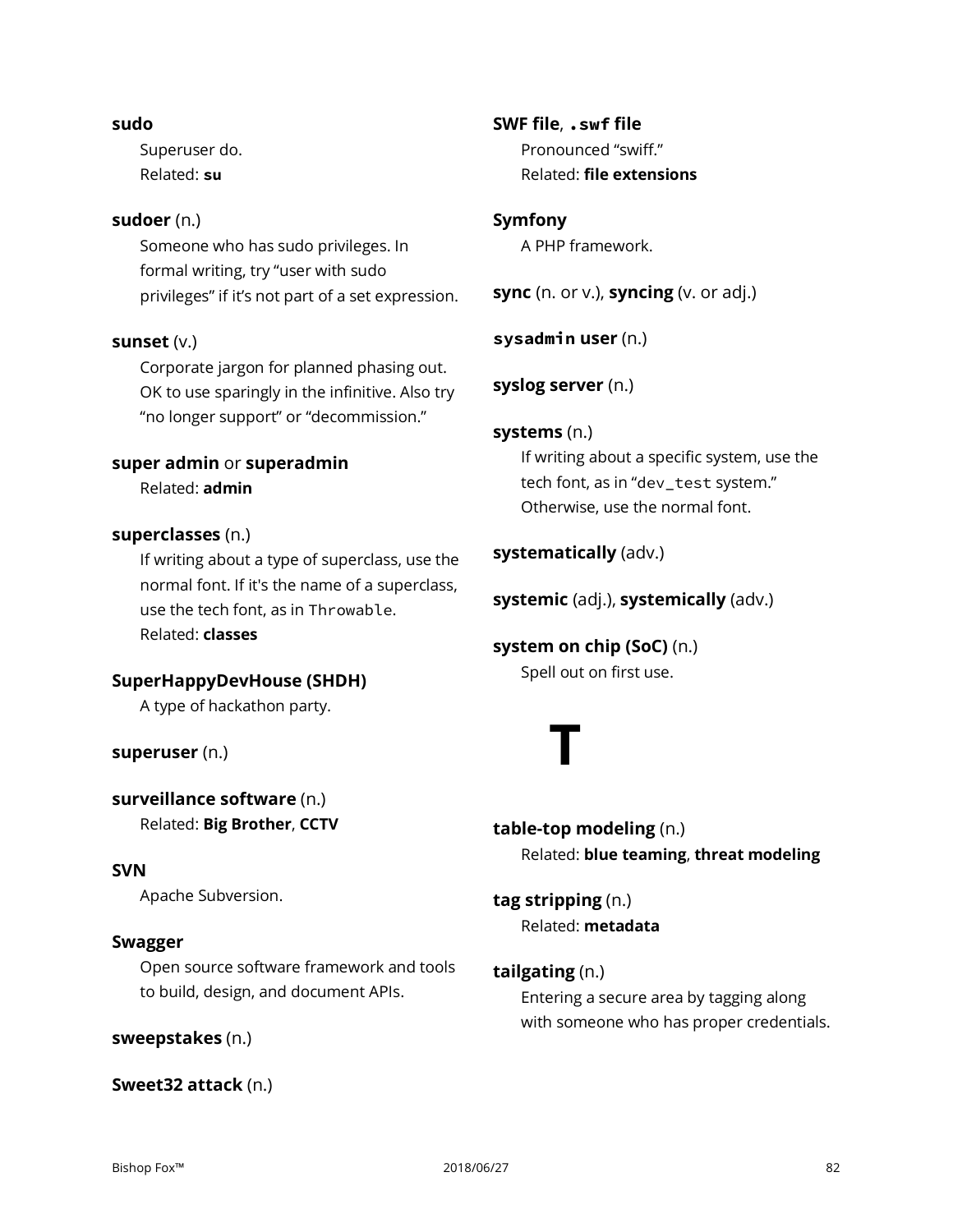**sudo**

Superuser do.
Related: **su**

**sudoer** (n.)

Someone who has sudo privileges. In formal writing, try "user with sudo privileges" if it's not part of a set expression.

**sunset** (v.)

Corporate jargon for planned phasing out. OK to use sparingly in the infinitive. Also try "no longer support" or "decommission."

**super admin** or **superadmin**

Related: **admin**

**superclasses** (n.)

If writing about a type of superclass, use the normal font. If it's the name of a superclass, use the tech font, as in `Throwable`.
Related: **classes**

**SuperHappyDevHouse (SHDH)**

A type of hackathon party.

**superuser** (n.)

**surveillance software** (n.)

Related: **Big Brother**, **CCTV**

**SVN**

Apache Subversion.

**Swagger**

Open source software framework and tools to build, design, and document APIs.

**sweepstakes** (n.)

**Sweet32 attack** (n.)

**SWF file**, **`.swf` file**

Pronounced "swiff."
Related: **file extensions**

**Symfony**

A PHP framework.

**sync** (n. or v.), **syncing** (v. or adj.)

**`sysadmin` user** (n.)

**syslog server** (n.)

**systems** (n.)

If writing about a specific system, use the tech font, as in "`dev_test` system." Otherwise, use the normal font.

**systematically** (adv.)

**systemic** (adj.), **systemically** (adv.)

**system on chip (SoC)** (n.)

Spell out on first use.

# T

**table-top modeling** (n.)

Related: **blue teaming**, **threat modeling**

**tag stripping** (n.)

Related: **metadata**

**tailgating** (n.)

Entering a secure area by tagging along with someone who has proper credentials.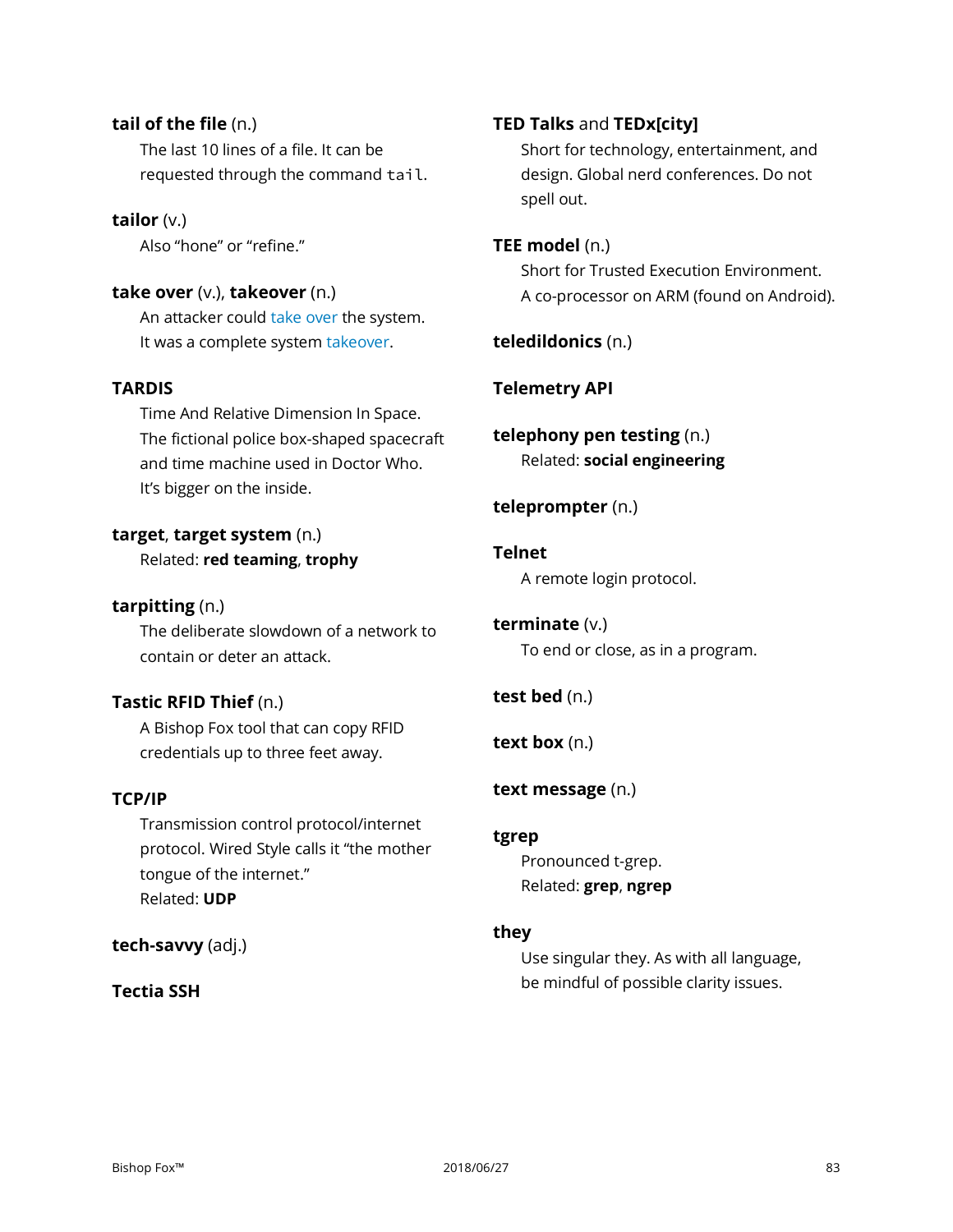**tail of the file** (n.)

The last 10 lines of a file. It can be requested through the command `tail`.

**tailor** (v.)

Also “hone” or “refine.”

**take over** (v.), **takeover** (n.)

An attacker could take over the system. It was a complete system takeover.

**TARDIS**

Time And Relative Dimension In Space. The fictional police box-shaped spacecraft and time machine used in Doctor Who. It’s bigger on the inside.

**target**, **target system** (n.)

Related: **red teaming**, **trophy**

**tarpitting** (n.)

The deliberate slowdown of a network to contain or deter an attack.

**Tastic RFID Thief** (n.)

A Bishop Fox tool that can copy RFID credentials up to three feet away.

**TCP/IP**

Transmission control protocol/internet protocol. Wired Style calls it “the mother tongue of the internet.”
Related: **UDP**

**tech-savvy** (adj.)

**Tectia SSH**

**TED Talks** and **TEDx[city]**

Short for technology, entertainment, and design. Global nerd conferences. Do not spell out.

**TEE model** (n.)

Short for Trusted Execution Environment. A co-processor on ARM (found on Android).

**teledildonics** (n.)

**Telemetry API**

**telephony pen testing** (n.)

Related: **social engineering**

**teleprompter** (n.)

**Telnet**

A remote login protocol.

**terminate** (v.)

To end or close, as in a program.

**test bed** (n.)

**text box** (n.)

**text message** (n.)

**tgrep**

Pronounced t-grep.
Related: **grep**, **ngrep**

**they**

Use singular they. As with all language, be mindful of possible clarity issues.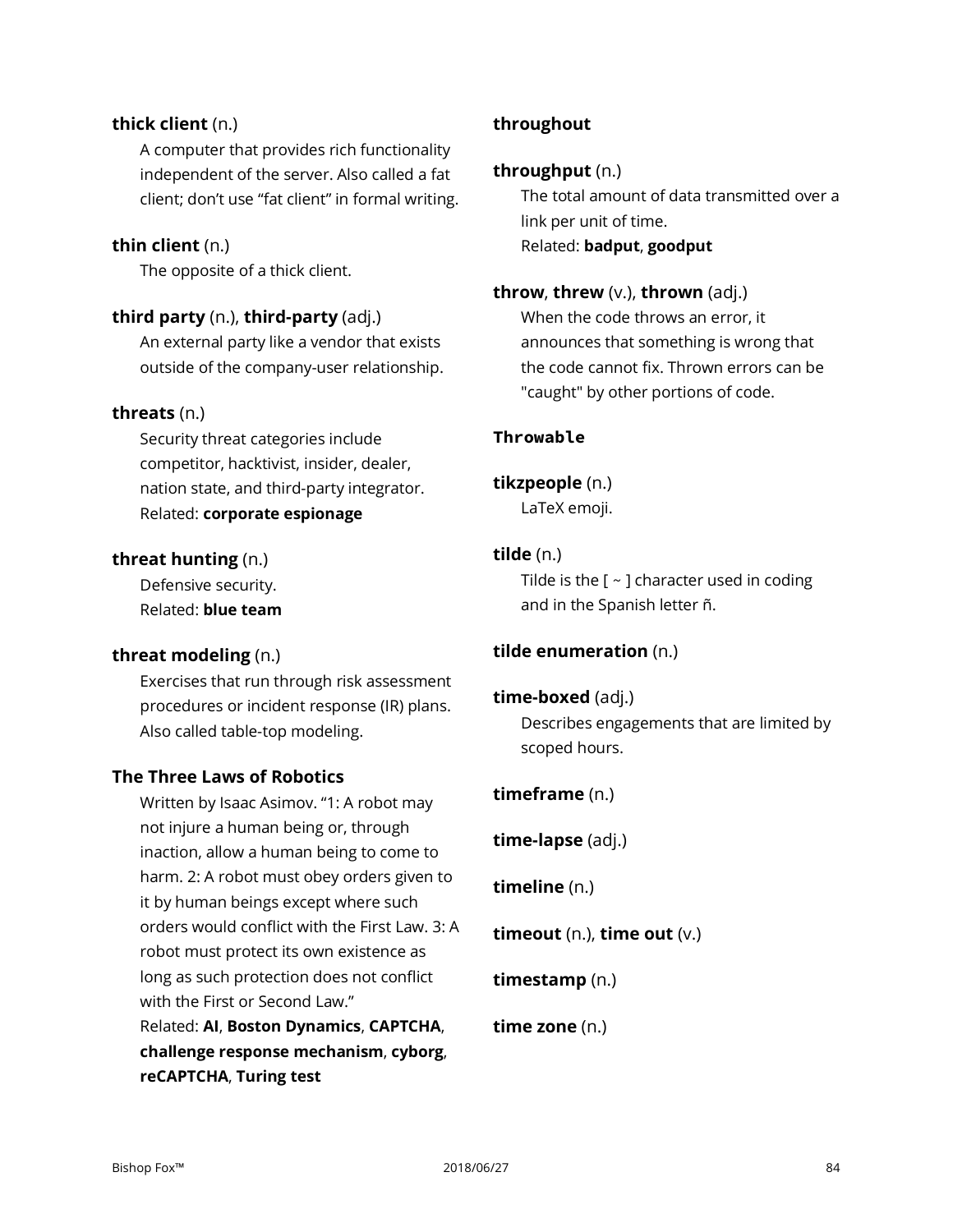**thick client** (n.)

A computer that provides rich functionality independent of the server. Also called a fat client; don’t use “fat client” in formal writing.

**thin client** (n.)

The opposite of a thick client.

**third party** (n.), **third-party** (adj.)

An external party like a vendor that exists outside of the company-user relationship.

**threats** (n.)

Security threat categories include competitor, hacktivist, insider, dealer, nation state, and third-party integrator.
Related: **corporate espionage**

**threat hunting** (n.)

Defensive security.
Related: **blue team**

**threat modeling** (n.)

Exercises that run through risk assessment procedures or incident response (IR) plans. Also called table-top modeling.

**The Three Laws of Robotics**

Written by Isaac Asimov. “1: A robot may not injure a human being or, through inaction, allow a human being to come to harm. 2: A robot must obey orders given to it by human beings except where such orders would conflict with the First Law. 3: A robot must protect its own existence as long as such protection does not conflict with the First or Second Law.”
Related: **AI**, **Boston Dynamics**, **CAPTCHA**, **challenge response mechanism**, **cyborg**, **reCAPTCHA**, **Turing test**

**throughout**

**throughput** (n.)

The total amount of data transmitted over a link per unit of time.
Related: **badput**, **goodput**

**throw**, **threw** (v.), **thrown** (adj.)

When the code throws an error, it announces that something is wrong that the code cannot fix. Thrown errors can be "caught" by other portions of code.

**`Throwable`**

**tikzpeople** (n.)

LaTeX emoji.

**tilde** (n.)

Tilde is the [ ~ ] character used in coding and in the Spanish letter ñ.

**tilde enumeration** (n.)

**time-boxed** (adj.)

Describes engagements that are limited by scoped hours.

**timeframe** (n.)

**time-lapse** (adj.)

**timeline** (n.)

**timeout** (n.), **time out** (v.)

**timestamp** (n.)

**time zone** (n.)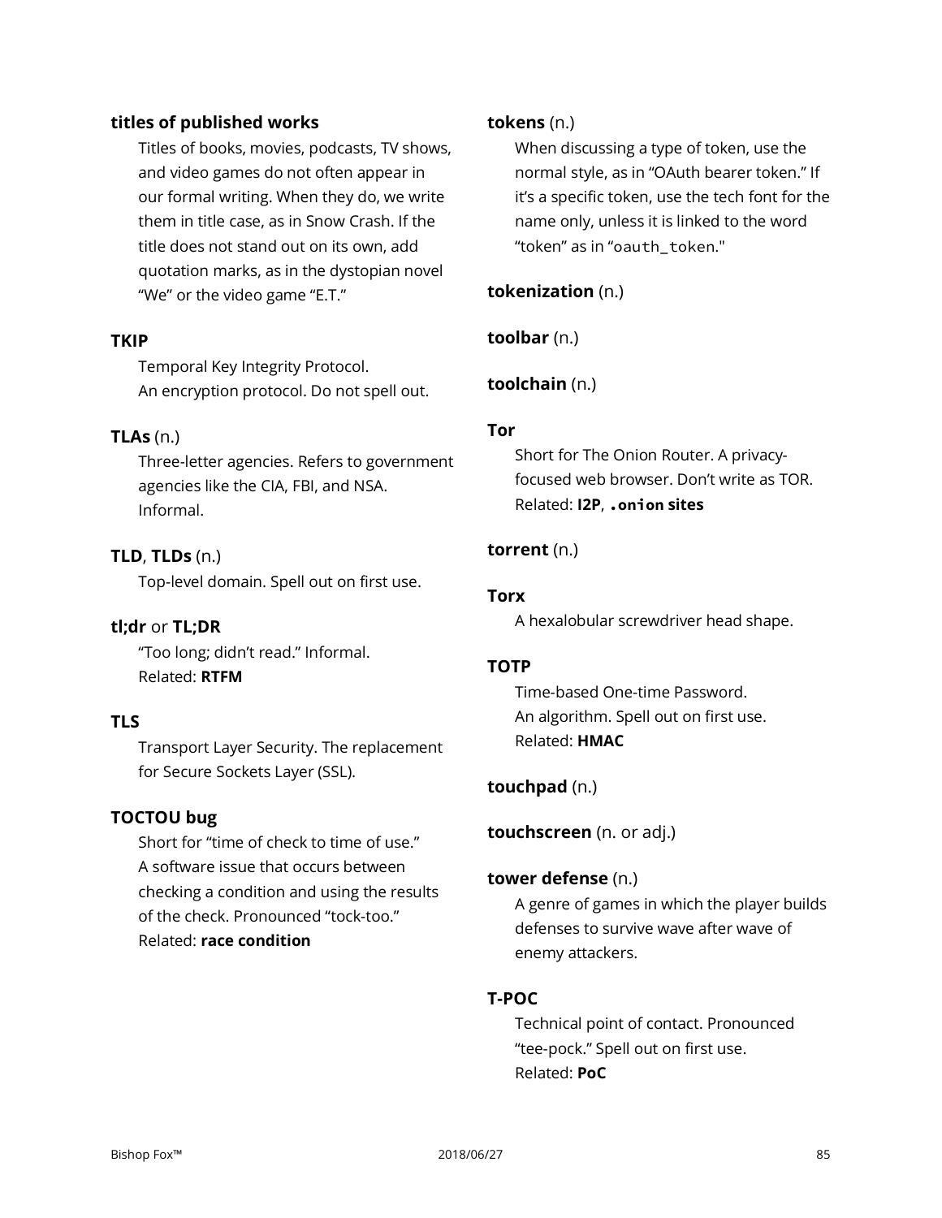**titles of published works**

Titles of books, movies, podcasts, TV shows, and video games do not often appear in our formal writing. When they do, we write them in title case, as in Snow Crash. If the title does not stand out on its own, add quotation marks, as in the dystopian novel "We" or the video game "E.T."

**TKIP**

Temporal Key Integrity Protocol.
An encryption protocol. Do not spell out.

**TLAs** (n.)

Three-letter agencies. Refers to government agencies like the CIA, FBI, and NSA. Informal.

**TLD**, **TLDs** (n.)

Top-level domain. Spell out on first use.

**tl;dr** or **TL;DR**

"Too long; didn't read." Informal.
Related: **RTFM**

**TLS**

Transport Layer Security. The replacement for Secure Sockets Layer (SSL).

**TOCTOU bug**

Short for "time of check to time of use." A software issue that occurs between checking a condition and using the results of the check. Pronounced "tock-too."
Related: **race condition**

**tokens** (n.)

When discussing a type of token, use the normal style, as in "OAuth bearer token." If it's a specific token, use the tech font for the name only, unless it is linked to the word "token" as in "`oauth_token`."

**tokenization** (n.)

**toolbar** (n.)

**toolchain** (n.)

**Tor**

Short for The Onion Router. A privacy-focused web browser. Don't write as TOR.
Related: **I2P**, **`.onion` sites**

**torrent** (n.)

**Torx**

A hexalobular screwdriver head shape.

**TOTP**

Time-based One-time Password.
An algorithm. Spell out on first use.
Related: **HMAC**

**touchpad** (n.)

**touchscreen** (n. or adj.)

**tower defense** (n.)

A genre of games in which the player builds defenses to survive wave after wave of enemy attackers.

**T-POC**

Technical point of contact. Pronounced "tee-pock." Spell out on first use.
Related: **PoC**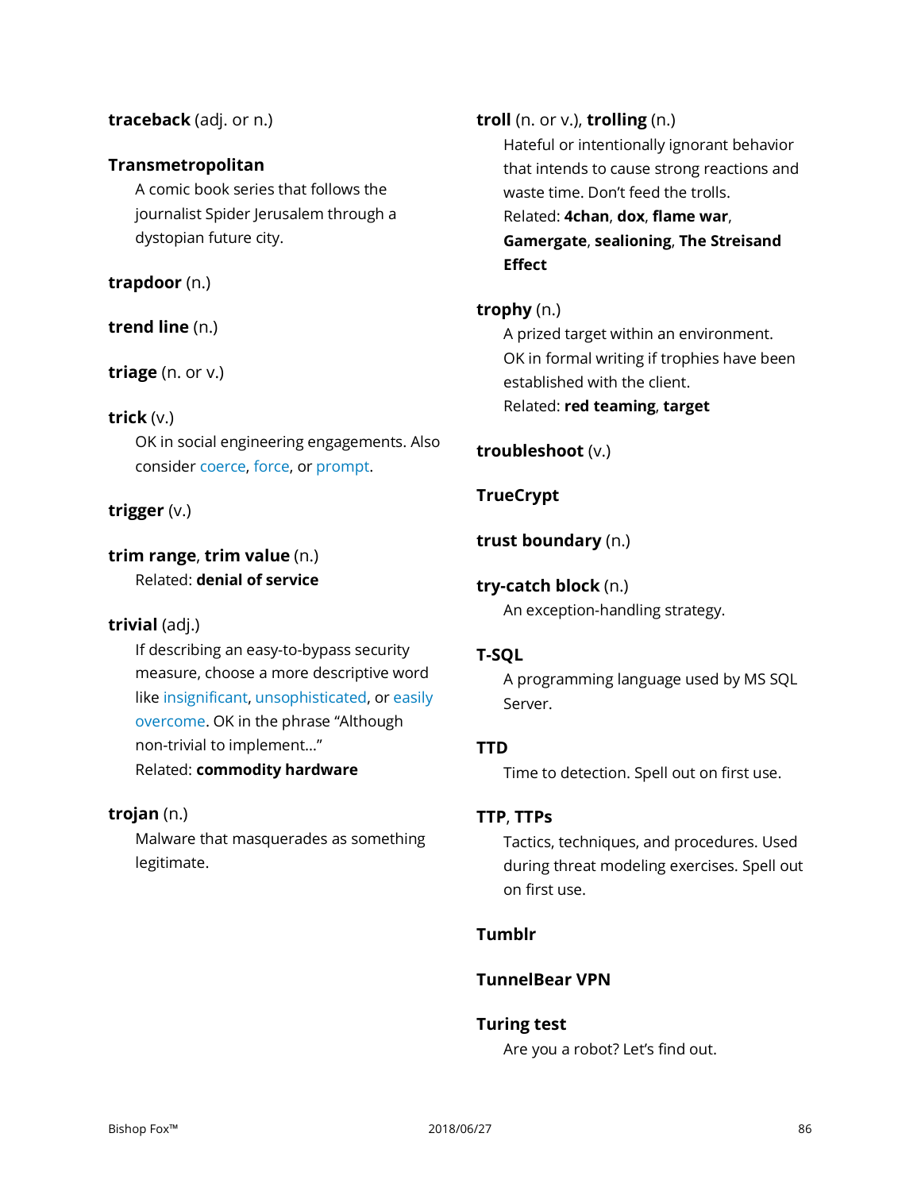**traceback** (adj. or n.)

**Transmetropolitan**

A comic book series that follows the journalist Spider Jerusalem through a dystopian future city.

**trapdoor** (n.)

**trend line** (n.)

**triage** (n. or v.)

**trick** (v.)

OK in social engineering engagements. Also consider coerce, force, or prompt.

**trigger** (v.)

**trim range**, **trim value** (n.)

Related: **denial of service**

**trivial** (adj.)

If describing an easy-to-bypass security measure, choose a more descriptive word like insignificant, unsophisticated, or easily overcome. OK in the phrase "Although non-trivial to implement…"

Related: **commodity hardware**

**trojan** (n.)

Malware that masquerades as something legitimate.

**troll** (n. or v.), **trolling** (n.)

Hateful or intentionally ignorant behavior that intends to cause strong reactions and waste time. Don't feed the trolls.

Related: **4chan**, **dox**, **flame war**, **Gamergate**, **sealioning**, **The Streisand Effect**

**trophy** (n.)

A prized target within an environment. OK in formal writing if trophies have been established with the client.

Related: **red teaming**, **target**

**troubleshoot** (v.)

**TrueCrypt**

**trust boundary** (n.)

**try-catch block** (n.)

An exception-handling strategy.

**T-SQL**

A programming language used by MS SQL Server.

**TTD**

Time to detection. Spell out on first use.

**TTP**, **TTPs**

Tactics, techniques, and procedures. Used during threat modeling exercises. Spell out on first use.

**Tumblr**

**TunnelBear VPN**

**Turing test**

Are you a robot? Let's find out.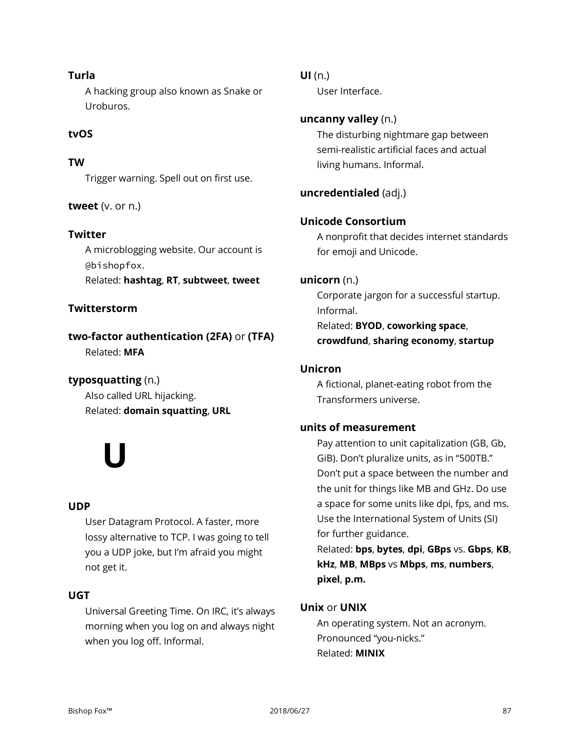**Turla**

A hacking group also known as Snake or Uroburos.

**tvOS**

**TW**

Trigger warning. Spell out on first use.

**tweet** (v. or n.)

**Twitter**

A microblogging website. Our account is `@bishopfox`.
Related: **hashtag**, **RT**, **subtweet**, **tweet**

**Twitterstorm**

**two-factor authentication (2FA)** or **(TFA)**

Related: **MFA**

**typosquatting** (n.)

Also called URL hijacking.
Related: **domain squatting**, **URL**

# U

**UDP**

User Datagram Protocol. A faster, more lossy alternative to TCP. I was going to tell you a UDP joke, but I'm afraid you might not get it.

**UGT**

Universal Greeting Time. On IRC, it's always morning when you log on and always night when you log off. Informal.

**UI** (n.)

User Interface.

**uncanny valley** (n.)

The disturbing nightmare gap between semi-realistic artificial faces and actual living humans. Informal.

**uncredentialed** (adj.)

**Unicode Consortium**

A nonprofit that decides internet standards for emoji and Unicode.

**unicorn** (n.)

Corporate jargon for a successful startup. Informal.
Related: **BYOD**, **coworking space**, **crowdfund**, **sharing economy**, **startup**

**Unicron**

A fictional, planet-eating robot from the Transformers universe.

**units of measurement**

Pay attention to unit capitalization (GB, Gb, GiB). Don't pluralize units, as in "500TB." Don't put a space between the number and the unit for things like MB and GHz. Do use a space for some units like dpi, fps, and ms. Use the International System of Units (SI) for further guidance.
Related: **bps**, **bytes**, **dpi**, **GBps** vs. **Gbps**, **KB**, **kHz**, **MB**, **MBps** vs **Mbps**, **ms**, **numbers**, **pixel**, **p.m.**

**Unix** or **UNIX**

An operating system. Not an acronym. Pronounced "you-nicks."
Related: **MINIX**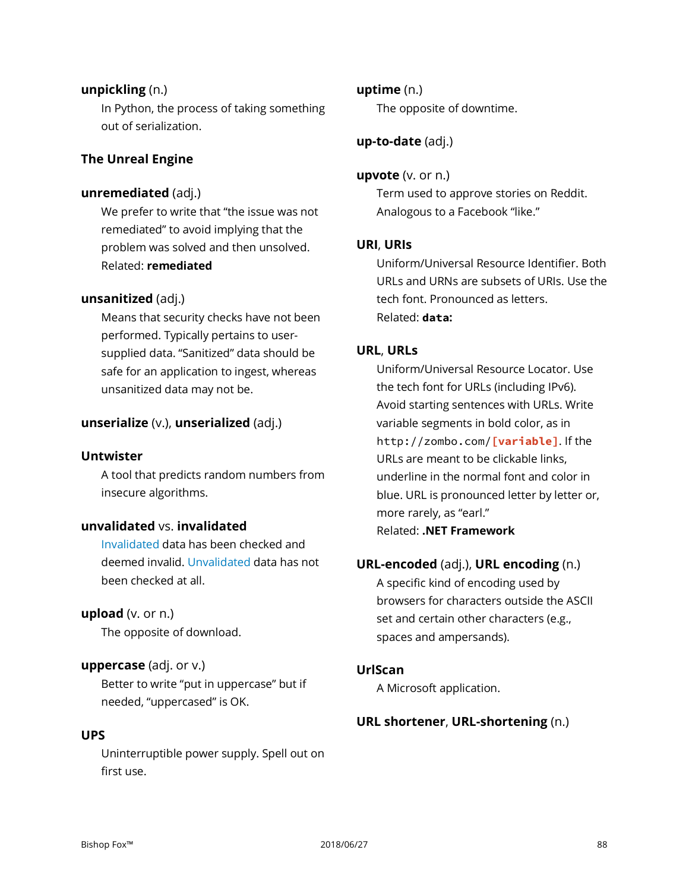**unpickling** (n.)

In Python, the process of taking something out of serialization.

**The Unreal Engine**

**unremediated** (adj.)

We prefer to write that "the issue was not remediated" to avoid implying that the problem was solved and then unsolved.
Related: **remediated**

**unsanitized** (adj.)

Means that security checks have not been performed. Typically pertains to user-supplied data. "Sanitized" data should be safe for an application to ingest, whereas unsanitized data may not be.

**unserialize** (v.), **unserialized** (adj.)

**Untwister**

A tool that predicts random numbers from insecure algorithms.

**unvalidated** vs. **invalidated**

Invalidated data has been checked and deemed invalid. Unvalidated data has not been checked at all.

**upload** (v. or n.)

The opposite of download.

**uppercase** (adj. or v.)

Better to write "put in uppercase" but if needed, "uppercased" is OK.

**UPS**

Uninterruptible power supply. Spell out on first use.

**uptime** (n.)

The opposite of downtime.

**up-to-date** (adj.)

**upvote** (v. or n.)

Term used to approve stories on Reddit. Analogous to a Facebook "like."

**URI**, **URIs**

Uniform/Universal Resource Identifier. Both URLs and URNs are subsets of URIs. Use the tech font. Pronounced as letters.
Related: **`data:`**

**URL**, **URLs**

Uniform/Universal Resource Locator. Use the tech font for URLs (including IPv6). Avoid starting sentences with URLs. Write variable segments in bold color, as in `http://zombo.com/`**`[variable]`**. If the URLs are meant to be clickable links, underline in the normal font and color in blue. URL is pronounced letter by letter or, more rarely, as "earl."
Related: **.NET Framework**

**URL-encoded** (adj.), **URL encoding** (n.)

A specific kind of encoding used by browsers for characters outside the ASCII set and certain other characters (e.g., spaces and ampersands).

**UrlScan**

A Microsoft application.

**URL shortener**, **URL-shortening** (n.)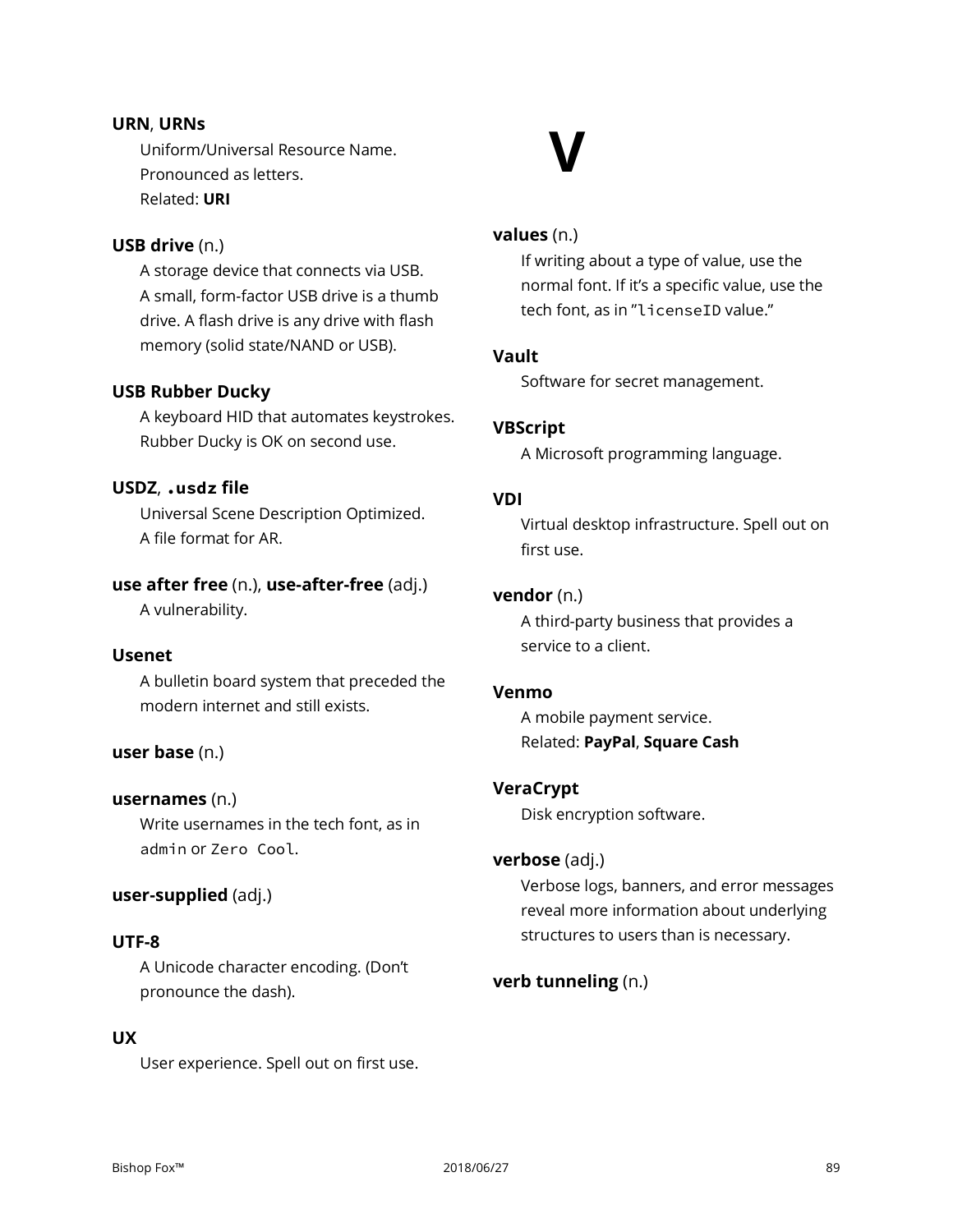**URN**, **URNs**

Uniform/Universal Resource Name. Pronounced as letters.
Related: **URI**

**USB drive** (n.)

A storage device that connects via USB. A small, form-factor USB drive is a thumb drive. A flash drive is any drive with flash memory (solid state/NAND or USB).

**USB Rubber Ducky**

A keyboard HID that automates keystrokes. Rubber Ducky is OK on second use.

**USDZ**, **`.usdz` file**

Universal Scene Description Optimized. A file format for AR.

**use after free** (n.), **use-after-free** (adj.)

A vulnerability.

**Usenet**

A bulletin board system that preceded the modern internet and still exists.

**user base** (n.)

**usernames** (n.)

Write usernames in the tech font, as in `admin` or `Zero Cool`.

**user-supplied** (adj.)

**UTF-8**

A Unicode character encoding. (Don't pronounce the dash).

**UX**

User experience. Spell out on first use.

# V

**values** (n.)

If writing about a type of value, use the normal font. If it's a specific value, use the tech font, as in "`licenseID` value."

**Vault**

Software for secret management.

**VBScript**

A Microsoft programming language.

**VDI**

Virtual desktop infrastructure. Spell out on first use.

**vendor** (n.)

A third-party business that provides a service to a client.

**Venmo**

A mobile payment service.
Related: **PayPal**, **Square Cash**

**VeraCrypt**

Disk encryption software.

**verbose** (adj.)

Verbose logs, banners, and error messages reveal more information about underlying structures to users than is necessary.

**verb tunneling** (n.)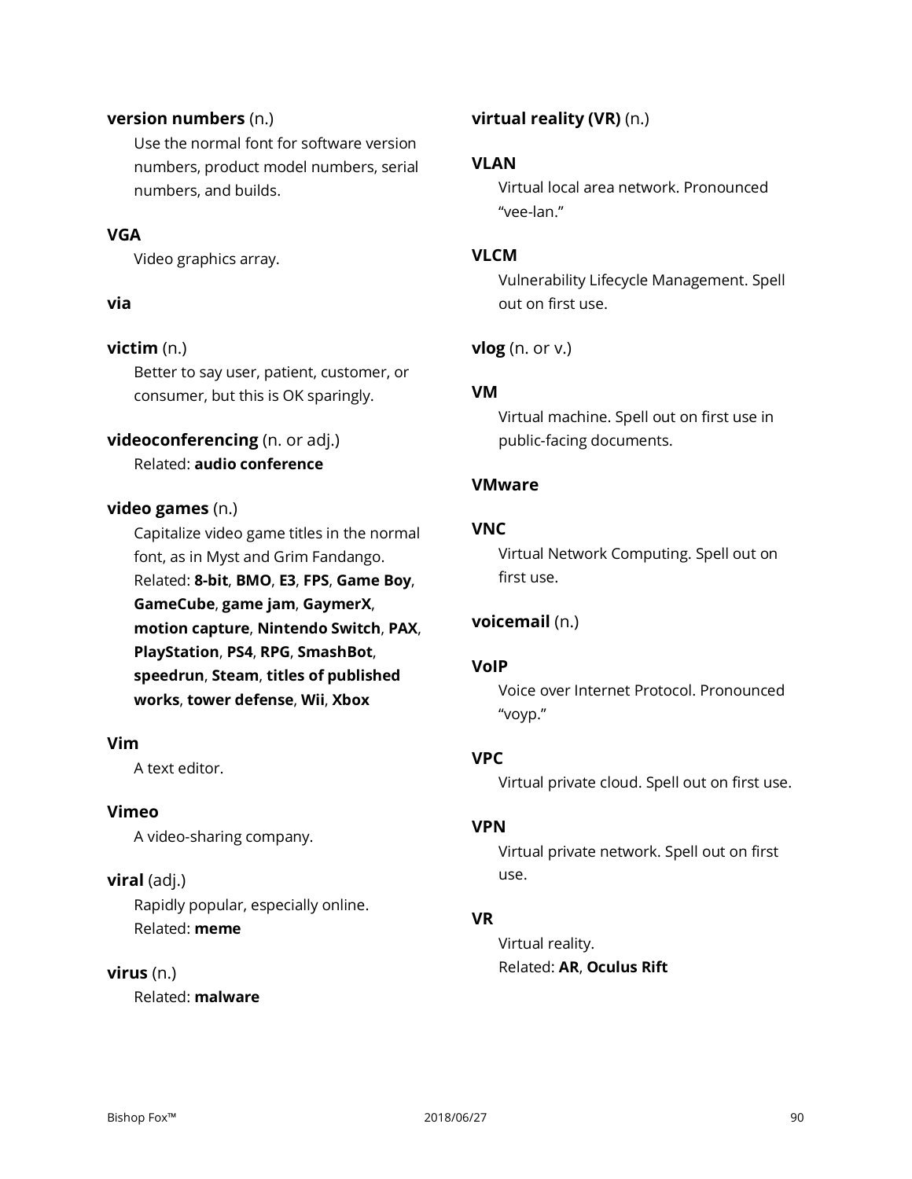**version numbers** (n.)

Use the normal font for software version numbers, product model numbers, serial numbers, and builds.

**VGA**

Video graphics array.

**via**

**victim** (n.)

Better to say user, patient, customer, or consumer, but this is OK sparingly.

**videoconferencing** (n. or adj.)

Related: **audio conference**

**video games** (n.)

Capitalize video game titles in the normal font, as in Myst and Grim Fandango. Related: **8-bit**, **BMO**, **E3**, **FPS**, **Game Boy**, **GameCube**, **game jam**, **GaymerX**, **motion capture**, **Nintendo Switch**, **PAX**, **PlayStation**, **PS4**, **RPG**, **SmashBot**, **speedrun**, **Steam**, **titles of published works**, **tower defense**, **Wii**, **Xbox**

**Vim**

A text editor.

**Vimeo**

A video-sharing company.

**viral** (adj.)

Rapidly popular, especially online.
Related: **meme**

**virus** (n.)

Related: **malware**

**virtual reality (VR)** (n.)

**VLAN**

Virtual local area network. Pronounced "vee-lan."

**VLCM**

Vulnerability Lifecycle Management. Spell out on first use.

**vlog** (n. or v.)

**VM**

Virtual machine. Spell out on first use in public-facing documents.

**VMware**

**VNC**

Virtual Network Computing. Spell out on first use.

**voicemail** (n.)

**VoIP**

Voice over Internet Protocol. Pronounced "voyp."

**VPC**

Virtual private cloud. Spell out on first use.

**VPN**

Virtual private network. Spell out on first use.

**VR**

Virtual reality.
Related: **AR**, **Oculus Rift**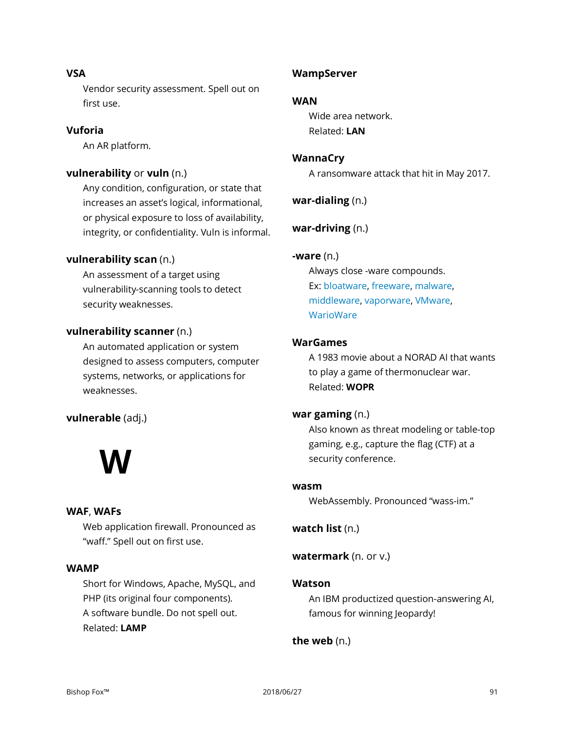**VSA**

Vendor security assessment. Spell out on first use.

**Vuforia**

An AR platform.

**vulnerability** or **vuln** (n.)

Any condition, configuration, or state that increases an asset's logical, informational, or physical exposure to loss of availability, integrity, or confidentiality. Vuln is informal.

**vulnerability scan** (n.)

An assessment of a target using vulnerability-scanning tools to detect security weaknesses.

**vulnerability scanner** (n.)

An automated application or system designed to assess computers, computer systems, networks, or applications for weaknesses.

**vulnerable** (adj.)

# W

**WAF**, **WAFs**

Web application firewall. Pronounced as "waff." Spell out on first use.

**WAMP**

Short for Windows, Apache, MySQL, and PHP (its original four components). A software bundle. Do not spell out.
Related: **LAMP**

**WampServer**

**WAN**

Wide area network.
Related: **LAN**

**WannaCry**

A ransomware attack that hit in May 2017.

**war-dialing** (n.)

**war-driving** (n.)

**-ware** (n.)

Always close -ware compounds.
Ex: bloatware, freeware, malware, middleware, vaporware, VMware, WarioWare

**WarGames**

A 1983 movie about a NORAD AI that wants to play a game of thermonuclear war.
Related: **WOPR**

**war gaming** (n.)

Also known as threat modeling or table-top gaming, e.g., capture the flag (CTF) at a security conference.

**wasm**

WebAssembly. Pronounced "wass-im."

**watch list** (n.)

**watermark** (n. or v.)

**Watson**

An IBM productized question-answering AI, famous for winning Jeopardy!

**the web** (n.)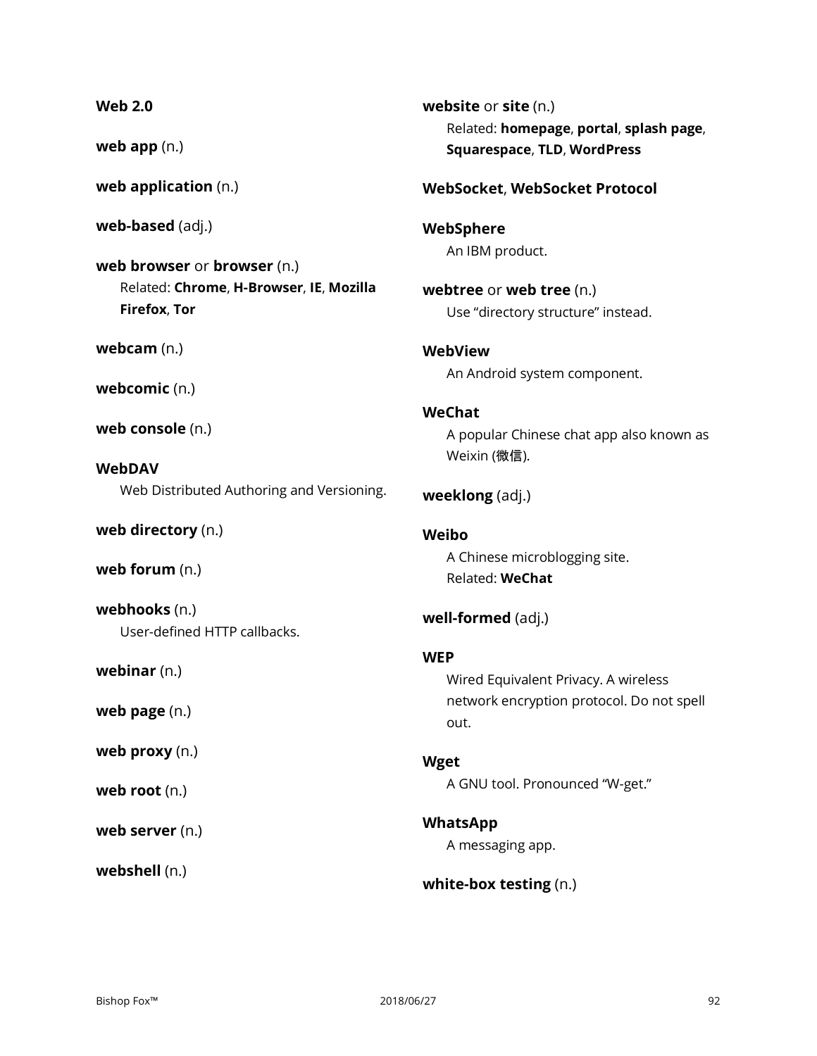**Web 2.0**

**web app** (n.)

**web application** (n.)

**web-based** (adj.)

**web browser** or **browser** (n.)
Related: **Chrome**, **H-Browser**, **IE**, **Mozilla Firefox**, **Tor**

**webcam** (n.)

**webcomic** (n.)

**web console** (n.)

**WebDAV**
Web Distributed Authoring and Versioning.

**web directory** (n.)

**web forum** (n.)

**webhooks** (n.)
User-defined HTTP callbacks.

**webinar** (n.)

**web page** (n.)

**web proxy** (n.)

**web root** (n.)

**web server** (n.)

**webshell** (n.)

**website** or **site** (n.)
Related: **homepage**, **portal**, **splash page**, **Squarespace**, **TLD**, **WordPress**

**WebSocket**, **WebSocket Protocol**

**WebSphere**
An IBM product.

**webtree** or **web tree** (n.)
Use "directory structure" instead.

**WebView**
An Android system component.

**WeChat**
A popular Chinese chat app also known as Weixin (微信).

**weeklong** (adj.)

**Weibo**
A Chinese microblogging site.
Related: **WeChat**

**well-formed** (adj.)

**WEP**
Wired Equivalent Privacy. A wireless network encryption protocol. Do not spell out.

**Wget**
A GNU tool. Pronounced "W-get."

**WhatsApp**
A messaging app.

**white-box testing** (n.)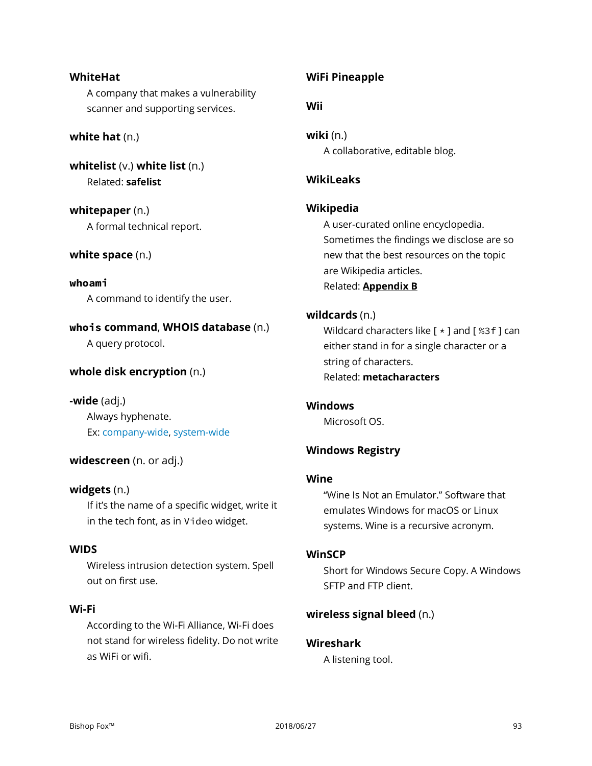**WhiteHat**
A company that makes a vulnerability scanner and supporting services.

**white hat** (n.)

**whitelist** (v.) **white list** (n.)
Related: **safelist**

**whitepaper** (n.)
A formal technical report.

**white space** (n.)

**`whoami`**
A command to identify the user.

**`whois` command**, **WHOIS database** (n.)
A query protocol.

**whole disk encryption** (n.)

**-wide** (adj.)
Always hyphenate.
Ex: company-wide, system-wide

**widescreen** (n. or adj.)

**widgets** (n.)
If it's the name of a specific widget, write it in the tech font, as in `Video` widget.

**WIDS**
Wireless intrusion detection system. Spell out on first use.

**Wi-Fi**
According to the Wi-Fi Alliance, Wi-Fi does not stand for wireless fidelity. Do not write as WiFi or wifi.

**WiFi Pineapple**

**Wii**

**wiki** (n.)
A collaborative, editable blog.

**WikiLeaks**

**Wikipedia**
A user-curated online encyclopedia. Sometimes the findings we disclose are so new that the best resources on the topic are Wikipedia articles.
Related: **Appendix B**

**wildcards** (n.)
Wildcard characters like [ `*` ] and [ `%3f` ] can either stand in for a single character or a string of characters.
Related: **metacharacters**

**Windows**
Microsoft OS.

**Windows Registry**

**Wine**
"Wine Is Not an Emulator." Software that emulates Windows for macOS or Linux systems. Wine is a recursive acronym.

**WinSCP**
Short for Windows Secure Copy. A Windows SFTP and FTP client.

**wireless signal bleed** (n.)

**Wireshark**
A listening tool.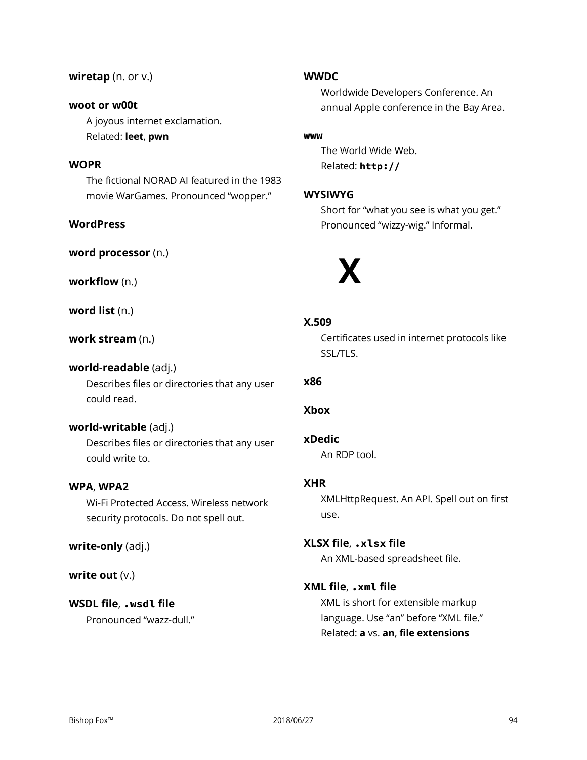**wiretap** (n. or v.)

**woot or w00t**
A joyous internet exclamation.
Related: **leet**, **pwn**

**WOPR**
The fictional NORAD AI featured in the 1983 movie WarGames. Pronounced "wopper."

**WordPress**

**word processor** (n.)

**workflow** (n.)

**word list** (n.)

**work stream** (n.)

**world-readable** (adj.)
Describes files or directories that any user could read.

**world-writable** (adj.)
Describes files or directories that any user could write to.

**WPA**, **WPA2**
Wi-Fi Protected Access. Wireless network security protocols. Do not spell out.

**write-only** (adj.)

**write out** (v.)

**WSDL file**, **`.wsdl` file**
Pronounced "wazz-dull."

**WWDC**
Worldwide Developers Conference. An annual Apple conference in the Bay Area.

**`www`**
The World Wide Web.
Related: **`http://`**

**WYSIWYG**
Short for "what you see is what you get." Pronounced "wizzy-wig." Informal.

# X

**X.509**
Certificates used in internet protocols like SSL/TLS.

**x86**

**Xbox**

**xDedic**
An RDP tool.

**XHR**
XMLHttpRequest. An API. Spell out on first use.

**XLSX file**, **`.xlsx` file**
An XML-based spreadsheet file.

**XML file**, **`.xml` file**
XML is short for extensible markup language. Use "an" before "XML file."
Related: **a** vs. **an**, **file extensions**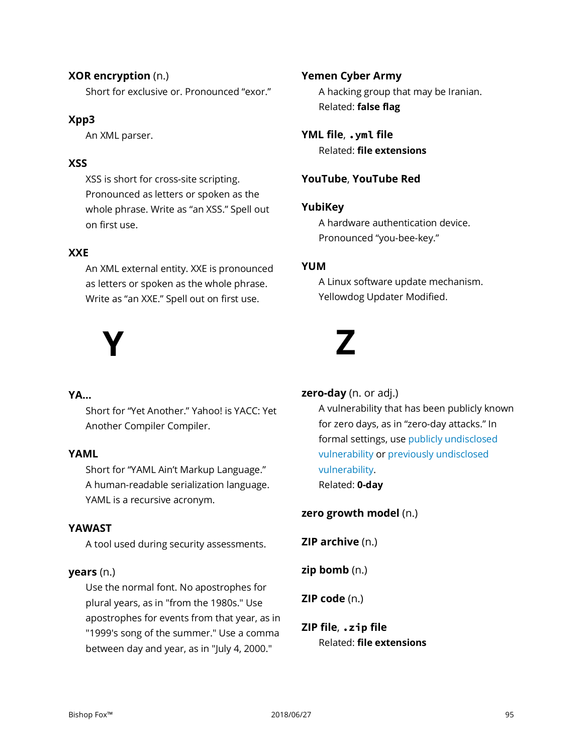**XOR encryption** (n.)

Short for exclusive or. Pronounced “exor.”

**Xpp3**

An XML parser.

**XSS**

XSS is short for cross-site scripting. Pronounced as letters or spoken as the whole phrase. Write as “an XSS.” Spell out on first use.

**XXE**

An XML external entity. XXE is pronounced as letters or spoken as the whole phrase. Write as “an XXE.” Spell out on first use.

# Y

**YA...**

Short for “Yet Another.” Yahoo! is YACC: Yet Another Compiler Compiler.

**YAML**

Short for “YAML Ain’t Markup Language.” A human-readable serialization language. YAML is a recursive acronym.

**YAWAST**

A tool used during security assessments.

**years** (n.)

Use the normal font. No apostrophes for plural years, as in "from the 1980s." Use apostrophes for events from that year, as in "1999's song of the summer." Use a comma between day and year, as in "July 4, 2000."

**Yemen Cyber Army**

A hacking group that may be Iranian.
Related: **false flag**

**YML file**, **`.yml` file**

Related: **file extensions**

**YouTube**, **YouTube Red**

**YubiKey**

A hardware authentication device. Pronounced “you-bee-key.”

**YUM**

A Linux software update mechanism. Yellowdog Updater Modified.

# Z

**zero-day** (n. or adj.)

A vulnerability that has been publicly known for zero days, as in “zero-day attacks.” In formal settings, use publicly undisclosed vulnerability or previously undisclosed vulnerability.
Related: **0-day**

**zero growth model** (n.)

**ZIP archive** (n.)

**zip bomb** (n.)

**ZIP code** (n.)

**ZIP file**, **`.zip` file**

Related: **file extensions**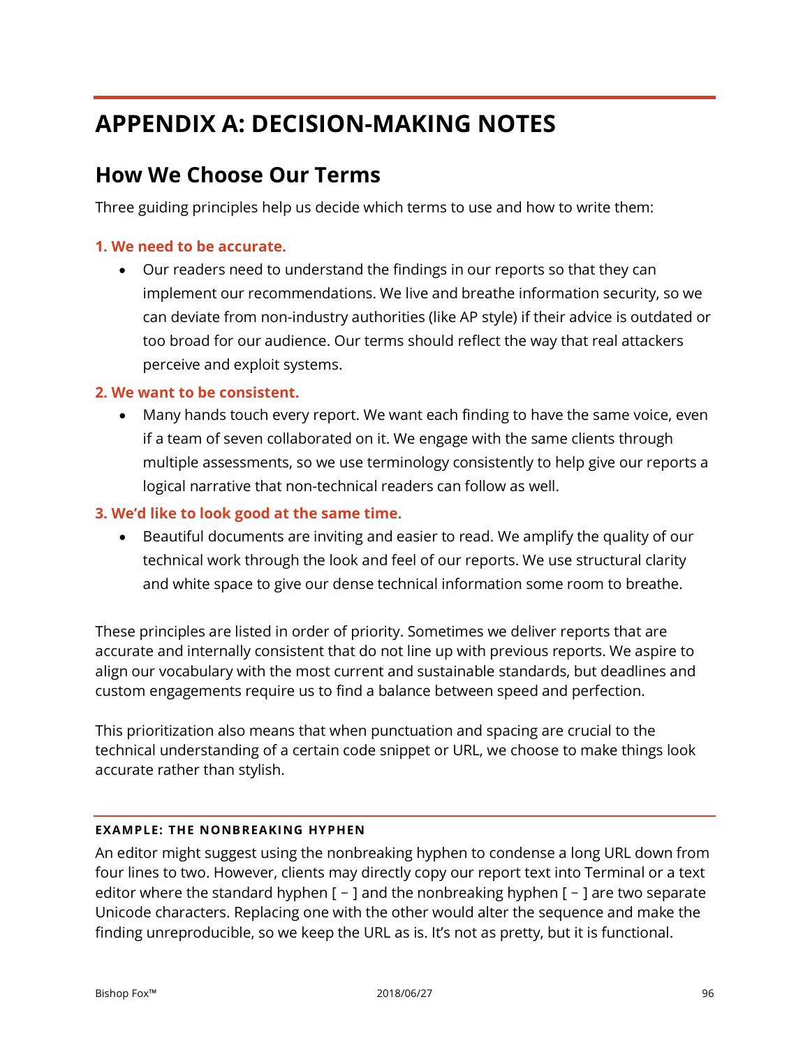# APPENDIX A: DECISION-MAKING NOTES

## How We Choose Our Terms

Three guiding principles help us decide which terms to use and how to write them:

**1. We need to be accurate.**

- Our readers need to understand the findings in our reports so that they can implement our recommendations. We live and breathe information security, so we can deviate from non-industry authorities (like AP style) if their advice is outdated or too broad for our audience. Our terms should reflect the way that real attackers perceive and exploit systems.

**2. We want to be consistent.**

- Many hands touch every report. We want each finding to have the same voice, even if a team of seven collaborated on it. We engage with the same clients through multiple assessments, so we use terminology consistently to help give our reports a logical narrative that non-technical readers can follow as well.

**3. We'd like to look good at the same time.**

- Beautiful documents are inviting and easier to read. We amplify the quality of our technical work through the look and feel of our reports. We use structural clarity and white space to give our dense technical information some room to breathe.

These principles are listed in order of priority. Sometimes we deliver reports that are accurate and internally consistent that do not line up with previous reports. We aspire to align our vocabulary with the most current and sustainable standards, but deadlines and custom engagements require us to find a balance between speed and perfection.

This prioritization also means that when punctuation and spacing are crucial to the technical understanding of a certain code snippet or URL, we choose to make things look accurate rather than stylish.

---

**EXAMPLE: THE NONBREAKING HYPHEN**

An editor might suggest using the nonbreaking hyphen to condense a long URL down from four lines to two. However, clients may directly copy our report text into Terminal or a text editor where the standard hyphen [ - ] and the nonbreaking hyphen [ ‑ ] are two separate Unicode characters. Replacing one with the other would alter the sequence and make the finding unreproducible, so we keep the URL as is. It's not as pretty, but it is functional.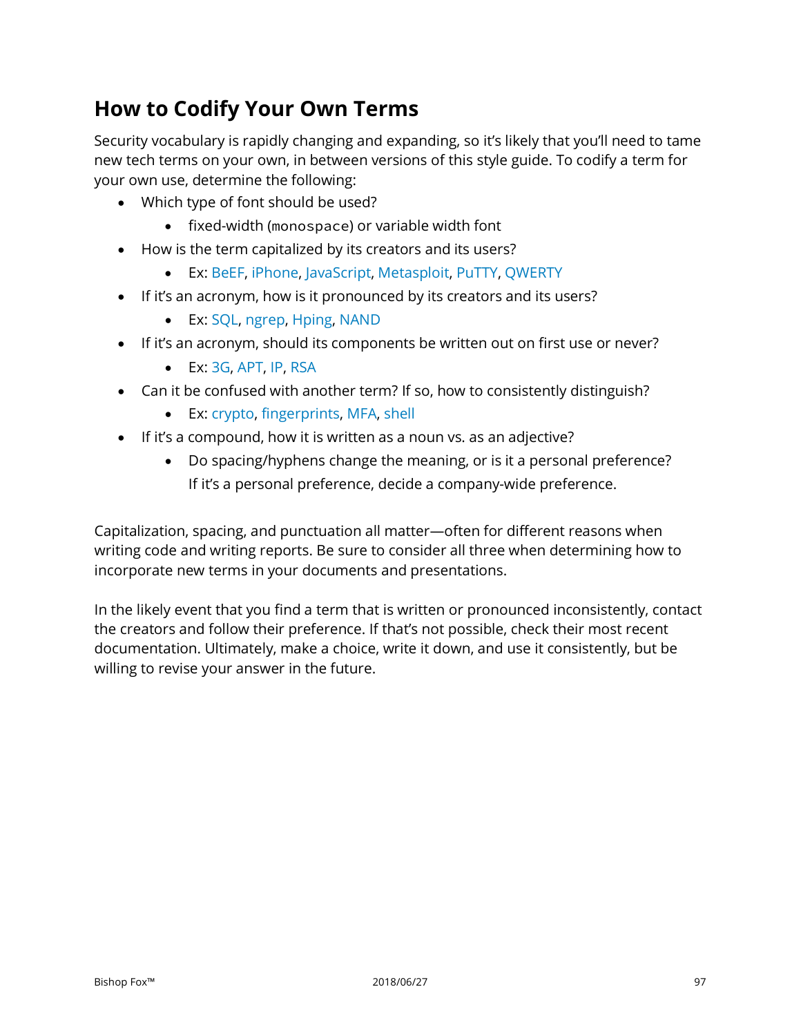## How to Codify Your Own Terms

Security vocabulary is rapidly changing and expanding, so it's likely that you'll need to tame new tech terms on your own, in between versions of this style guide. To codify a term for your own use, determine the following:

- Which type of font should be used?
    - fixed-width (`monospace`) or variable width font
- How is the term capitalized by its creators and its users?
    - Ex: BeEF, iPhone, JavaScript, Metasploit, PuTTY, QWERTY
- If it's an acronym, how is it pronounced by its creators and its users?
    - Ex: SQL, ngrep, Hping, NAND
- If it's an acronym, should its components be written out on first use or never?
    - Ex: 3G, APT, IP, RSA
- Can it be confused with another term? If so, how to consistently distinguish?
    - Ex: crypto, fingerprints, MFA, shell
- If it's a compound, how it is written as a noun vs. as an adjective?
    - Do spacing/hyphens change the meaning, or is it a personal preference? If it's a personal preference, decide a company-wide preference.

Capitalization, spacing, and punctuation all matter—often for different reasons when writing code and writing reports. Be sure to consider all three when determining how to incorporate new terms in your documents and presentations.

In the likely event that you find a term that is written or pronounced inconsistently, contact the creators and follow their preference. If that's not possible, check their most recent documentation. Ultimately, make a choice, write it down, and use it consistently, but be willing to revise your answer in the future.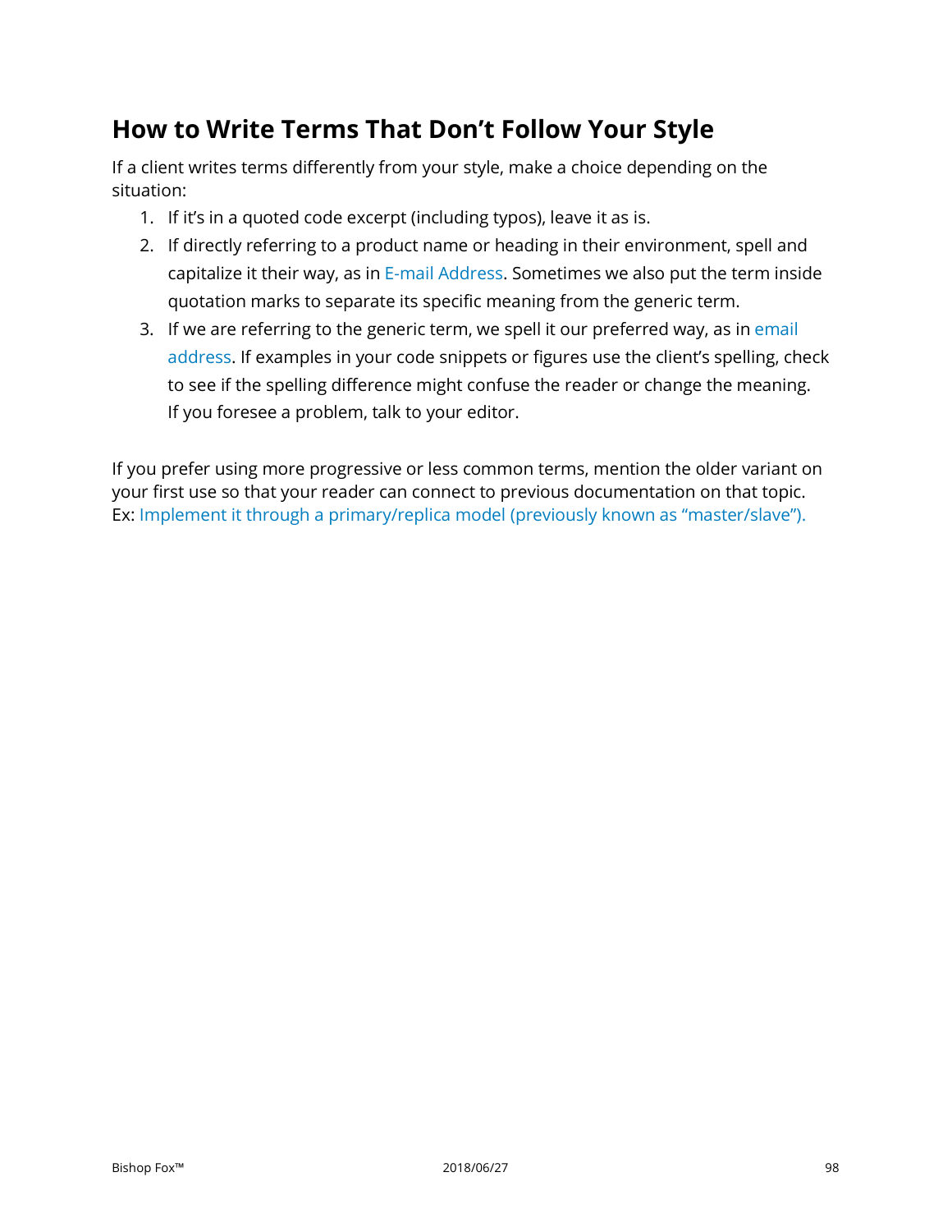## How to Write Terms That Don't Follow Your Style

If a client writes terms differently from your style, make a choice depending on the situation:

1. If it's in a quoted code excerpt (including typos), leave it as is.
2. If directly referring to a product name or heading in their environment, spell and capitalize it their way, as in E-mail Address. Sometimes we also put the term inside quotation marks to separate its specific meaning from the generic term.
3. If we are referring to the generic term, we spell it our preferred way, as in email address. If examples in your code snippets or figures use the client's spelling, check to see if the spelling difference might confuse the reader or change the meaning. If you foresee a problem, talk to your editor.

If you prefer using more progressive or less common terms, mention the older variant on your first use so that your reader can connect to previous documentation on that topic. Ex: Implement it through a primary/replica model (previously known as "master/slave").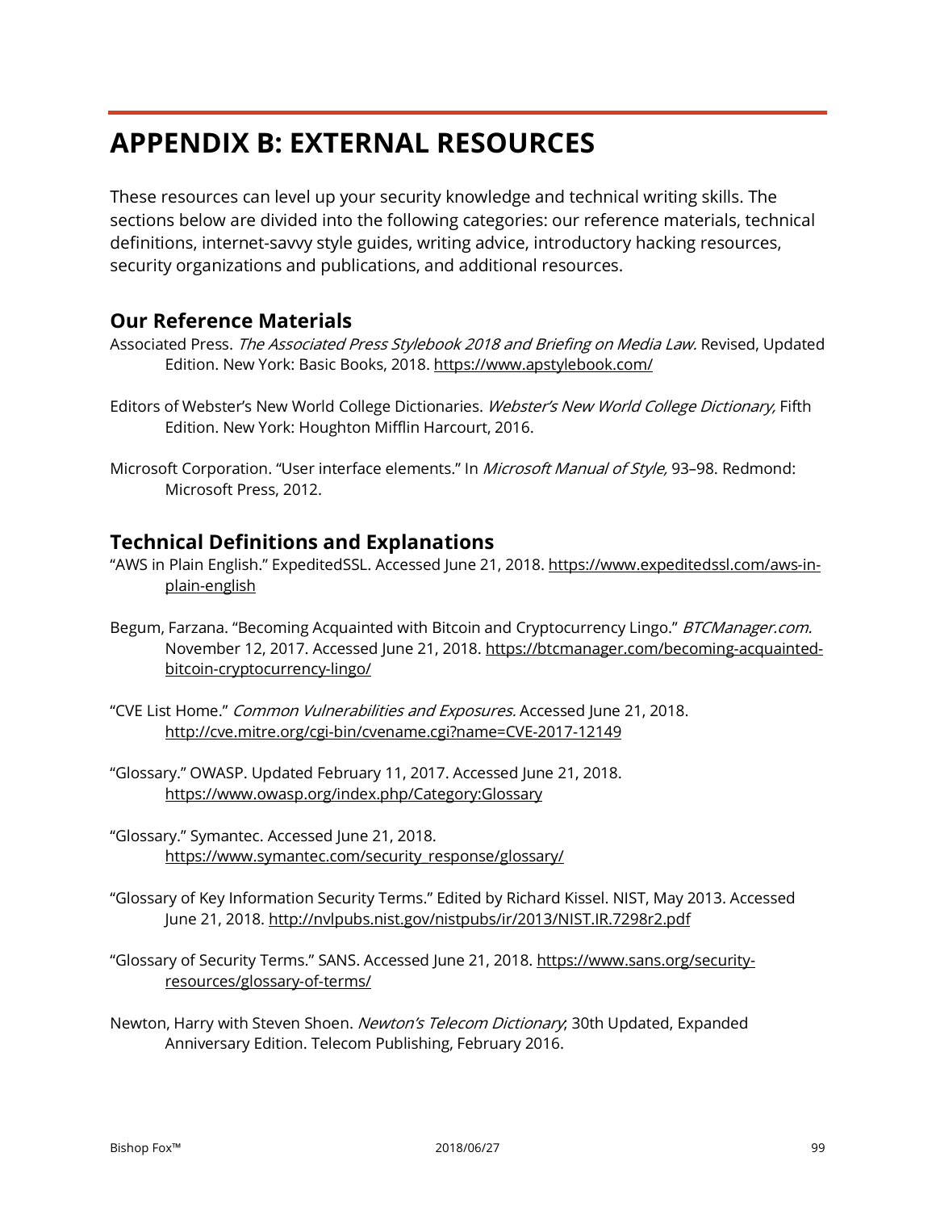# APPENDIX B: EXTERNAL RESOURCES

These resources can level up your security knowledge and technical writing skills. The sections below are divided into the following categories: our reference materials, technical definitions, internet-savvy style guides, writing advice, introductory hacking resources, security organizations and publications, and additional resources.

## Our Reference Materials

Associated Press. *The Associated Press Stylebook 2018 and Briefing on Media Law.* Revised, Updated Edition. New York: Basic Books, 2018. https://www.apstylebook.com/

Editors of Webster's New World College Dictionaries. *Webster's New World College Dictionary,* Fifth Edition. New York: Houghton Mifflin Harcourt, 2016.

Microsoft Corporation. "User interface elements." In *Microsoft Manual of Style,* 93–98. Redmond: Microsoft Press, 2012.

## Technical Definitions and Explanations

"AWS in Plain English." ExpeditedSSL. Accessed June 21, 2018. https://www.expeditedssl.com/aws-in-plain-english

Begum, Farzana. "Becoming Acquainted with Bitcoin and Cryptocurrency Lingo." *BTCManager.com.* November 12, 2017. Accessed June 21, 2018. https://btcmanager.com/becoming-acquainted-bitcoin-cryptocurrency-lingo/

"CVE List Home." *Common Vulnerabilities and Exposures.* Accessed June 21, 2018. http://cve.mitre.org/cgi-bin/cvename.cgi?name=CVE-2017-12149

"Glossary." OWASP. Updated February 11, 2017. Accessed June 21, 2018. https://www.owasp.org/index.php/Category:Glossary

"Glossary." Symantec. Accessed June 21, 2018. https://www.symantec.com/security_response/glossary/

"Glossary of Key Information Security Terms." Edited by Richard Kissel. NIST, May 2013. Accessed June 21, 2018. http://nvlpubs.nist.gov/nistpubs/ir/2013/NIST.IR.7298r2.pdf

"Glossary of Security Terms." SANS. Accessed June 21, 2018. https://www.sans.org/security-resources/glossary-of-terms/

Newton, Harry with Steven Shoen. *Newton's Telecom Dictionary*; 30th Updated, Expanded Anniversary Edition. Telecom Publishing, February 2016.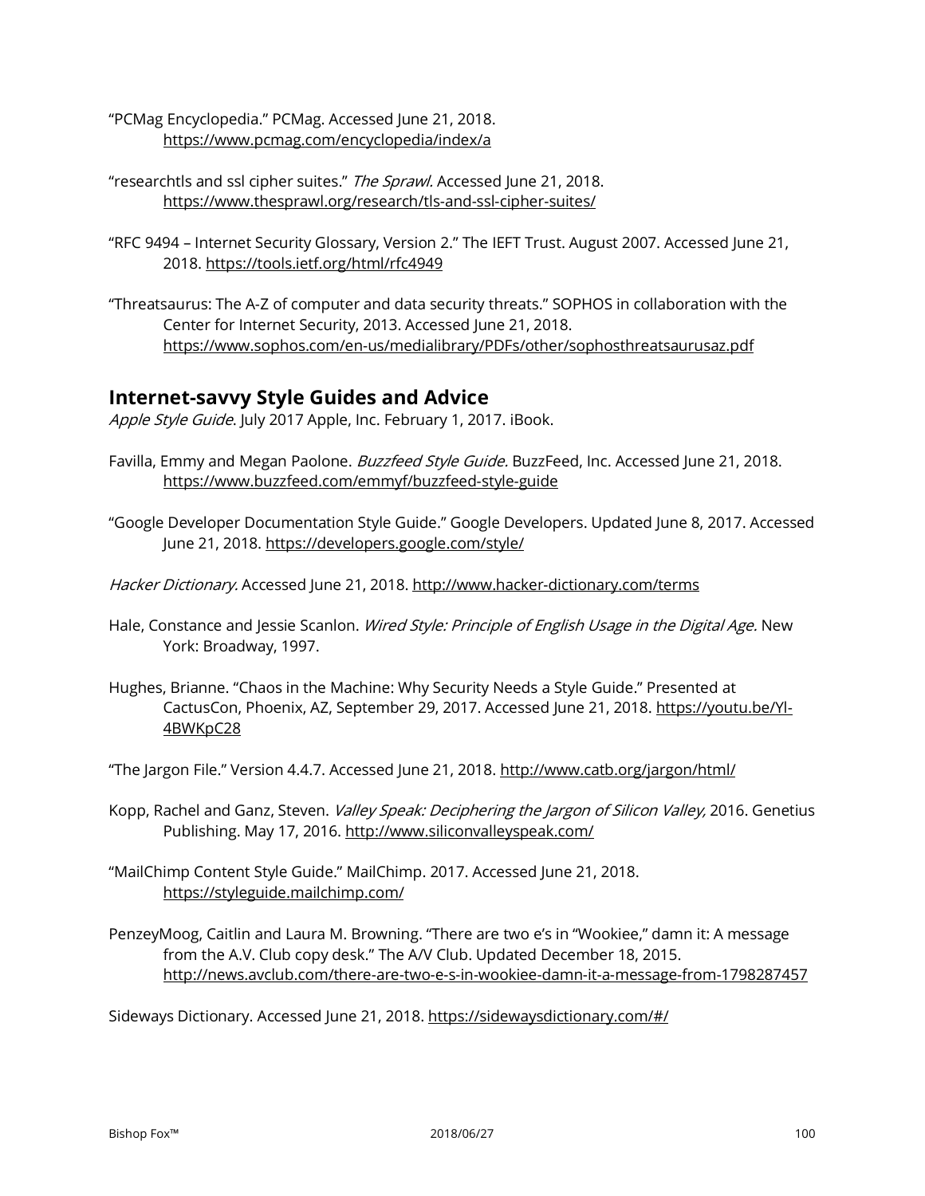"PCMag Encyclopedia." PCMag. Accessed June 21, 2018. https://www.pcmag.com/encyclopedia/index/a

"researchtls and ssl cipher suites." *The Sprawl.* Accessed June 21, 2018. https://www.thesprawl.org/research/tls-and-ssl-cipher-suites/

"RFC 9494 – Internet Security Glossary, Version 2." The IEFT Trust. August 2007. Accessed June 21, 2018. https://tools.ietf.org/html/rfc4949

"Threatsaurus: The A-Z of computer and data security threats." SOPHOS in collaboration with the Center for Internet Security, 2013. Accessed June 21, 2018. https://www.sophos.com/en-us/medialibrary/PDFs/other/sophosthreatsaurusaz.pdf

## Internet-savvy Style Guides and Advice

*Apple Style Guide*. July 2017 Apple, Inc. February 1, 2017. iBook.

Favilla, Emmy and Megan Paolone. *Buzzfeed Style Guide.* BuzzFeed, Inc. Accessed June 21, 2018. https://www.buzzfeed.com/emmyf/buzzfeed-style-guide

"Google Developer Documentation Style Guide." Google Developers. Updated June 8, 2017. Accessed June 21, 2018. https://developers.google.com/style/

*Hacker Dictionary.* Accessed June 21, 2018. http://www.hacker-dictionary.com/terms

Hale, Constance and Jessie Scanlon. *Wired Style: Principle of English Usage in the Digital Age.* New York: Broadway, 1997.

Hughes, Brianne. "Chaos in the Machine: Why Security Needs a Style Guide." Presented at CactusCon, Phoenix, AZ, September 29, 2017. Accessed June 21, 2018. https://youtu.be/Yl-4BWKpC28

"The Jargon File." Version 4.4.7. Accessed June 21, 2018. http://www.catb.org/jargon/html/

Kopp, Rachel and Ganz, Steven. *Valley Speak: Deciphering the Jargon of Silicon Valley,* 2016. Genetius Publishing. May 17, 2016. http://www.siliconvalleyspeak.com/

"MailChimp Content Style Guide." MailChimp. 2017. Accessed June 21, 2018. https://styleguide.mailchimp.com/

PenzeyMoog, Caitlin and Laura M. Browning. "There are two e's in "Wookiee," damn it: A message from the A.V. Club copy desk." The A/V Club. Updated December 18, 2015. http://news.avclub.com/there-are-two-e-s-in-wookiee-damn-it-a-message-from-1798287457

Sideways Dictionary. Accessed June 21, 2018. https://sidewaysdictionary.com/#/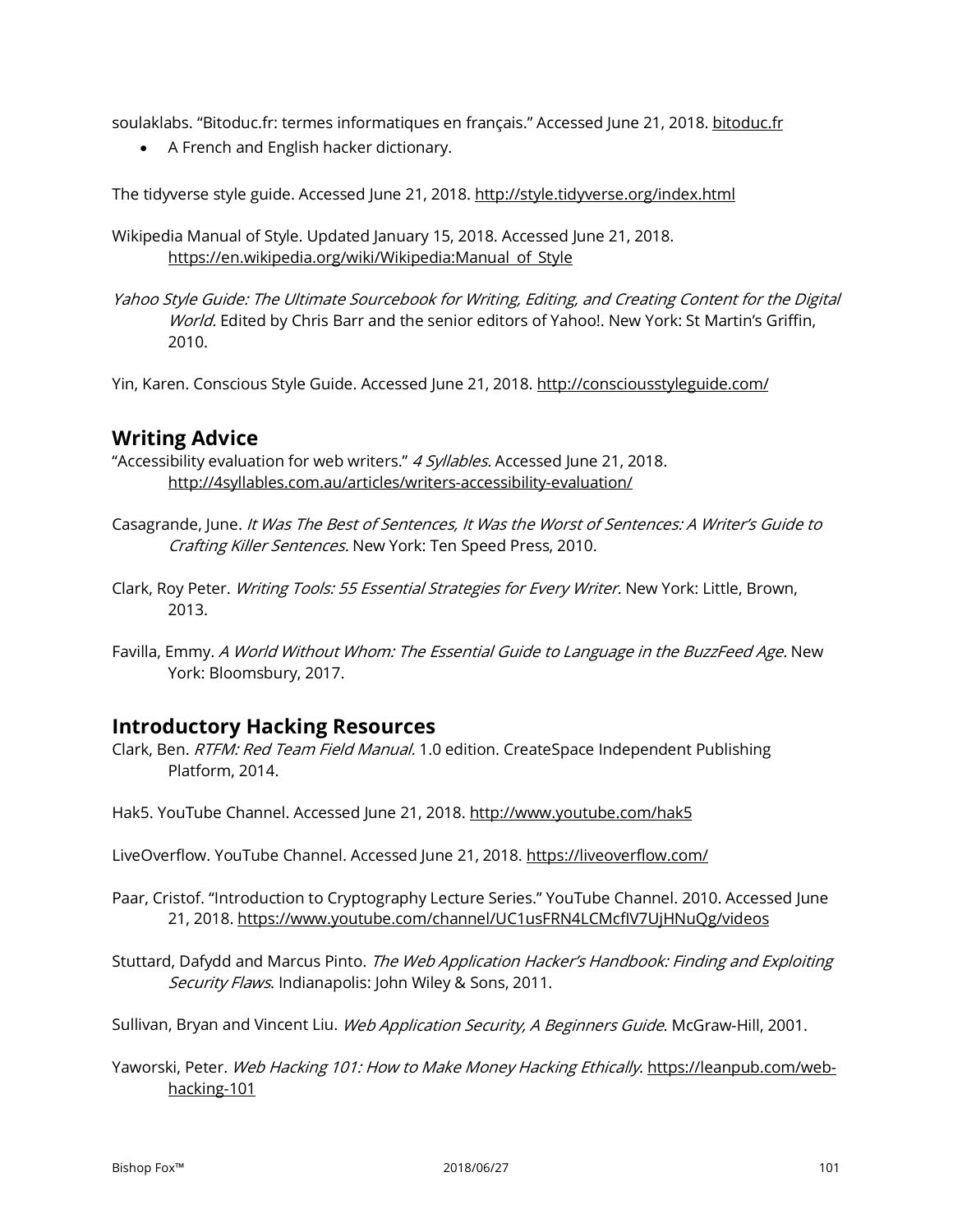soulaklabs. "Bitoduc.fr: termes informatiques en français." Accessed June 21, 2018. bitoduc.fr

- A French and English hacker dictionary.

The tidyverse style guide. Accessed June 21, 2018. http://style.tidyverse.org/index.html

Wikipedia Manual of Style. Updated January 15, 2018. Accessed June 21, 2018. https://en.wikipedia.org/wiki/Wikipedia:Manual_of_Style

*Yahoo Style Guide: The Ultimate Sourcebook for Writing, Editing, and Creating Content for the Digital World.* Edited by Chris Barr and the senior editors of Yahoo!. New York: St Martin's Griffin, 2010.

Yin, Karen. Conscious Style Guide. Accessed June 21, 2018. http://consciousstyleguide.com/

## Writing Advice

"Accessibility evaluation for web writers." *4 Syllables.* Accessed June 21, 2018. http://4syllables.com.au/articles/writers-accessibility-evaluation/

Casagrande, June. *It Was The Best of Sentences, It Was the Worst of Sentences: A Writer's Guide to Crafting Killer Sentences.* New York: Ten Speed Press, 2010.

Clark, Roy Peter. *Writing Tools: 55 Essential Strategies for Every Writer.* New York: Little, Brown, 2013.

Favilla, Emmy. *A World Without Whom: The Essential Guide to Language in the BuzzFeed Age.* New York: Bloomsbury, 2017.

## Introductory Hacking Resources

Clark, Ben. *RTFM: Red Team Field Manual.* 1.0 edition. CreateSpace Independent Publishing Platform, 2014.

Hak5. YouTube Channel. Accessed June 21, 2018. http://www.youtube.com/hak5

LiveOverflow. YouTube Channel. Accessed June 21, 2018. https://liveoverflow.com/

Paar, Cristof. "Introduction to Cryptography Lecture Series." YouTube Channel. 2010. Accessed June 21, 2018. https://www.youtube.com/channel/UC1usFRN4LCMcfIV7UjHNuQg/videos

Stuttard, Dafydd and Marcus Pinto. *The Web Application Hacker's Handbook: Finding and Exploiting Security Flaws*. Indianapolis: John Wiley & Sons, 2011.

Sullivan, Bryan and Vincent Liu. *Web Application Security, A Beginners Guide*. McGraw-Hill, 2001.

Yaworski, Peter. *Web Hacking 101: How to Make Money Hacking Ethically*. https://leanpub.com/web-hacking-101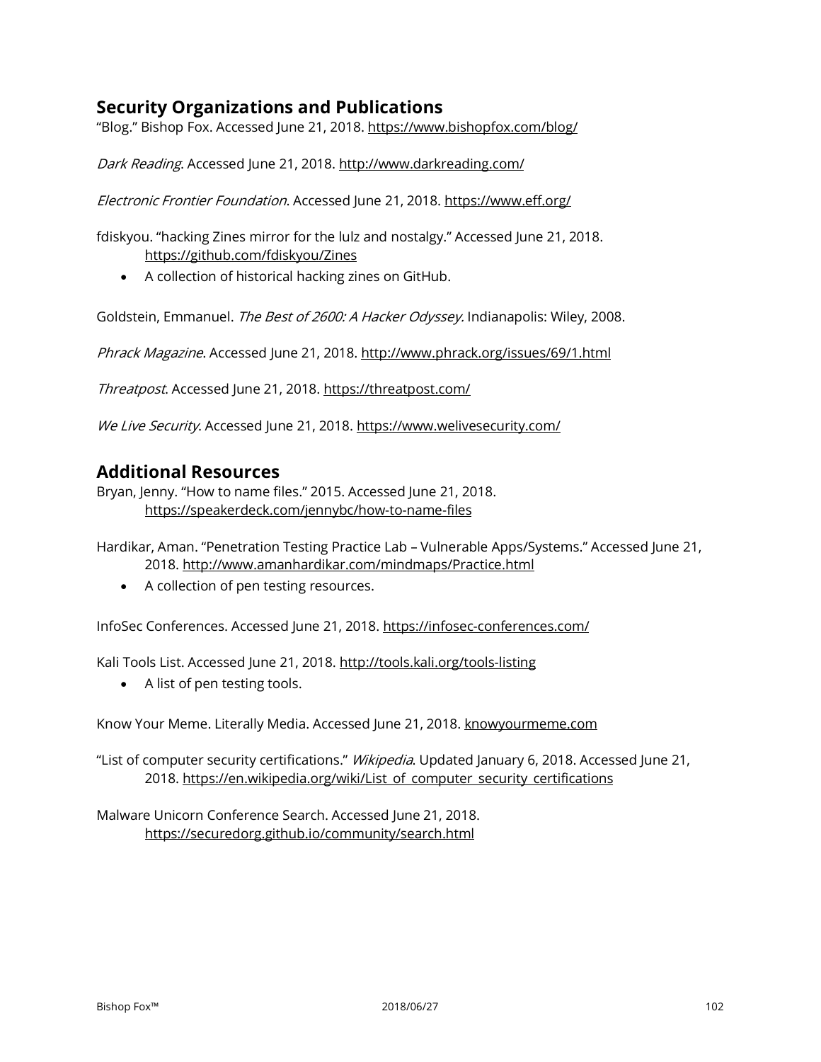## Security Organizations and Publications

"Blog." Bishop Fox. Accessed June 21, 2018. https://www.bishopfox.com/blog/

*Dark Reading*. Accessed June 21, 2018. http://www.darkreading.com/

*Electronic Frontier Foundation*. Accessed June 21, 2018. https://www.eff.org/

fdiskyou. "hacking Zines mirror for the lulz and nostalgy." Accessed June 21, 2018. https://github.com/fdiskyou/Zines

- A collection of historical hacking zines on GitHub.

Goldstein, Emmanuel. *The Best of 2600: A Hacker Odyssey.* Indianapolis: Wiley, 2008.

*Phrack Magazine*. Accessed June 21, 2018. http://www.phrack.org/issues/69/1.html

*Threatpost*. Accessed June 21, 2018. https://threatpost.com/

*We Live Security*. Accessed June 21, 2018. https://www.welivesecurity.com/

## Additional Resources

Bryan, Jenny. "How to name files." 2015. Accessed June 21, 2018. https://speakerdeck.com/jennybc/how-to-name-files

Hardikar, Aman. "Penetration Testing Practice Lab – Vulnerable Apps/Systems." Accessed June 21, 2018. http://www.amanhardikar.com/mindmaps/Practice.html

- A collection of pen testing resources.

InfoSec Conferences. Accessed June 21, 2018. https://infosec-conferences.com/

Kali Tools List. Accessed June 21, 2018. http://tools.kali.org/tools-listing

- A list of pen testing tools.

Know Your Meme. Literally Media. Accessed June 21, 2018. knowyourmeme.com

"List of computer security certifications." *Wikipedia*. Updated January 6, 2018. Accessed June 21, 2018. https://en.wikipedia.org/wiki/List_of_computer_security_certifications

Malware Unicorn Conference Search. Accessed June 21, 2018. https://securedorg.github.io/community/search.html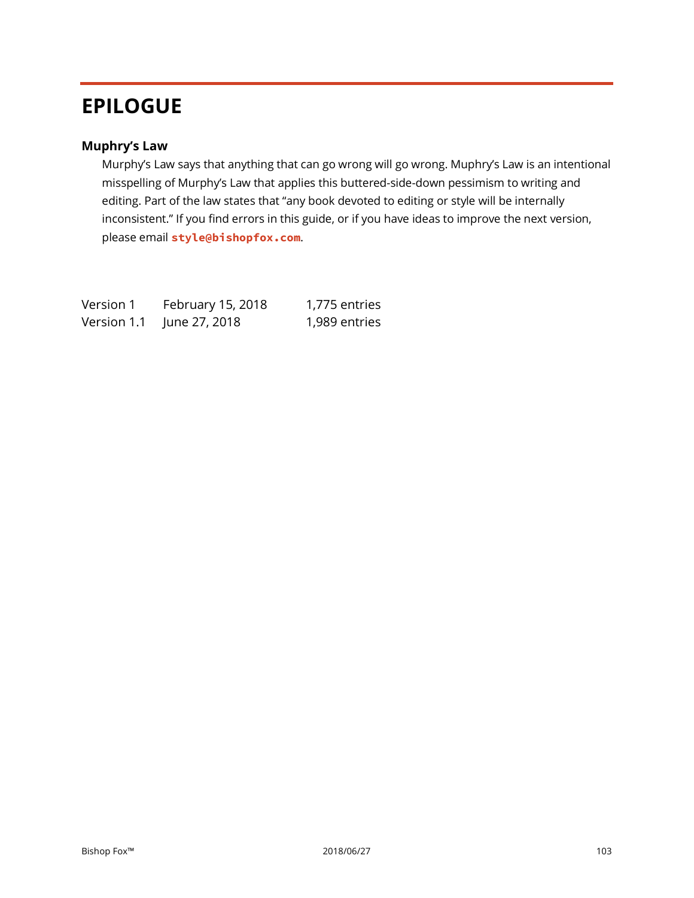# EPILOGUE

### Muphry's Law

Murphy's Law says that anything that can go wrong will go wrong. Muphry's Law is an intentional misspelling of Murphy's Law that applies this buttered-side-down pessimism to writing and editing. Part of the law states that "any book devoted to editing or style will be internally inconsistent." If you find errors in this guide, or if you have ideas to improve the next version, please email `style@bishopfox.com`.

| | | |
|---|---|---|
| Version 1 | February 15, 2018 | 1,775 entries |
| Version 1.1 | June 27, 2018 | 1,989 entries |